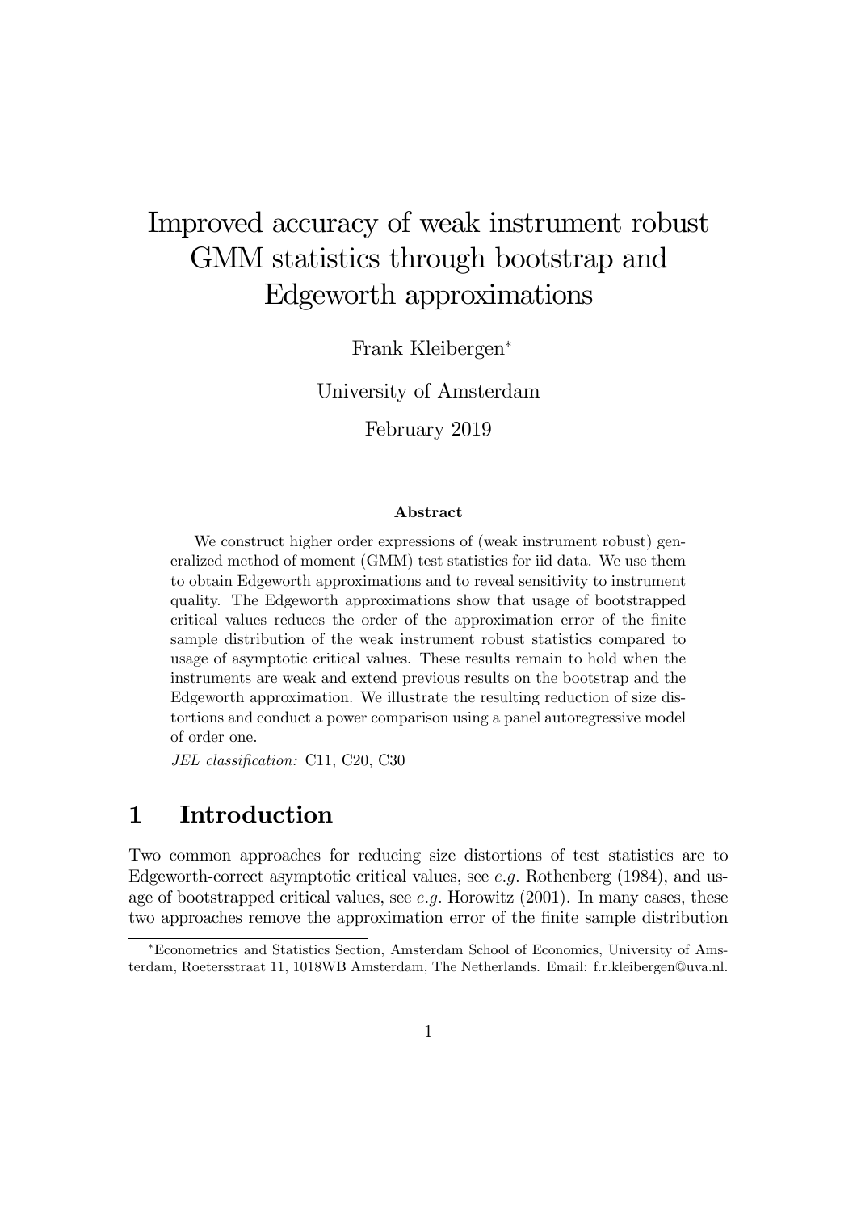# Improved accuracy of weak instrument robust GMM statistics through bootstrap and Edgeworth approximations

Frank Kleibergen[*]

University of Amsterdam

February 2019

### Abstract

We construct higher order expressions of (weak instrument robust) generalized method of moment (GMM) test statistics for iid data. We use them to obtain Edgeworth approximations and to reveal sensitivity to instrument quality. The Edgeworth approximations show that usage of bootstrapped critical values reduces the order of the approximation error of the finite sample distribution of the weak instrument robust statistics compared to usage of asymptotic critical values. These results remain to hold when the instruments are weak and extend previous results on the bootstrap and the Edgeworth approximation. We illustrate the resulting reduction of size distortions and conduct a power comparison using a panel autoregressive model of order one.

*JEL classification:* C11, C20, C30

## 1 Introduction

Two common approaches for reducing size distortions of test statistics are to Edgeworth-correct asymptotic critical values, see *e.g.* Rothenberg (1984), and usage of bootstrapped critical values, see *e.g.* Horowitz (2001). In many cases, these two approaches remove the approximation error of the finite sample distribution

[*] Econometrics and Statistics Section, Amsterdam School of Economics, University of Amsterdam, Roetersstraat 11, 1018WB Amsterdam, The Netherlands. Email: f.r.kleibergen@uva.nl.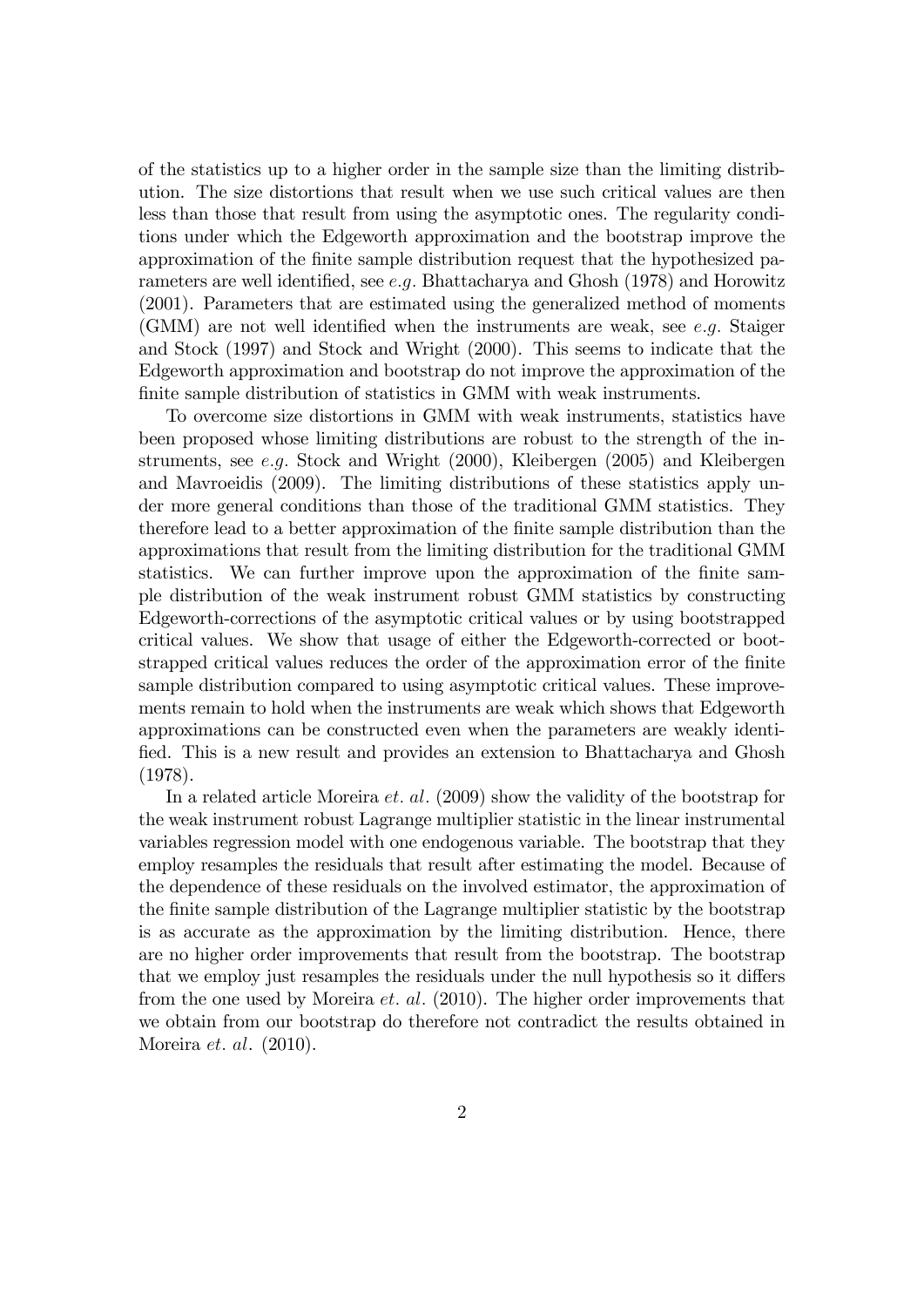of the statistics up to a higher order in the sample size than the limiting distribution. The size distortions that result when we use such critical values are then less than those that result from using the asymptotic ones. The regularity conditions under which the Edgeworth approximation and the bootstrap improve the approximation of the finite sample distribution request that the hypothesized parameters are well identified, see *e.g.* Bhattacharya and Ghosh (1978) and Horowitz (2001). Parameters that are estimated using the generalized method of moments (GMM) are not well identified when the instruments are weak, see *e.g.* Staiger and Stock (1997) and Stock and Wright (2000). This seems to indicate that the Edgeworth approximation and bootstrap do not improve the approximation of the finite sample distribution of statistics in GMM with weak instruments.

To overcome size distortions in GMM with weak instruments, statistics have been proposed whose limiting distributions are robust to the strength of the instruments, see *e.g.* Stock and Wright (2000), Kleibergen (2005) and Kleibergen and Mavroeidis (2009). The limiting distributions of these statistics apply under more general conditions than those of the traditional GMM statistics. They therefore lead to a better approximation of the finite sample distribution than the approximations that result from the limiting distribution for the traditional GMM statistics. We can further improve upon the approximation of the finite sample distribution of the weak instrument robust GMM statistics by constructing Edgeworth-corrections of the asymptotic critical values or by using bootstrapped critical values. We show that usage of either the Edgeworth-corrected or bootstrapped critical values reduces the order of the approximation error of the finite sample distribution compared to using asymptotic critical values. These improvements remain to hold when the instruments are weak which shows that Edgeworth approximations can be constructed even when the parameters are weakly identified. This is a new result and provides an extension to Bhattacharya and Ghosh (1978).

In a related article Moreira *et. al.* (2009) show the validity of the bootstrap for the weak instrument robust Lagrange multiplier statistic in the linear instrumental variables regression model with one endogenous variable. The bootstrap that they employ resamples the residuals that result after estimating the model. Because of the dependence of these residuals on the involved estimator, the approximation of the finite sample distribution of the Lagrange multiplier statistic by the bootstrap is as accurate as the approximation by the limiting distribution. Hence, there are no higher order improvements that result from the bootstrap. The bootstrap that we employ just resamples the residuals under the null hypothesis so it differs from the one used by Moreira *et. al.* (2010). The higher order improvements that we obtain from our bootstrap do therefore not contradict the results obtained in Moreira *et. al.* (2010).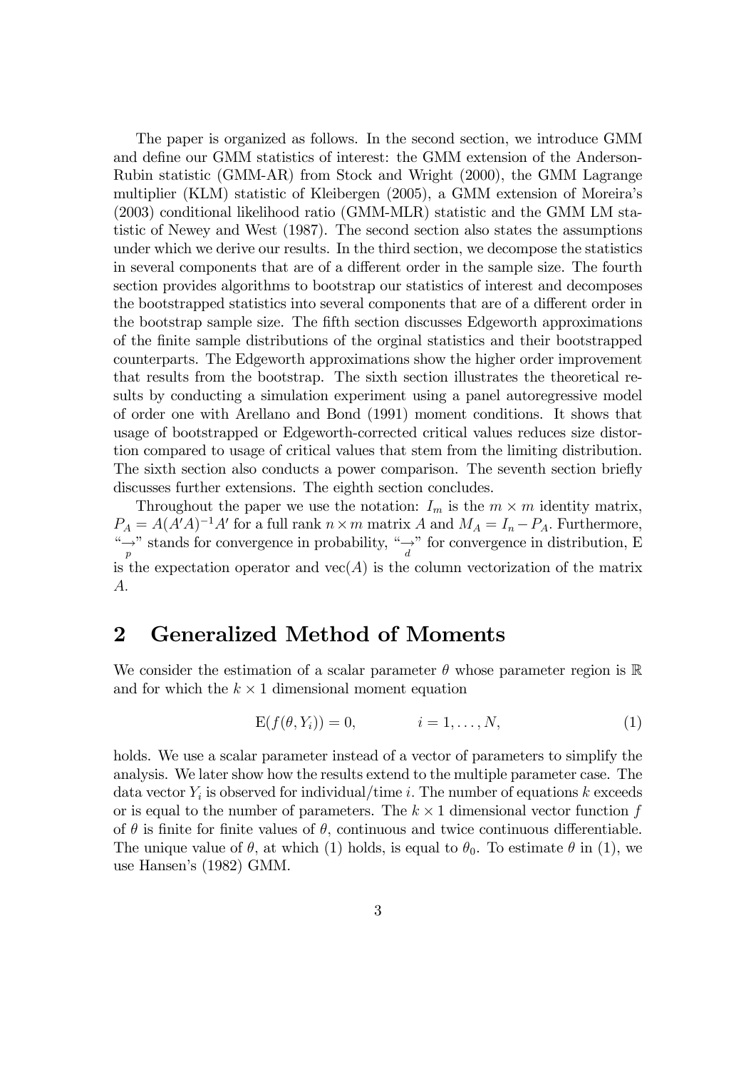The paper is organized as follows. In the second section, we introduce GMM and define our GMM statistics of interest: the GMM extension of the Anderson-Rubin statistic (GMM-AR) from Stock and Wright (2000), the GMM Lagrange multiplier (KLM) statistic of Kleibergen (2005), a GMM extension of Moreira's (2003) conditional likelihood ratio (GMM-MLR) statistic and the GMM LM statistic of Newey and West (1987). The second section also states the assumptions under which we derive our results. In the third section, we decompose the statistics in several components that are of a different order in the sample size. The fourth section provides algorithms to bootstrap our statistics of interest and decomposes the bootstrapped statistics into several components that are of a different order in the bootstrap sample size. The fifth section discusses Edgeworth approximations of the finite sample distributions of the orginal statistics and their bootstrapped counterparts. The Edgeworth approximations show the higher order improvement that results from the bootstrap. The sixth section illustrates the theoretical results by conducting a simulation experiment using a panel autoregressive model of order one with Arellano and Bond (1991) moment conditions. It shows that usage of bootstrapped or Edgeworth-corrected critical values reduces size distortion compared to usage of critical values that stem from the limiting distribution. The sixth section also conducts a power comparison. The seventh section briefly discusses further extensions. The eighth section concludes.

Throughout the paper we use the notation: $I_m$ is the $m \times m$ identity matrix, $P_A = A(A'A)^{-1}A'$ for a full rank $n \times m$ matrix $A$ and $M_A = I_n - P_A$. Furthermore, "$\underset{p}{\rightarrow}$" stands for convergence in probability, "$\underset{d}{\rightarrow}$" for convergence in distribution, E is the expectation operator and vec$(A)$ is the column vectorization of the matrix $A$.

## 2 Generalized Method of Moments

We consider the estimation of a scalar parameter $\theta$ whose parameter region is $\mathbb{R}$ and for which the $k \times 1$ dimensional moment equation

$$\mathrm{E}(f(\theta, Y_i)) = 0, \qquad\qquad i = 1, \ldots, N, \tag{1}$$

holds. We use a scalar parameter instead of a vector of parameters to simplify the analysis. We later show how the results extend to the multiple parameter case. The data vector $Y_i$ is observed for individual/time $i$. The number of equations $k$ exceeds or is equal to the number of parameters. The $k \times 1$ dimensional vector function $f$ of $\theta$ is finite for finite values of $\theta$, continuous and twice continuous differentiable. The unique value of $\theta$, at which (1) holds, is equal to $\theta_0$. To estimate $\theta$ in (1), we use Hansen's (1982) GMM.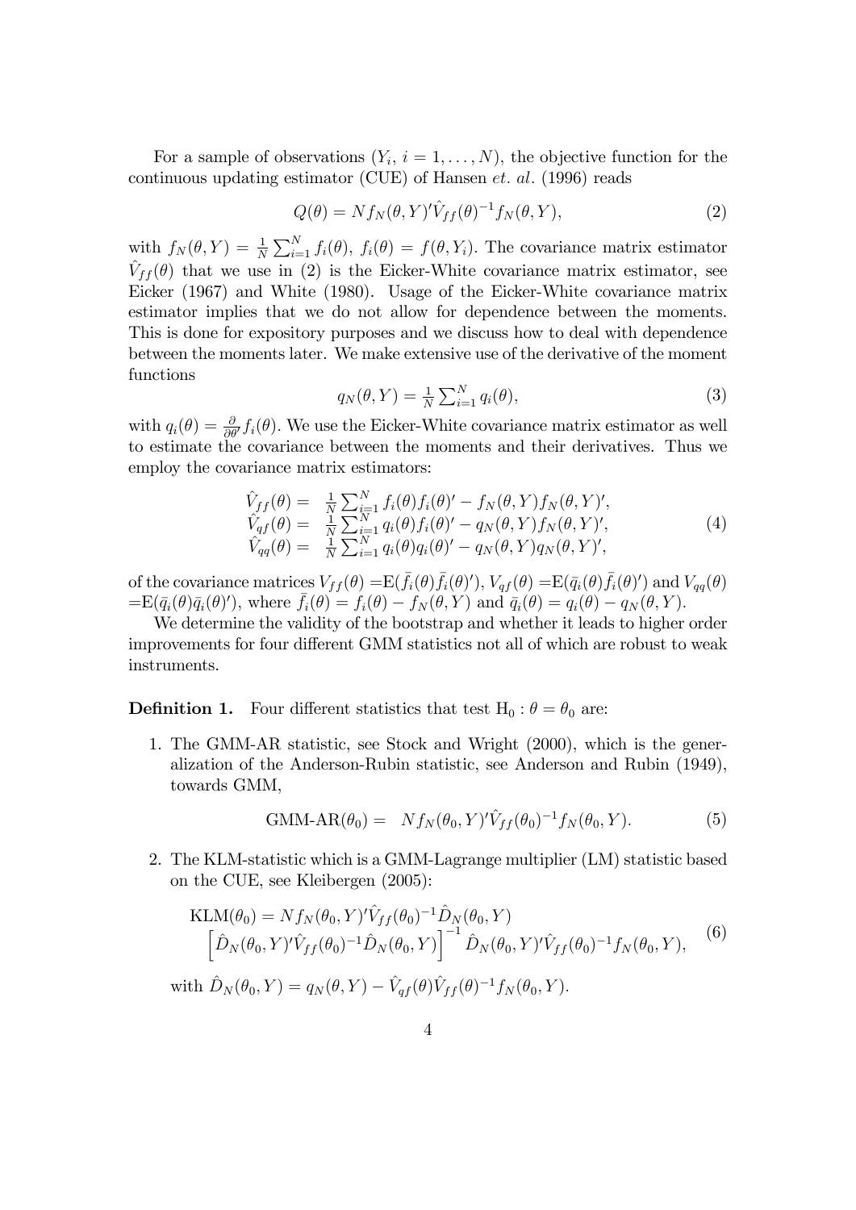For a sample of observations $(Y_i,\ i = 1, \ldots, N)$, the objective function for the continuous updating estimator (CUE) of Hansen *et. al.* (1996) reads

$$Q(\theta) = N f_N(\theta, Y)' \hat{V}_{ff}(\theta)^{-1} f_N(\theta, Y), \tag{2}$$

with $f_N(\theta, Y) = \frac{1}{N}\sum_{i=1}^{N} f_i(\theta),\ f_i(\theta) = f(\theta, Y_i)$. The covariance matrix estimator $\hat{V}_{ff}(\theta)$ that we use in (2) is the Eicker-White covariance matrix estimator, see Eicker (1967) and White (1980). Usage of the Eicker-White covariance matrix estimator implies that we do not allow for dependence between the moments. This is done for expository purposes and we discuss how to deal with dependence between the moments later. We make extensive use of the derivative of the moment functions

$$q_N(\theta, Y) = \frac{1}{N}\sum_{i=1}^{N} q_i(\theta), \tag{3}$$

with $q_i(\theta) = \frac{\partial}{\partial \theta'} f_i(\theta)$. We use the Eicker-White covariance matrix estimator as well to estimate the covariance between the moments and their derivatives. Thus we employ the covariance matrix estimators:

$$\begin{aligned} \hat{V}_{ff}(\theta) &= \tfrac{1}{N}\textstyle\sum_{i=1}^{N} f_i(\theta) f_i(\theta)' - f_N(\theta, Y) f_N(\theta, Y)', \\ \hat{V}_{qf}(\theta) &= \tfrac{1}{N}\textstyle\sum_{i=1}^{N} q_i(\theta) f_i(\theta)' - q_N(\theta, Y) f_N(\theta, Y)', \\ \hat{V}_{qq}(\theta) &= \tfrac{1}{N}\textstyle\sum_{i=1}^{N} q_i(\theta) q_i(\theta)' - q_N(\theta, Y) q_N(\theta, Y)', \end{aligned} \tag{4}$$

of the covariance matrices $V_{ff}(\theta) = \mathrm{E}(\bar{f}_i(\theta)\bar{f}_i(\theta)')$, $V_{qf}(\theta) = \mathrm{E}(\bar{q}_i(\theta)\bar{f}_i(\theta)')$ and $V_{qq}(\theta) = \mathrm{E}(\bar{q}_i(\theta)\bar{q}_i(\theta)')$, where $\bar{f}_i(\theta) = f_i(\theta) - f_N(\theta, Y)$ and $\bar{q}_i(\theta) = q_i(\theta) - q_N(\theta, Y)$.

We determine the validity of the bootstrap and whether it leads to higher order improvements for four different GMM statistics not all of which are robust to weak instruments.

**Definition 1.** Four different statistics that test $\mathrm{H}_0 : \theta = \theta_0$ are:

1. The GMM-AR statistic, see Stock and Wright (2000), which is the generalization of the Anderson-Rubin statistic, see Anderson and Rubin (1949), towards GMM,

$$\text{GMM-AR}(\theta_0) = N f_N(\theta_0, Y)' \hat{V}_{ff}(\theta_0)^{-1} f_N(\theta_0, Y). \tag{5}$$

2. The KLM-statistic which is a GMM-Lagrange multiplier (LM) statistic based on the CUE, see Kleibergen (2005):

$$\begin{aligned} \text{KLM}(\theta_0) &= N f_N(\theta_0, Y)' \hat{V}_{ff}(\theta_0)^{-1} \hat{D}_N(\theta_0, Y) \\ & \left[\hat{D}_N(\theta_0, Y)' \hat{V}_{ff}(\theta_0)^{-1} \hat{D}_N(\theta_0, Y)\right]^{-1} \hat{D}_N(\theta_0, Y)' \hat{V}_{ff}(\theta_0)^{-1} f_N(\theta_0, Y), \end{aligned} \tag{6}$$

with $\hat{D}_N(\theta_0, Y) = q_N(\theta, Y) - \hat{V}_{qf}(\theta) \hat{V}_{ff}(\theta)^{-1} f_N(\theta_0, Y)$.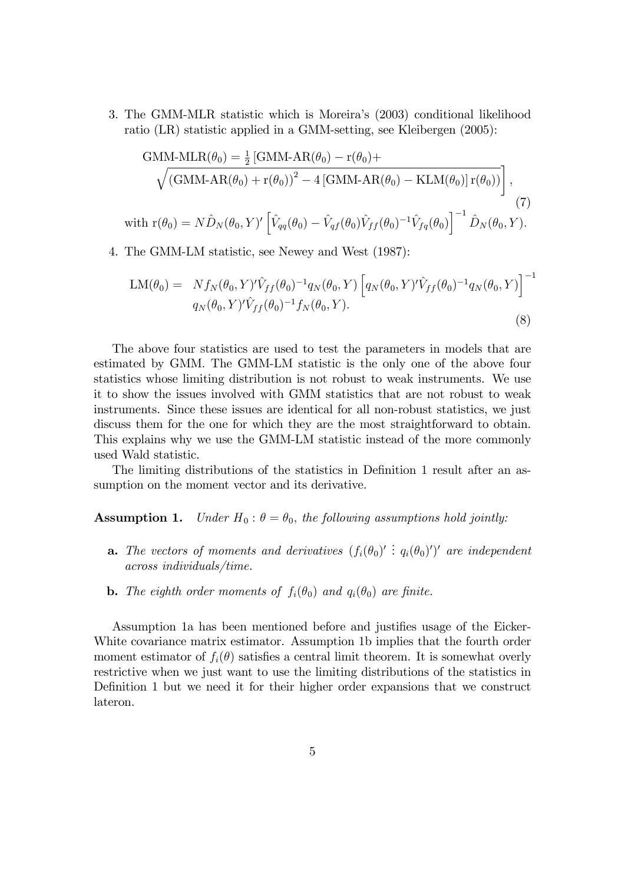3. The GMM-MLR statistic which is Moreira's (2003) conditional likelihood ratio (LR) statistic applied in a GMM-setting, see Kleibergen (2005):

$$
\begin{aligned}
&\text{GMM-MLR}(\theta_0) = \tfrac{1}{2}\left[\text{GMM-AR}(\theta_0) - \text{r}(\theta_0) + \right. \\
&\left. \sqrt{\left(\text{GMM-AR}(\theta_0) + \text{r}(\theta_0)\right)^2 - 4\left[\text{GMM-AR}(\theta_0) - \text{KLM}(\theta_0)\right]\text{r}(\theta_0)}\right],
\end{aligned}
\tag{7}
$$

with $\text{r}(\theta_0) = N\hat{D}_N(\theta_0, Y)'\left[\hat{V}_{qq}(\theta_0) - \hat{V}_{qf}(\theta_0)\hat{V}_{ff}(\theta_0)^{-1}\hat{V}_{fq}(\theta_0)\right]^{-1}\hat{D}_N(\theta_0, Y).$

4. The GMM-LM statistic, see Newey and West (1987):

$$
\begin{aligned}
\text{LM}(\theta_0) = \; & N f_N(\theta_0, Y)'\hat{V}_{ff}(\theta_0)^{-1}q_N(\theta_0, Y)\left[q_N(\theta_0, Y)'\hat{V}_{ff}(\theta_0)^{-1}q_N(\theta_0, Y)\right]^{-1} \\
& q_N(\theta_0, Y)'\hat{V}_{ff}(\theta_0)^{-1}f_N(\theta_0, Y).
\end{aligned}
\tag{8}
$$

The above four statistics are used to test the parameters in models that are estimated by GMM. The GMM-LM statistic is the only one of the above four statistics whose limiting distribution is not robust to weak instruments. We use it to show the issues involved with GMM statistics that are not robust to weak instruments. Since these issues are identical for all non-robust statistics, we just discuss them for the one for which they are the most straightforward to obtain. This explains why we use the GMM-LM statistic instead of the more commonly used Wald statistic.

The limiting distributions of the statistics in Definition 1 result after an assumption on the moment vector and its derivative.

**Assumption 1.** *Under $H_0 : \theta = \theta_0$, the following assumptions hold jointly:*

- **a.** *The vectors of moments and derivatives $(f_i(\theta_0)' \vdots q_i(\theta_0)')'$ are independent across individuals/time.*
- **b.** *The eighth order moments of $f_i(\theta_0)$ and $q_i(\theta_0)$ are finite.*

Assumption 1a has been mentioned before and justifies usage of the Eicker-White covariance matrix estimator. Assumption 1b implies that the fourth order moment estimator of $f_i(\theta)$ satisfies a central limit theorem. It is somewhat overly restrictive when we just want to use the limiting distributions of the statistics in Definition 1 but we need it for their higher order expansions that we construct lateron.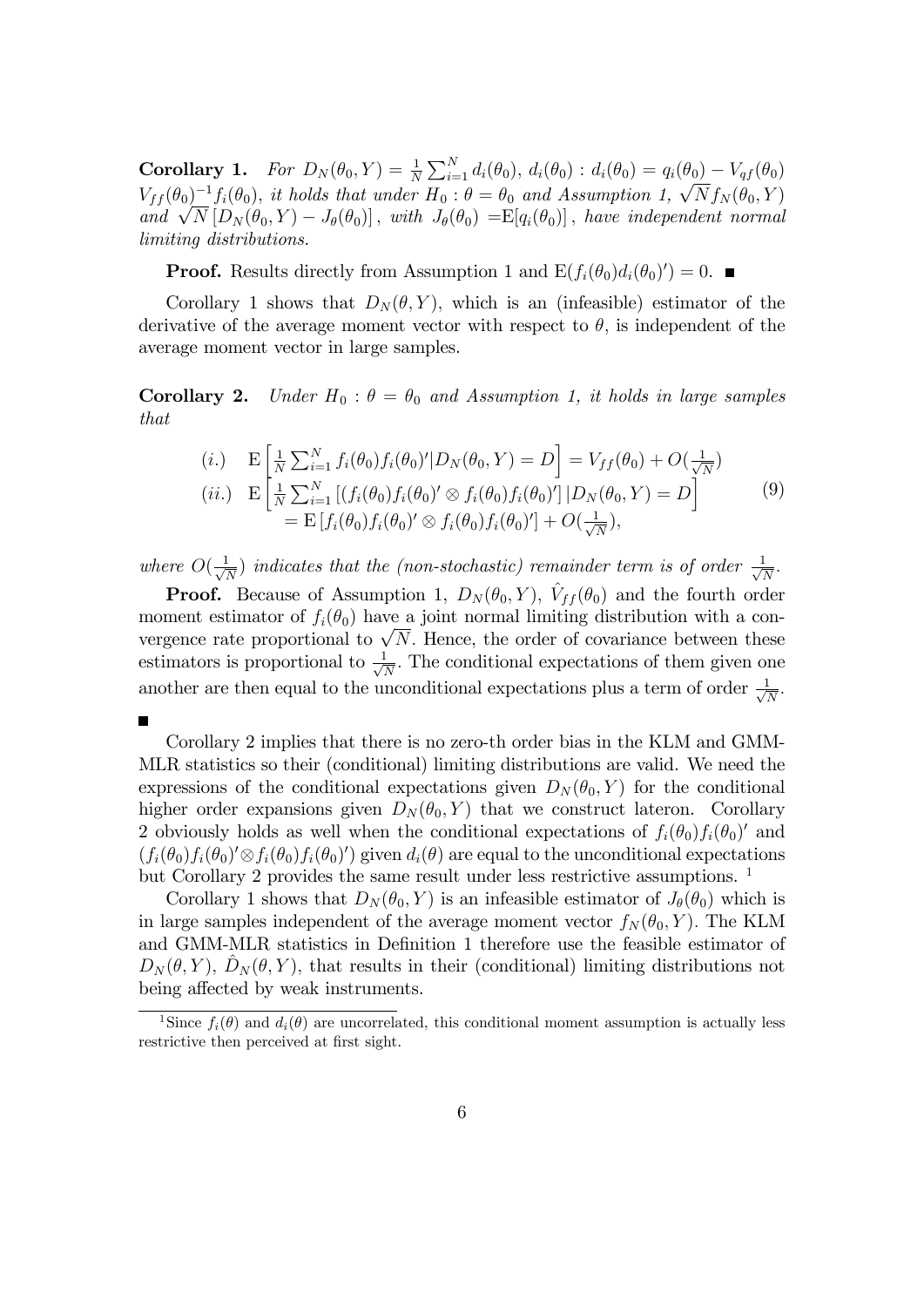**Corollary 1.** *For $D_N(\theta_0, Y) = \frac{1}{N}\sum_{i=1}^{N} d_i(\theta_0)$, $d_i(\theta_0) : d_i(\theta_0) = q_i(\theta_0) - V_{qf}(\theta_0)$ $V_{ff}(\theta_0)^{-1} f_i(\theta_0)$, it holds that under $H_0 : \theta = \theta_0$ and Assumption 1, $\sqrt{N} f_N(\theta_0, Y)$ and $\sqrt{N}\left[D_N(\theta_0, Y) - J_\theta(\theta_0)\right]$, with $J_\theta(\theta_0)$ =E$[q_i(\theta_0)]$, have independent normal limiting distributions.*

**Proof.** Results directly from Assumption 1 and $\mathrm{E}(f_i(\theta_0) d_i(\theta_0)') = 0$. ■

Corollary 1 shows that $D_N(\theta, Y)$, which is an (infeasible) estimator of the derivative of the average moment vector with respect to $\theta$, is independent of the average moment vector in large samples.

**Corollary 2.** *Under $H_0 : \theta = \theta_0$ and Assumption 1, it holds in large samples that*

$$
\begin{array}{ll}
(i.) & \mathrm{E}\left[\frac{1}{N}\sum_{i=1}^{N} f_i(\theta_0) f_i(\theta_0)' | D_N(\theta_0, Y) = D\right] = V_{ff}(\theta_0) + O(\frac{1}{\sqrt{N}}) \\
(ii.) & \mathrm{E}\left[\frac{1}{N}\sum_{i=1}^{N} \left[(f_i(\theta_0) f_i(\theta_0)' \otimes f_i(\theta_0) f_i(\theta_0)'\right] | D_N(\theta_0, Y) = D\right] \\
 & = \mathrm{E}\left[f_i(\theta_0) f_i(\theta_0)' \otimes f_i(\theta_0) f_i(\theta_0)'\right] + O(\frac{1}{\sqrt{N}}),
\end{array}
\tag{9}
$$

*where $O(\frac{1}{\sqrt{N}})$ indicates that the (non-stochastic) remainder term is of order $\frac{1}{\sqrt{N}}$.*

**Proof.** Because of Assumption 1, $D_N(\theta_0, Y)$, $\hat{V}_{ff}(\theta_0)$ and the fourth order moment estimator of $f_i(\theta_0)$ have a joint normal limiting distribution with a convergence rate proportional to $\sqrt{N}$. Hence, the order of covariance between these estimators is proportional to $\frac{1}{\sqrt{N}}$. The conditional expectations of them given one another are then equal to the unconditional expectations plus a term of order $\frac{1}{\sqrt{N}}$. ■

Corollary 2 implies that there is no zero-th order bias in the KLM and GMM-MLR statistics so their (conditional) limiting distributions are valid. We need the expressions of the conditional expectations given $D_N(\theta_0, Y)$ for the conditional higher order expansions given $D_N(\theta_0, Y)$ that we construct lateron. Corollary 2 obviously holds as well when the conditional expectations of $f_i(\theta_0) f_i(\theta_0)'$ and $(f_i(\theta_0) f_i(\theta_0)' \otimes f_i(\theta_0) f_i(\theta_0)')$ given $d_i(\theta)$ are equal to the unconditional expectations but Corollary 2 provides the same result under less restrictive assumptions. [1]

Corollary 1 shows that $D_N(\theta_0, Y)$ is an infeasible estimator of $J_\theta(\theta_0)$ which is in large samples independent of the average moment vector $f_N(\theta_0, Y)$. The KLM and GMM-MLR statistics in Definition 1 therefore use the feasible estimator of $D_N(\theta, Y)$, $\hat{D}_N(\theta, Y)$, that results in their (conditional) limiting distributions not being affected by weak instruments.

[1] Since $f_i(\theta)$ and $d_i(\theta)$ are uncorrelated, this conditional moment assumption is actually less restrictive then perceived at first sight.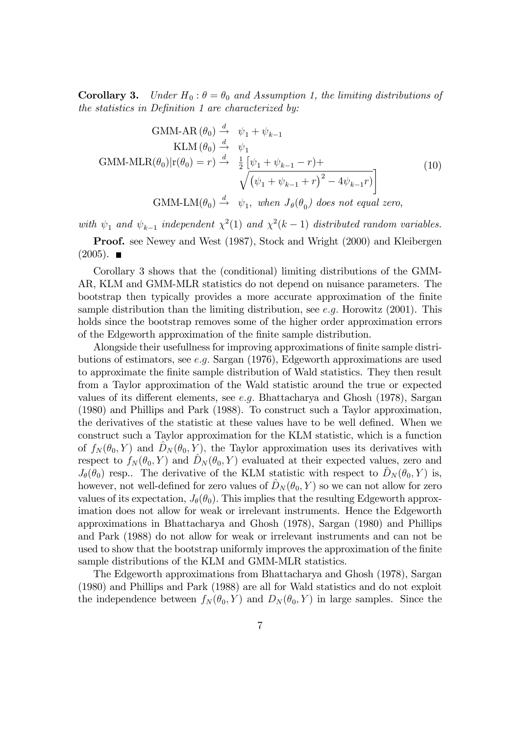**Corollary 3.** *Under $H_0 : \theta = \theta_0$ and Assumption 1, the limiting distributions of the statistics in Definition 1 are characterized by:*

$$
\begin{array}{rcl}
\text{GMM-AR}\,(\theta_0) & \xrightarrow{d} & \psi_1 + \psi_{k-1} \\
\text{KLM}\,(\theta_0) & \xrightarrow{d} & \psi_1 \\
\text{GMM-MLR}(\theta_0)|\text{r}(\theta_0) = r) & \xrightarrow{d} & \frac{1}{2}\left[\psi_1 + \psi_{k-1} - r) + \right. \\
& & \left. \sqrt{\left(\psi_1 + \psi_{k-1} + r\right)^2 - 4\psi_{k-1} r)}\right] \\
\text{GMM-LM}(\theta_0) & \xrightarrow{d} & \psi_1, \text{ when } J_\theta(\theta_0) \text{ does not equal zero,}
\end{array}
\tag{10}
$$

*with $\psi_1$ and $\psi_{k-1}$ independent $\chi^2(1)$ and $\chi^2(k-1)$ distributed random variables.*

**Proof.** see Newey and West (1987), Stock and Wright (2000) and Kleibergen (2005). ∎

Corollary 3 shows that the (conditional) limiting distributions of the GMM-AR, KLM and GMM-MLR statistics do not depend on nuisance parameters. The bootstrap then typically provides a more accurate approximation of the finite sample distribution than the limiting distribution, see *e.g.* Horowitz (2001). This holds since the bootstrap removes some of the higher order approximation errors of the Edgeworth approximation of the finite sample distribution.

Alongside their usefullness for improving approximations of finite sample distributions of estimators, see *e.g.* Sargan (1976), Edgeworth approximations are used to approximate the finite sample distribution of Wald statistics. They then result from a Taylor approximation of the Wald statistic around the true or expected values of its different elements, see *e.g.* Bhattacharya and Ghosh (1978), Sargan (1980) and Phillips and Park (1988). To construct such a Taylor approximation, the derivatives of the statistic at these values have to be well defined. When we construct such a Taylor approximation for the KLM statistic, which is a function of $f_N(\theta_0, Y)$ and $\hat{D}_N(\theta_0, Y)$, the Taylor approximation uses its derivatives with respect to $f_N(\theta_0, Y)$ and $\hat{D}_N(\theta_0, Y)$ evaluated at their expected values, zero and $J_\theta(\theta_0)$ resp.. The derivative of the KLM statistic with respect to $\hat{D}_N(\theta_0, Y)$ is, however, not well-defined for zero values of $\hat{D}_N(\theta_0, Y)$ so we can not allow for zero values of its expectation, $J_\theta(\theta_0)$. This implies that the resulting Edgeworth approximation does not allow for weak or irrelevant instruments. Hence the Edgeworth approximations in Bhattacharya and Ghosh (1978), Sargan (1980) and Phillips and Park (1988) do not allow for weak or irrelevant instruments and can not be used to show that the bootstrap uniformly improves the approximation of the finite sample distributions of the KLM and GMM-MLR statistics.

The Edgeworth approximations from Bhattacharya and Ghosh (1978), Sargan (1980) and Phillips and Park (1988) are all for Wald statistics and do not exploit the independence between $f_N(\theta_0, Y)$ and $D_N(\theta_0, Y)$ in large samples. Since the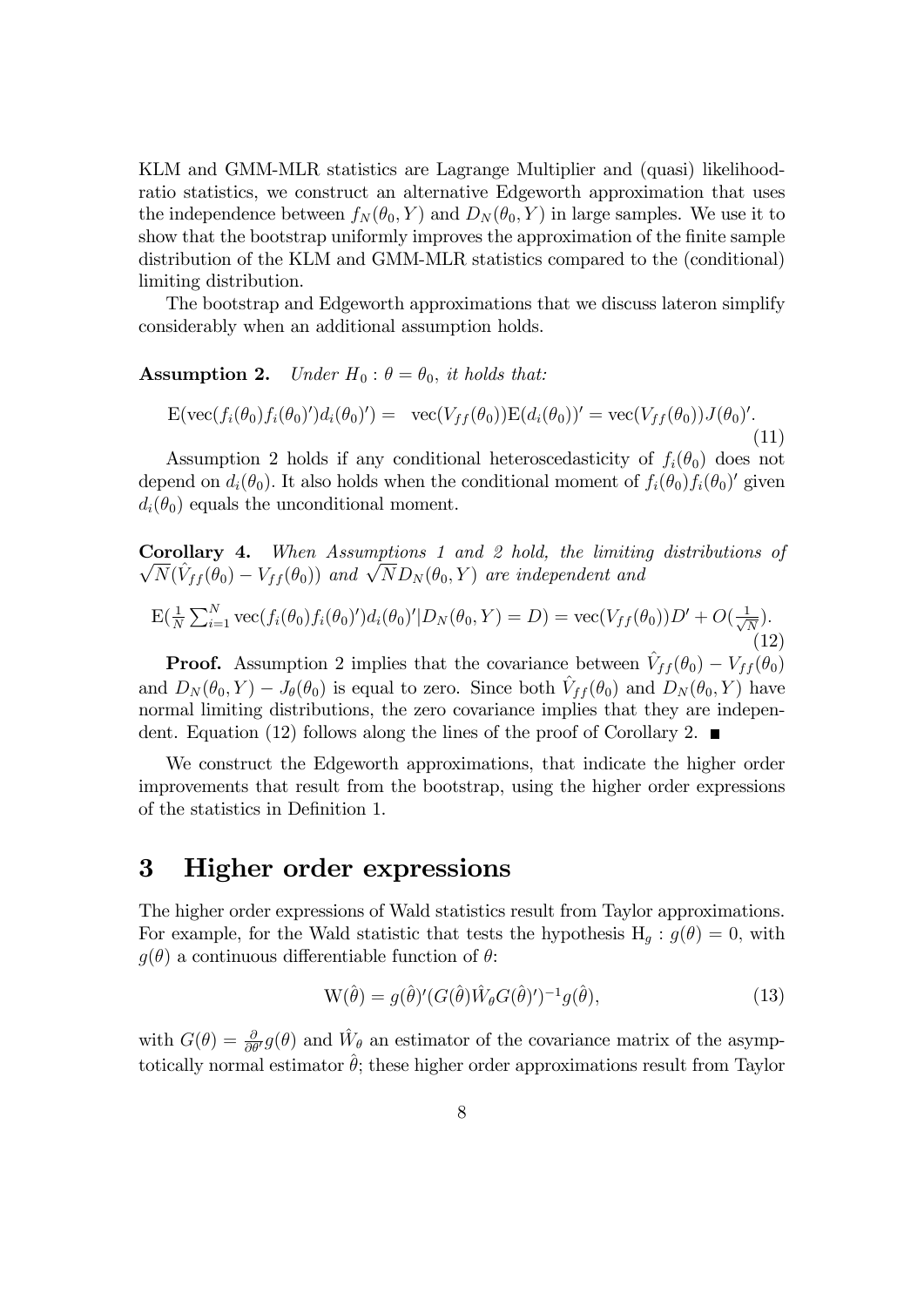KLM and GMM-MLR statistics are Lagrange Multiplier and (quasi) likelihood-ratio statistics, we construct an alternative Edgeworth approximation that uses the independence between $f_N(\theta_0, Y)$ and $D_N(\theta_0, Y)$ in large samples. We use it to show that the bootstrap uniformly improves the approximation of the finite sample distribution of the KLM and GMM-MLR statistics compared to the (conditional) limiting distribution.

The bootstrap and Edgeworth approximations that we discuss lateron simplify considerably when an additional assumption holds.

**Assumption 2.** *Under $H_0 : \theta = \theta_0$, it holds that:*

$$\mathrm{E}(\mathrm{vec}(f_i(\theta_0)f_i(\theta_0)')d_i(\theta_0)') = \ \mathrm{vec}(V_{ff}(\theta_0))\mathrm{E}(d_i(\theta_0))' = \mathrm{vec}(V_{ff}(\theta_0))J(\theta_0)'. \tag{11}$$

Assumption 2 holds if any conditional heteroscedasticity of $f_i(\theta_0)$ does not depend on $d_i(\theta_0)$. It also holds when the conditional moment of $f_i(\theta_0)f_i(\theta_0)'$ given $d_i(\theta_0)$ equals the unconditional moment.

**Corollary 4.** *When Assumptions 1 and 2 hold, the limiting distributions of $\sqrt{N}(\hat{V}_{ff}(\theta_0) - V_{ff}(\theta_0))$ and $\sqrt{N}D_N(\theta_0, Y)$ are independent and*

$$\mathrm{E}(\tfrac{1}{N}\textstyle\sum_{i=1}^{N} \mathrm{vec}(f_i(\theta_0)f_i(\theta_0)')d_i(\theta_0)'|D_N(\theta_0, Y) = D) = \mathrm{vec}(V_{ff}(\theta_0))D' + O(\tfrac{1}{\sqrt{N}}). \tag{12}$$

**Proof.** Assumption 2 implies that the covariance between $\hat{V}_{ff}(\theta_0) - V_{ff}(\theta_0)$ and $D_N(\theta_0, Y) - J_\theta(\theta_0)$ is equal to zero. Since both $\hat{V}_{ff}(\theta_0)$ and $D_N(\theta_0, Y)$ have normal limiting distributions, the zero covariance implies that they are independent. Equation (12) follows along the lines of the proof of Corollary 2. ∎

We construct the Edgeworth approximations, that indicate the higher order improvements that result from the bootstrap, using the higher order expressions of the statistics in Definition 1.

## 3 Higher order expressions

The higher order expressions of Wald statistics result from Taylor approximations. For example, for the Wald statistic that tests the hypothesis $\mathrm{H}_g : g(\theta) = 0$, with $g(\theta)$ a continuous differentiable function of $\theta$:

$$\mathrm{W}(\hat{\theta}) = g(\hat{\theta})'(G(\hat{\theta})\hat{W}_\theta G(\hat{\theta})')^{-1}g(\hat{\theta}), \tag{13}$$

with $G(\theta) = \frac{\partial}{\partial \theta'}g(\theta)$ and $\hat{W}_\theta$ an estimator of the covariance matrix of the asymptotically normal estimator $\hat{\theta}$; these higher order approximations result from Taylor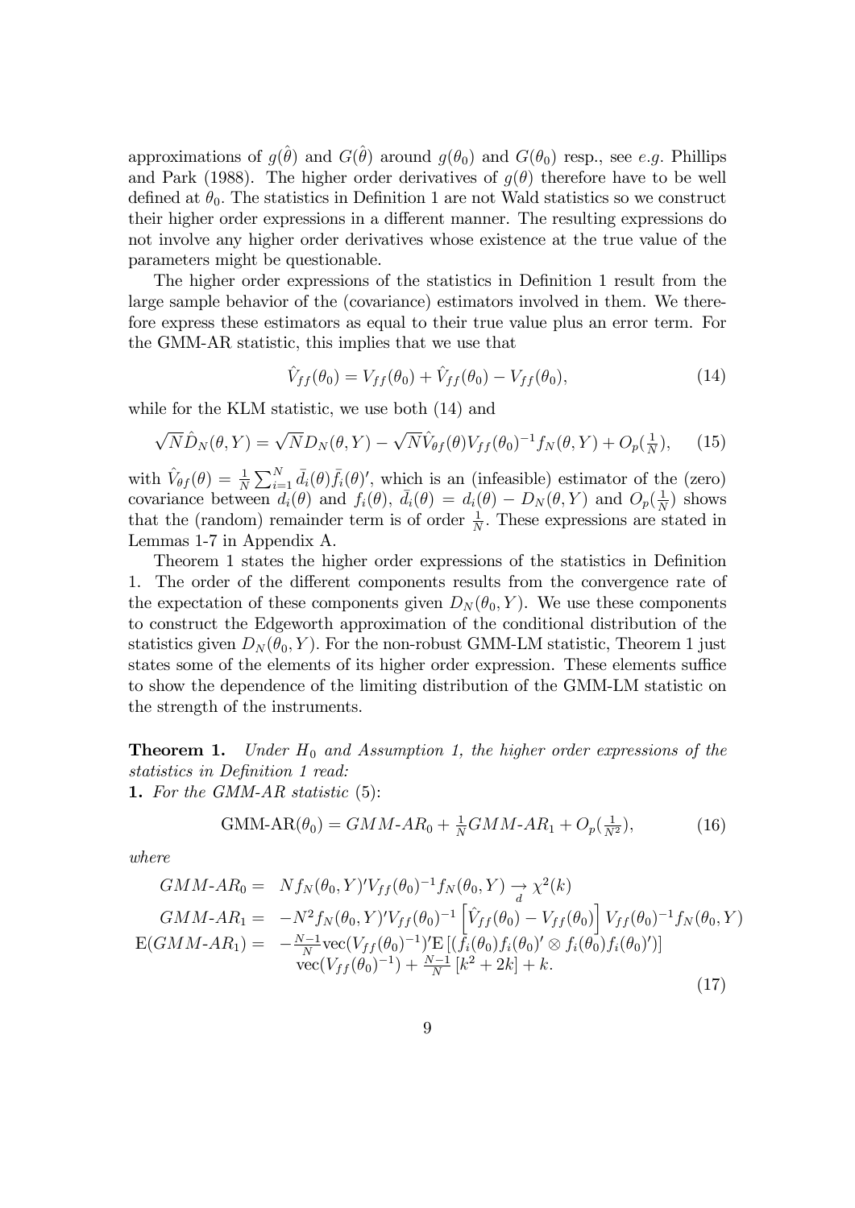approximations of $g(\hat{\theta})$ and $G(\hat{\theta})$ around $g(\theta_0)$ and $G(\theta_0)$ resp., see *e.g.* Phillips and Park (1988). The higher order derivatives of $g(\theta)$ therefore have to be well defined at $\theta_0$. The statistics in Definition 1 are not Wald statistics so we construct their higher order expressions in a different manner. The resulting expressions do not involve any higher order derivatives whose existence at the true value of the parameters might be questionable.

The higher order expressions of the statistics in Definition 1 result from the large sample behavior of the (covariance) estimators involved in them. We therefore express these estimators as equal to their true value plus an error term. For the GMM-AR statistic, this implies that we use that

$$\hat{V}_{ff}(\theta_0) = V_{ff}(\theta_0) + \hat{V}_{ff}(\theta_0) - V_{ff}(\theta_0), \tag{14}$$

while for the KLM statistic, we use both (14) and

$$\sqrt{N}\hat{D}_N(\theta, Y) = \sqrt{N}D_N(\theta, Y) - \sqrt{N}\hat{V}_{\theta f}(\theta)V_{ff}(\theta_0)^{-1}f_N(\theta, Y) + O_p(\tfrac{1}{N}), \tag{15}$$

with $\hat{V}_{\theta f}(\theta) = \frac{1}{N}\sum_{i=1}^N \bar{d}_i(\theta)\bar{f}_i(\theta)'$, which is an (infeasible) estimator of the (zero) covariance between $d_i(\theta)$ and $f_i(\theta)$, $\bar{d}_i(\theta) = d_i(\theta) - D_N(\theta, Y)$ and $O_p(\frac{1}{N})$ shows that the (random) remainder term is of order $\frac{1}{N}$. These expressions are stated in Lemmas 1-7 in Appendix A.

Theorem 1 states the higher order expressions of the statistics in Definition 1. The order of the different components results from the convergence rate of the expectation of these components given $D_N(\theta_0, Y)$. We use these components to construct the Edgeworth approximation of the conditional distribution of the statistics given $D_N(\theta_0, Y)$. For the non-robust GMM-LM statistic, Theorem 1 just states some of the elements of its higher order expression. These elements suffice to show the dependence of the limiting distribution of the GMM-LM statistic on the strength of the instruments.

**Theorem 1.** *Under $H_0$ and Assumption 1, the higher order expressions of the statistics in Definition 1 read:*

**1.** *For the GMM-AR statistic* (5):

$$\text{GMM-AR}(\theta_0) = GMM\text{-}AR_0 + \tfrac{1}{N}GMM\text{-}AR_1 + O_p(\tfrac{1}{N^2}), \tag{16}$$

*where*

$$\begin{aligned}
GMM\text{-}AR_0 =\; & Nf_N(\theta_0, Y)'V_{ff}(\theta_0)^{-1}f_N(\theta_0, Y) \underset{d}{\rightarrow} \chi^2(k) \\
GMM\text{-}AR_1 =\; & -N^2 f_N(\theta_0, Y)'V_{ff}(\theta_0)^{-1}\left[\hat{V}_{ff}(\theta_0) - V_{ff}(\theta_0)\right]V_{ff}(\theta_0)^{-1}f_N(\theta_0, Y) \\
\text{E}(GMM\text{-}AR_1) =\; & -\tfrac{N-1}{N}\text{vec}(V_{ff}(\theta_0)^{-1})'\text{E}\left[(f_i(\theta_0)f_i(\theta_0)' \otimes f_i(\theta_0)f_i(\theta_0)')\right] \\
& \text{vec}(V_{ff}(\theta_0)^{-1}) + \tfrac{N-1}{N}\left[k^2 + 2k\right] + k.
\end{aligned} \tag{17}$$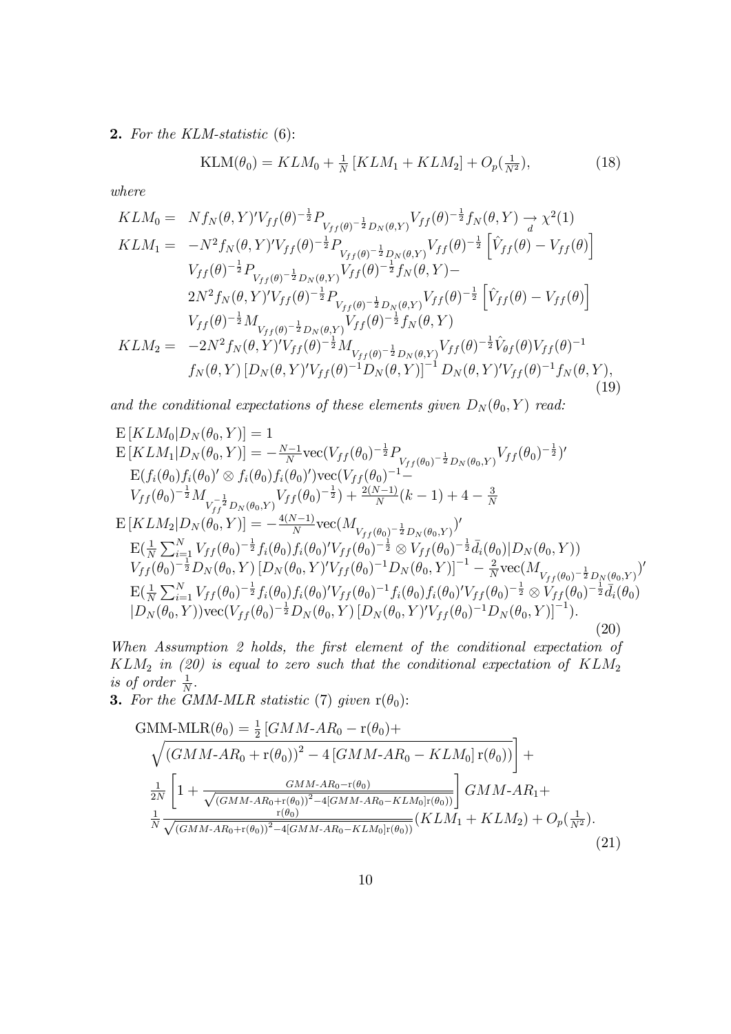**2.** *For the KLM-statistic* (6):

$$\mathrm{KLM}(\theta_0) = KLM_0 + \tfrac{1}{N}\left[KLM_1 + KLM_2\right] + O_p(\tfrac{1}{N^2}), \tag{18}$$

*where*

$$\begin{aligned}
KLM_0 = \;& Nf_N(\theta,Y)'V_{ff}(\theta)^{-\frac{1}{2}}P_{V_{ff}(\theta)^{-\frac{1}{2}}D_N(\theta,Y)}V_{ff}(\theta)^{-\frac{1}{2}}f_N(\theta,Y) \underset{d}{\to} \chi^2(1) \\
KLM_1 = \;& -N^2 f_N(\theta,Y)'V_{ff}(\theta)^{-\frac{1}{2}}P_{V_{ff}(\theta)^{-\frac{1}{2}}D_N(\theta,Y)}V_{ff}(\theta)^{-\frac{1}{2}}\left[\hat{V}_{ff}(\theta) - V_{ff}(\theta)\right] \\
& V_{ff}(\theta)^{-\frac{1}{2}}P_{V_{ff}(\theta)^{-\frac{1}{2}}D_N(\theta,Y)}V_{ff}(\theta)^{-\frac{1}{2}}f_N(\theta,Y) - \\
& 2N^2 f_N(\theta,Y)'V_{ff}(\theta)^{-\frac{1}{2}}P_{V_{ff}(\theta)^{-\frac{1}{2}}D_N(\theta,Y)}V_{ff}(\theta)^{-\frac{1}{2}}\left[\hat{V}_{ff}(\theta) - V_{ff}(\theta)\right] \\
& V_{ff}(\theta)^{-\frac{1}{2}}M_{V_{ff}(\theta)^{-\frac{1}{2}}D_N(\theta,Y)}V_{ff}(\theta)^{-\frac{1}{2}}f_N(\theta,Y) \\
KLM_2 = \;& -2N^2 f_N(\theta,Y)'V_{ff}(\theta)^{-\frac{1}{2}}M_{V_{ff}(\theta)^{-\frac{1}{2}}D_N(\theta,Y)}V_{ff}(\theta)^{-\frac{1}{2}}\hat{V}_{\theta f}(\theta)V_{ff}(\theta)^{-1} \\
& f_N(\theta,Y)\left[D_N(\theta,Y)'V_{ff}(\theta)^{-1}D_N(\theta,Y)\right]^{-1}D_N(\theta,Y)'V_{ff}(\theta)^{-1}f_N(\theta,Y),
\end{aligned} \tag{19}$$

*and the conditional expectations of these elements given $D_N(\theta_0,Y)$ read:*

$$\begin{aligned}
& \mathrm{E}\left[KLM_0|D_N(\theta_0,Y)\right] = 1 \\
& \mathrm{E}\left[KLM_1|D_N(\theta_0,Y)\right] = -\tfrac{N-1}{N}\mathrm{vec}(V_{ff}(\theta_0)^{-\frac{1}{2}}P_{V_{ff}(\theta_0)^{-\frac{1}{2}}D_N(\theta_0,Y)}V_{ff}(\theta_0)^{-\frac{1}{2}})' \\
& \quad \mathrm{E}(f_i(\theta_0)f_i(\theta_0)' \otimes f_i(\theta_0)f_i(\theta_0)')\mathrm{vec}(V_{ff}(\theta_0)^{-1} - \\
& \quad V_{ff}(\theta_0)^{-\frac{1}{2}}M_{V_{ff}^{-\frac{1}{2}}D_N(\theta_0,Y)}V_{ff}(\theta_0)^{-\frac{1}{2}}) + \tfrac{2(N-1)}{N}(k-1) + 4 - \tfrac{3}{N} \\
& \mathrm{E}\left[KLM_2|D_N(\theta_0,Y)\right] = -\tfrac{4(N-1)}{N}\mathrm{vec}(M_{V_{ff}(\theta_0)^{-\frac{1}{2}}D_N(\theta_0,Y)})' \\
& \quad \mathrm{E}(\tfrac{1}{N}\textstyle\sum_{i=1}^N V_{ff}(\theta_0)^{-\frac{1}{2}}f_i(\theta_0)f_i(\theta_0)'V_{ff}(\theta_0)^{-\frac{1}{2}} \otimes V_{ff}(\theta_0)^{-\frac{1}{2}}\bar{d}_i(\theta_0)|D_N(\theta_0,Y)) \\
& \quad V_{ff}(\theta_0)^{-\frac{1}{2}}D_N(\theta_0,Y)\left[D_N(\theta_0,Y)'V_{ff}(\theta_0)^{-1}D_N(\theta_0,Y)\right]^{-1} - \tfrac{2}{N}\mathrm{vec}(M_{V_{ff}(\theta_0)^{-\frac{1}{2}}D_N(\theta_0,Y)})' \\
& \quad \mathrm{E}(\tfrac{1}{N}\textstyle\sum_{i=1}^N V_{ff}(\theta_0)^{-\frac{1}{2}}f_i(\theta_0)f_i(\theta_0)'V_{ff}(\theta_0)^{-1}f_i(\theta_0)f_i(\theta_0)'V_{ff}(\theta_0)^{-\frac{1}{2}} \otimes V_{ff}(\theta_0)^{-\frac{1}{2}}\bar{d}_i(\theta_0) \\
& \quad |D_N(\theta_0,Y))\mathrm{vec}(V_{ff}(\theta_0)^{-\frac{1}{2}}D_N(\theta_0,Y)\left[D_N(\theta_0,Y)'V_{ff}(\theta_0)^{-1}D_N(\theta_0,Y)\right]^{-1}).
\end{aligned} \tag{20}$$

*When Assumption 2 holds, the first element of the conditional expectation of $KLM_2$ in (20) is equal to zero such that the conditional expectation of $KLM_2$ is of order $\frac{1}{N}$.*

**3.** *For the GMM-MLR statistic* (7) *given* $\mathrm{r}(\theta_0)$:

$$\begin{aligned}
\text{GMM-MLR}(\theta_0) = \;& \tfrac{1}{2}\Big[GMM\text{-}AR_0 - \mathrm{r}(\theta_0) + \\
& \sqrt{\left(GMM\text{-}AR_0 + \mathrm{r}(\theta_0)\right)^2 - 4\left[GMM\text{-}AR_0 - KLM_0\right]\mathrm{r}(\theta_0))}\Big] + \\
& \tfrac{1}{2N}\left[1 + \tfrac{GMM\text{-}AR_0 - \mathrm{r}(\theta_0)}{\sqrt{\left(GMM\text{-}AR_0 + \mathrm{r}(\theta_0)\right)^2 - 4\left[GMM\text{-}AR_0 - KLM_0\right]\mathrm{r}(\theta_0))}}\right]GMM\text{-}AR_1 + \\
& \tfrac{1}{N}\tfrac{\mathrm{r}(\theta_0)}{\sqrt{\left(GMM\text{-}AR_0 + \mathrm{r}(\theta_0)\right)^2 - 4\left[GMM\text{-}AR_0 - KLM_0\right]\mathrm{r}(\theta_0))}}(KLM_1 + KLM_2) + O_p(\tfrac{1}{N^2}).
\end{aligned} \tag{21}$$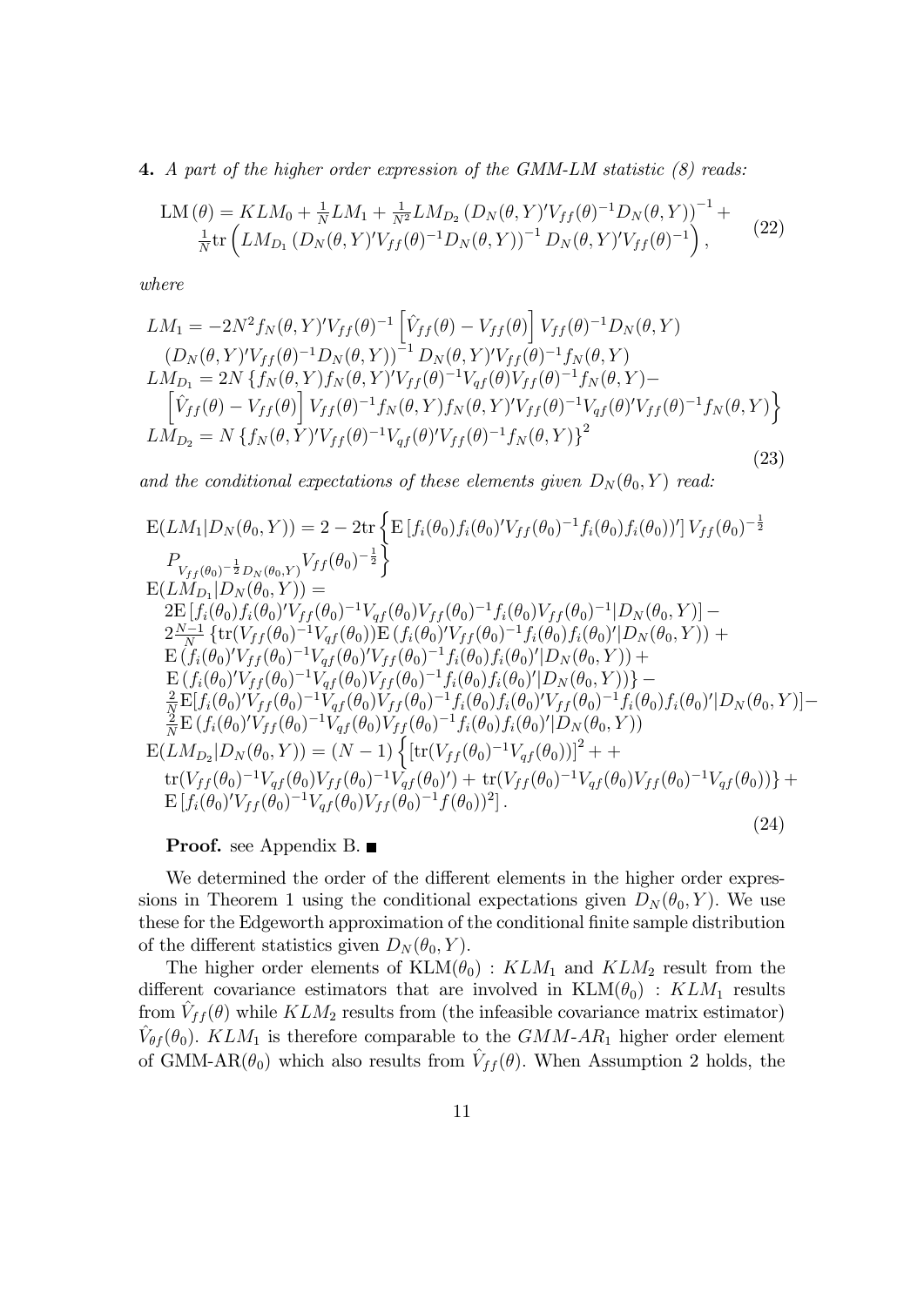**4.** *A part of the higher order expression of the GMM-LM statistic (8) reads:*

$$
\begin{array}{l}
\mathrm{LM}(\theta) = KLM_0 + \frac{1}{N}LM_1 + \frac{1}{N^2}LM_{D_2}\left(D_N(\theta,Y)'V_{ff}(\theta)^{-1}D_N(\theta,Y)\right)^{-1} + \\
\frac{1}{N}\mathrm{tr}\left(LM_{D_1}\left(D_N(\theta,Y)'V_{ff}(\theta)^{-1}D_N(\theta,Y)\right)^{-1}D_N(\theta,Y)'V_{ff}(\theta)^{-1}\right),
\end{array}
\tag{22}
$$

*where*

$$
\begin{array}{l}
LM_1 = -2N^2 f_N(\theta,Y)'V_{ff}(\theta)^{-1}\left[\hat{V}_{ff}(\theta) - V_{ff}(\theta)\right]V_{ff}(\theta)^{-1}D_N(\theta,Y) \\
\left(D_N(\theta,Y)'V_{ff}(\theta)^{-1}D_N(\theta,Y)\right)^{-1}D_N(\theta,Y)'V_{ff}(\theta)^{-1}f_N(\theta,Y) \\
LM_{D_1} = 2N\left\{f_N(\theta,Y)f_N(\theta,Y)'V_{ff}(\theta)^{-1}V_{qf}(\theta)V_{ff}(\theta)^{-1}f_N(\theta,Y) - \right. \\
\left.\left[\hat{V}_{ff}(\theta) - V_{ff}(\theta)\right]V_{ff}(\theta)^{-1}f_N(\theta,Y)f_N(\theta,Y)'V_{ff}(\theta)^{-1}V_{qf}(\theta)'V_{ff}(\theta)^{-1}f_N(\theta,Y)\right\} \\
LM_{D_2} = N\left\{f_N(\theta,Y)'V_{ff}(\theta)^{-1}V_{qf}(\theta)'V_{ff}(\theta)^{-1}f_N(\theta,Y)\right\}^2
\end{array}
\tag{23}
$$

*and the conditional expectations of these elements given $D_N(\theta_0,Y)$ read:*

$$
\begin{array}{l}
\mathrm{E}(LM_1|D_N(\theta_0,Y)) = 2 - 2\mathrm{tr}\left\{\mathrm{E}\left[f_i(\theta_0)f_i(\theta_0)'V_{ff}(\theta_0)^{-1}f_i(\theta_0)f_i(\theta_0))'\right]V_{ff}(\theta_0)^{-\frac{1}{2}}\right. \\
\left.P_{V_{ff}(\theta_0)^{-\frac{1}{2}}D_N(\theta_0,Y)}V_{ff}(\theta_0)^{-\frac{1}{2}}\right\} \\
\mathrm{E}(LM_{D_1}|D_N(\theta_0,Y)) = \\
2\mathrm{E}\left[f_i(\theta_0)f_i(\theta_0)'V_{ff}(\theta_0)^{-1}V_{qf}(\theta_0)V_{ff}(\theta_0)^{-1}f_i(\theta_0)V_{ff}(\theta_0)^{-1}|D_N(\theta_0,Y)\right] - \\
2\frac{N-1}{N}\left\{\mathrm{tr}(V_{ff}(\theta_0)^{-1}V_{qf}(\theta_0))\mathrm{E}\left(f_i(\theta_0)'V_{ff}(\theta_0)^{-1}f_i(\theta_0)f_i(\theta_0)'|D_N(\theta_0,Y)\right) + \right. \\
\mathrm{E}\left(f_i(\theta_0)'V_{ff}(\theta_0)^{-1}V_{qf}(\theta_0)'V_{ff}(\theta_0)^{-1}f_i(\theta_0)f_i(\theta_0)'|D_N(\theta_0,Y)\right) + \\
\left.\mathrm{E}\left(f_i(\theta_0)'V_{ff}(\theta_0)^{-1}V_{qf}(\theta_0)V_{ff}(\theta_0)^{-1}f_i(\theta_0)f_i(\theta_0)'|D_N(\theta_0,Y)\right)\right\} - \\
\frac{2}{N}\mathrm{E}[f_i(\theta_0)'V_{ff}(\theta_0)^{-1}V_{qf}(\theta_0)V_{ff}(\theta_0)^{-1}f_i(\theta_0)f_i(\theta_0)'V_{ff}(\theta_0)^{-1}f_i(\theta_0)f_i(\theta_0)'|D_N(\theta_0,Y)] - \\
\frac{2}{N}\mathrm{E}\left(f_i(\theta_0)'V_{ff}(\theta_0)^{-1}V_{qf}(\theta_0)V_{ff}(\theta_0)^{-1}f_i(\theta_0)f_i(\theta_0)'|D_N(\theta_0,Y)\right) \\
\mathrm{E}(LM_{D_2}|D_N(\theta_0,Y)) = (N-1)\left\{\left[\mathrm{tr}(V_{ff}(\theta_0)^{-1}V_{qf}(\theta_0))\right]^2 + + \right. \\
\left.\mathrm{tr}(V_{ff}(\theta_0)^{-1}V_{qf}(\theta_0)V_{ff}(\theta_0)^{-1}V_{qf}(\theta_0)') + \mathrm{tr}(V_{ff}(\theta_0)^{-1}V_{qf}(\theta_0)V_{ff}(\theta_0)^{-1}V_{qf}(\theta_0))\right\} + \\
\mathrm{E}\left[f_i(\theta_0)'V_{ff}(\theta_0)^{-1}V_{qf}(\theta_0)V_{ff}(\theta_0)^{-1}f(\theta_0))^2\right].
\end{array}
\tag{24}
$$

**Proof.** see Appendix B. ■

We determined the order of the different elements in the higher order expressions in Theorem 1 using the conditional expectations given $D_N(\theta_0,Y)$. We use these for the Edgeworth approximation of the conditional finite sample distribution of the different statistics given $D_N(\theta_0,Y)$.

The higher order elements of $\mathrm{KLM}(\theta_0)$ : $KLM_1$ and $KLM_2$ result from the different covariance estimators that are involved in $\mathrm{KLM}(\theta_0)$ : $KLM_1$ results from $\hat{V}_{ff}(\theta)$ while $KLM_2$ results from (the infeasible covariance matrix estimator) $\hat{V}_{\theta f}(\theta_0)$. $KLM_1$ is therefore comparable to the $GMM\text{-}AR_1$ higher order element of GMM-AR$(\theta_0)$ which also results from $\hat{V}_{ff}(\theta)$. When Assumption 2 holds, the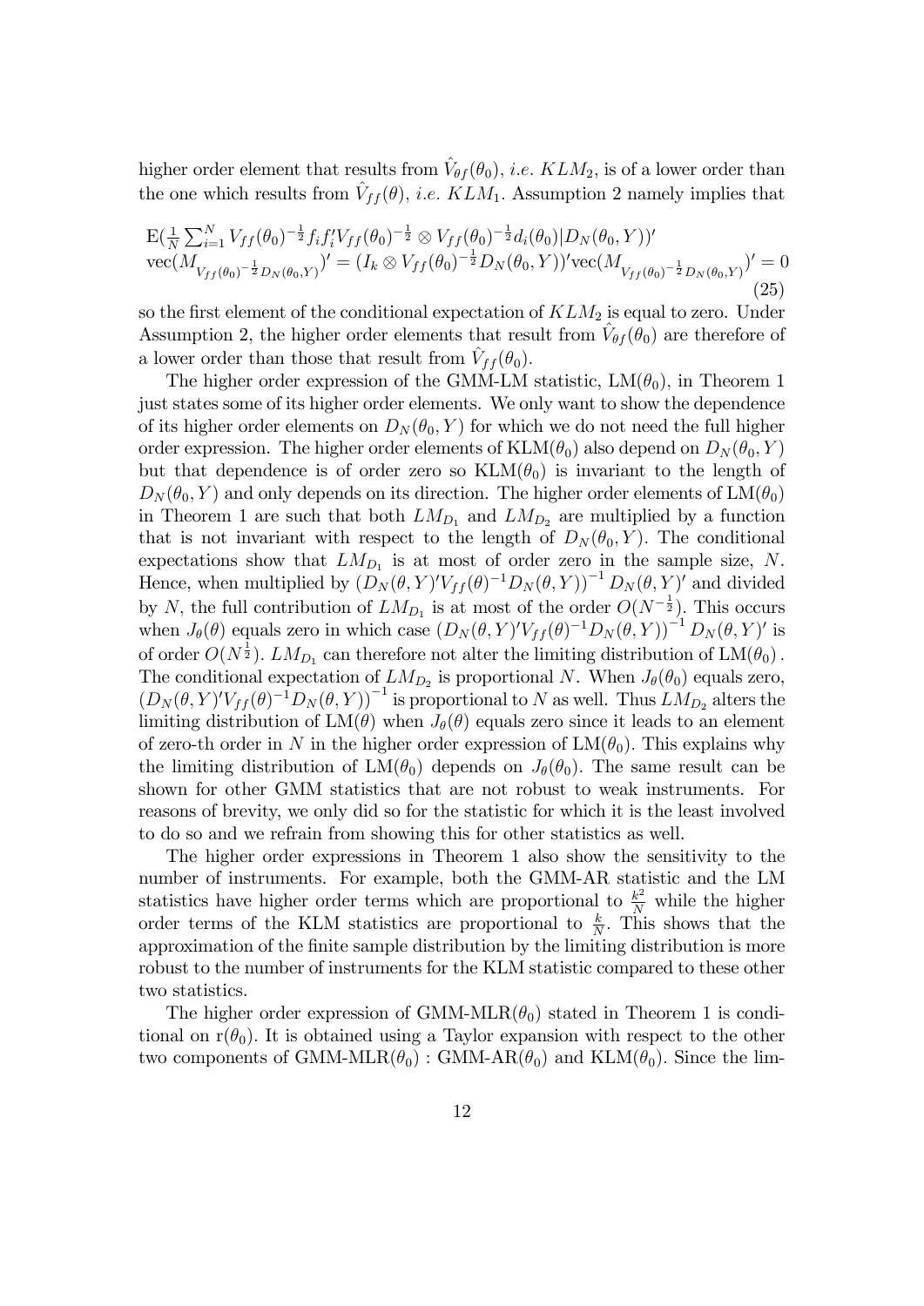higher order element that results from $\hat{V}_{\theta f}(\theta_0)$, *i.e.* $KLM_2$, is of a lower order than the one which results from $\hat{V}_{ff}(\theta)$, *i.e.* $KLM_1$. Assumption 2 namely implies that

$$
\begin{aligned}
&\mathrm{E}(\tfrac{1}{N}\textstyle\sum_{i=1}^{N} V_{ff}(\theta_0)^{-\frac{1}{2}} f_i f_i' V_{ff}(\theta_0)^{-\frac{1}{2}} \otimes V_{ff}(\theta_0)^{-\frac{1}{2}} d_i(\theta_0) | D_N(\theta_0, Y))' \\
&\mathrm{vec}(M_{V_{ff}(\theta_0)^{-\frac{1}{2}} D_N(\theta_0,Y)})' = (I_k \otimes V_{ff}(\theta_0)^{-\frac{1}{2}} D_N(\theta_0, Y))' \mathrm{vec}(M_{V_{ff}(\theta_0)^{-\frac{1}{2}} D_N(\theta_0,Y)})' = 0
\end{aligned}
\tag{25}
$$

so the first element of the conditional expectation of $KLM_2$ is equal to zero. Under Assumption 2, the higher order elements that result from $\hat{V}_{\theta f}(\theta_0)$ are therefore of a lower order than those that result from $\hat{V}_{ff}(\theta_0)$.

The higher order expression of the GMM-LM statistic, $\mathrm{LM}(\theta_0)$, in Theorem 1 just states some of its higher order elements. We only want to show the dependence of its higher order elements on $D_N(\theta_0, Y)$ for which we do not need the full higher order expression. The higher order elements of $\mathrm{KLM}(\theta_0)$ also depend on $D_N(\theta_0, Y)$ but that dependence is of order zero so $\mathrm{KLM}(\theta_0)$ is invariant to the length of $D_N(\theta_0, Y)$ and only depends on its direction. The higher order elements of $\mathrm{LM}(\theta_0)$ in Theorem 1 are such that both $LM_{D_1}$ and $LM_{D_2}$ are multiplied by a function that is not invariant with respect to the length of $D_N(\theta_0, Y)$. The conditional expectations show that $LM_{D_1}$ is at most of order zero in the sample size, $N$. Hence, when multiplied by $\left(D_N(\theta, Y)' V_{ff}(\theta)^{-1} D_N(\theta, Y)\right)^{-1} D_N(\theta, Y)'$ and divided by $N$, the full contribution of $LM_{D_1}$ is at most of the order $O(N^{-\frac{1}{2}})$. This occurs when $J_\theta(\theta)$ equals zero in which case $\left(D_N(\theta, Y)' V_{ff}(\theta)^{-1} D_N(\theta, Y)\right)^{-1} D_N(\theta, Y)'$ is of order $O(N^{\frac{1}{2}})$. $LM_{D_1}$ can therefore not alter the limiting distribution of $\mathrm{LM}(\theta_0)$. The conditional expectation of $LM_{D_2}$ is proportional $N$. When $J_\theta(\theta_0)$ equals zero, $\left(D_N(\theta, Y)' V_{ff}(\theta)^{-1} D_N(\theta, Y)\right)^{-1}$ is proportional to $N$ as well. Thus $LM_{D_2}$ alters the limiting distribution of $\mathrm{LM}(\theta)$ when $J_\theta(\theta)$ equals zero since it leads to an element of zero-th order in $N$ in the higher order expression of $\mathrm{LM}(\theta_0)$. This explains why the limiting distribution of $\mathrm{LM}(\theta_0)$ depends on $J_\theta(\theta_0)$. The same result can be shown for other GMM statistics that are not robust to weak instruments. For reasons of brevity, we only did so for the statistic for which it is the least involved to do so and we refrain from showing this for other statistics as well.

The higher order expressions in Theorem 1 also show the sensitivity to the number of instruments. For example, both the GMM-AR statistic and the LM statistics have higher order terms which are proportional to $\frac{k^2}{N}$ while the higher order terms of the KLM statistics are proportional to $\frac{k}{N}$. This shows that the approximation of the finite sample distribution by the limiting distribution is more robust to the number of instruments for the KLM statistic compared to these other two statistics.

The higher order expression of $\mathrm{GMM\text{-}MLR}(\theta_0)$ stated in Theorem 1 is conditional on $\mathrm{r}(\theta_0)$. It is obtained using a Taylor expansion with respect to the other two components of $\mathrm{GMM\text{-}MLR}(\theta_0)$ : $\mathrm{GMM\text{-}AR}(\theta_0)$ and $\mathrm{KLM}(\theta_0)$. Since the lim-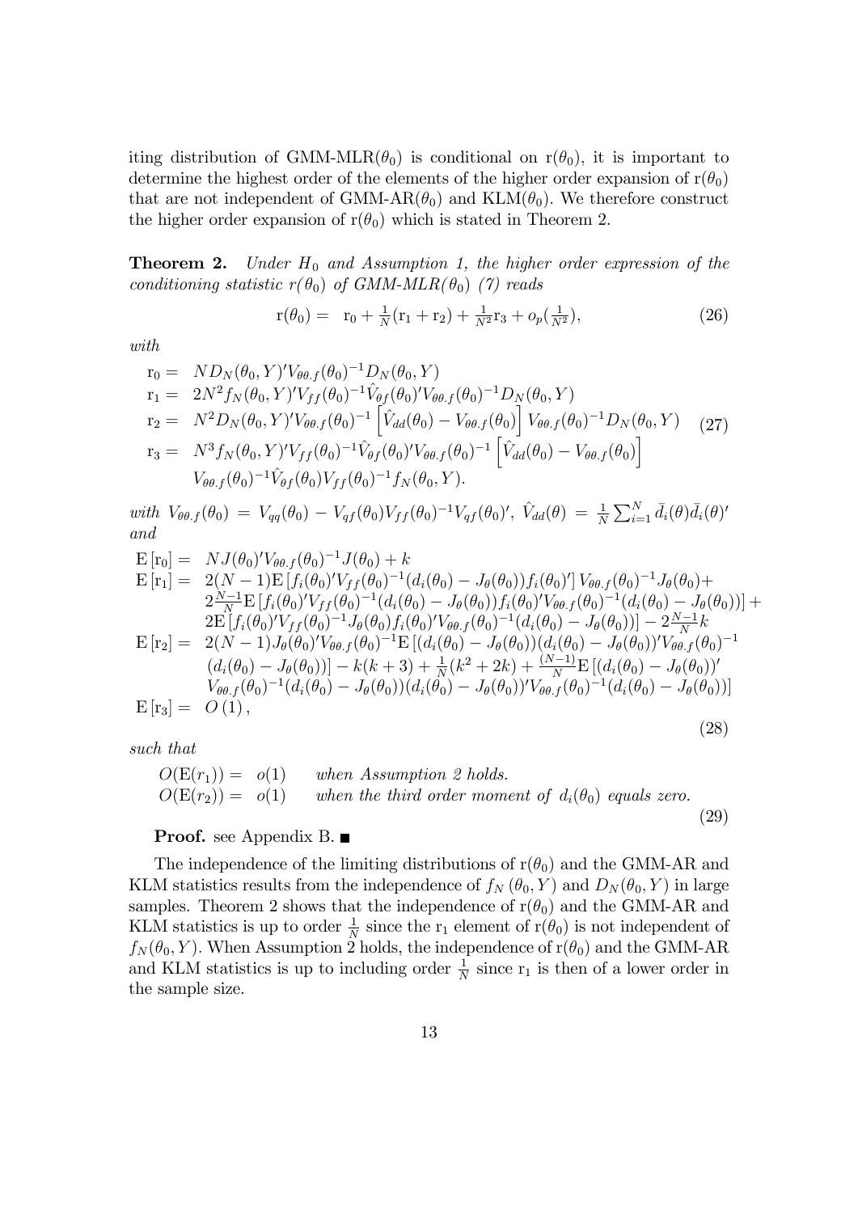iting distribution of GMM-MLR($\theta_0$) is conditional on $\mathrm{r}(\theta_0)$, it is important to determine the highest order of the elements of the higher order expansion of $\mathrm{r}(\theta_0)$ that are not independent of GMM-AR($\theta_0$) and KLM($\theta_0$). We therefore construct the higher order expansion of $\mathrm{r}(\theta_0)$ which is stated in Theorem 2.

**Theorem 2.** *Under $H_0$ and Assumption 1, the higher order expression of the conditioning statistic $r(\theta_0)$ of GMM-MLR($\theta_0$) (7) reads*

$$\mathrm{r}(\theta_0) = \quad \mathrm{r}_0 + \tfrac{1}{N}(\mathrm{r}_1 + \mathrm{r}_2) + \tfrac{1}{N^2}\mathrm{r}_3 + o_p(\tfrac{1}{N^2}), \tag{26}$$

*with*

$$\begin{aligned}
\mathrm{r}_0 = &\quad N D_N(\theta_0, Y)' V_{\theta\theta.f}(\theta_0)^{-1} D_N(\theta_0, Y) \\
\mathrm{r}_1 = &\quad 2N^2 f_N(\theta_0, Y)' V_{ff}(\theta_0)^{-1} \hat{V}_{\theta f}(\theta_0)' V_{\theta\theta.f}(\theta_0)^{-1} D_N(\theta_0, Y) \\
\mathrm{r}_2 = &\quad N^2 D_N(\theta_0, Y)' V_{\theta\theta.f}(\theta_0)^{-1} \left[ \hat{V}_{dd}(\theta_0) - V_{\theta\theta.f}(\theta_0) \right] V_{\theta\theta.f}(\theta_0)^{-1} D_N(\theta_0, Y) \\
\mathrm{r}_3 = &\quad N^3 f_N(\theta_0, Y)' V_{ff}(\theta_0)^{-1} \hat{V}_{\theta f}(\theta_0)' V_{\theta\theta.f}(\theta_0)^{-1} \left[ \hat{V}_{dd}(\theta_0) - V_{\theta\theta.f}(\theta_0) \right] \\
&\quad V_{\theta\theta.f}(\theta_0)^{-1} \hat{V}_{\theta f}(\theta_0) V_{ff}(\theta_0)^{-1} f_N(\theta_0, Y).
\end{aligned} \tag{27}$$

*with* $V_{\theta\theta.f}(\theta_0) = V_{qq}(\theta_0) - V_{qf}(\theta_0) V_{ff}(\theta_0)^{-1} V_{qf}(\theta_0)'$, $\hat{V}_{dd}(\theta) = \frac{1}{N}\sum_{i=1}^N \bar{d}_i(\theta)\bar{d}_i(\theta)'$ *and*

$$\begin{aligned}
\mathrm{E}\left[\mathrm{r}_0\right] = &\quad N J(\theta_0)' V_{\theta\theta.f}(\theta_0)^{-1} J(\theta_0) + k \\
\mathrm{E}\left[\mathrm{r}_1\right] = &\quad 2(N-1)\mathrm{E}\left[f_i(\theta_0)' V_{ff}(\theta_0)^{-1}(d_i(\theta_0) - J_\theta(\theta_0)) f_i(\theta_0)'\right] V_{\theta\theta.f}(\theta_0)^{-1} J_\theta(\theta_0) + \\
&\quad 2\tfrac{N-1}{N}\mathrm{E}\left[f_i(\theta_0)' V_{ff}(\theta_0)^{-1}(d_i(\theta_0) - J_\theta(\theta_0)) f_i(\theta_0)' V_{\theta\theta.f}(\theta_0)^{-1}(d_i(\theta_0) - J_\theta(\theta_0))\right] + \\
&\quad 2\mathrm{E}\left[f_i(\theta_0)' V_{ff}(\theta_0)^{-1} J_\theta(\theta_0) f_i(\theta_0)' V_{\theta\theta.f}(\theta_0)^{-1}(d_i(\theta_0) - J_\theta(\theta_0))\right] - 2\tfrac{N-1}{N}k \\
\mathrm{E}\left[\mathrm{r}_2\right] = &\quad 2(N-1) J_\theta(\theta_0)' V_{\theta\theta.f}(\theta_0)^{-1} \mathrm{E}\left[(d_i(\theta_0) - J_\theta(\theta_0))(d_i(\theta_0) - J_\theta(\theta_0))' V_{\theta\theta.f}(\theta_0)^{-1}\right. \\
&\quad \left.(d_i(\theta_0) - J_\theta(\theta_0))\right] - k(k+3) + \tfrac{1}{N}(k^2 + 2k) + \tfrac{(N-1)}{N}\mathrm{E}\left[(d_i(\theta_0) - J_\theta(\theta_0))'\right. \\
&\quad \left. V_{\theta\theta.f}(\theta_0)^{-1}(d_i(\theta_0) - J_\theta(\theta_0))(d_i(\theta_0) - J_\theta(\theta_0))' V_{\theta\theta.f}(\theta_0)^{-1}(d_i(\theta_0) - J_\theta(\theta_0))\right] \\
\mathrm{E}\left[\mathrm{r}_3\right] = &\quad O(1),
\end{aligned} \tag{28}$$

*such that*

$$\begin{aligned}
O(\mathrm{E}(r_1)) = &\quad o(1) \qquad \text{when Assumption 2 holds.} \\
O(\mathrm{E}(r_2)) = &\quad o(1) \qquad \text{when the third order moment of } d_i(\theta_0) \text{ equals zero.}
\end{aligned} \tag{29}$$

**Proof.** see Appendix B. ■

The independence of the limiting distributions of $\mathrm{r}(\theta_0)$ and the GMM-AR and KLM statistics results from the independence of $f_N(\theta_0, Y)$ and $D_N(\theta_0, Y)$ in large samples. Theorem 2 shows that the independence of $\mathrm{r}(\theta_0)$ and the GMM-AR and KLM statistics is up to order $\frac{1}{N}$ since the $\mathrm{r}_1$ element of $\mathrm{r}(\theta_0)$ is not independent of $f_N(\theta_0, Y)$. When Assumption 2 holds, the independence of $\mathrm{r}(\theta_0)$ and the GMM-AR and KLM statistics is up to including order $\frac{1}{N}$ since $\mathrm{r}_1$ is then of a lower order in the sample size.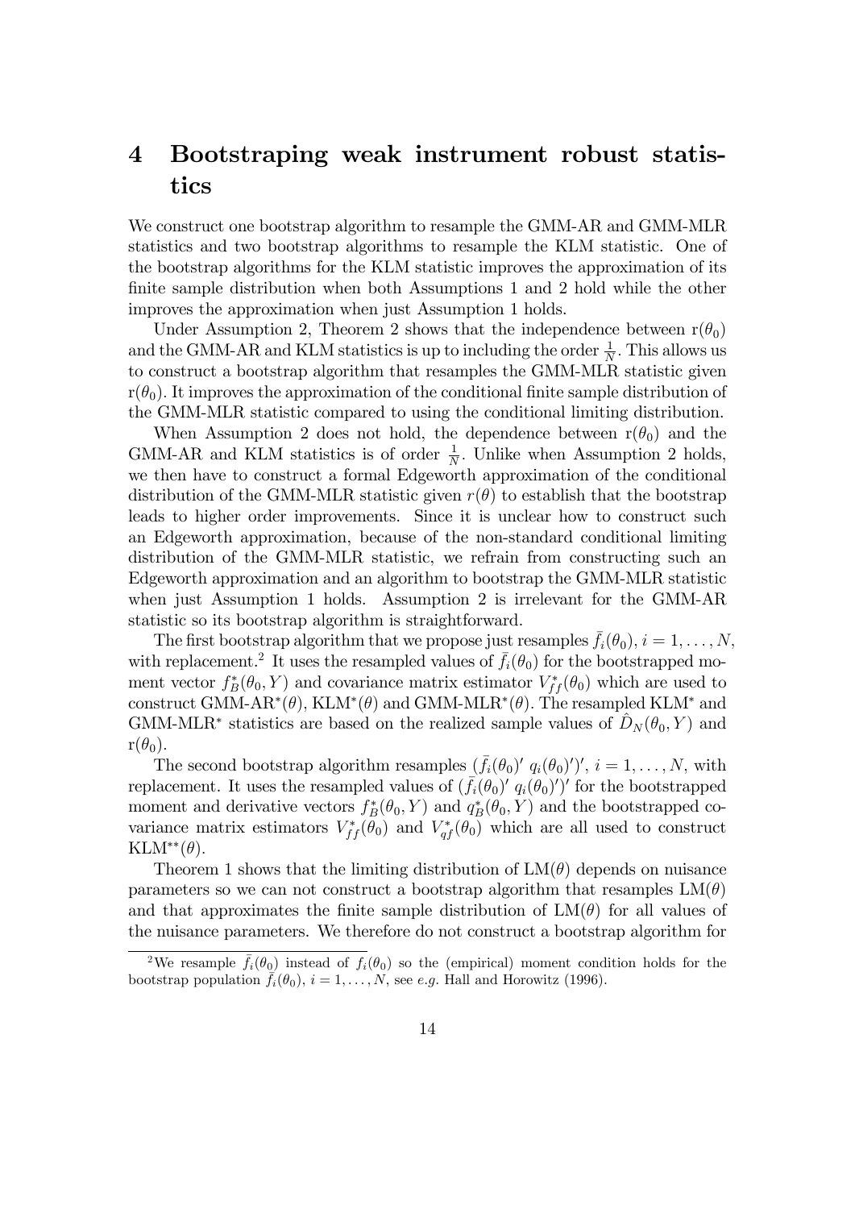# 4 Bootstraping weak instrument robust statistics

We construct one bootstrap algorithm to resample the GMM-AR and GMM-MLR statistics and two bootstrap algorithms to resample the KLM statistic. One of the bootstrap algorithms for the KLM statistic improves the approximation of its finite sample distribution when both Assumptions 1 and 2 hold while the other improves the approximation when just Assumption 1 holds.

Under Assumption 2, Theorem 2 shows that the independence between $\mathrm{r}(\theta_0)$ and the GMM-AR and KLM statistics is up to including the order $\frac{1}{N}$. This allows us to construct a bootstrap algorithm that resamples the GMM-MLR statistic given $\mathrm{r}(\theta_0)$. It improves the approximation of the conditional finite sample distribution of the GMM-MLR statistic compared to using the conditional limiting distribution.

When Assumption 2 does not hold, the dependence between $\mathrm{r}(\theta_0)$ and the GMM-AR and KLM statistics is of order $\frac{1}{N}$. Unlike when Assumption 2 holds, we then have to construct a formal Edgeworth approximation of the conditional distribution of the GMM-MLR statistic given $r(\theta)$ to establish that the bootstrap leads to higher order improvements. Since it is unclear how to construct such an Edgeworth approximation, because of the non-standard conditional limiting distribution of the GMM-MLR statistic, we refrain from constructing such an Edgeworth approximation and an algorithm to bootstrap the GMM-MLR statistic when just Assumption 1 holds. Assumption 2 is irrelevant for the GMM-AR statistic so its bootstrap algorithm is straightforward.

The first bootstrap algorithm that we propose just resamples $\bar{f}_i(\theta_0)$, $i = 1, \ldots, N$, with replacement.[2] It uses the resampled values of $\bar{f}_i(\theta_0)$ for the bootstrapped moment vector $f_B^*(\theta_0, Y)$ and covariance matrix estimator $V_{ff}^*(\theta_0)$ which are used to construct GMM-AR$^*(\theta)$, KLM$^*(\theta)$ and GMM-MLR$^*(\theta)$. The resampled KLM$^*$ and GMM-MLR$^*$ statistics are based on the realized sample values of $\hat{D}_N(\theta_0, Y)$ and $\mathrm{r}(\theta_0)$.

The second bootstrap algorithm resamples $(\bar{f}_i(\theta_0)' \; q_i(\theta_0)')'$, $i = 1, \ldots, N$, with replacement. It uses the resampled values of $(\bar{f}_i(\theta_0)' \; q_i(\theta_0)')'$ for the bootstrapped moment and derivative vectors $f_B^*(\theta_0, Y)$ and $q_B^*(\theta_0, Y)$ and the bootstrapped covariance matrix estimators $V_{ff}^*(\theta_0)$ and $V_{qf}^*(\theta_0)$ which are all used to construct KLM$^{**}(\theta)$.

Theorem 1 shows that the limiting distribution of LM$(\theta)$ depends on nuisance parameters so we can not construct a bootstrap algorithm that resamples LM$(\theta)$ and that approximates the finite sample distribution of LM$(\theta)$ for all values of the nuisance parameters. We therefore do not construct a bootstrap algorithm for

[2] We resample $\bar{f}_i(\theta_0)$ instead of $f_i(\theta_0)$ so the (empirical) moment condition holds for the bootstrap population $\bar{f}_i(\theta_0)$, $i = 1, \ldots, N$, see *e.g.* Hall and Horowitz (1996).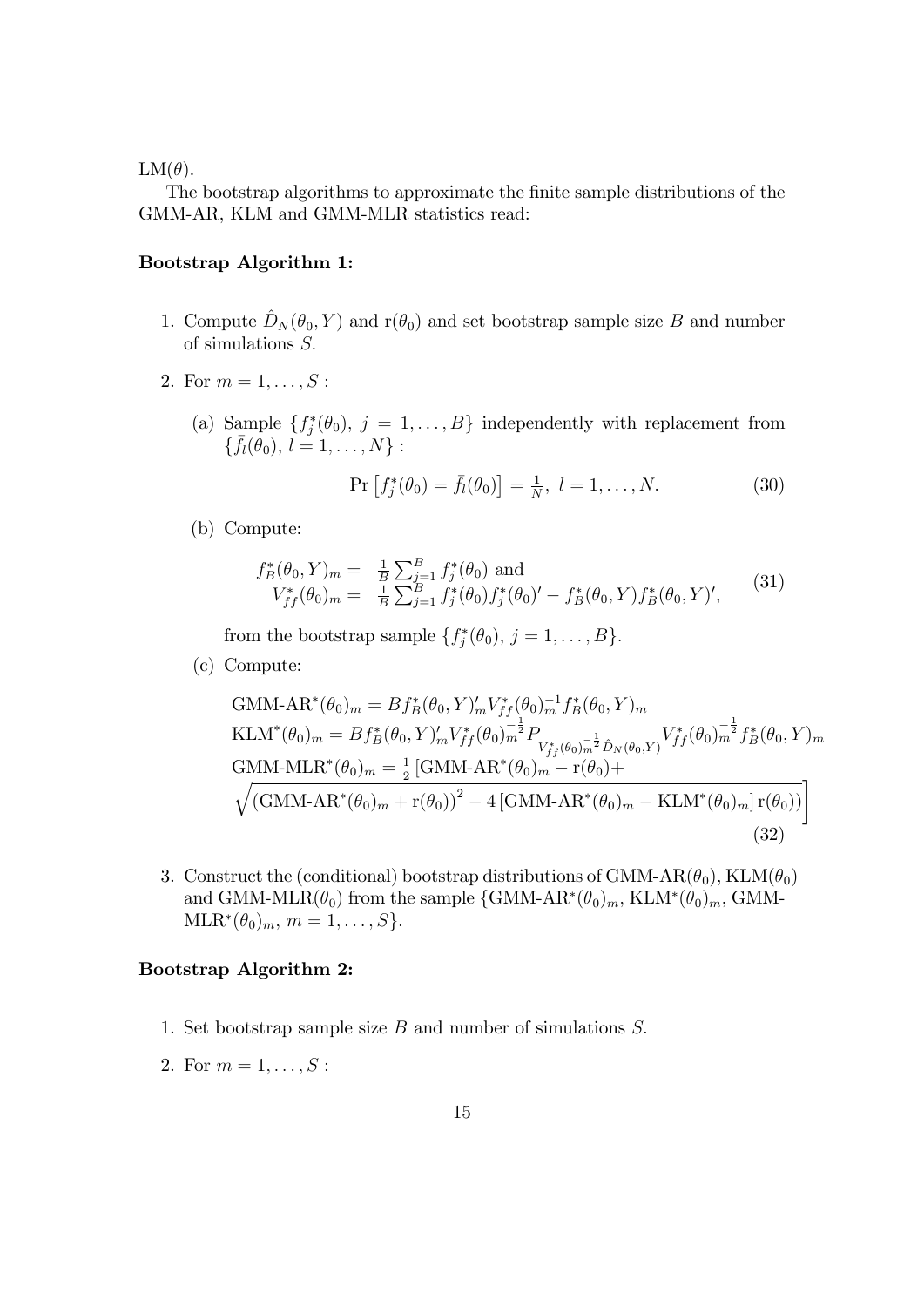LM$(\theta)$.

The bootstrap algorithms to approximate the finite sample distributions of the GMM-AR, KLM and GMM-MLR statistics read:

**Bootstrap Algorithm 1:**

1. Compute $\hat{D}_N(\theta_0, Y)$ and $\mathrm{r}(\theta_0)$ and set bootstrap sample size $B$ and number of simulations $S$.

2. For $m = 1, \ldots, S$ :

   (a) Sample $\{f_j^*(\theta_0),\ j = 1, \ldots, B\}$ independently with replacement from $\{\bar{f}_l(\theta_0),\ l = 1, \ldots, N\}$ :
   $$\Pr\left[f_j^*(\theta_0) = \bar{f}_l(\theta_0)\right] = \tfrac{1}{N},\ l = 1, \ldots, N. \tag{30}$$

   (b) Compute:
   $$\begin{array}{rl} f_B^*(\theta_0, Y)_m = & \frac{1}{B}\sum_{j=1}^{B} f_j^*(\theta_0) \text{ and} \\ V_{ff}^*(\theta_0)_m = & \frac{1}{B}\sum_{j=1}^{B} f_j^*(\theta_0) f_j^*(\theta_0)' - f_B^*(\theta_0, Y) f_B^*(\theta_0, Y)', \end{array} \tag{31}$$
   from the bootstrap sample $\{f_j^*(\theta_0),\ j = 1, \ldots, B\}$.

   (c) Compute:
   $$\begin{array}{l} \text{GMM-AR}^*(\theta_0)_m = B f_B^*(\theta_0, Y)_m' V_{ff}^*(\theta_0)_m^{-1} f_B^*(\theta_0, Y)_m \\ \text{KLM}^*(\theta_0)_m = B f_B^*(\theta_0, Y)_m' V_{ff}^*(\theta_0)_m^{-\frac{1}{2}} P_{V_{ff}^*(\theta_0)_m^{-\frac{1}{2}} \hat{D}_N(\theta_0, Y)} V_{ff}^*(\theta_0)_m^{-\frac{1}{2}} f_B^*(\theta_0, Y)_m \\ \text{GMM-MLR}^*(\theta_0)_m = \frac{1}{2}\Big[\text{GMM-AR}^*(\theta_0)_m - \mathrm{r}(\theta_0) + \\ \sqrt{\left(\text{GMM-AR}^*(\theta_0)_m + \mathrm{r}(\theta_0)\right)^2 - 4\left[\text{GMM-AR}^*(\theta_0)_m - \text{KLM}^*(\theta_0)_m\right]\mathrm{r}(\theta_0))}\Big] \end{array} \tag{32}$$

3. Construct the (conditional) bootstrap distributions of GMM-AR$(\theta_0)$, KLM$(\theta_0)$ and GMM-MLR$(\theta_0)$ from the sample $\{\text{GMM-AR}^*(\theta_0)_m, \text{KLM}^*(\theta_0)_m, \text{GMM-MLR}^*(\theta_0)_m,\ m = 1, \ldots, S\}$.

**Bootstrap Algorithm 2:**

1. Set bootstrap sample size $B$ and number of simulations $S$.

2. For $m = 1, \ldots, S$ :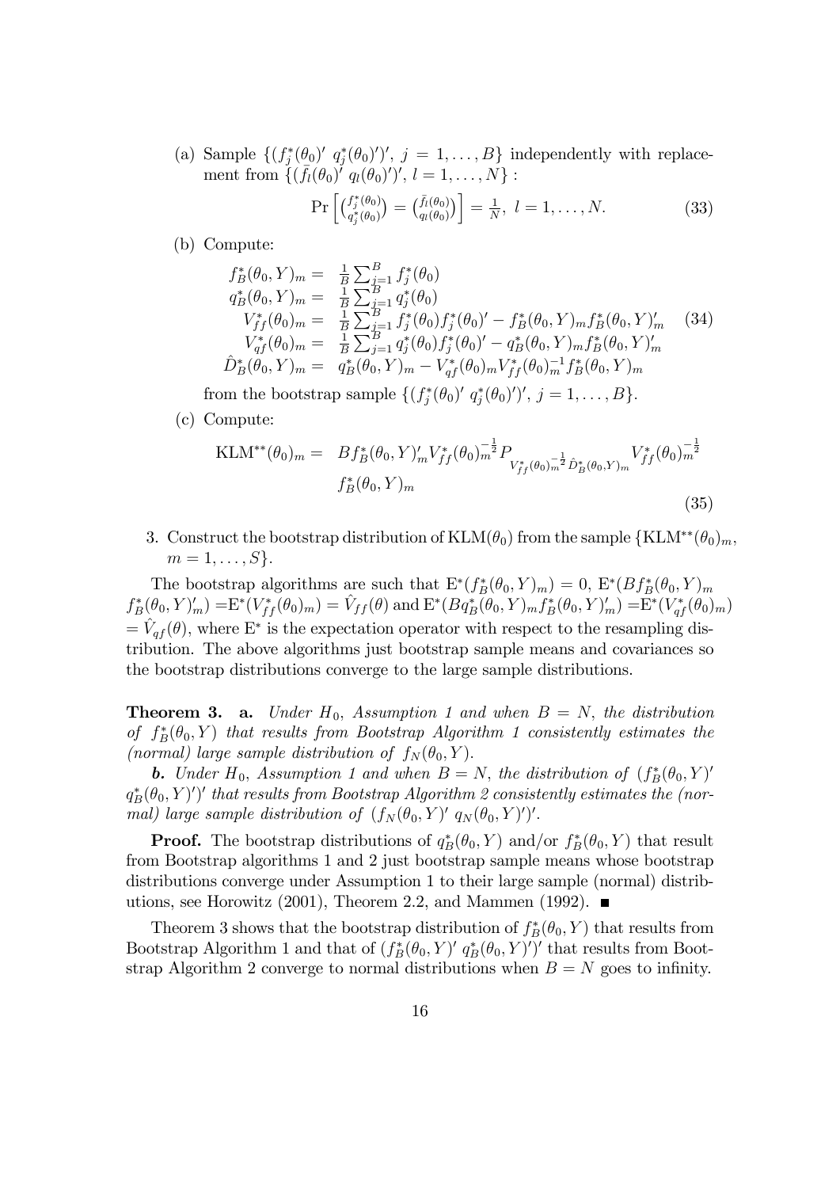(a) Sample $\{(f_j^*(\theta_0)'\ q_j^*(\theta_0)')',\ j=1,\ldots,B\}$ independently with replacement from $\{(\bar{f}_l(\theta_0)'\ q_l(\theta_0)')',\ l=1,\ldots,N\}$ :

$$\Pr\left[\binom{f_j^*(\theta_0)}{q_j^*(\theta_0)} = \binom{\bar{f}_l(\theta_0)}{q_l(\theta_0)}\right] = \tfrac{1}{N},\ l=1,\ldots,N. \tag{33}$$

(b) Compute:

$$\begin{aligned}
f_B^*(\theta_0,Y)_m =& \ \tfrac{1}{B}\sum_{j=1}^B f_j^*(\theta_0) \\
q_B^*(\theta_0,Y)_m =& \ \tfrac{1}{B}\sum_{j=1}^B q_j^*(\theta_0) \\
V_{ff}^*(\theta_0)_m =& \ \tfrac{1}{B}\sum_{j=1}^B f_j^*(\theta_0)f_j^*(\theta_0)' - f_B^*(\theta_0,Y)_m f_B^*(\theta_0,Y)_m' \\
V_{qf}^*(\theta_0)_m =& \ \tfrac{1}{B}\sum_{j=1}^B q_j^*(\theta_0)f_j^*(\theta_0)' - q_B^*(\theta_0,Y)_m f_B^*(\theta_0,Y)_m' \\
\hat{D}_B^*(\theta_0,Y)_m =& \ q_B^*(\theta_0,Y)_m - V_{qf}^*(\theta_0)_m V_{ff}^*(\theta_0)_m^{-1} f_B^*(\theta_0,Y)_m
\end{aligned} \tag{34}$$

from the bootstrap sample $\{(f_j^*(\theta_0)'\ q_j^*(\theta_0)')',\ j=1,\ldots,B\}$.

(c) Compute:

$$\begin{aligned}
\text{KLM}^{**}(\theta_0)_m =& \ B f_B^*(\theta_0,Y)_m' V_{ff}^*(\theta_0)_m^{-\frac{1}{2}} P_{V_{ff}^*(\theta_0)_m^{-\frac{1}{2}}\hat{D}_B^*(\theta_0,Y)_m} V_{ff}^*(\theta_0)_m^{-\frac{1}{2}} \\
& f_B^*(\theta_0,Y)_m
\end{aligned} \tag{35}$$

3. Construct the bootstrap distribution of $\text{KLM}(\theta_0)$ from the sample $\{\text{KLM}^{**}(\theta_0)_m,\ m=1,\ldots,S\}$.

The bootstrap algorithms are such that $\text{E}^*(f_B^*(\theta_0,Y)_m)=0$, $\text{E}^*(Bf_B^*(\theta_0,Y)_m f_B^*(\theta_0,Y)_m') = \text{E}^*(V_{ff}^*(\theta_0)_m) = \hat{V}_{ff}(\theta)$ and $\text{E}^*(Bq_B^*(\theta_0,Y)_m f_B^*(\theta_0,Y)_m') = \text{E}^*(V_{qf}^*(\theta_0)_m) = \hat{V}_{qf}(\theta)$, where $\text{E}^*$ is the expectation operator with respect to the resampling distribution. The above algorithms just bootstrap sample means and covariances so the bootstrap distributions converge to the large sample distributions.

**Theorem 3.** **a.** *Under $H_0$, Assumption 1 and when $B=N$, the distribution of $f_B^*(\theta_0,Y)$ that results from Bootstrap Algorithm 1 consistently estimates the (normal) large sample distribution of $f_N(\theta_0,Y)$.*

***b.*** *Under $H_0$, Assumption 1 and when $B=N$, the distribution of $(f_B^*(\theta_0,Y)'\ q_B^*(\theta_0,Y)')'$ that results from Bootstrap Algorithm 2 consistently estimates the (normal) large sample distribution of $(f_N(\theta_0,Y)'\ q_N(\theta_0,Y)')'$.*

**Proof.** The bootstrap distributions of $q_B^*(\theta_0,Y)$ and/or $f_B^*(\theta_0,Y)$ that result from Bootstrap algorithms 1 and 2 just bootstrap sample means whose bootstrap distributions converge under Assumption 1 to their large sample (normal) distributions, see Horowitz (2001), Theorem 2.2, and Mammen (1992). ∎

Theorem 3 shows that the bootstrap distribution of $f_B^*(\theta_0,Y)$ that results from Bootstrap Algorithm 1 and that of $(f_B^*(\theta_0,Y)'\ q_B^*(\theta_0,Y)')'$ that results from Bootstrap Algorithm 2 converge to normal distributions when $B=N$ goes to infinity.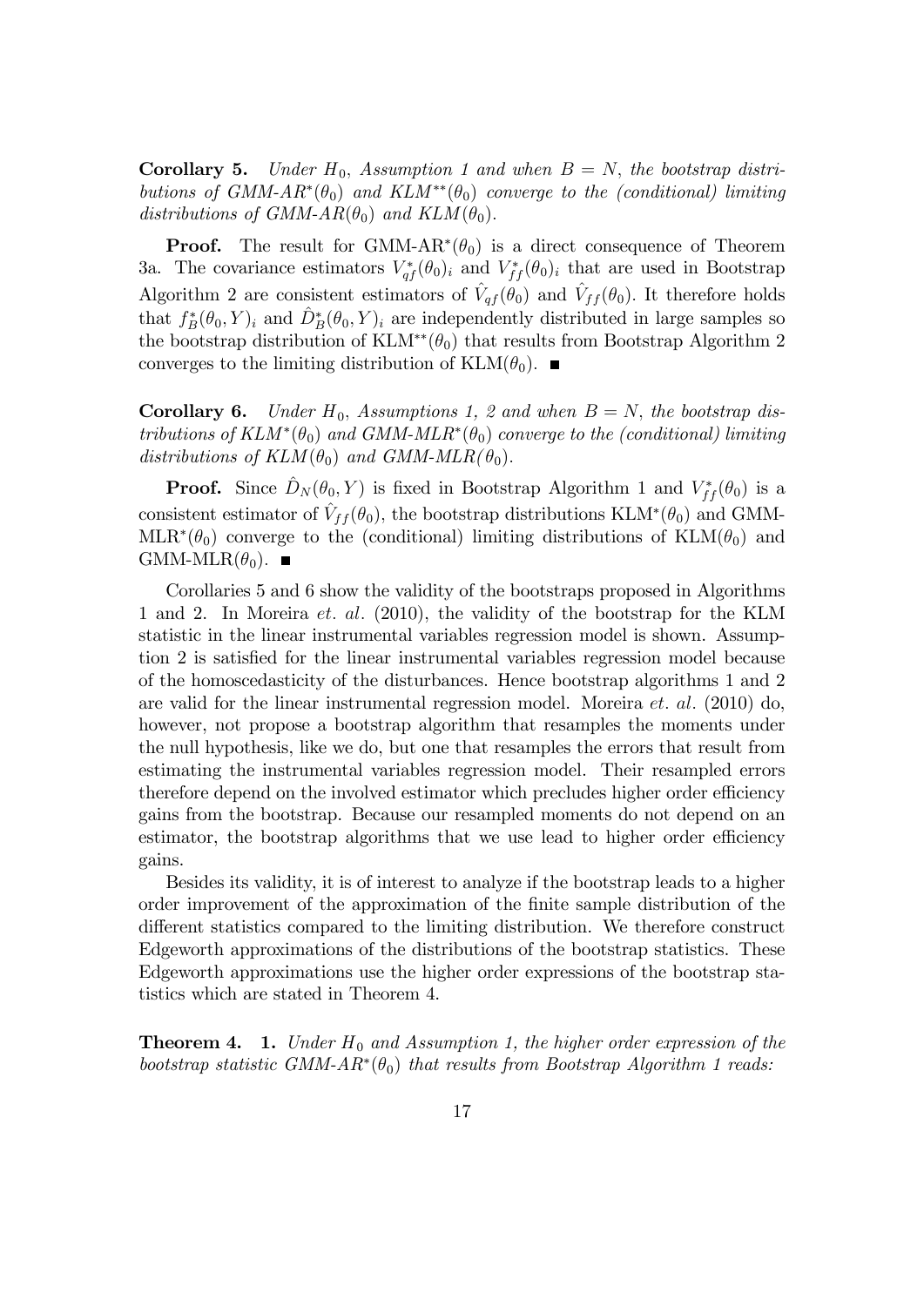**Corollary 5.** *Under $H_0$, Assumption 1 and when $B = N$, the bootstrap distributions of GMM-AR$^*(\theta_0)$ and KLM$^{**}(\theta_0)$ converge to the (conditional) limiting distributions of GMM-AR$(\theta_0)$ and KLM$(\theta_0)$.*

**Proof.** The result for GMM-AR$^*(\theta_0)$ is a direct consequence of Theorem 3a. The covariance estimators $V^*_{qf}(\theta_0)_i$ and $V^*_{ff}(\theta_0)_i$ that are used in Bootstrap Algorithm 2 are consistent estimators of $\hat{V}_{qf}(\theta_0)$ and $\hat{V}_{ff}(\theta_0)$. It therefore holds that $f^*_B(\theta_0, Y)_i$ and $\hat{D}^*_B(\theta_0, Y)_i$ are independently distributed in large samples so the bootstrap distribution of KLM$^{**}(\theta_0)$ that results from Bootstrap Algorithm 2 converges to the limiting distribution of KLM$(\theta_0)$. ∎

**Corollary 6.** *Under $H_0$, Assumptions 1, 2 and when $B = N$, the bootstrap distributions of KLM$^*(\theta_0)$ and GMM-MLR$^*(\theta_0)$ converge to the (conditional) limiting distributions of KLM$(\theta_0)$ and GMM-MLR$(\theta_0)$.*

**Proof.** Since $\hat{D}_N(\theta_0, Y)$ is fixed in Bootstrap Algorithm 1 and $V^*_{ff}(\theta_0)$ is a consistent estimator of $\hat{V}_{ff}(\theta_0)$, the bootstrap distributions KLM$^*(\theta_0)$ and GMM-MLR$^*(\theta_0)$ converge to the (conditional) limiting distributions of KLM$(\theta_0)$ and GMM-MLR$(\theta_0)$. ∎

Corollaries 5 and 6 show the validity of the bootstraps proposed in Algorithms 1 and 2. In Moreira *et. al.* (2010), the validity of the bootstrap for the KLM statistic in the linear instrumental variables regression model is shown. Assumption 2 is satisfied for the linear instrumental variables regression model because of the homoscedasticity of the disturbances. Hence bootstrap algorithms 1 and 2 are valid for the linear instrumental regression model. Moreira *et. al.* (2010) do, however, not propose a bootstrap algorithm that resamples the moments under the null hypothesis, like we do, but one that resamples the errors that result from estimating the instrumental variables regression model. Their resampled errors therefore depend on the involved estimator which precludes higher order efficiency gains from the bootstrap. Because our resampled moments do not depend on an estimator, the bootstrap algorithms that we use lead to higher order efficiency gains.

Besides its validity, it is of interest to analyze if the bootstrap leads to a higher order improvement of the approximation of the finite sample distribution of the different statistics compared to the limiting distribution. We therefore construct Edgeworth approximations of the distributions of the bootstrap statistics. These Edgeworth approximations use the higher order expressions of the bootstrap statistics which are stated in Theorem 4.

**Theorem 4.** **1.** *Under $H_0$ and Assumption 1, the higher order expression of the bootstrap statistic GMM-AR$^*(\theta_0)$ that results from Bootstrap Algorithm 1 reads:*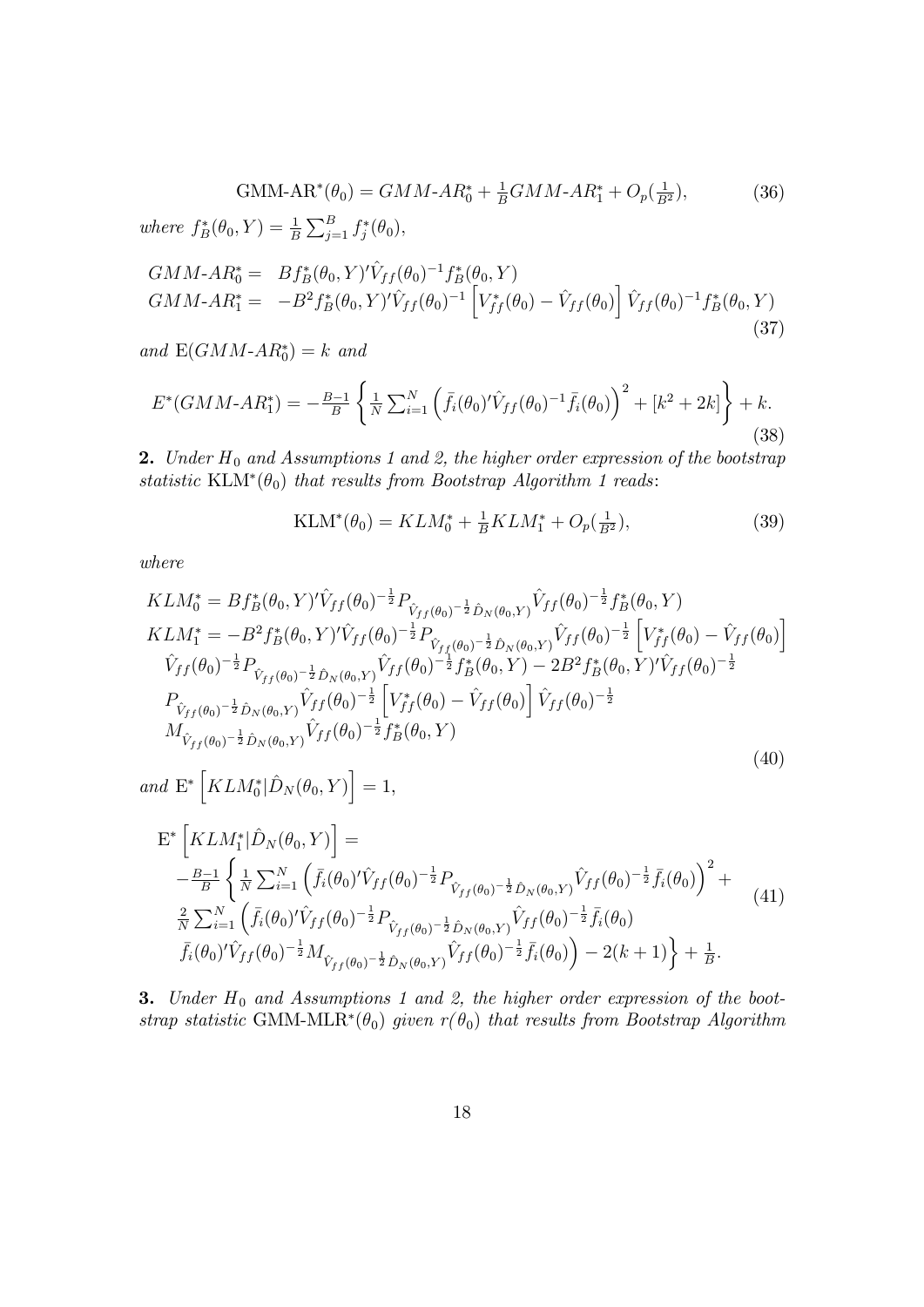$$\text{GMM-AR}^*(\theta_0) = GMM\text{-}AR_0^* + \tfrac{1}{B} GMM\text{-}AR_1^* + O_p(\tfrac{1}{B^2}), \tag{36}$$

*where* $f_B^*(\theta_0, Y) = \frac{1}{B}\sum_{j=1}^{B} f_j^*(\theta_0)$,

$$\begin{array}{ll} GMM\text{-}AR_0^* = & B f_B^*(\theta_0, Y)'\hat{V}_{ff}(\theta_0)^{-1} f_B^*(\theta_0, Y) \\ GMM\text{-}AR_1^* = & -B^2 f_B^*(\theta_0, Y)'\hat{V}_{ff}(\theta_0)^{-1}\left[V_{ff}^*(\theta_0) - \hat{V}_{ff}(\theta_0)\right]\hat{V}_{ff}(\theta_0)^{-1} f_B^*(\theta_0, Y) \end{array} \tag{37}$$

*and* $\mathrm{E}(GMM\text{-}AR_0^*) = k$ *and*

$$E^*(GMM\text{-}AR_1^*) = -\tfrac{B-1}{B}\left\{\tfrac{1}{N}\sum_{i=1}^{N}\left(\bar{f}_i(\theta_0)'\hat{V}_{ff}(\theta_0)^{-1}\bar{f}_i(\theta_0)\right)^2 + [k^2 + 2k]\right\} + k. \tag{38}$$

**2.** *Under $H_0$ and Assumptions 1 and 2, the higher order expression of the bootstrap statistic* $\text{KLM}^*(\theta_0)$ *that results from Bootstrap Algorithm 1 reads*:

$$\text{KLM}^*(\theta_0) = KLM_0^* + \tfrac{1}{B} KLM_1^* + O_p(\tfrac{1}{B^2}), \tag{39}$$

*where*

$$\begin{array}{l} KLM_0^* = B f_B^*(\theta_0, Y)'\hat{V}_{ff}(\theta_0)^{-\frac{1}{2}} P_{\hat{V}_{ff}(\theta_0)^{-\frac{1}{2}}\hat{D}_N(\theta_0,Y)}\hat{V}_{ff}(\theta_0)^{-\frac{1}{2}} f_B^*(\theta_0, Y) \\ KLM_1^* = -B^2 f_B^*(\theta_0, Y)'\hat{V}_{ff}(\theta_0)^{-\frac{1}{2}} P_{\hat{V}_{ff}(\theta_0)^{-\frac{1}{2}}\hat{D}_N(\theta_0,Y)}\hat{V}_{ff}(\theta_0)^{-\frac{1}{2}}\left[V_{ff}^*(\theta_0) - \hat{V}_{ff}(\theta_0)\right] \\ \quad \hat{V}_{ff}(\theta_0)^{-\frac{1}{2}} P_{\hat{V}_{ff}(\theta_0)^{-\frac{1}{2}}\hat{D}_N(\theta_0,Y)}\hat{V}_{ff}(\theta_0)^{-\frac{1}{2}} f_B^*(\theta_0, Y) - 2B^2 f_B^*(\theta_0, Y)'\hat{V}_{ff}(\theta_0)^{-\frac{1}{2}} \\ \quad P_{\hat{V}_{ff}(\theta_0)^{-\frac{1}{2}}\hat{D}_N(\theta_0,Y)}\hat{V}_{ff}(\theta_0)^{-\frac{1}{2}}\left[V_{ff}^*(\theta_0) - \hat{V}_{ff}(\theta_0)\right]\hat{V}_{ff}(\theta_0)^{-\frac{1}{2}} \\ \quad M_{\hat{V}_{ff}(\theta_0)^{-\frac{1}{2}}\hat{D}_N(\theta_0,Y)}\hat{V}_{ff}(\theta_0)^{-\frac{1}{2}} f_B^*(\theta_0, Y) \end{array} \tag{40}$$

*and* $\mathrm{E}^*\left[KLM_0^* | \hat{D}_N(\theta_0, Y)\right] = 1$,

$$\begin{array}{l} \mathrm{E}^*\left[KLM_1^* | \hat{D}_N(\theta_0, Y)\right] = \\ \quad -\tfrac{B-1}{B}\left\{\tfrac{1}{N}\sum_{i=1}^{N}\left(\bar{f}_i(\theta_0)'\hat{V}_{ff}(\theta_0)^{-\frac{1}{2}} P_{\hat{V}_{ff}(\theta_0)^{-\frac{1}{2}}\hat{D}_N(\theta_0,Y)}\hat{V}_{ff}(\theta_0)^{-\frac{1}{2}}\bar{f}_i(\theta_0)\right)^2 + \right. \\ \quad \tfrac{2}{N}\sum_{i=1}^{N}\left(\bar{f}_i(\theta_0)'\hat{V}_{ff}(\theta_0)^{-\frac{1}{2}} P_{\hat{V}_{ff}(\theta_0)^{-\frac{1}{2}}\hat{D}_N(\theta_0,Y)}\hat{V}_{ff}(\theta_0)^{-\frac{1}{2}}\bar{f}_i(\theta_0)\right. \\ \quad \left.\left.\bar{f}_i(\theta_0)'\hat{V}_{ff}(\theta_0)^{-\frac{1}{2}} M_{\hat{V}_{ff}(\theta_0)^{-\frac{1}{2}}\hat{D}_N(\theta_0,Y)}\hat{V}_{ff}(\theta_0)^{-\frac{1}{2}}\bar{f}_i(\theta_0)\right) - 2(k+1)\right\} + \tfrac{1}{B}. \end{array} \tag{41}$$

**3.** *Under $H_0$ and Assumptions 1 and 2, the higher order expression of the bootstrap statistic* $\text{GMM-MLR}^*(\theta_0)$ *given $r(\theta_0)$ that results from Bootstrap Algorithm*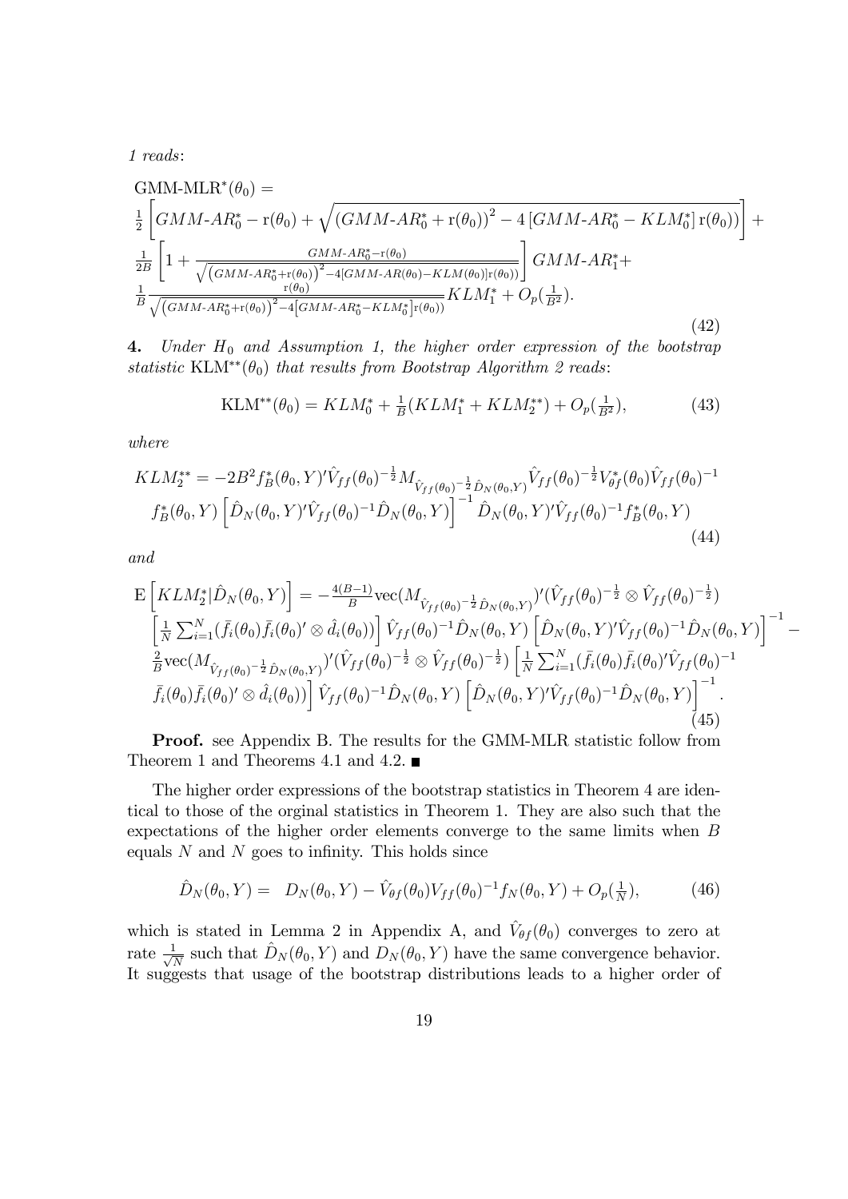*1 reads*:

$$
\begin{aligned}
&\text{GMM-MLR}^*(\theta_0) = \\
&\tfrac{1}{2}\left[GMM\text{-}AR_0^* - \mathrm{r}(\theta_0) + \sqrt{\left(GMM\text{-}AR_0^* + \mathrm{r}(\theta_0)\right)^2 - 4\left[GMM\text{-}AR_0^* - KLM_0^*\right]\mathrm{r}(\theta_0))}\right] + \\
&\tfrac{1}{2B}\left[1 + \frac{GMM\text{-}AR_0^* - \mathrm{r}(\theta_0)}{\sqrt{\left(GMM\text{-}AR_0^* + \mathrm{r}(\theta_0)\right)^2 - 4[GMM\text{-}AR(\theta_0) - KLM(\theta_0)]\mathrm{r}(\theta_0))}}\right] GMM\text{-}AR_1^* + \\
&\tfrac{1}{B}\frac{\mathrm{r}(\theta_0)}{\sqrt{\left(GMM\text{-}AR_0^* + \mathrm{r}(\theta_0)\right)^2 - 4\left[GMM\text{-}AR_0^* - KLM_0^*\right]\mathrm{r}(\theta_0))}} KLM_1^* + O_p(\tfrac{1}{B^2}).
\end{aligned}
\tag{42}
$$

**4.** *Under $H_0$ and Assumption 1, the higher order expression of the bootstrap statistic* $\text{KLM}^{**}(\theta_0)$ *that results from Bootstrap Algorithm 2 reads*:

$$
\text{KLM}^{**}(\theta_0) = KLM_0^* + \tfrac{1}{B}(KLM_1^* + KLM_2^{**}) + O_p(\tfrac{1}{B^2}), \tag{43}
$$

*where*

$$
\begin{aligned}
KLM_2^{**} = &-2B^2 f_B^*(\theta_0, Y)'\hat{V}_{ff}(\theta_0)^{-\frac{1}{2}} M_{\hat{V}_{ff}(\theta_0)^{-\frac{1}{2}}\hat{D}_N(\theta_0,Y)} \hat{V}_{ff}(\theta_0)^{-\frac{1}{2}} V_{\theta f}^*(\theta_0)\hat{V}_{ff}(\theta_0)^{-1} \\
& f_B^*(\theta_0, Y)\left[\hat{D}_N(\theta_0, Y)'\hat{V}_{ff}(\theta_0)^{-1}\hat{D}_N(\theta_0, Y)\right]^{-1}\hat{D}_N(\theta_0, Y)'\hat{V}_{ff}(\theta_0)^{-1} f_B^*(\theta_0, Y)
\end{aligned}
\tag{44}
$$

*and*

$$
\begin{aligned}
\mathrm{E}\left[KLM_2^* | \hat{D}_N(\theta_0, Y)\right] = & -\tfrac{4(B-1)}{B}\mathrm{vec}(M_{\hat{V}_{ff}(\theta_0)^{-\frac{1}{2}}\hat{D}_N(\theta_0,Y)})'(\hat{V}_{ff}(\theta_0)^{-\frac{1}{2}} \otimes \hat{V}_{ff}(\theta_0)^{-\frac{1}{2}}) \\
& \left[\tfrac{1}{N}\textstyle\sum_{i=1}^N (\bar{f}_i(\theta_0)\bar{f}_i(\theta_0)' \otimes \hat{d}_i(\theta_0))\right]\hat{V}_{ff}(\theta_0)^{-1}\hat{D}_N(\theta_0, Y)\left[\hat{D}_N(\theta_0, Y)'\hat{V}_{ff}(\theta_0)^{-1}\hat{D}_N(\theta_0, Y)\right]^{-1} - \\
& \tfrac{2}{B}\mathrm{vec}(M_{\hat{V}_{ff}(\theta_0)^{-\frac{1}{2}}\hat{D}_N(\theta_0,Y)})'(\hat{V}_{ff}(\theta_0)^{-\frac{1}{2}} \otimes \hat{V}_{ff}(\theta_0)^{-\frac{1}{2}})\left[\tfrac{1}{N}\textstyle\sum_{i=1}^N (\bar{f}_i(\theta_0)\bar{f}_i(\theta_0)'\hat{V}_{ff}(\theta_0)^{-1} \right. \\
& \left. \bar{f}_i(\theta_0)\bar{f}_i(\theta_0)' \otimes \hat{d}_i(\theta_0))\right]\hat{V}_{ff}(\theta_0)^{-1}\hat{D}_N(\theta_0, Y)\left[\hat{D}_N(\theta_0, Y)'\hat{V}_{ff}(\theta_0)^{-1}\hat{D}_N(\theta_0, Y)\right]^{-1}.
\end{aligned}
\tag{45}
$$

**Proof.** see Appendix B. The results for the GMM-MLR statistic follow from Theorem 1 and Theorems 4.1 and 4.2. ■

The higher order expressions of the bootstrap statistics in Theorem 4 are identical to those of the orginal statistics in Theorem 1. They are also such that the expectations of the higher order elements converge to the same limits when $B$ equals $N$ and $N$ goes to infinity. This holds since

$$
\hat{D}_N(\theta_0, Y) = D_N(\theta_0, Y) - \hat{V}_{\theta f}(\theta_0)V_{ff}(\theta_0)^{-1} f_N(\theta_0, Y) + O_p(\tfrac{1}{N}), \tag{46}
$$

which is stated in Lemma 2 in Appendix A, and $\hat{V}_{\theta f}(\theta_0)$ converges to zero at rate $\frac{1}{\sqrt{N}}$ such that $\hat{D}_N(\theta_0, Y)$ and $D_N(\theta_0, Y)$ have the same convergence behavior. It suggests that usage of the bootstrap distributions leads to a higher order of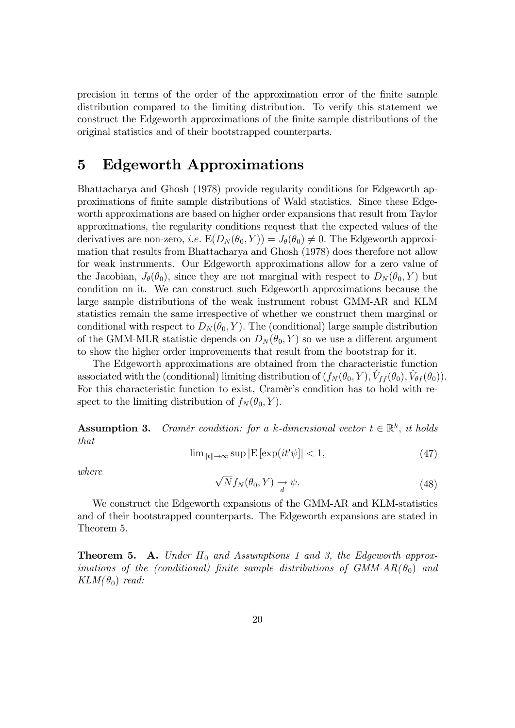precision in terms of the order of the approximation error of the finite sample distribution compared to the limiting distribution. To verify this statement we construct the Edgeworth approximations of the finite sample distributions of the original statistics and of their bootstrapped counterparts.

# 5 Edgeworth Approximations

Bhattacharya and Ghosh (1978) provide regularity conditions for Edgeworth approximations of finite sample distributions of Wald statistics. Since these Edgeworth approximations are based on higher order expansions that result from Taylor approximations, the regularity conditions request that the expected values of the derivatives are non-zero, *i.e.* $\mathrm{E}(D_N(\theta_0, Y)) = J_\theta(\theta_0) \neq 0$. The Edgeworth approximation that results from Bhattacharya and Ghosh (1978) does therefore not allow for weak instruments. Our Edgeworth approximations allow for a zero value of the Jacobian, $J_\theta(\theta_0)$, since they are not marginal with respect to $D_N(\theta_0, Y)$ but condition on it. We can construct such Edgeworth approximations because the large sample distributions of the weak instrument robust GMM-AR and KLM statistics remain the same irrespective of whether we construct them marginal or conditional with respect to $D_N(\theta_0, Y)$. The (conditional) large sample distribution of the GMM-MLR statistic depends on $D_N(\theta_0, Y)$ so we use a different argument to show the higher order improvements that result from the bootstrap for it.

The Edgeworth approximations are obtained from the characteristic function associated with the (conditional) limiting distribution of $(f_N(\theta_0, Y), \hat{V}_{ff}(\theta_0), \hat{V}_{\theta f}(\theta_0))$. For this characteristic function to exist, Cramèr's condition has to hold with respect to the limiting distribution of $f_N(\theta_0, Y)$.

**Assumption 3.** *Cramèr condition: for a k-dimensional vector $t \in \mathbb{R}^k$, it holds that*

$$\lim_{\|t\| \to \infty} \sup |\mathrm{E}[\exp(it'\psi)]| < 1, \tag{47}$$

*where*

$$\sqrt{N} f_N(\theta_0, Y) \underset{d}{\to} \psi. \tag{48}$$

We construct the Edgeworth expansions of the GMM-AR and KLM-statistics and of their bootstrapped counterparts. The Edgeworth expansions are stated in Theorem 5.

**Theorem 5.** **A.** *Under $H_0$ and Assumptions 1 and 3, the Edgeworth approximations of the (conditional) finite sample distributions of GMM-AR($\theta_0$) and KLM($\theta_0$) read:*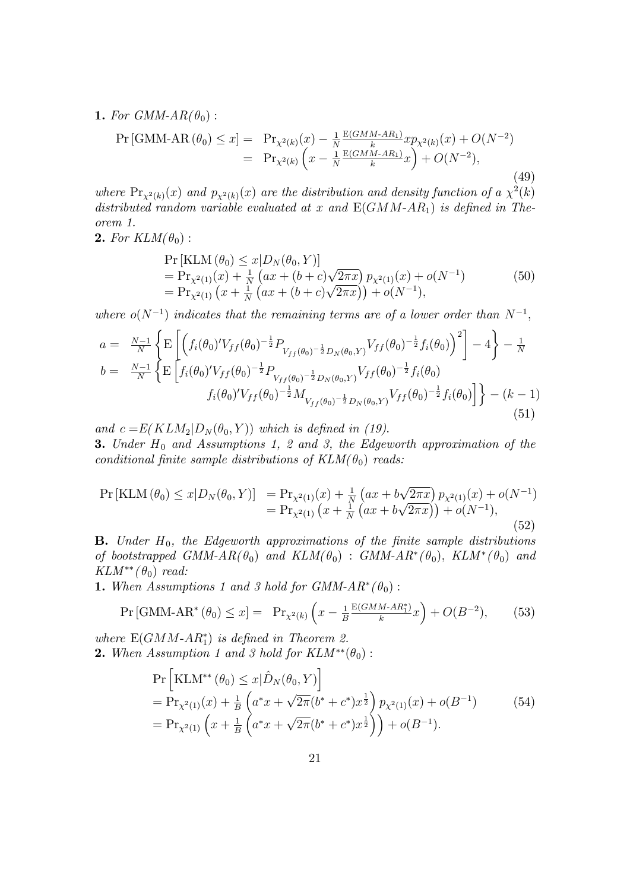**1.** *For GMM-AR($\theta_0$) :*

$$
\begin{aligned}
\Pr\left[\text{GMM-AR}\left(\theta_0\right) \leq x\right] &= \Pr_{\chi^2(k)}(x) - \tfrac{1}{N}\tfrac{\mathrm{E}(GMM\text{-}AR_1)}{k} x p_{\chi^2(k)}(x) + O(N^{-2}) \\
&= \Pr_{\chi^2(k)}\left(x - \tfrac{1}{N}\tfrac{\mathrm{E}(GMM\text{-}AR_1)}{k} x\right) + O(N^{-2}),
\end{aligned}
\tag{49}
$$

*where $\Pr_{\chi^2(k)}(x)$ and $p_{\chi^2(k)}(x)$ are the distribution and density function of a $\chi^2(k)$ distributed random variable evaluated at $x$ and $\mathrm{E}(GMM\text{-}AR_1)$ is defined in Theorem 1.*

**2.** *For KLM($\theta_0$) :*

$$
\begin{aligned}
&\Pr\left[\text{KLM}\left(\theta_0\right) \leq x | D_N(\theta_0, Y)\right] \\
&= \Pr_{\chi^2(1)}(x) + \tfrac{1}{N}\left(ax + (b+c)\sqrt{2\pi x}\right) p_{\chi^2(1)}(x) + o(N^{-1}) \\
&= \Pr_{\chi^2(1)}\left(x + \tfrac{1}{N}\left(ax + (b+c)\sqrt{2\pi x}\right)\right) + o(N^{-1}),
\end{aligned}
\tag{50}
$$

*where $o(N^{-1})$ indicates that the remaining terms are of a lower order than $N^{-1}$,*

$$
\begin{aligned}
a =& \ \tfrac{N-1}{N}\left\{\mathrm{E}\left[\left(f_i(\theta_0)' V_{ff}(\theta_0)^{-\frac{1}{2}} P_{V_{ff}(\theta_0)^{-\frac{1}{2}} D_N(\theta_0, Y)} V_{ff}(\theta_0)^{-\frac{1}{2}} f_i(\theta_0)\right)^2\right] - 4\right\} - \tfrac{1}{N} \\
b =& \ \tfrac{N-1}{N}\left\{\mathrm{E}\left[f_i(\theta_0)' V_{ff}(\theta_0)^{-\frac{1}{2}} P_{V_{ff}(\theta_0)^{-\frac{1}{2}} D_N(\theta_0, Y)} V_{ff}(\theta_0)^{-\frac{1}{2}} f_i(\theta_0)\right.\right. \\
& \left.\left. f_i(\theta_0)' V_{ff}(\theta_0)^{-\frac{1}{2}} M_{V_{ff}(\theta_0)^{-\frac{1}{2}} D_N(\theta_0, Y)} V_{ff}(\theta_0)^{-\frac{1}{2}} f_i(\theta_0)\right]\right\} - (k-1)
\end{aligned}
\tag{51}
$$

*and $c = E(KLM_2 | D_N(\theta_0, Y))$ which is defined in (19).*

**3.** *Under $H_0$ and Assumptions 1, 2 and 3, the Edgeworth approximation of the conditional finite sample distributions of KLM($\theta_0$) reads:*

$$
\begin{aligned}
\Pr\left[\text{KLM}\left(\theta_0\right) \leq x | D_N(\theta_0, Y)\right] &= \Pr_{\chi^2(1)}(x) + \tfrac{1}{N}\left(ax + b\sqrt{2\pi x}\right) p_{\chi^2(1)}(x) + o(N^{-1}) \\
&= \Pr_{\chi^2(1)}\left(x + \tfrac{1}{N}\left(ax + b\sqrt{2\pi x}\right)\right) + o(N^{-1}),
\end{aligned}
\tag{52}
$$

**B.** *Under $H_0$, the Edgeworth approximations of the finite sample distributions of bootstrapped GMM-AR($\theta_0$) and KLM($\theta_0$) : GMM-AR$^*$($\theta_0$), KLM$^*$($\theta_0$) and KLM$^{**}$($\theta_0$) read:*

**1.** *When Assumptions 1 and 3 hold for GMM-AR$^*$($\theta_0$) :*

$$
\Pr\left[\text{GMM-AR}^*\left(\theta_0\right) \leq x\right] = \Pr_{\chi^2(k)}\left(x - \tfrac{1}{B}\tfrac{\mathrm{E}(GMM\text{-}AR_1^*)}{k} x\right) + O(B^{-2}),
\tag{53}
$$

*where $\mathrm{E}(GMM\text{-}AR_1^*)$ is defined in Theorem 2.*

**2.** *When Assumption 1 and 3 hold for KLM$^{**}$($\theta_0$) :*

$$
\begin{aligned}
&\Pr\left[\text{KLM}^{**}\left(\theta_0\right) \leq x | \hat{D}_N(\theta_0, Y)\right] \\
&= \Pr_{\chi^2(1)}(x) + \tfrac{1}{B}\left(a^* x + \sqrt{2\pi}(b^* + c^*) x^{\frac{1}{2}}\right) p_{\chi^2(1)}(x) + o(B^{-1}) \\
&= \Pr_{\chi^2(1)}\left(x + \tfrac{1}{B}\left(a^* x + \sqrt{2\pi}(b^* + c^*) x^{\frac{1}{2}}\right)\right) + o(B^{-1}).
\end{aligned}
\tag{54}
$$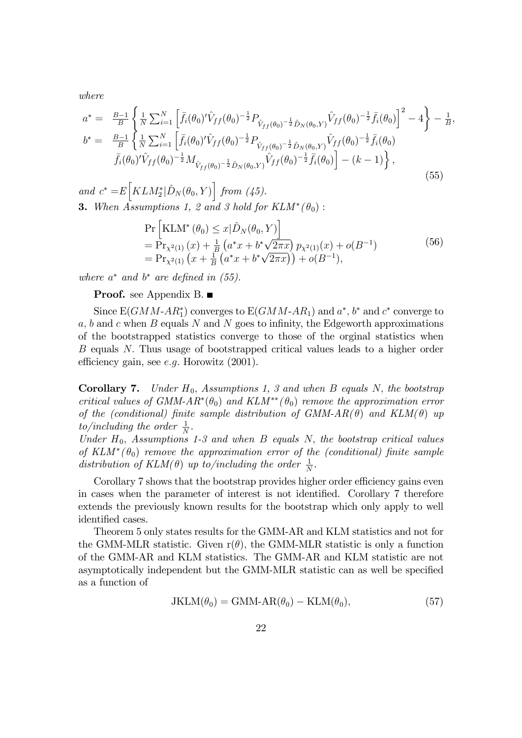where

$$
\begin{array}{rl}
a^* = & \frac{B-1}{B}\left\{\frac{1}{N}\sum_{i=1}^{N}\left[\bar{f}_i(\theta_0)'\hat{V}_{ff}(\theta_0)^{-\frac{1}{2}}P_{\hat{V}_{ff}(\theta_0)^{-\frac{1}{2}}\hat{D}_N(\theta_0,Y)}\hat{V}_{ff}(\theta_0)^{-\frac{1}{2}}\bar{f}_i(\theta_0)\right]^2 - 4\right\} - \frac{1}{B}, \\
b^* = & \frac{B-1}{B}\left\{\frac{1}{N}\sum_{i=1}^{N}\left[\bar{f}_i(\theta_0)'\hat{V}_{ff}(\theta_0)^{-\frac{1}{2}}P_{\hat{V}_{ff}(\theta_0)^{-\frac{1}{2}}\hat{D}_N(\theta_0,Y)}\hat{V}_{ff}(\theta_0)^{-\frac{1}{2}}\bar{f}_i(\theta_0)\right.\right. \\
& \left.\left.\bar{f}_i(\theta_0)'\hat{V}_{ff}(\theta_0)^{-\frac{1}{2}}M_{\hat{V}_{ff}(\theta_0)^{-\frac{1}{2}}\hat{D}_N(\theta_0,Y)}\hat{V}_{ff}(\theta_0)^{-\frac{1}{2}}\bar{f}_i(\theta_0)\right] - (k-1)\right\},
\end{array}
\tag{55}
$$

*and* $c^* = E\Big[KLM_2^*|\hat{D}_N(\theta_0,Y)\Big]$ *from (45).*

**3.** *When Assumptions 1, 2 and 3 hold for* $KLM^*(\theta_0)$ :

$$
\begin{array}{l}
\Pr\left[\mathrm{KLM}^*(\theta_0) \leq x|\hat{D}_N(\theta_0,Y)\right] \\
= \Pr_{\chi^2(1)}(x) + \frac{1}{B}\left(a^*x + b^*\sqrt{2\pi x}\right)p_{\chi^2(1)}(x) + o(B^{-1}) \\
= \Pr_{\chi^2(1)}\left(x + \frac{1}{B}\left(a^*x + b^*\sqrt{2\pi x}\right)\right) + o(B^{-1}),
\end{array}
\tag{56}
$$

*where* $a^*$ *and* $b^*$ *are defined in (55).*

**Proof.** see Appendix B. ■

Since $\mathrm{E}(GMM\text{-}AR_1^*)$ converges to $\mathrm{E}(GMM\text{-}AR_1)$ and $a^*$, $b^*$ and $c^*$ converge to $a$, $b$ and $c$ when $B$ equals $N$ and $N$ goes to infinity, the Edgeworth approximations of the bootstrapped statistics converge to those of the orginal statistics when $B$ equals $N$. Thus usage of bootstrapped critical values leads to a higher order efficiency gain, see *e.g.* Horowitz (2001).

**Corollary 7.** *Under* $H_0$*, Assumptions 1, 3 and when* $B$ *equals* $N$*, the bootstrap critical values of* $GMM\text{-}AR^*(\theta_0)$ *and* $KLM^{**}(\theta_0)$ *remove the approximation error of the (conditional) finite sample distribution of* $GMM\text{-}AR(\theta)$ *and* $KLM(\theta)$ *up to/including the order* $\frac{1}{N}$.
*Under* $H_0$*, Assumptions 1-3 and when* $B$ *equals* $N$*, the bootstrap critical values of* $KLM^*(\theta_0)$ *remove the approximation error of the (conditional) finite sample distribution of* $KLM(\theta)$ *up to/including the order* $\frac{1}{N}$.

Corollary 7 shows that the bootstrap provides higher order efficiency gains even in cases when the parameter of interest is not identified. Corollary 7 therefore extends the previously known results for the bootstrap which only apply to well identified cases.

Theorem 5 only states results for the GMM-AR and KLM statistics and not for the GMM-MLR statistic. Given $\mathrm{r}(\theta)$, the GMM-MLR statistic is only a function of the GMM-AR and KLM statistics. The GMM-AR and KLM statistic are not asymptotically independent but the GMM-MLR statistic can as well be specified as a function of

$$
\mathrm{JKLM}(\theta_0) = \mathrm{GMM\text{-}AR}(\theta_0) - \mathrm{KLM}(\theta_0),
\tag{57}
$$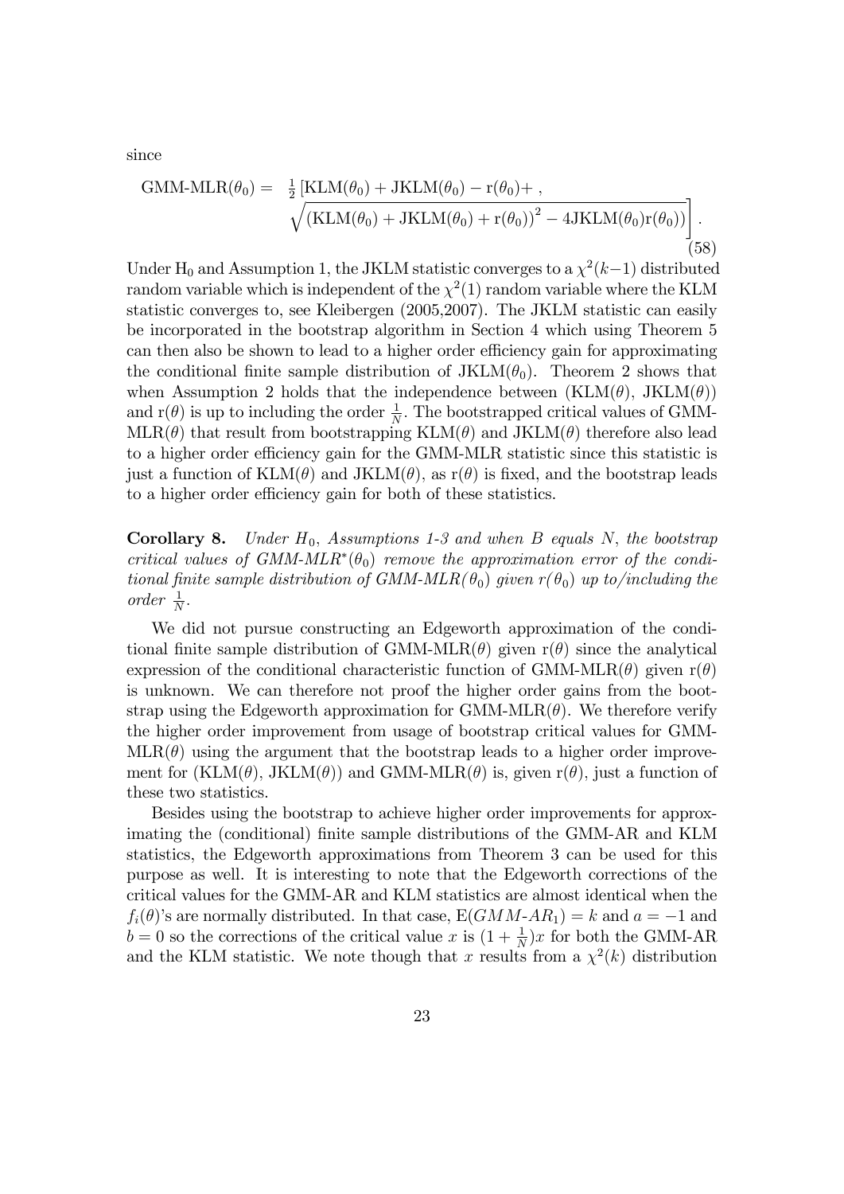since

$$
\begin{aligned}
\text{GMM-MLR}(\theta_0) = \; & \tfrac{1}{2}\left[\text{KLM}(\theta_0) + \text{JKLM}(\theta_0) - \text{r}(\theta_0) + ,\right. \\
& \left. \sqrt{\left(\text{KLM}(\theta_0) + \text{JKLM}(\theta_0) + \text{r}(\theta_0)\right)^2 - 4\text{JKLM}(\theta_0)\text{r}(\theta_0))}\right].
\end{aligned} \tag{58}
$$

Under $\text{H}_0$ and Assumption 1, the JKLM statistic converges to a $\chi^2(k-1)$ distributed random variable which is independent of the $\chi^2(1)$ random variable where the KLM statistic converges to, see Kleibergen (2005,2007). The JKLM statistic can easily be incorporated in the bootstrap algorithm in Section 4 which using Theorem 5 can then also be shown to lead to a higher order efficiency gain for approximating the conditional finite sample distribution of $\text{JKLM}(\theta_0)$. Theorem 2 shows that when Assumption 2 holds that the independence between $(\text{KLM}(\theta),\ \text{JKLM}(\theta))$ and $\text{r}(\theta)$ is up to including the order $\frac{1}{N}$. The bootstrapped critical values of GMM-MLR$(\theta)$ that result from bootstrapping KLM$(\theta)$ and JKLM$(\theta)$ therefore also lead to a higher order efficiency gain for the GMM-MLR statistic since this statistic is just a function of KLM$(\theta)$ and JKLM$(\theta)$, as $\text{r}(\theta)$ is fixed, and the bootstrap leads to a higher order efficiency gain for both of these statistics.

**Corollary 8.** *Under $H_0$, Assumptions 1-3 and when B equals N, the bootstrap critical values of GMM-MLR$^*(\theta_0)$ remove the approximation error of the conditional finite sample distribution of GMM-MLR$(\theta_0)$ given $r(\theta_0)$ up to/including the order $\frac{1}{N}$.*

We did not pursue constructing an Edgeworth approximation of the conditional finite sample distribution of GMM-MLR$(\theta)$ given $\text{r}(\theta)$ since the analytical expression of the conditional characteristic function of GMM-MLR$(\theta)$ given $\text{r}(\theta)$ is unknown. We can therefore not proof the higher order gains from the bootstrap using the Edgeworth approximation for GMM-MLR$(\theta)$. We therefore verify the higher order improvement from usage of bootstrap critical values for GMM-MLR$(\theta)$ using the argument that the bootstrap leads to a higher order improvement for $(\text{KLM}(\theta),\ \text{JKLM}(\theta))$ and GMM-MLR$(\theta)$ is, given $\text{r}(\theta)$, just a function of these two statistics.

Besides using the bootstrap to achieve higher order improvements for approximating the (conditional) finite sample distributions of the GMM-AR and KLM statistics, the Edgeworth approximations from Theorem 3 can be used for this purpose as well. It is interesting to note that the Edgeworth corrections of the critical values for the GMM-AR and KLM statistics are almost identical when the $f_i(\theta)$'s are normally distributed. In that case, $\text{E}(GMM\text{-}AR_1) = k$ and $a = -1$ and $b = 0$ so the corrections of the critical value $x$ is $(1 + \frac{1}{N})x$ for both the GMM-AR and the KLM statistic. We note though that $x$ results from a $\chi^2(k)$ distribution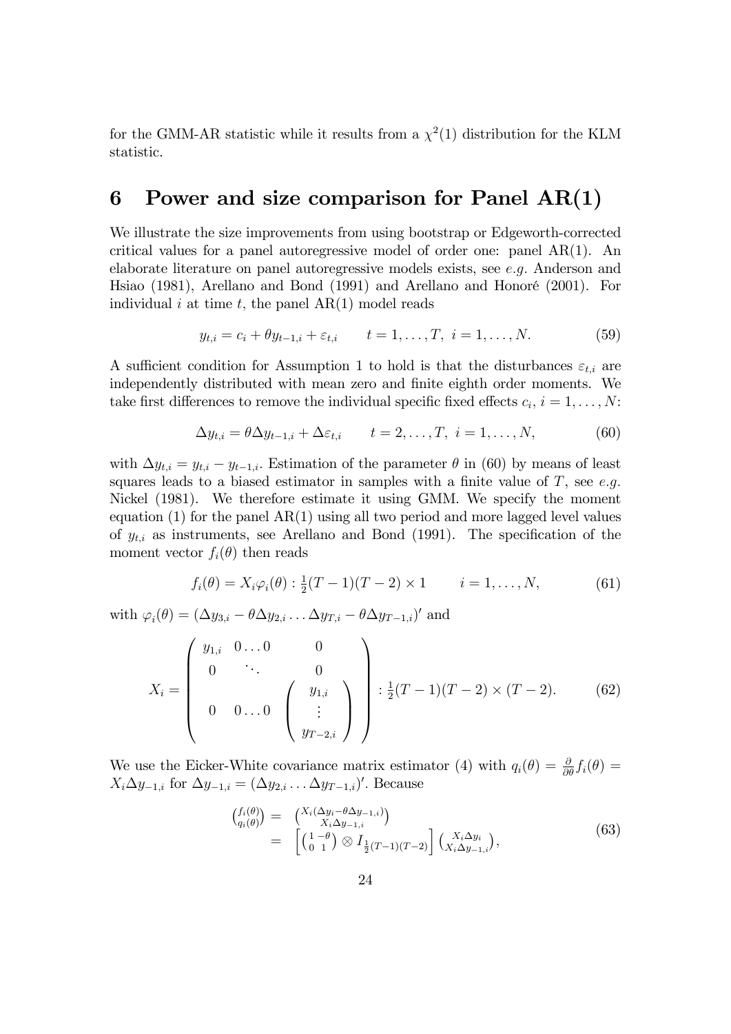for the GMM-AR statistic while it results from a $\chi^2(1)$ distribution for the KLM statistic.

# 6 Power and size comparison for Panel AR(1)

We illustrate the size improvements from using bootstrap or Edgeworth-corrected critical values for a panel autoregressive model of order one: panel AR(1). An elaborate literature on panel autoregressive models exists, see *e.g.* Anderson and Hsiao (1981), Arellano and Bond (1991) and Arellano and Honoré (2001). For individual $i$ at time $t$, the panel AR(1) model reads

$$y_{t,i} = c_i + \theta y_{t-1,i} + \varepsilon_{t,i} \qquad t = 1, \ldots, T, \ i = 1, \ldots, N. \tag{59}$$

A sufficient condition for Assumption 1 to hold is that the disturbances $\varepsilon_{t,i}$ are independently distributed with mean zero and finite eighth order moments. We take first differences to remove the individual specific fixed effects $c_i$, $i = 1, \ldots, N$:

$$\Delta y_{t,i} = \theta \Delta y_{t-1,i} + \Delta \varepsilon_{t,i} \qquad t = 2, \ldots, T, \ i = 1, \ldots, N, \tag{60}$$

with $\Delta y_{t,i} = y_{t,i} - y_{t-1,i}$. Estimation of the parameter $\theta$ in (60) by means of least squares leads to a biased estimator in samples with a finite value of $T$, see *e.g.* Nickel (1981). We therefore estimate it using GMM. We specify the moment equation (1) for the panel AR(1) using all two period and more lagged level values of $y_{t,i}$ as instruments, see Arellano and Bond (1991). The specification of the moment vector $f_i(\theta)$ then reads

$$f_i(\theta) = X_i \varphi_i(\theta) : \tfrac{1}{2}(T-1)(T-2) \times 1 \qquad i = 1, \ldots, N, \tag{61}$$

with $\varphi_i(\theta) = (\Delta y_{3,i} - \theta \Delta y_{2,i} \ldots \Delta y_{T,i} - \theta \Delta y_{T-1,i})'$ and

$$X_i = \begin{pmatrix} y_{1,i} & 0 \ldots 0 & 0 \\ 0 & \ddots & 0 \\ 0 & 0 \ldots 0 & \begin{pmatrix} y_{1,i} \\ \vdots \\ y_{T-2,i} \end{pmatrix} \end{pmatrix} : \tfrac{1}{2}(T-1)(T-2) \times (T-2). \tag{62}$$

We use the Eicker-White covariance matrix estimator (4) with $q_i(\theta) = \frac{\partial}{\partial \theta} f_i(\theta) = X_i \Delta y_{-1,i}$ for $\Delta y_{-1,i} = (\Delta y_{2,i} \ldots \Delta y_{T-1,i})'$. Because

$$\begin{aligned} \begin{pmatrix} f_i(\theta) \\ q_i(\theta) \end{pmatrix} &= \begin{pmatrix} X_i(\Delta y_i - \theta \Delta y_{-1,i}) \\ X_i \Delta y_{-1,i} \end{pmatrix} \\ &= \left[ \begin{pmatrix} 1 & -\theta \\ 0 & 1 \end{pmatrix} \otimes I_{\frac{1}{2}(T-1)(T-2)} \right] \begin{pmatrix} X_i \Delta y_i \\ X_i \Delta y_{-1,i} \end{pmatrix}, \end{aligned} \tag{63}$$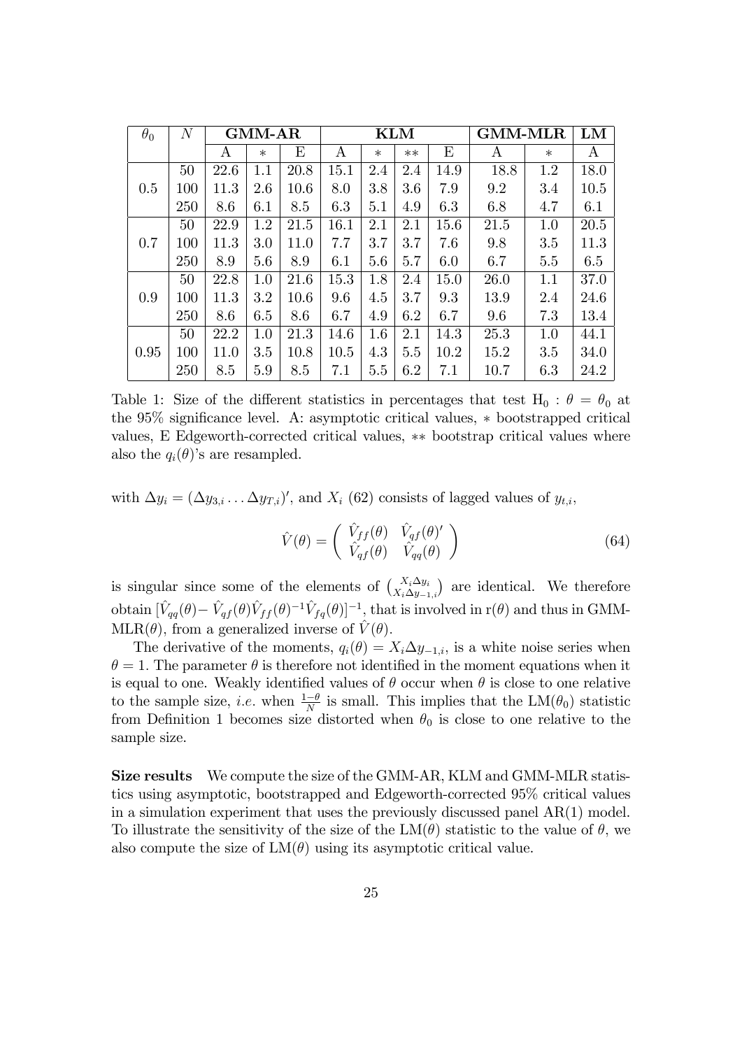| $\theta_0$ | $N$ | **GMM-AR** | | | **KLM** | | | | **GMM-MLR** | | **LM** |
|---|---|---|---|---|---|---|---|---|---|---|---|
| | | A | $*$ | E | A | $*$ | $**$ | E | A | $*$ | A |
| 0.5 | 50 | 22.6 | 1.1 | 20.8 | 15.1 | 2.4 | 2.4 | 14.9 | 18.8 | 1.2 | 18.0 |
| | 100 | 11.3 | 2.6 | 10.6 | 8.0 | 3.8 | 3.6 | 7.9 | 9.2 | 3.4 | 10.5 |
| | 250 | 8.6 | 6.1 | 8.5 | 6.3 | 5.1 | 4.9 | 6.3 | 6.8 | 4.7 | 6.1 |
| 0.7 | 50 | 22.9 | 1.2 | 21.5 | 16.1 | 2.1 | 2.1 | 15.6 | 21.5 | 1.0 | 20.5 |
| | 100 | 11.3 | 3.0 | 11.0 | 7.7 | 3.7 | 3.7 | 7.6 | 9.8 | 3.5 | 11.3 |
| | 250 | 8.9 | 5.6 | 8.9 | 6.1 | 5.6 | 5.7 | 6.0 | 6.7 | 5.5 | 6.5 |
| 0.9 | 50 | 22.8 | 1.0 | 21.6 | 15.3 | 1.8 | 2.4 | 15.0 | 26.0 | 1.1 | 37.0 |
| | 100 | 11.3 | 3.2 | 10.6 | 9.6 | 4.5 | 3.7 | 9.3 | 13.9 | 2.4 | 24.6 |
| | 250 | 8.6 | 6.5 | 8.6 | 6.7 | 4.9 | 6.2 | 6.7 | 9.6 | 7.3 | 13.4 |
| 0.95 | 50 | 22.2 | 1.0 | 21.3 | 14.6 | 1.6 | 2.1 | 14.3 | 25.3 | 1.0 | 44.1 |
| | 100 | 11.0 | 3.5 | 10.8 | 10.5 | 4.3 | 5.5 | 10.2 | 15.2 | 3.5 | 34.0 |
| | 250 | 8.5 | 5.9 | 8.5 | 7.1 | 5.5 | 6.2 | 7.1 | 10.7 | 6.3 | 24.2 |

Table 1: Size of the different statistics in percentages that test $\text{H}_0 : \theta = \theta_0$ at the 95% significance level. A: asymptotic critical values, $*$ bootstrapped critical values, E Edgeworth-corrected critical values, $**$ bootstrap critical values where also the $q_i(\theta)$'s are resampled.

with $\Delta y_i = (\Delta y_{3,i} \ldots \Delta y_{T,i})'$, and $X_i$ (62) consists of lagged values of $y_{t,i}$,

$$\hat{V}(\theta) = \begin{pmatrix} \hat{V}_{ff}(\theta) & \hat{V}_{qf}(\theta)' \\ \hat{V}_{qf}(\theta) & \hat{V}_{qq}(\theta) \end{pmatrix} \tag{64}$$

is singular since some of the elements of $\binom{X_i \Delta y_i}{X_i \Delta y_{-1,i}}$ are identical. We therefore obtain $[\hat{V}_{qq}(\theta) - \hat{V}_{qf}(\theta)\hat{V}_{ff}(\theta)^{-1}\hat{V}_{fq}(\theta)]^{-1}$, that is involved in $\text{r}(\theta)$ and thus in GMM-MLR$(\theta)$, from a generalized inverse of $\hat{V}(\theta)$.

The derivative of the moments, $q_i(\theta) = X_i \Delta y_{-1,i}$, is a white noise series when $\theta = 1$. The parameter $\theta$ is therefore not identified in the moment equations when it is equal to one. Weakly identified values of $\theta$ occur when $\theta$ is close to one relative to the sample size, *i.e.* when $\frac{1-\theta}{N}$ is small. This implies that the LM$(\theta_0)$ statistic from Definition 1 becomes size distorted when $\theta_0$ is close to one relative to the sample size.

**Size results** We compute the size of the GMM-AR, KLM and GMM-MLR statistics using asymptotic, bootstrapped and Edgeworth-corrected 95% critical values in a simulation experiment that uses the previously discussed panel AR(1) model. To illustrate the sensitivity of the size of the LM$(\theta)$ statistic to the value of $\theta$, we also compute the size of LM$(\theta)$ using its asymptotic critical value.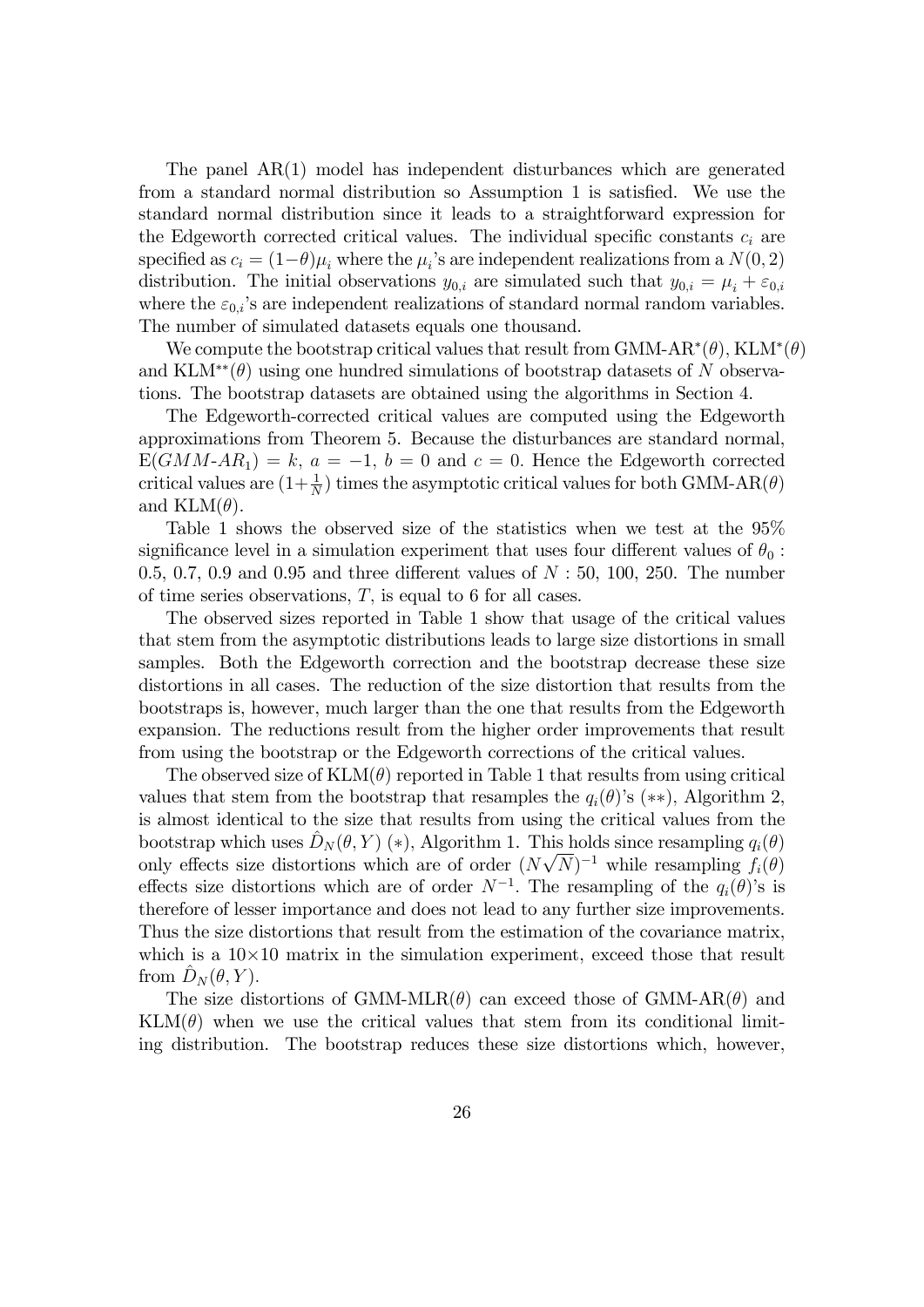The panel AR(1) model has independent disturbances which are generated from a standard normal distribution so Assumption 1 is satisfied. We use the standard normal distribution since it leads to a straightforward expression for the Edgeworth corrected critical values. The individual specific constants $c_i$ are specified as $c_i = (1-\theta)\mu_i$ where the $\mu_i$'s are independent realizations from a $N(0, 2)$ distribution. The initial observations $y_{0,i}$ are simulated such that $y_{0,i} = \mu_i + \varepsilon_{0,i}$ where the $\varepsilon_{0,i}$'s are independent realizations of standard normal random variables. The number of simulated datasets equals one thousand.

We compute the bootstrap critical values that result from GMM-AR$^*(\theta)$, KLM$^*(\theta)$ and KLM$^{**}(\theta)$ using one hundred simulations of bootstrap datasets of $N$ observations. The bootstrap datasets are obtained using the algorithms in Section 4.

The Edgeworth-corrected critical values are computed using the Edgeworth approximations from Theorem 5. Because the disturbances are standard normal, $\mathrm{E}(GMM\text{-}AR_1) = k$, $a = -1$, $b = 0$ and $c = 0$. Hence the Edgeworth corrected critical values are $(1+\frac{1}{N})$ times the asymptotic critical values for both GMM-AR$(\theta)$ and KLM$(\theta)$.

Table 1 shows the observed size of the statistics when we test at the 95% significance level in a simulation experiment that uses four different values of $\theta_0$ : 0.5, 0.7, 0.9 and 0.95 and three different values of $N$ : 50, 100, 250. The number of time series observations, $T$, is equal to 6 for all cases.

The observed sizes reported in Table 1 show that usage of the critical values that stem from the asymptotic distributions leads to large size distortions in small samples. Both the Edgeworth correction and the bootstrap decrease these size distortions in all cases. The reduction of the size distortion that results from the bootstraps is, however, much larger than the one that results from the Edgeworth expansion. The reductions result from the higher order improvements that result from using the bootstrap or the Edgeworth corrections of the critical values.

The observed size of KLM$(\theta)$ reported in Table 1 that results from using critical values that stem from the bootstrap that resamples the $q_i(\theta)$'s ($**$), Algorithm 2, is almost identical to the size that results from using the critical values from the bootstrap which uses $\hat{D}_N(\theta, Y)$ ($*$), Algorithm 1. This holds since resampling $q_i(\theta)$ only effects size distortions which are of order $(N\sqrt{N})^{-1}$ while resampling $f_i(\theta)$ effects size distortions which are of order $N^{-1}$. The resampling of the $q_i(\theta)$'s is therefor of lesser importance and does not lead to any further size improvements. Thus the size distortions that result from the estimation of the covariance matrix, which is a $10\times10$ matrix in the simulation experiment, exceed those that result from $\hat{D}_N(\theta, Y)$.

The size distortions of GMM-MLR$(\theta)$ can exceed those of GMM-AR$(\theta)$ and KLM$(\theta)$ when we use the critical values that stem from its conditional limiting distribution. The bootstrap reduces these size distortions which, however,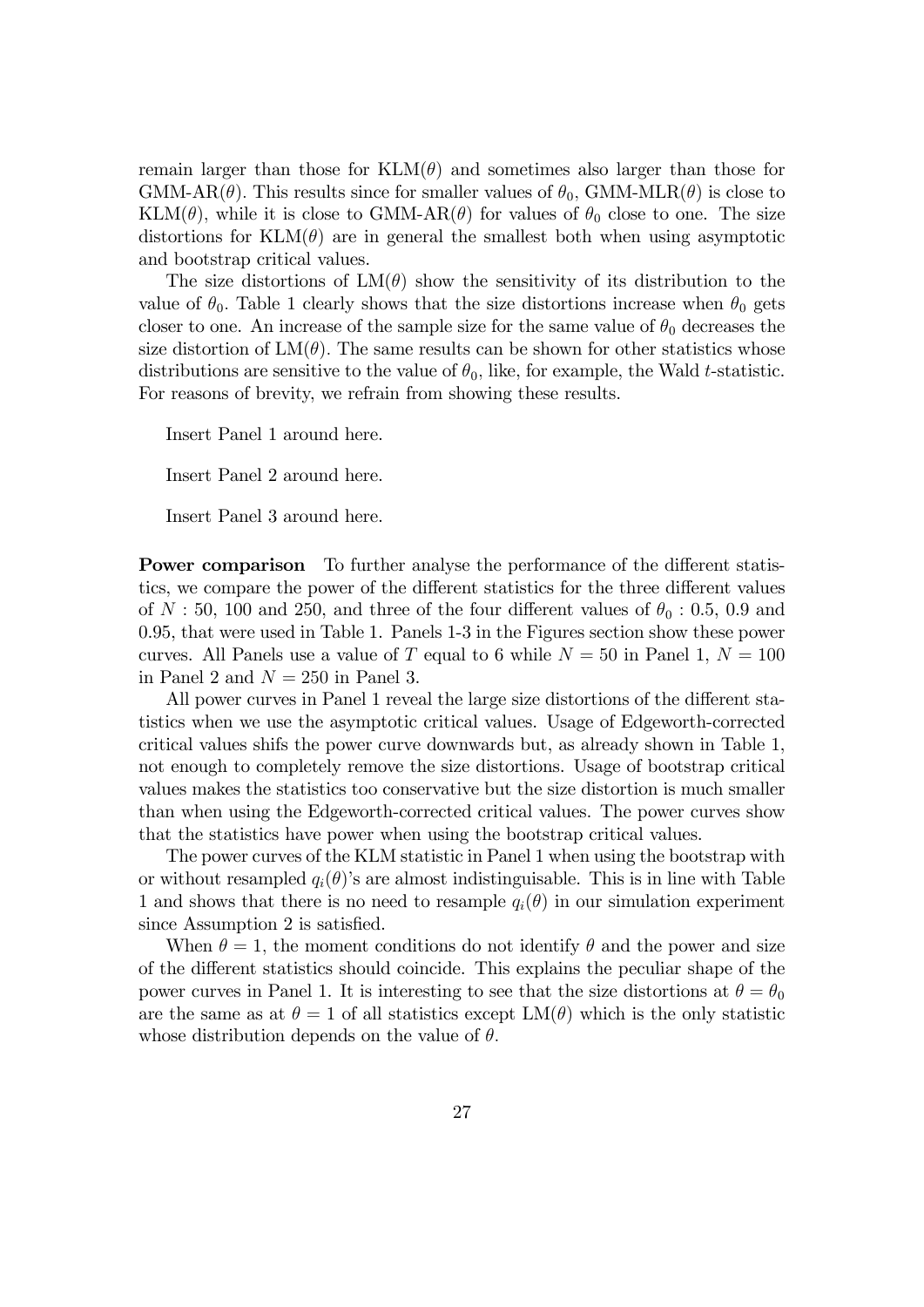remain larger than those for KLM($\theta$) and sometimes also larger than those for GMM-AR($\theta$). This results since for smaller values of $\theta_0$, GMM-MLR($\theta$) is close to KLM($\theta$), while it is close to GMM-AR($\theta$) for values of $\theta_0$ close to one. The size distortions for KLM($\theta$) are in general the smallest both when using asymptotic and bootstrap critical values.

The size distortions of LM($\theta$) show the sensitivity of its distribution to the value of $\theta_0$. Table 1 clearly shows that the size distortions increase when $\theta_0$ gets closer to one. An increase of the sample size for the same value of $\theta_0$ decreases the size distortion of LM($\theta$). The same results can be shown for other statistics whose distributions are sensitive to the value of $\theta_0$, like, for example, the Wald $t$-statistic. For reasons of brevity, we refrain from showing these results.

Insert Panel 1 around here.

Insert Panel 2 around here.

Insert Panel 3 around here.

**Power comparison** To further analyse the performance of the different statistics, we compare the power of the different statistics for the three different values of $N$ : 50, 100 and 250, and three of the four different values of $\theta_0$ : 0.5, 0.9 and 0.95, that were used in Table 1. Panels 1-3 in the Figures section show these power curves. All Panels use a value of $T$ equal to 6 while $N = 50$ in Panel 1, $N = 100$ in Panel 2 and $N = 250$ in Panel 3.

All power curves in Panel 1 reveal the large size distortions of the different statistics when we use the asymptotic critical values. Usage of Edgeworth-corrected critical values shifs the power curve downwards but, as already shown in Table 1, not enough to completely remove the size distortions. Usage of bootstrap critical values makes the statistics too conservative but the size distortion is much smaller than when using the Edgeworth-corrected critical values. The power curves show that the statistics have power when using the bootstrap critical values.

The power curves of the KLM statistic in Panel 1 when using the bootstrap with or without resampled $q_i(\theta)$'s are almost indistinguisable. This is in line with Table 1 and shows that there is no need to resample $q_i(\theta)$ in our simulation experiment since Assumption 2 is satisfied.

When $\theta = 1$, the moment conditions do not identify $\theta$ and the power and size of the different statistics should coincide. This explains the peculiar shape of the power curves in Panel 1. It is interesting to see that the size distortions at $\theta = \theta_0$ are the same as at $\theta = 1$ of all statistics except LM($\theta$) which is the only statistic whose distribution depends on the value of $\theta$.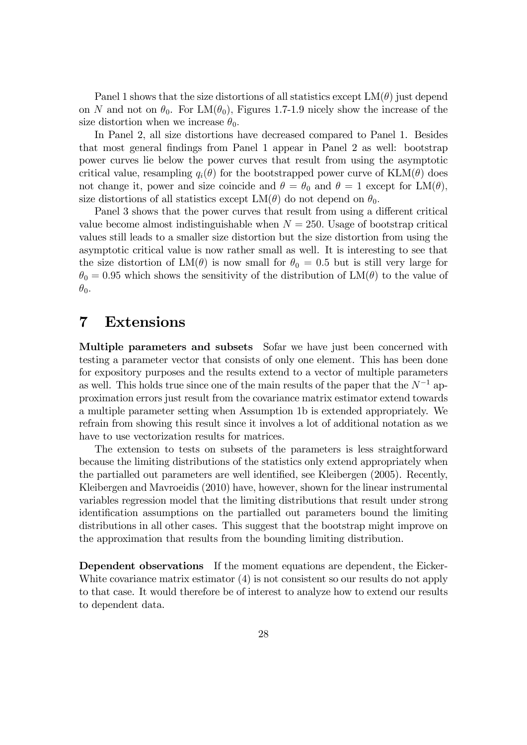Panel 1 shows that the size distortions of all statistics except $\text{LM}(\theta)$ just depend on $N$ and not on $\theta_0$. For $\text{LM}(\theta_0)$, Figures 1.7-1.9 nicely show the increase of the size distortion when we increase $\theta_0$.

In Panel 2, all size distortions have decreased compared to Panel 1. Besides that most general findings from Panel 1 appear in Panel 2 as well: bootstrap power curves lie below the power curves that result from using the asymptotic critical value, resampling $q_i(\theta)$ for the bootstrapped power curve of $\text{KLM}(\theta)$ does not change it, power and size coincide and $\theta = \theta_0$ and $\theta = 1$ except for $\text{LM}(\theta)$, size distortions of all statistics except $\text{LM}(\theta)$ do not depend on $\theta_0$.

Panel 3 shows that the power curves that result from using a different critical value become almost indistinguishable when $N = 250$. Usage of bootstrap critical values still leads to a smaller size distortion but the size distortion from using the asymptotic critical value is now rather small as well. It is interesting to see that the size distortion of $\text{LM}(\theta)$ is now small for $\theta_0 = 0.5$ but is still very large for $\theta_0 = 0.95$ which shows the sensitivity of the distribution of $\text{LM}(\theta)$ to the value of $\theta_0$.

# 7 Extensions

**Multiple parameters and subsets** Sofar we have just been concerned with testing a parameter vector that consists of only one element. This has been done for expository purposes and the results extend to a vector of multiple parameters as well. This holds true since one of the main results of the paper that the $N^{-1}$ approximation errors just result from the covariance matrix estimator extend towards a multiple parameter setting when Assumption 1b is extended appropriately. We refrain from showing this result since it involves a lot of additional notation as we have to use vectorization results for matrices.

The extension to tests on subsets of the parameters is less straightforward because the limiting distributions of the statistics only extend appropriately when the partialled out parameters are well identified, see Kleibergen (2005). Recently, Kleibergen and Mavroeidis (2010) have, however, shown for the linear instrumental variables regression model that the limiting distributions that result under strong identification assumptions on the partialled out parameters bound the limiting distributions in all other cases. This suggest that the bootstrap might improve on the approximation that results from the bounding limiting distribution.

**Dependent observations** If the moment equations are dependent, the Eicker-White covariance matrix estimator (4) is not consistent so our results do not apply to that case. It would therefore be of interest to analyze how to extend our results to dependent data.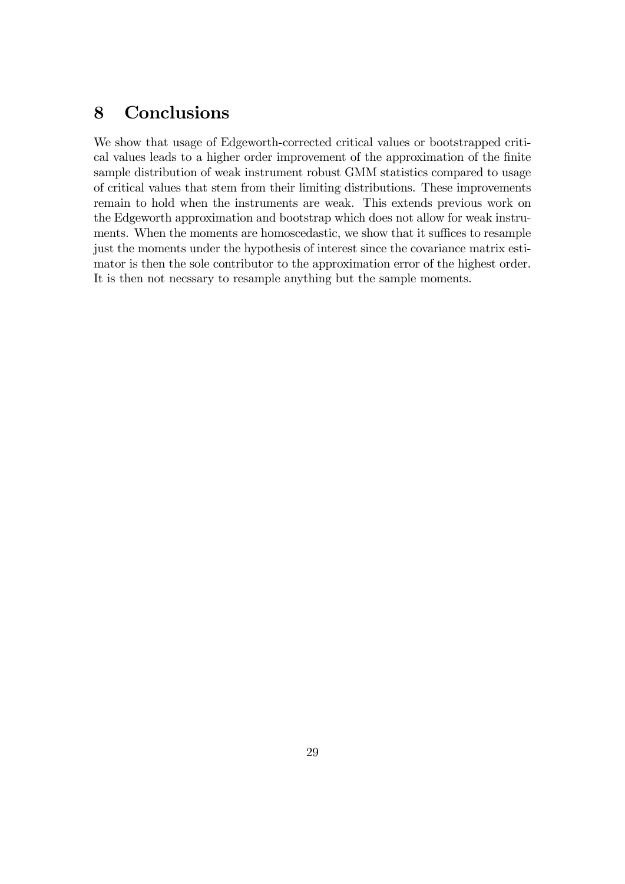## 8 Conclusions

We show that usage of Edgeworth-corrected critical values or bootstrapped critical values leads to a higher order improvement of the approximation of the finite sample distribution of weak instrument robust GMM statistics compared to usage of critical values that stem from their limiting distributions. These improvements remain to hold when the instruments are weak. This extends previous work on the Edgeworth approximation and bootstrap which does not allow for weak instruments. When the moments are homoscedastic, we show that it suffices to resample just the moments under the hypothesis of interest since the covariance matrix estimator is then the sole contributor to the approximation error of the highest order. It is then not necssary to resample anything but the sample moments.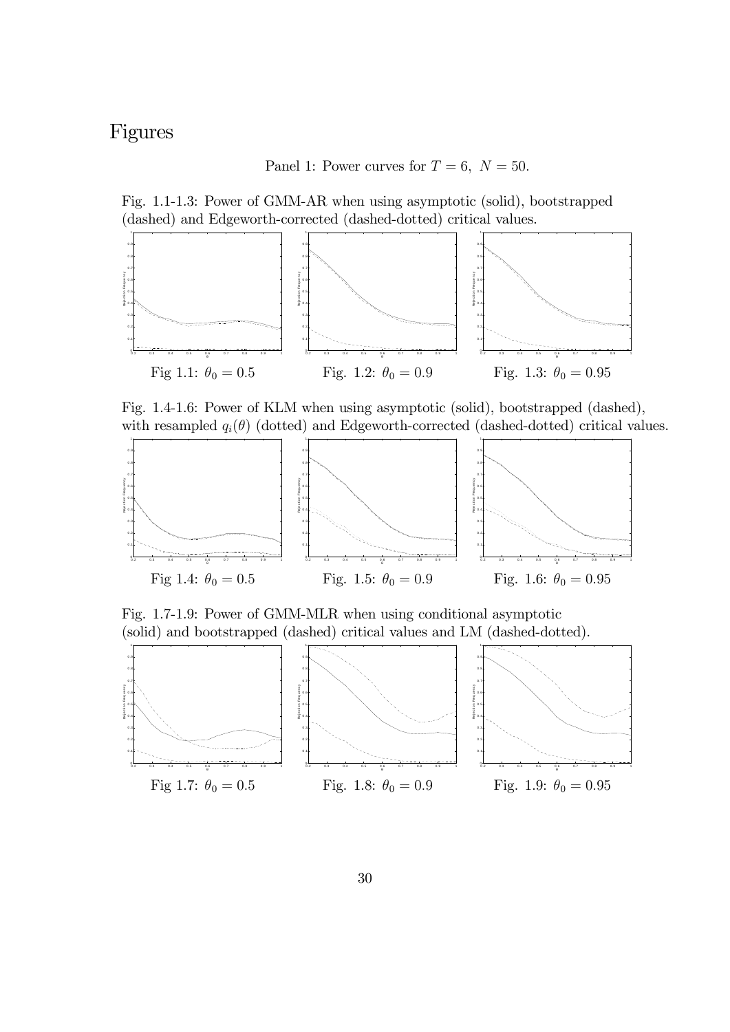# Figures

Panel 1: Power curves for $T = 6,\ N = 50$.

Fig. 1.1-1.3: Power of GMM-AR when using asymptotic (solid), bootstrapped (dashed) and Edgeworth-corrected (dashed-dotted) critical values.

Fig 1.1: $\theta_0 = 0.5$

Fig. 1.2: $\theta_0 = 0.9$

Fig. 1.3: $\theta_0 = 0.95$

Fig. 1.4-1.6: Power of KLM when using asymptotic (solid), bootstrapped (dashed), with resampled $q_i(\theta)$ (dotted) and Edgeworth-corrected (dashed-dotted) critical values.

Fig 1.4: $\theta_0 = 0.5$

Fig. 1.5: $\theta_0 = 0.9$

Fig. 1.6: $\theta_0 = 0.95$

Fig. 1.7-1.9: Power of GMM-MLR when using conditional asymptotic (solid) and bootstrapped (dashed) critical values and LM (dashed-dotted).

Fig 1.7: $\theta_0 = 0.5$

Fig. 1.8: $\theta_0 = 0.9$

Fig. 1.9: $\theta_0 = 0.95$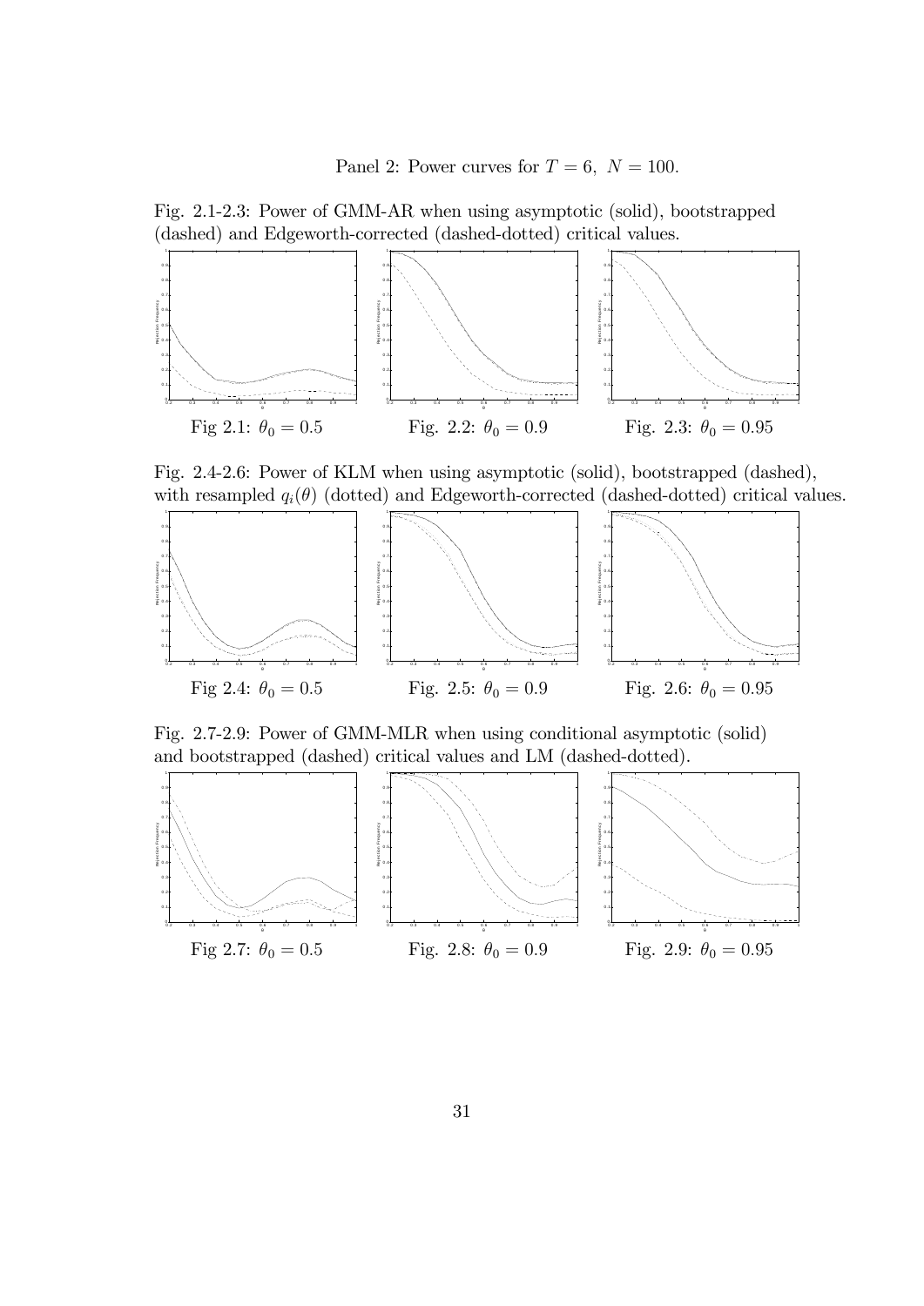Panel 2: Power curves for $T = 6$, $N = 100$.

Fig. 2.1-2.3: Power of GMM-AR when using asymptotic (solid), bootstrapped (dashed) and Edgeworth-corrected (dashed-dotted) critical values.

Fig 2.1: $\theta_0 = 0.5$ Fig. 2.2: $\theta_0 = 0.9$ Fig. 2.3: $\theta_0 = 0.95$

Fig. 2.4-2.6: Power of KLM when using asymptotic (solid), bootstrapped (dashed), with resampled $q_i(\theta)$ (dotted) and Edgeworth-corrected (dashed-dotted) critical values.

Fig 2.4: $\theta_0 = 0.5$ Fig. 2.5: $\theta_0 = 0.9$ Fig. 2.6: $\theta_0 = 0.95$

Fig. 2.7-2.9: Power of GMM-MLR when using conditional asymptotic (solid) and bootstrapped (dashed) critical values and LM (dashed-dotted).

Fig 2.7: $\theta_0 = 0.5$ Fig. 2.8: $\theta_0 = 0.9$ Fig. 2.9: $\theta_0 = 0.95$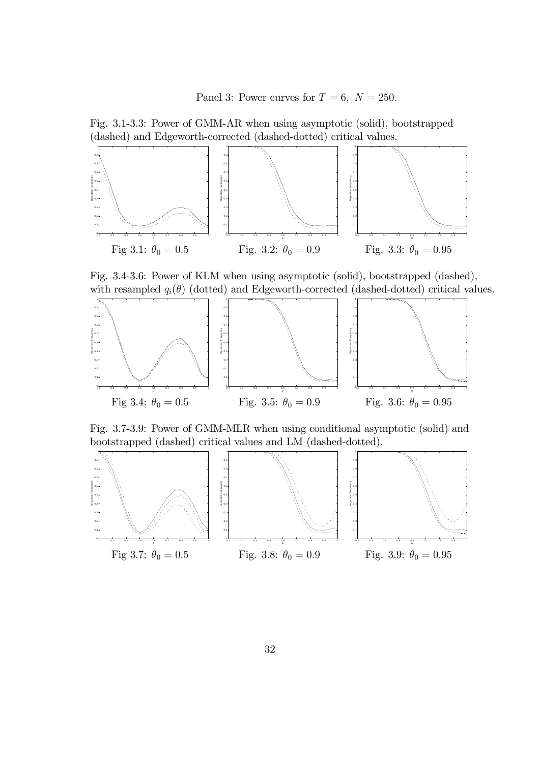Panel 3: Power curves for $T = 6,\ N = 250$.

Fig. 3.1-3.3: Power of GMM-AR when using asymptotic (solid), bootstrapped (dashed) and Edgeworth-corrected (dashed-dotted) critical values.

Fig 3.1: $\theta_0 = 0.5$

Fig. 3.2: $\theta_0 = 0.9$

Fig. 3.3: $\theta_0 = 0.95$

Fig. 3.4-3.6: Power of KLM when using asymptotic (solid), bootstrapped (dashed), with resampled $q_i(\theta)$ (dotted) and Edgeworth-corrected (dashed-dotted) critical values.

Fig 3.4: $\theta_0 = 0.5$

Fig. 3.5: $\theta_0 = 0.9$

Fig. 3.6: $\theta_0 = 0.95$

Fig. 3.7-3.9: Power of GMM-MLR when using conditional asymptotic (solid) and bootstrapped (dashed) critical values and LM (dashed-dotted).

Fig 3.7: $\theta_0 = 0.5$

Fig. 3.8: $\theta_0 = 0.9$

Fig. 3.9: $\theta_0 = 0.95$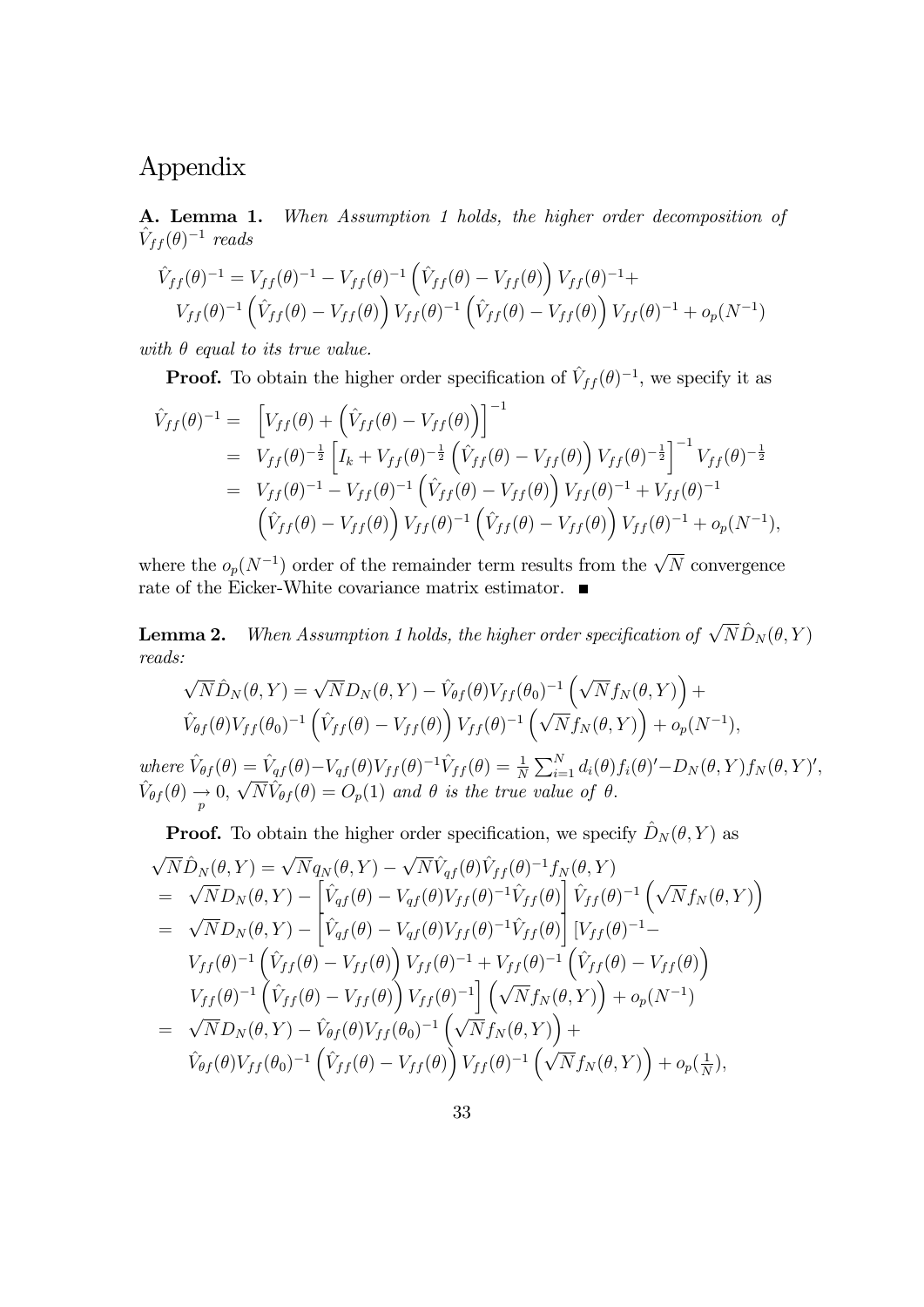# Appendix

**A. Lemma 1.** *When Assumption 1 holds, the higher order decomposition of $\hat{V}_{ff}(\theta)^{-1}$ reads*

$$
\begin{aligned}
&\hat{V}_{ff}(\theta)^{-1} = V_{ff}(\theta)^{-1} - V_{ff}(\theta)^{-1}\left(\hat{V}_{ff}(\theta) - V_{ff}(\theta)\right)V_{ff}(\theta)^{-1} + \\
&\quad V_{ff}(\theta)^{-1}\left(\hat{V}_{ff}(\theta) - V_{ff}(\theta)\right)V_{ff}(\theta)^{-1}\left(\hat{V}_{ff}(\theta) - V_{ff}(\theta)\right)V_{ff}(\theta)^{-1} + o_p(N^{-1})
\end{aligned}
$$

*with $\theta$ equal to its true value.*

**Proof.** To obtain the higher order specification of $\hat{V}_{ff}(\theta)^{-1}$, we specify it as

$$
\begin{aligned}
\hat{V}_{ff}(\theta)^{-1} = &\left[V_{ff}(\theta) + \left(\hat{V}_{ff}(\theta) - V_{ff}(\theta)\right)\right]^{-1} \\
= &\ V_{ff}(\theta)^{-\frac{1}{2}}\left[I_k + V_{ff}(\theta)^{-\frac{1}{2}}\left(\hat{V}_{ff}(\theta) - V_{ff}(\theta)\right)V_{ff}(\theta)^{-\frac{1}{2}}\right]^{-1}V_{ff}(\theta)^{-\frac{1}{2}} \\
= &\ V_{ff}(\theta)^{-1} - V_{ff}(\theta)^{-1}\left(\hat{V}_{ff}(\theta) - V_{ff}(\theta)\right)V_{ff}(\theta)^{-1} + V_{ff}(\theta)^{-1} \\
&\left(\hat{V}_{ff}(\theta) - V_{ff}(\theta)\right)V_{ff}(\theta)^{-1}\left(\hat{V}_{ff}(\theta) - V_{ff}(\theta)\right)V_{ff}(\theta)^{-1} + o_p(N^{-1}),
\end{aligned}
$$

where the $o_p(N^{-1})$ order of the remainder term results from the $\sqrt{N}$ convergence rate of the Eicker-White covariance matrix estimator. ■

**Lemma 2.** *When Assumption 1 holds, the higher order specification of $\sqrt{N}\hat{D}_N(\theta, Y)$ reads:*

$$
\begin{aligned}
&\sqrt{N}\hat{D}_N(\theta, Y) = \sqrt{N}D_N(\theta, Y) - \hat{V}_{\theta f}(\theta)V_{ff}(\theta_0)^{-1}\left(\sqrt{N}f_N(\theta, Y)\right) + \\
&\hat{V}_{\theta f}(\theta)V_{ff}(\theta_0)^{-1}\left(\hat{V}_{ff}(\theta) - V_{ff}(\theta)\right)V_{ff}(\theta)^{-1}\left(\sqrt{N}f_N(\theta, Y)\right) + o_p(N^{-1}),
\end{aligned}
$$

*where $\hat{V}_{\theta f}(\theta) = \hat{V}_{qf}(\theta) - V_{qf}(\theta)V_{ff}(\theta)^{-1}\hat{V}_{ff}(\theta) = \frac{1}{N}\sum_{i=1}^{N} d_i(\theta)f_i(\theta)' - D_N(\theta, Y)f_N(\theta, Y)'$, $\hat{V}_{\theta f}(\theta) \underset{p}{\rightarrow} 0$, $\sqrt{N}\hat{V}_{\theta f}(\theta) = O_p(1)$ and $\theta$ is the true value of $\theta$.*

**Proof.** To obtain the higher order specification, we specify $\hat{D}_N(\theta, Y)$ as

$$
\begin{aligned}
&\sqrt{N}\hat{D}_N(\theta, Y) = \sqrt{N}q_N(\theta, Y) - \sqrt{N}\hat{V}_{qf}(\theta)\hat{V}_{ff}(\theta)^{-1}f_N(\theta, Y) \\
= &\ \sqrt{N}D_N(\theta, Y) - \left[\hat{V}_{qf}(\theta) - V_{qf}(\theta)V_{ff}(\theta)^{-1}\hat{V}_{ff}(\theta)\right]\hat{V}_{ff}(\theta)^{-1}\left(\sqrt{N}f_N(\theta, Y)\right) \\
= &\ \sqrt{N}D_N(\theta, Y) - \left[\hat{V}_{qf}(\theta) - V_{qf}(\theta)V_{ff}(\theta)^{-1}\hat{V}_{ff}(\theta)\right][V_{ff}(\theta)^{-1} - \\
&\ V_{ff}(\theta)^{-1}\left(\hat{V}_{ff}(\theta) - V_{ff}(\theta)\right)V_{ff}(\theta)^{-1} + V_{ff}(\theta)^{-1}\left(\hat{V}_{ff}(\theta) - V_{ff}(\theta)\right) \\
&\ V_{ff}(\theta)^{-1}\left(\hat{V}_{ff}(\theta) - V_{ff}(\theta)\right)V_{ff}(\theta)^{-1}\Big]\left(\sqrt{N}f_N(\theta, Y)\right) + o_p(N^{-1}) \\
= &\ \sqrt{N}D_N(\theta, Y) - \hat{V}_{\theta f}(\theta)V_{ff}(\theta_0)^{-1}\left(\sqrt{N}f_N(\theta, Y)\right) + \\
&\ \hat{V}_{\theta f}(\theta)V_{ff}(\theta_0)^{-1}\left(\hat{V}_{ff}(\theta) - V_{ff}(\theta)\right)V_{ff}(\theta)^{-1}\left(\sqrt{N}f_N(\theta, Y)\right) + o_p(\tfrac{1}{N}),
\end{aligned}
$$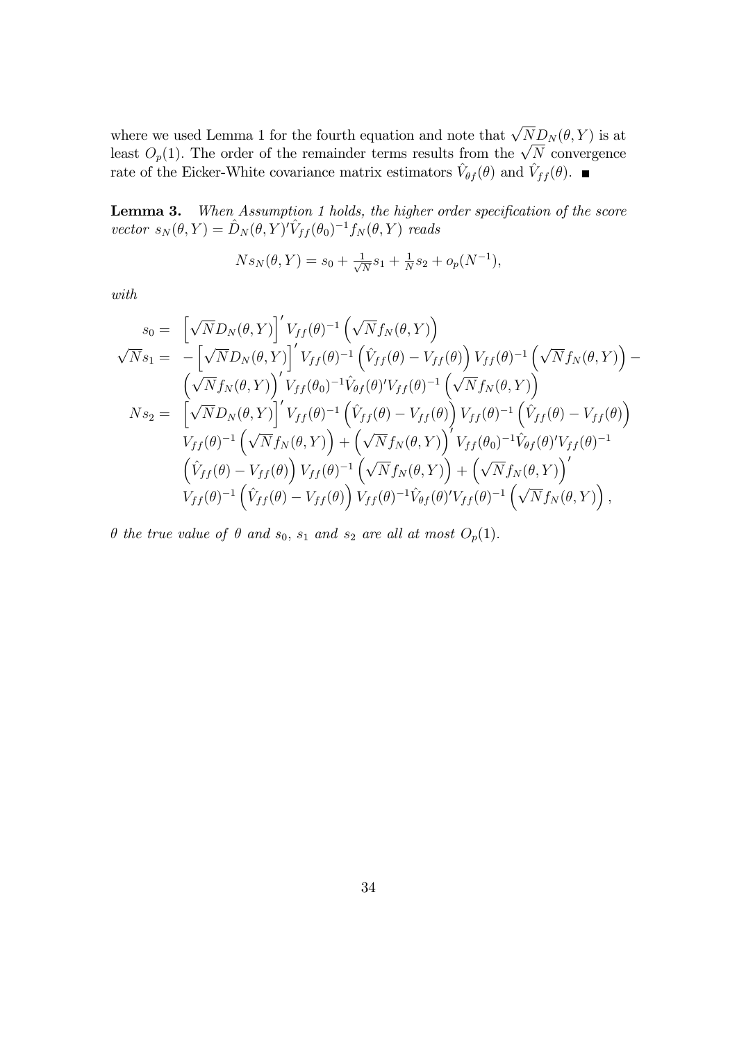where we used Lemma 1 for the fourth equation and note that $\sqrt{N}D_N(\theta,Y)$ is at least $O_p(1)$. The order of the remainder terms results from the $\sqrt{N}$ convergence rate of the Eicker-White covariance matrix estimators $\hat{V}_{\theta f}(\theta)$ and $\hat{V}_{ff}(\theta)$. ■

**Lemma 3.** *When Assumption 1 holds, the higher order specification of the score vector $s_N(\theta,Y) = \hat{D}_N(\theta,Y)'\hat{V}_{ff}(\theta_0)^{-1}f_N(\theta,Y)$ reads*

$$Ns_N(\theta,Y) = s_0 + \tfrac{1}{\sqrt{N}}s_1 + \tfrac{1}{N}s_2 + o_p(N^{-1}),$$

*with*

$$
\begin{aligned}
s_0 =&\ \left[\sqrt{N}D_N(\theta,Y)\right]' V_{ff}(\theta)^{-1}\left(\sqrt{N}f_N(\theta,Y)\right) \\
\sqrt{N}s_1 =&\ -\left[\sqrt{N}D_N(\theta,Y)\right]' V_{ff}(\theta)^{-1}\left(\hat{V}_{ff}(\theta)-V_{ff}(\theta)\right)V_{ff}(\theta)^{-1}\left(\sqrt{N}f_N(\theta,Y)\right) - \\
&\left(\sqrt{N}f_N(\theta,Y)\right)' V_{ff}(\theta_0)^{-1}\hat{V}_{\theta f}(\theta)'V_{ff}(\theta)^{-1}\left(\sqrt{N}f_N(\theta,Y)\right) \\
Ns_2 =&\ \left[\sqrt{N}D_N(\theta,Y)\right]' V_{ff}(\theta)^{-1}\left(\hat{V}_{ff}(\theta)-V_{ff}(\theta)\right)V_{ff}(\theta)^{-1}\left(\hat{V}_{ff}(\theta)-V_{ff}(\theta)\right) \\
&V_{ff}(\theta)^{-1}\left(\sqrt{N}f_N(\theta,Y)\right) + \left(\sqrt{N}f_N(\theta,Y)\right)' V_{ff}(\theta_0)^{-1}\hat{V}_{\theta f}(\theta)'V_{ff}(\theta)^{-1} \\
&\left(\hat{V}_{ff}(\theta)-V_{ff}(\theta)\right)V_{ff}(\theta)^{-1}\left(\sqrt{N}f_N(\theta,Y)\right) + \left(\sqrt{N}f_N(\theta,Y)\right)' \\
&V_{ff}(\theta)^{-1}\left(\hat{V}_{ff}(\theta)-V_{ff}(\theta)\right)V_{ff}(\theta)^{-1}\hat{V}_{\theta f}(\theta)'V_{ff}(\theta)^{-1}\left(\sqrt{N}f_N(\theta,Y)\right),
\end{aligned}
$$

*$\theta$ the true value of $\theta$ and $s_0$, $s_1$ and $s_2$ are all at most $O_p(1)$.*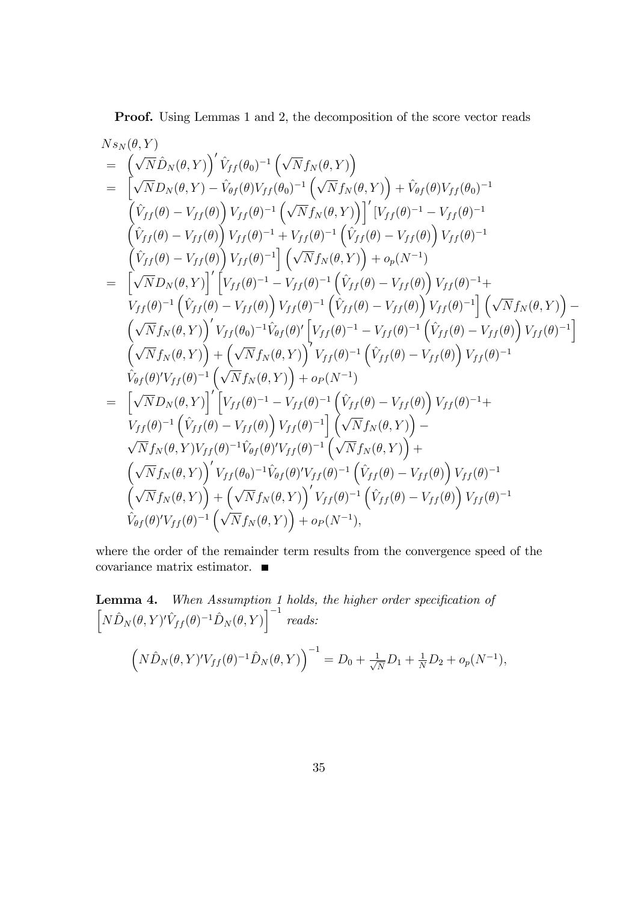**Proof.** Using Lemmas 1 and 2, the decomposition of the score vector reads

$$
\begin{aligned}
& N s_N(\theta, Y) \\
= & \left(\sqrt{N}\hat{D}_N(\theta,Y)\right)' \hat{V}_{ff}(\theta_0)^{-1}\left(\sqrt{N} f_N(\theta,Y)\right) \\
= & \left[\sqrt{N} D_N(\theta,Y) - \hat{V}_{\theta f}(\theta) V_{ff}(\theta_0)^{-1}\left(\sqrt{N} f_N(\theta,Y)\right) + \hat{V}_{\theta f}(\theta) V_{ff}(\theta_0)^{-1}\right. \\
& \left.\left(\hat{V}_{ff}(\theta) - V_{ff}(\theta)\right) V_{ff}(\theta)^{-1}\left(\sqrt{N} f_N(\theta,Y)\right)\right]' [V_{ff}(\theta)^{-1} - V_{ff}(\theta)^{-1} \\
& \left(\hat{V}_{ff}(\theta) - V_{ff}(\theta)\right) V_{ff}(\theta)^{-1} + V_{ff}(\theta)^{-1}\left(\hat{V}_{ff}(\theta) - V_{ff}(\theta)\right) V_{ff}(\theta)^{-1} \\
& \left.\left(\hat{V}_{ff}(\theta) - V_{ff}(\theta)\right) V_{ff}(\theta)^{-1}\right]\left(\sqrt{N} f_N(\theta,Y)\right) + o_p(N^{-1}) \\
= & \left[\sqrt{N} D_N(\theta,Y)\right]' \left[V_{ff}(\theta)^{-1} - V_{ff}(\theta)^{-1}\left(\hat{V}_{ff}(\theta) - V_{ff}(\theta)\right) V_{ff}(\theta)^{-1} + \right. \\
& \left. V_{ff}(\theta)^{-1}\left(\hat{V}_{ff}(\theta) - V_{ff}(\theta)\right) V_{ff}(\theta)^{-1}\left(\hat{V}_{ff}(\theta) - V_{ff}(\theta)\right) V_{ff}(\theta)^{-1}\right]\left(\sqrt{N} f_N(\theta,Y)\right) - \\
& \left(\sqrt{N} f_N(\theta,Y)\right)' V_{ff}(\theta_0)^{-1}\hat{V}_{\theta f}(\theta)'\left[V_{ff}(\theta)^{-1} - V_{ff}(\theta)^{-1}\left(\hat{V}_{ff}(\theta) - V_{ff}(\theta)\right) V_{ff}(\theta)^{-1}\right] \\
& \left(\sqrt{N} f_N(\theta,Y)\right) + \left(\sqrt{N} f_N(\theta,Y)\right)' V_{ff}(\theta)^{-1}\left(\hat{V}_{ff}(\theta) - V_{ff}(\theta)\right) V_{ff}(\theta)^{-1} \\
& \hat{V}_{\theta f}(\theta)' V_{ff}(\theta)^{-1}\left(\sqrt{N} f_N(\theta,Y)\right) + o_P(N^{-1}) \\
= & \left[\sqrt{N} D_N(\theta,Y)\right]' \left[V_{ff}(\theta)^{-1} - V_{ff}(\theta)^{-1}\left(\hat{V}_{ff}(\theta) - V_{ff}(\theta)\right) V_{ff}(\theta)^{-1} + \right. \\
& \left. V_{ff}(\theta)^{-1}\left(\hat{V}_{ff}(\theta) - V_{ff}(\theta)\right) V_{ff}(\theta)^{-1}\right]\left(\sqrt{N} f_N(\theta,Y)\right) - \\
& \sqrt{N} f_N(\theta,Y) V_{ff}(\theta)^{-1}\hat{V}_{\theta f}(\theta)' V_{ff}(\theta)^{-1}\left(\sqrt{N} f_N(\theta,Y)\right) + \\
& \left(\sqrt{N} f_N(\theta,Y)\right)' V_{ff}(\theta_0)^{-1}\hat{V}_{\theta f}(\theta)' V_{ff}(\theta)^{-1}\left(\hat{V}_{ff}(\theta) - V_{ff}(\theta)\right) V_{ff}(\theta)^{-1} \\
& \left(\sqrt{N} f_N(\theta,Y)\right) + \left(\sqrt{N} f_N(\theta,Y)\right)' V_{ff}(\theta)^{-1}\left(\hat{V}_{ff}(\theta) - V_{ff}(\theta)\right) V_{ff}(\theta)^{-1} \\
& \hat{V}_{\theta f}(\theta)' V_{ff}(\theta)^{-1}\left(\sqrt{N} f_N(\theta,Y)\right) + o_P(N^{-1}),
\end{aligned}
$$

where the order of the remainder term results from the convergence speed of the covariance matrix estimator. ■

**Lemma 4.** *When Assumption 1 holds, the higher order specification of* $\left[N\hat{D}_N(\theta,Y)'\hat{V}_{ff}(\theta)^{-1}\hat{D}_N(\theta,Y)\right]^{-1}$ *reads:*

$$
\left(N\hat{D}_N(\theta,Y)' V_{ff}(\theta)^{-1}\hat{D}_N(\theta,Y)\right)^{-1} = D_0 + \tfrac{1}{\sqrt{N}} D_1 + \tfrac{1}{N} D_2 + o_p(N^{-1}),
$$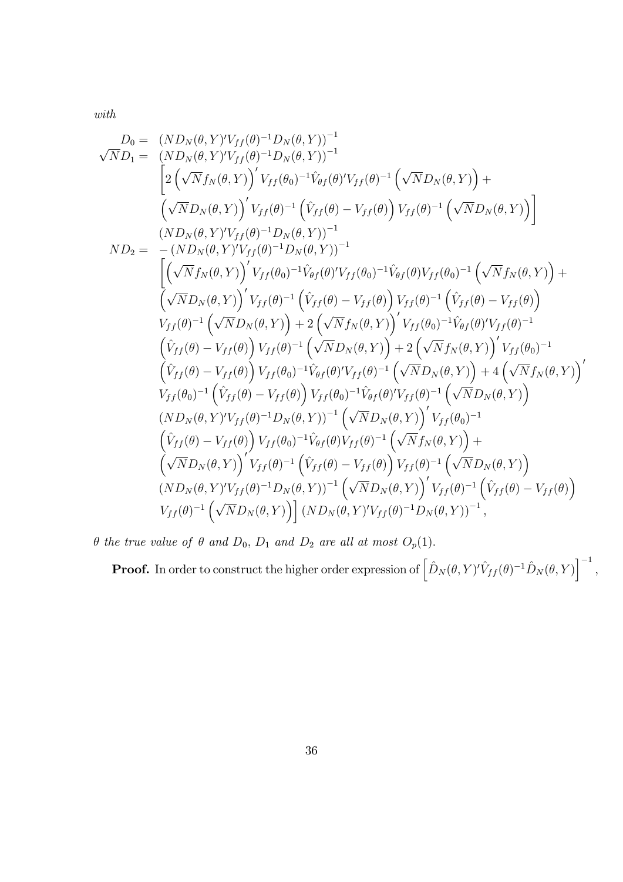*with*

$$
\begin{aligned}
D_0 = \; & \left(ND_N(\theta,Y)'V_{ff}(\theta)^{-1}D_N(\theta,Y)\right)^{-1} \\
\sqrt{N}D_1 = \; & \left(ND_N(\theta,Y)'V_{ff}(\theta)^{-1}D_N(\theta,Y)\right)^{-1} \\
& \left[2\left(\sqrt{N}f_N(\theta,Y)\right)'V_{ff}(\theta_0)^{-1}\hat{V}_{\theta f}(\theta)'V_{ff}(\theta)^{-1}\left(\sqrt{N}D_N(\theta,Y)\right)+\right. \\
& \left.\left(\sqrt{N}D_N(\theta,Y)\right)'V_{ff}(\theta)^{-1}\left(\hat{V}_{ff}(\theta)-V_{ff}(\theta)\right)V_{ff}(\theta)^{-1}\left(\sqrt{N}D_N(\theta,Y)\right)\right] \\
& \left(ND_N(\theta,Y)'V_{ff}(\theta)^{-1}D_N(\theta,Y)\right)^{-1} \\
ND_2 = \; & -\left(ND_N(\theta,Y)'V_{ff}(\theta)^{-1}D_N(\theta,Y)\right)^{-1} \\
& \left[\left(\sqrt{N}f_N(\theta,Y)\right)'V_{ff}(\theta_0)^{-1}\hat{V}_{\theta f}(\theta)'V_{ff}(\theta_0)^{-1}\hat{V}_{\theta f}(\theta)V_{ff}(\theta_0)^{-1}\left(\sqrt{N}f_N(\theta,Y)\right)+\right. \\
& \left(\sqrt{N}D_N(\theta,Y)\right)'V_{ff}(\theta)^{-1}\left(\hat{V}_{ff}(\theta)-V_{ff}(\theta)\right)V_{ff}(\theta)^{-1}\left(\hat{V}_{ff}(\theta)-V_{ff}(\theta)\right) \\
& V_{ff}(\theta)^{-1}\left(\sqrt{N}D_N(\theta,Y)\right)+2\left(\sqrt{N}f_N(\theta,Y)\right)'V_{ff}(\theta_0)^{-1}\hat{V}_{\theta f}(\theta)'V_{ff}(\theta)^{-1} \\
& \left(\hat{V}_{ff}(\theta)-V_{ff}(\theta)\right)V_{ff}(\theta)^{-1}\left(\sqrt{N}D_N(\theta,Y)\right)+2\left(\sqrt{N}f_N(\theta,Y)\right)'V_{ff}(\theta_0)^{-1} \\
& \left(\hat{V}_{ff}(\theta)-V_{ff}(\theta)\right)V_{ff}(\theta_0)^{-1}\hat{V}_{\theta f}(\theta)'V_{ff}(\theta)^{-1}\left(\sqrt{N}D_N(\theta,Y)\right)+4\left(\sqrt{N}f_N(\theta,Y)\right)' \\
& V_{ff}(\theta_0)^{-1}\left(\hat{V}_{ff}(\theta)-V_{ff}(\theta)\right)V_{ff}(\theta_0)^{-1}\hat{V}_{\theta f}(\theta)'V_{ff}(\theta)^{-1}\left(\sqrt{N}D_N(\theta,Y)\right) \\
& \left(ND_N(\theta,Y)'V_{ff}(\theta)^{-1}D_N(\theta,Y)\right)^{-1}\left(\sqrt{N}D_N(\theta,Y)\right)'V_{ff}(\theta_0)^{-1} \\
& \left(\hat{V}_{ff}(\theta)-V_{ff}(\theta)\right)V_{ff}(\theta_0)^{-1}\hat{V}_{\theta f}(\theta)V_{ff}(\theta)^{-1}\left(\sqrt{N}f_N(\theta,Y)\right)+ \\
& \left(\sqrt{N}D_N(\theta,Y)\right)'V_{ff}(\theta)^{-1}\left(\hat{V}_{ff}(\theta)-V_{ff}(\theta)\right)V_{ff}(\theta)^{-1}\left(\sqrt{N}D_N(\theta,Y)\right) \\
& \left(ND_N(\theta,Y)'V_{ff}(\theta)^{-1}D_N(\theta,Y)\right)^{-1}\left(\sqrt{N}D_N(\theta,Y)\right)'V_{ff}(\theta)^{-1}\left(\hat{V}_{ff}(\theta)-V_{ff}(\theta)\right) \\
& \left.V_{ff}(\theta)^{-1}\left(\sqrt{N}D_N(\theta,Y)\right)\right]\left(ND_N(\theta,Y)'V_{ff}(\theta)^{-1}D_N(\theta,Y)\right)^{-1},
\end{aligned}
$$

*$\theta$ the true value of $\theta$ and $D_0$, $D_1$ and $D_2$ are all at most $O_p(1)$.*

**Proof.** In order to construct the higher order expression of $\left[\hat{D}_N(\theta,Y)'\hat{V}_{ff}(\theta)^{-1}\hat{D}_N(\theta,Y)\right]^{-1}$,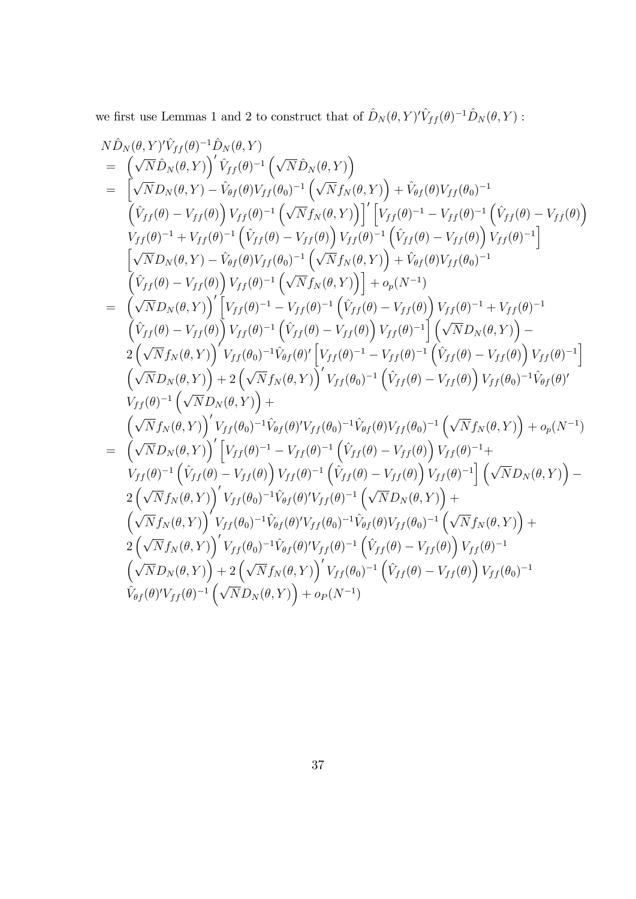we first use Lemmas 1 and 2 to construct that of $\hat{D}_N(\theta,Y)'\hat{V}_{ff}(\theta)^{-1}\hat{D}_N(\theta,Y):$

$$
\begin{aligned}
& N\hat{D}_N(\theta,Y)'\hat{V}_{ff}(\theta)^{-1}\hat{D}_N(\theta,Y) \\
= & \left(\sqrt{N}\hat{D}_N(\theta,Y)\right)'\hat{V}_{ff}(\theta)^{-1}\left(\sqrt{N}\hat{D}_N(\theta,Y)\right) \\
= & \Big[\sqrt{N}D_N(\theta,Y) - \hat{V}_{\theta f}(\theta)V_{ff}(\theta_0)^{-1}\left(\sqrt{N}f_N(\theta,Y)\right) + \hat{V}_{\theta f}(\theta)V_{ff}(\theta_0)^{-1} \\
& \left(\hat{V}_{ff}(\theta)-V_{ff}(\theta)\right)V_{ff}(\theta)^{-1}\left(\sqrt{N}f_N(\theta,Y)\right)\Big]'\Big[V_{ff}(\theta)^{-1} - V_{ff}(\theta)^{-1}\left(\hat{V}_{ff}(\theta)-V_{ff}(\theta)\right) \\
& V_{ff}(\theta)^{-1} + V_{ff}(\theta)^{-1}\left(\hat{V}_{ff}(\theta)-V_{ff}(\theta)\right)V_{ff}(\theta)^{-1}\left(\hat{V}_{ff}(\theta)-V_{ff}(\theta)\right)V_{ff}(\theta)^{-1}\Big] \\
& \Big[\sqrt{N}D_N(\theta,Y) - \hat{V}_{\theta f}(\theta)V_{ff}(\theta_0)^{-1}\left(\sqrt{N}f_N(\theta,Y)\right) + \hat{V}_{\theta f}(\theta)V_{ff}(\theta_0)^{-1} \\
& \left(\hat{V}_{ff}(\theta)-V_{ff}(\theta)\right)V_{ff}(\theta)^{-1}\left(\sqrt{N}f_N(\theta,Y)\right)\Big] + o_p(N^{-1}) \\
= & \left(\sqrt{N}D_N(\theta,Y)\right)'\Big[V_{ff}(\theta)^{-1} - V_{ff}(\theta)^{-1}\left(\hat{V}_{ff}(\theta)-V_{ff}(\theta)\right)V_{ff}(\theta)^{-1} + V_{ff}(\theta)^{-1} \\
& \left(\hat{V}_{ff}(\theta)-V_{ff}(\theta)\right)V_{ff}(\theta)^{-1}\left(\hat{V}_{ff}(\theta)-V_{ff}(\theta)\right)V_{ff}(\theta)^{-1}\Big]\left(\sqrt{N}D_N(\theta,Y)\right) - \\
& 2\left(\sqrt{N}f_N(\theta,Y)\right)'V_{ff}(\theta_0)^{-1}\hat{V}_{\theta f}(\theta)'\Big[V_{ff}(\theta)^{-1} - V_{ff}(\theta)^{-1}\left(\hat{V}_{ff}(\theta)-V_{ff}(\theta)\right)V_{ff}(\theta)^{-1}\Big] \\
& \left(\sqrt{N}D_N(\theta,Y)\right) + 2\left(\sqrt{N}f_N(\theta,Y)\right)'V_{ff}(\theta_0)^{-1}\left(\hat{V}_{ff}(\theta)-V_{ff}(\theta)\right)V_{ff}(\theta_0)^{-1}\hat{V}_{\theta f}(\theta)' \\
& V_{ff}(\theta)^{-1}\left(\sqrt{N}D_N(\theta,Y)\right) + \\
& \left(\sqrt{N}f_N(\theta,Y)\right)'V_{ff}(\theta_0)^{-1}\hat{V}_{\theta f}(\theta)'V_{ff}(\theta_0)^{-1}\hat{V}_{\theta f}(\theta)V_{ff}(\theta_0)^{-1}\left(\sqrt{N}f_N(\theta,Y)\right) + o_p(N^{-1}) \\
= & \left(\sqrt{N}D_N(\theta,Y)\right)'\Big[V_{ff}(\theta)^{-1} - V_{ff}(\theta)^{-1}\left(\hat{V}_{ff}(\theta)-V_{ff}(\theta)\right)V_{ff}(\theta)^{-1} + \\
& V_{ff}(\theta)^{-1}\left(\hat{V}_{ff}(\theta)-V_{ff}(\theta)\right)V_{ff}(\theta)^{-1}\left(\hat{V}_{ff}(\theta)-V_{ff}(\theta)\right)V_{ff}(\theta)^{-1}\Big]\left(\sqrt{N}D_N(\theta,Y)\right) - \\
& 2\left(\sqrt{N}f_N(\theta,Y)\right)'V_{ff}(\theta_0)^{-1}\hat{V}_{\theta f}(\theta)'V_{ff}(\theta)^{-1}\left(\sqrt{N}D_N(\theta,Y)\right) + \\
& \left(\sqrt{N}f_N(\theta,Y)\right)'V_{ff}(\theta_0)^{-1}\hat{V}_{\theta f}(\theta)'V_{ff}(\theta_0)^{-1}\hat{V}_{\theta f}(\theta)V_{ff}(\theta_0)^{-1}\left(\sqrt{N}f_N(\theta,Y)\right) + \\
& 2\left(\sqrt{N}f_N(\theta,Y)\right)'V_{ff}(\theta_0)^{-1}\hat{V}_{\theta f}(\theta)'V_{ff}(\theta)^{-1}\left(\hat{V}_{ff}(\theta)-V_{ff}(\theta)\right)V_{ff}(\theta)^{-1} \\
& \left(\sqrt{N}D_N(\theta,Y)\right) + 2\left(\sqrt{N}f_N(\theta,Y)\right)'V_{ff}(\theta_0)^{-1}\left(\hat{V}_{ff}(\theta)-V_{ff}(\theta)\right)V_{ff}(\theta_0)^{-1} \\
& \hat{V}_{\theta f}(\theta)'V_{ff}(\theta)^{-1}\left(\sqrt{N}D_N(\theta,Y)\right) + o_P(N^{-1})
\end{aligned}
$$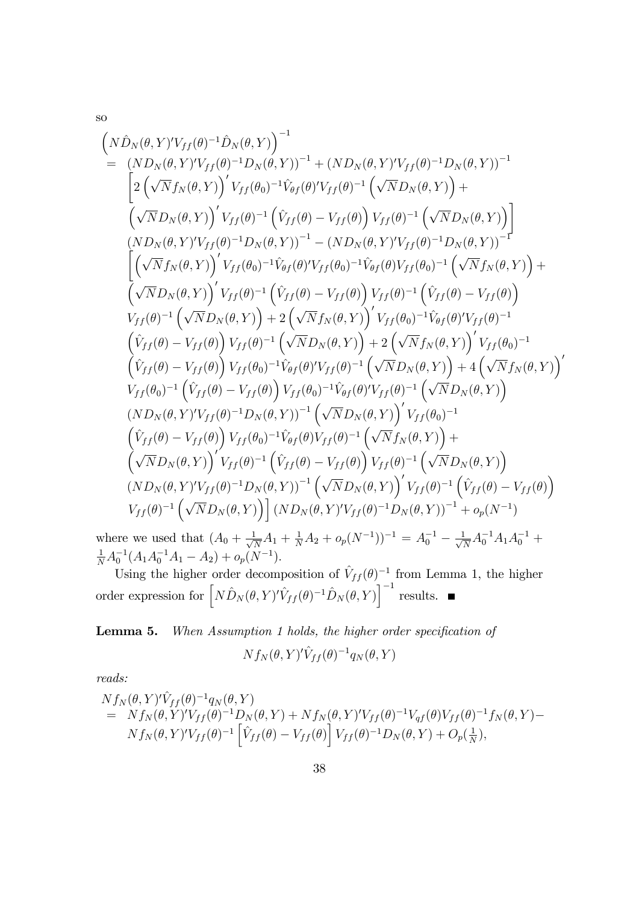so

$$
\begin{aligned}
&\left(N\hat{D}_N(\theta,Y)'V_{ff}(\theta)^{-1}\hat{D}_N(\theta,Y)\right)^{-1} \\
&= \left(ND_N(\theta,Y)'V_{ff}(\theta)^{-1}D_N(\theta,Y)\right)^{-1} + \left(ND_N(\theta,Y)'V_{ff}(\theta)^{-1}D_N(\theta,Y)\right)^{-1} \\
&\quad \left[2\left(\sqrt{N}f_N(\theta,Y)\right)'V_{ff}(\theta_0)^{-1}\hat{V}_{\theta f}(\theta)'V_{ff}(\theta)^{-1}\left(\sqrt{N}D_N(\theta,Y)\right)+\right. \\
&\quad \left.\left(\sqrt{N}D_N(\theta,Y)\right)'V_{ff}(\theta)^{-1}\left(\hat{V}_{ff}(\theta)-V_{ff}(\theta)\right)V_{ff}(\theta)^{-1}\left(\sqrt{N}D_N(\theta,Y)\right)\right] \\
&\quad \left(ND_N(\theta,Y)'V_{ff}(\theta)^{-1}D_N(\theta,Y)\right)^{-1} - \left(ND_N(\theta,Y)'V_{ff}(\theta)^{-1}D_N(\theta,Y)\right)^{-1} \\
&\quad \left[\left(\sqrt{N}f_N(\theta,Y)\right)'V_{ff}(\theta_0)^{-1}\hat{V}_{\theta f}(\theta)'V_{ff}(\theta_0)^{-1}\hat{V}_{\theta f}(\theta)V_{ff}(\theta_0)^{-1}\left(\sqrt{N}f_N(\theta,Y)\right)+\right. \\
&\quad \left(\sqrt{N}D_N(\theta,Y)\right)'V_{ff}(\theta)^{-1}\left(\hat{V}_{ff}(\theta)-V_{ff}(\theta)\right)V_{ff}(\theta)^{-1}\left(\hat{V}_{ff}(\theta)-V_{ff}(\theta)\right) \\
&\quad V_{ff}(\theta)^{-1}\left(\sqrt{N}D_N(\theta,Y)\right)+2\left(\sqrt{N}f_N(\theta,Y)\right)'V_{ff}(\theta_0)^{-1}\hat{V}_{\theta f}(\theta)'V_{ff}(\theta)^{-1} \\
&\quad \left(\hat{V}_{ff}(\theta)-V_{ff}(\theta)\right)V_{ff}(\theta)^{-1}\left(\sqrt{N}D_N(\theta,Y)\right)+2\left(\sqrt{N}f_N(\theta,Y)\right)'V_{ff}(\theta_0)^{-1} \\
&\quad \left(\hat{V}_{ff}(\theta)-V_{ff}(\theta)\right)V_{ff}(\theta_0)^{-1}\hat{V}_{\theta f}(\theta)'V_{ff}(\theta)^{-1}\left(\sqrt{N}D_N(\theta,Y)\right)+4\left(\sqrt{N}f_N(\theta,Y)\right)' \\
&\quad V_{ff}(\theta_0)^{-1}\left(\hat{V}_{ff}(\theta)-V_{ff}(\theta)\right)V_{ff}(\theta_0)^{-1}\hat{V}_{\theta f}(\theta)'V_{ff}(\theta)^{-1}\left(\sqrt{N}D_N(\theta,Y)\right) \\
&\quad \left(ND_N(\theta,Y)'V_{ff}(\theta)^{-1}D_N(\theta,Y)\right)^{-1}\left(\sqrt{N}D_N(\theta,Y)\right)'V_{ff}(\theta_0)^{-1} \\
&\quad \left(\hat{V}_{ff}(\theta)-V_{ff}(\theta)\right)V_{ff}(\theta_0)^{-1}\hat{V}_{\theta f}(\theta)V_{ff}(\theta)^{-1}\left(\sqrt{N}f_N(\theta,Y)\right)+ \\
&\quad \left(\sqrt{N}D_N(\theta,Y)\right)'V_{ff}(\theta)^{-1}\left(\hat{V}_{ff}(\theta)-V_{ff}(\theta)\right)V_{ff}(\theta)^{-1}\left(\sqrt{N}D_N(\theta,Y)\right) \\
&\quad \left(ND_N(\theta,Y)'V_{ff}(\theta)^{-1}D_N(\theta,Y)\right)^{-1}\left(\sqrt{N}D_N(\theta,Y)\right)'V_{ff}(\theta)^{-1}\left(\hat{V}_{ff}(\theta)-V_{ff}(\theta)\right) \\
&\quad \left.V_{ff}(\theta)^{-1}\left(\sqrt{N}D_N(\theta,Y)\right)\right]\left(ND_N(\theta,Y)'V_{ff}(\theta)^{-1}D_N(\theta,Y)\right)^{-1}+o_p(N^{-1})
\end{aligned}
$$

where we used that $(A_0+\frac{1}{\sqrt{N}}A_1+\frac{1}{N}A_2+o_p(N^{-1}))^{-1}=A_0^{-1}-\frac{1}{\sqrt{N}}A_0^{-1}A_1A_0^{-1}+\frac{1}{N}A_0^{-1}(A_1A_0^{-1}A_1-A_2)+o_p(N^{-1})$.

Using the higher order decomposition of $\hat{V}_{ff}(\theta)^{-1}$ from Lemma 1, the higher order expression for $\left[N\hat{D}_N(\theta,Y)'\hat{V}_{ff}(\theta)^{-1}\hat{D}_N(\theta,Y)\right]^{-1}$ results. ∎

**Lemma 5.** *When Assumption 1 holds, the higher order specification of*

$$Nf_N(\theta,Y)'\hat{V}_{ff}(\theta)^{-1}q_N(\theta,Y)$$

*reads:*

$$
\begin{aligned}
&Nf_N(\theta,Y)'\hat{V}_{ff}(\theta)^{-1}q_N(\theta,Y) \\
&= Nf_N(\theta,Y)'V_{ff}(\theta)^{-1}D_N(\theta,Y)+Nf_N(\theta,Y)'V_{ff}(\theta)^{-1}V_{qf}(\theta)V_{ff}(\theta)^{-1}f_N(\theta,Y)- \\
&\quad Nf_N(\theta,Y)'V_{ff}(\theta)^{-1}\left[\hat{V}_{ff}(\theta)-V_{ff}(\theta)\right]V_{ff}(\theta)^{-1}D_N(\theta,Y)+O_p(\tfrac{1}{N}),
\end{aligned}
$$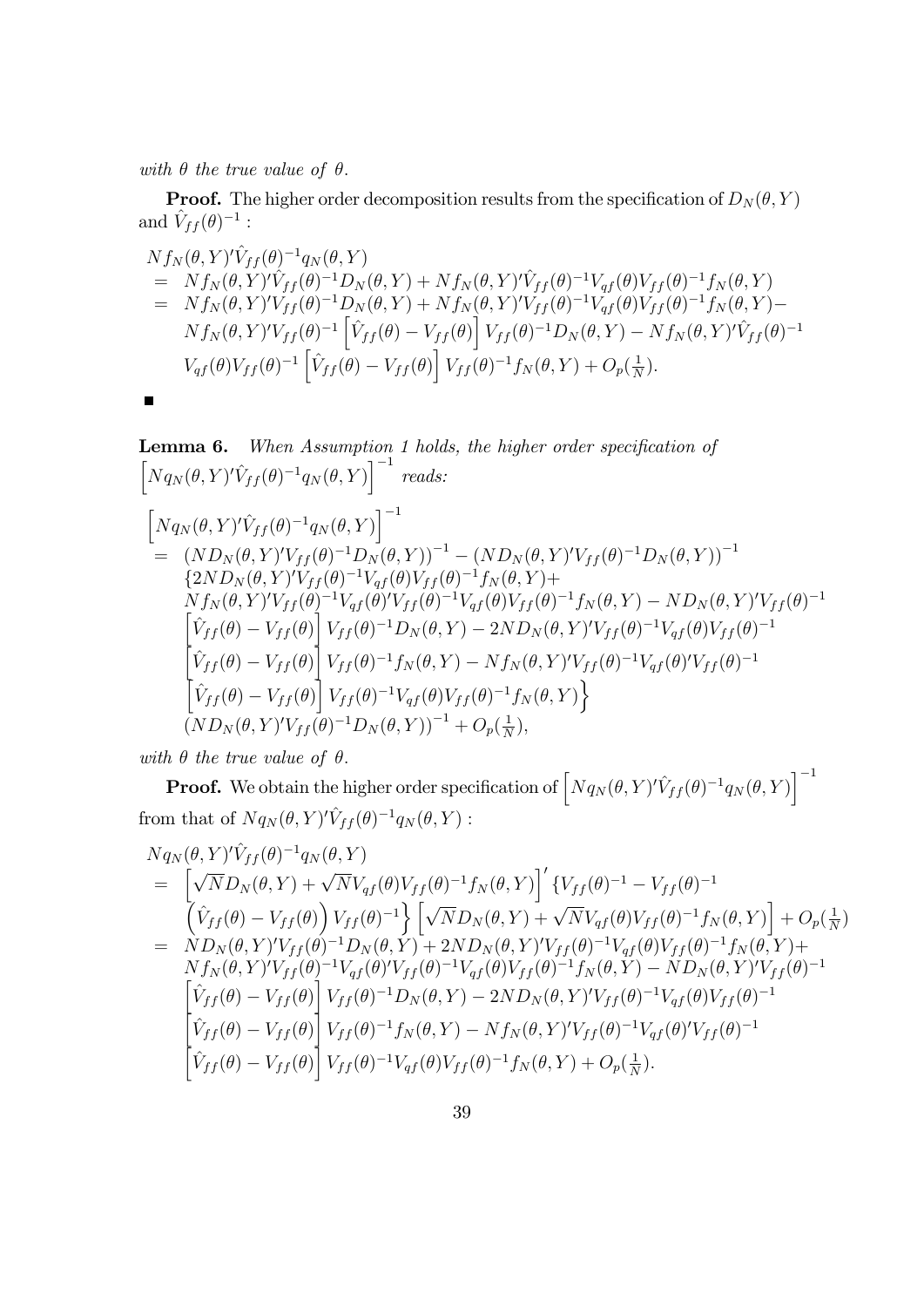*with $\theta$ the true value of $\theta$.*

**Proof.** The higher order decomposition results from the specification of $D_N(\theta, Y)$ and $\hat{V}_{ff}(\theta)^{-1}$ :

$$
\begin{aligned}
& Nf_N(\theta,Y)'\hat{V}_{ff}(\theta)^{-1}q_N(\theta,Y) \\
= \;& Nf_N(\theta,Y)'\hat{V}_{ff}(\theta)^{-1}D_N(\theta,Y) + Nf_N(\theta,Y)'\hat{V}_{ff}(\theta)^{-1}V_{qf}(\theta)V_{ff}(\theta)^{-1}f_N(\theta,Y) \\
= \;& Nf_N(\theta,Y)'V_{ff}(\theta)^{-1}D_N(\theta,Y) + Nf_N(\theta,Y)'V_{ff}(\theta)^{-1}V_{qf}(\theta)V_{ff}(\theta)^{-1}f_N(\theta,Y) - \\
& Nf_N(\theta,Y)'V_{ff}(\theta)^{-1}\left[\hat{V}_{ff}(\theta) - V_{ff}(\theta)\right]V_{ff}(\theta)^{-1}D_N(\theta,Y) - Nf_N(\theta,Y)'\hat{V}_{ff}(\theta)^{-1} \\
& V_{qf}(\theta)V_{ff}(\theta)^{-1}\left[\hat{V}_{ff}(\theta) - V_{ff}(\theta)\right]V_{ff}(\theta)^{-1}f_N(\theta,Y) + O_p(\tfrac{1}{N}).
\end{aligned}
$$

■

**Lemma 6.** *When Assumption 1 holds, the higher order specification of* $\left[Nq_N(\theta,Y)'\hat{V}_{ff}(\theta)^{-1}q_N(\theta,Y)\right]^{-1}$ *reads:*

$$
\begin{aligned}
& \left[Nq_N(\theta,Y)'\hat{V}_{ff}(\theta)^{-1}q_N(\theta,Y)\right]^{-1} \\
= \;& (ND_N(\theta,Y)'V_{ff}(\theta)^{-1}D_N(\theta,Y))^{-1} - (ND_N(\theta,Y)'V_{ff}(\theta)^{-1}D_N(\theta,Y))^{-1} \\
& \{2ND_N(\theta,Y)'V_{ff}(\theta)^{-1}V_{qf}(\theta)V_{ff}(\theta)^{-1}f_N(\theta,Y) + \\
& Nf_N(\theta,Y)'V_{ff}(\theta)^{-1}V_{qf}(\theta)'V_{ff}(\theta)^{-1}V_{qf}(\theta)V_{ff}(\theta)^{-1}f_N(\theta,Y) - ND_N(\theta,Y)'V_{ff}(\theta)^{-1} \\
& \left[\hat{V}_{ff}(\theta) - V_{ff}(\theta)\right]V_{ff}(\theta)^{-1}D_N(\theta,Y) - 2ND_N(\theta,Y)'V_{ff}(\theta)^{-1}V_{qf}(\theta)V_{ff}(\theta)^{-1} \\
& \left[\hat{V}_{ff}(\theta) - V_{ff}(\theta)\right]V_{ff}(\theta)^{-1}f_N(\theta,Y) - Nf_N(\theta,Y)'V_{ff}(\theta)^{-1}V_{qf}(\theta)'V_{ff}(\theta)^{-1} \\
& \left.\left[\hat{V}_{ff}(\theta) - V_{ff}(\theta)\right]V_{ff}(\theta)^{-1}V_{qf}(\theta)V_{ff}(\theta)^{-1}f_N(\theta,Y)\right\} \\
& (ND_N(\theta,Y)'V_{ff}(\theta)^{-1}D_N(\theta,Y))^{-1} + O_p(\tfrac{1}{N}),
\end{aligned}
$$

*with $\theta$ the true value of $\theta$.*

**Proof.** We obtain the higher order specification of $\left[Nq_N(\theta,Y)'\hat{V}_{ff}(\theta)^{-1}q_N(\theta,Y)\right]^{-1}$ from that of $Nq_N(\theta,Y)'\hat{V}_{ff}(\theta)^{-1}q_N(\theta,Y)$ :

$$
\begin{aligned}
& Nq_N(\theta,Y)'\hat{V}_{ff}(\theta)^{-1}q_N(\theta,Y) \\
= \;& \left[\sqrt{N}D_N(\theta,Y) + \sqrt{N}V_{qf}(\theta)V_{ff}(\theta)^{-1}f_N(\theta,Y)\right]'\{V_{ff}(\theta)^{-1} - V_{ff}(\theta)^{-1} \\
& \left.\left(\hat{V}_{ff}(\theta) - V_{ff}(\theta)\right)V_{ff}(\theta)^{-1}\right\}\left[\sqrt{N}D_N(\theta,Y) + \sqrt{N}V_{qf}(\theta)V_{ff}(\theta)^{-1}f_N(\theta,Y)\right] + O_p(\tfrac{1}{N}) \\
= \;& ND_N(\theta,Y)'V_{ff}(\theta)^{-1}D_N(\theta,Y) + 2ND_N(\theta,Y)'V_{ff}(\theta)^{-1}V_{qf}(\theta)V_{ff}(\theta)^{-1}f_N(\theta,Y) + \\
& Nf_N(\theta,Y)'V_{ff}(\theta)^{-1}V_{qf}(\theta)'V_{ff}(\theta)^{-1}V_{qf}(\theta)V_{ff}(\theta)^{-1}f_N(\theta,Y) - ND_N(\theta,Y)'V_{ff}(\theta)^{-1} \\
& \left[\hat{V}_{ff}(\theta) - V_{ff}(\theta)\right]V_{ff}(\theta)^{-1}D_N(\theta,Y) - 2ND_N(\theta,Y)'V_{ff}(\theta)^{-1}V_{qf}(\theta)V_{ff}(\theta)^{-1} \\
& \left[\hat{V}_{ff}(\theta) - V_{ff}(\theta)\right]V_{ff}(\theta)^{-1}f_N(\theta,Y) - Nf_N(\theta,Y)'V_{ff}(\theta)^{-1}V_{qf}(\theta)'V_{ff}(\theta)^{-1} \\
& \left[\hat{V}_{ff}(\theta) - V_{ff}(\theta)\right]V_{ff}(\theta)^{-1}V_{qf}(\theta)V_{ff}(\theta)^{-1}f_N(\theta,Y) + O_p(\tfrac{1}{N}).
\end{aligned}
$$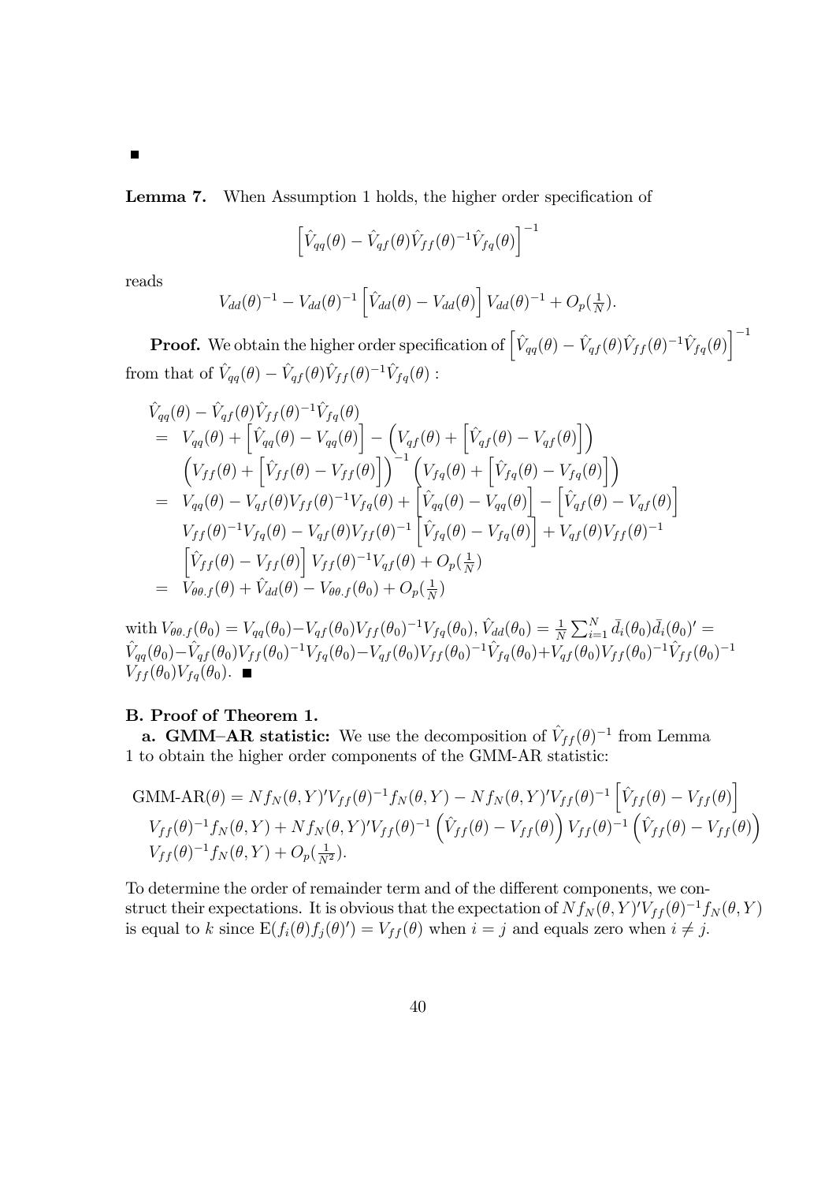■

**Lemma 7.** When Assumption 1 holds, the higher order specification of

$$\left[\hat{V}_{qq}(\theta) - \hat{V}_{qf}(\theta)\hat{V}_{ff}(\theta)^{-1}\hat{V}_{fq}(\theta)\right]^{-1}$$

reads

$$V_{dd}(\theta)^{-1} - V_{dd}(\theta)^{-1}\left[\hat{V}_{dd}(\theta) - V_{dd}(\theta)\right]V_{dd}(\theta)^{-1} + O_p(\tfrac{1}{N}).$$

**Proof.** We obtain the higher order specification of $\left[\hat{V}_{qq}(\theta) - \hat{V}_{qf}(\theta)\hat{V}_{ff}(\theta)^{-1}\hat{V}_{fq}(\theta)\right]^{-1}$ from that of $\hat{V}_{qq}(\theta) - \hat{V}_{qf}(\theta)\hat{V}_{ff}(\theta)^{-1}\hat{V}_{fq}(\theta)$ :

$$\begin{aligned}
&\hat{V}_{qq}(\theta) - \hat{V}_{qf}(\theta)\hat{V}_{ff}(\theta)^{-1}\hat{V}_{fq}(\theta) \\
&= V_{qq}(\theta) + \left[\hat{V}_{qq}(\theta) - V_{qq}(\theta)\right] - \left(V_{qf}(\theta) + \left[\hat{V}_{qf}(\theta) - V_{qf}(\theta)\right]\right) \\
&\quad \left(V_{ff}(\theta) + \left[\hat{V}_{ff}(\theta) - V_{ff}(\theta)\right]\right)^{-1}\left(V_{fq}(\theta) + \left[\hat{V}_{fq}(\theta) - V_{fq}(\theta)\right]\right) \\
&= V_{qq}(\theta) - V_{qf}(\theta)V_{ff}(\theta)^{-1}V_{fq}(\theta) + \left[\hat{V}_{qq}(\theta) - V_{qq}(\theta)\right] - \left[\hat{V}_{qf}(\theta) - V_{qf}(\theta)\right] \\
&\quad V_{ff}(\theta)^{-1}V_{fq}(\theta) - V_{qf}(\theta)V_{ff}(\theta)^{-1}\left[\hat{V}_{fq}(\theta) - V_{fq}(\theta)\right] + V_{qf}(\theta)V_{ff}(\theta)^{-1} \\
&\quad \left[\hat{V}_{ff}(\theta) - V_{ff}(\theta)\right]V_{ff}(\theta)^{-1}V_{qf}(\theta) + O_p(\tfrac{1}{N}) \\
&= V_{\theta\theta.f}(\theta) + \hat{V}_{dd}(\theta) - V_{\theta\theta.f}(\theta_0) + O_p(\tfrac{1}{N})
\end{aligned}$$

with $V_{\theta\theta.f}(\theta_0) = V_{qq}(\theta_0) - V_{qf}(\theta_0)V_{ff}(\theta_0)^{-1}V_{fq}(\theta_0)$, $\hat{V}_{dd}(\theta_0) = \frac{1}{N}\sum_{i=1}^{N}\bar{d}_i(\theta_0)\bar{d}_i(\theta_0)' = \hat{V}_{qq}(\theta_0) - \hat{V}_{qf}(\theta_0)V_{ff}(\theta_0)^{-1}V_{fq}(\theta_0) - V_{qf}(\theta_0)V_{ff}(\theta_0)^{-1}\hat{V}_{fq}(\theta_0) + V_{qf}(\theta_0)V_{ff}(\theta_0)^{-1}\hat{V}_{ff}(\theta_0)^{-1}$ $V_{ff}(\theta_0)V_{fq}(\theta_0)$. ■

### B. Proof of Theorem 1.

**a. GMM–AR statistic:** We use the decomposition of $\hat{V}_{ff}(\theta)^{-1}$ from Lemma 1 to obtain the higher order components of the GMM-AR statistic:

$$\begin{aligned}
\text{GMM-AR}(\theta) &= Nf_N(\theta,Y)'V_{ff}(\theta)^{-1}f_N(\theta,Y) - Nf_N(\theta,Y)'V_{ff}(\theta)^{-1}\left[\hat{V}_{ff}(\theta) - V_{ff}(\theta)\right] \\
&\quad V_{ff}(\theta)^{-1}f_N(\theta,Y) + Nf_N(\theta,Y)'V_{ff}(\theta)^{-1}\left(\hat{V}_{ff}(\theta) - V_{ff}(\theta)\right)V_{ff}(\theta)^{-1}\left(\hat{V}_{ff}(\theta) - V_{ff}(\theta)\right) \\
&\quad V_{ff}(\theta)^{-1}f_N(\theta,Y) + O_p(\tfrac{1}{N^2}).
\end{aligned}$$

To determine the order of remainder term and of the different components, we construct their expectations. It is obvious that the expectation of $Nf_N(\theta,Y)'V_{ff}(\theta)^{-1}f_N(\theta,Y)$ is equal to $k$ since $\mathrm{E}(f_i(\theta)f_j(\theta)') = V_{ff}(\theta)$ when $i = j$ and equals zero when $i \neq j$.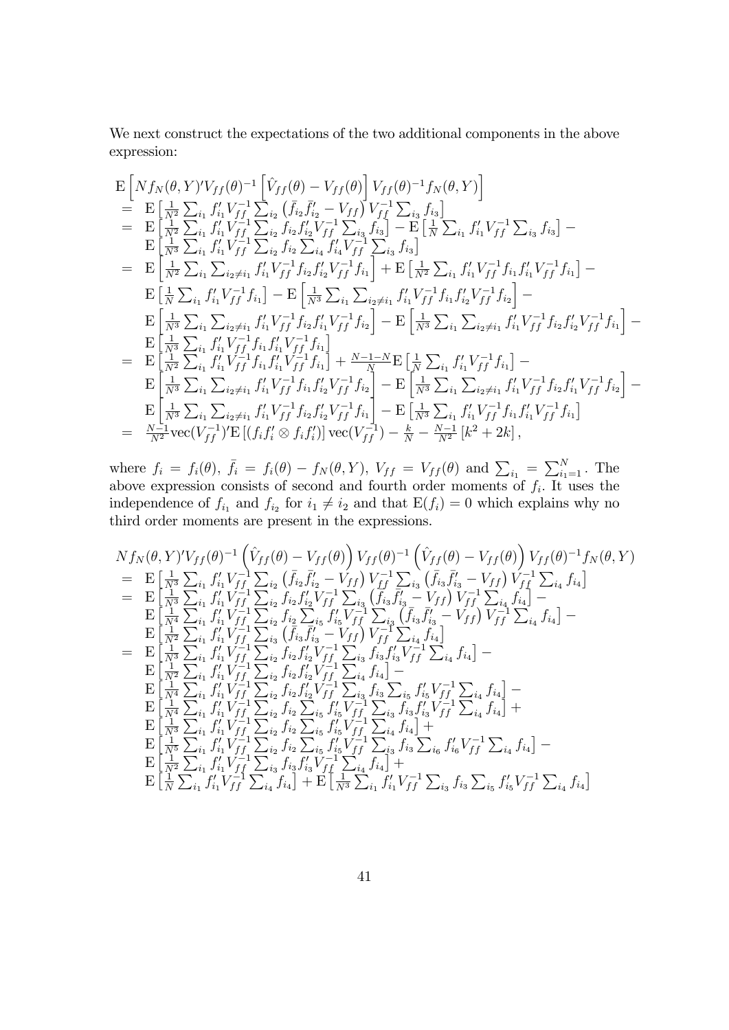We next construct the expectations of the two additional components in the above expression:

$$
\begin{array}{l}
\mathrm{E}\left[ N f_N(\theta,Y)' V_{ff}(\theta)^{-1}\left[\hat{V}_{ff}(\theta) - V_{ff}(\theta)\right] V_{ff}(\theta)^{-1} f_N(\theta,Y)\right] \\
= \ \mathrm{E}\left[\frac{1}{N^2}\sum_{i_1} f_{i_1}' V_{ff}^{-1} \sum_{i_2}\left(\bar{f}_{i_2}\bar{f}_{i_2}' - V_{ff}\right) V_{ff}^{-1}\sum_{i_3} f_{i_3}\right] \\
= \ \mathrm{E}\left[\frac{1}{N^2}\sum_{i_1} f_{i_1}' V_{ff}^{-1}\sum_{i_2} f_{i_2} f_{i_2}' V_{ff}^{-1}\sum_{i_3} f_{i_3}\right] - \mathrm{E}\left[\frac{1}{N}\sum_{i_1} f_{i_1}' V_{ff}^{-1}\sum_{i_3} f_{i_3}\right] - \\
\quad \mathrm{E}\left[\frac{1}{N^3}\sum_{i_1} f_{i_1}' V_{ff}^{-1}\sum_{i_2} f_{i_2}\sum_{i_4} f_{i_4}' V_{ff}^{-1}\sum_{i_3} f_{i_3}\right] \\
= \ \mathrm{E}\left[\frac{1}{N^2}\sum_{i_1}\sum_{i_2\neq i_1} f_{i_1}' V_{ff}^{-1} f_{i_2} f_{i_2}' V_{ff}^{-1} f_{i_1}\right] + \mathrm{E}\left[\frac{1}{N^2}\sum_{i_1} f_{i_1}' V_{ff}^{-1} f_{i_1} f_{i_1}' V_{ff}^{-1} f_{i_1}\right] - \\
\quad \mathrm{E}\left[\frac{1}{N}\sum_{i_1} f_{i_1}' V_{ff}^{-1} f_{i_1}\right] - \mathrm{E}\left[\frac{1}{N^3}\sum_{i_1}\sum_{i_2\neq i_1} f_{i_1}' V_{ff}^{-1} f_{i_1} f_{i_2}' V_{ff}^{-1} f_{i_2}\right] - \\
\quad \mathrm{E}\left[\frac{1}{N^3}\sum_{i_1}\sum_{i_2\neq i_1} f_{i_1}' V_{ff}^{-1} f_{i_2} f_{i_1}' V_{ff}^{-1} f_{i_2}\right] - \mathrm{E}\left[\frac{1}{N^3}\sum_{i_1}\sum_{i_2\neq i_1} f_{i_1}' V_{ff}^{-1} f_{i_2} f_{i_2}' V_{ff}^{-1} f_{i_1}\right] - \\
\quad \mathrm{E}\left[\frac{1}{N^3}\sum_{i_1} f_{i_1}' V_{ff}^{-1} f_{i_1} f_{i_1}' V_{ff}^{-1} f_{i_1}\right] \\
= \ \mathrm{E}\left[\frac{1}{N^2}\sum_{i_1} f_{i_1}' V_{ff}^{-1} f_{i_1} f_{i_1}' V_{ff}^{-1} f_{i_1}\right] + \frac{N-1-N}{N}\mathrm{E}\left[\frac{1}{N}\sum_{i_1} f_{i_1}' V_{ff}^{-1} f_{i_1}\right] - \\
\quad \mathrm{E}\left[\frac{1}{N^3}\sum_{i_1}\sum_{i_2\neq i_1} f_{i_1}' V_{ff}^{-1} f_{i_1} f_{i_2}' V_{ff}^{-1} f_{i_2}\right] - \mathrm{E}\left[\frac{1}{N^3}\sum_{i_1}\sum_{i_2\neq i_1} f_{i_1}' V_{ff}^{-1} f_{i_2} f_{i_1}' V_{ff}^{-1} f_{i_2}\right] - \\
\quad \mathrm{E}\left[\frac{1}{N^3}\sum_{i_1}\sum_{i_2\neq i_1} f_{i_1}' V_{ff}^{-1} f_{i_2} f_{i_2}' V_{ff}^{-1} f_{i_1}\right] - \mathrm{E}\left[\frac{1}{N^3}\sum_{i_1} f_{i_1}' V_{ff}^{-1} f_{i_1} f_{i_1}' V_{ff}^{-1} f_{i_1}\right] \\
= \ \frac{N-1}{N^2}\mathrm{vec}(V_{ff}^{-1})'\mathrm{E}\left[(f_i f_i' \otimes f_i f_i')\right]\mathrm{vec}(V_{ff}^{-1}) - \frac{k}{N} - \frac{N-1}{N^2}\left[k^2 + 2k\right],
\end{array}
$$

where $f_i = f_i(\theta)$, $\bar{f}_i = f_i(\theta) - f_N(\theta,Y)$, $V_{ff} = V_{ff}(\theta)$ and $\sum_{i_1} = \sum_{i_1=1}^N$. The above expression consists of second and fourth order moments of $f_i$. It uses the independence of $f_{i_1}$ and $f_{i_2}$ for $i_1 \neq i_2$ and that $\mathrm{E}(f_i) = 0$ which explains why no third order moments are present in the expressions.

$$
\begin{array}{l}
N f_N(\theta,Y)' V_{ff}(\theta)^{-1}\left(\hat{V}_{ff}(\theta) - V_{ff}(\theta)\right) V_{ff}(\theta)^{-1}\left(\hat{V}_{ff}(\theta) - V_{ff}(\theta)\right) V_{ff}(\theta)^{-1} f_N(\theta,Y) \\
= \ \mathrm{E}\left[\frac{1}{N^3}\sum_{i_1} f_{i_1}' V_{ff}^{-1}\sum_{i_2}\left(\bar{f}_{i_2}\bar{f}_{i_2}' - V_{ff}\right) V_{ff}^{-1}\sum_{i_3}\left(\bar{f}_{i_3}\bar{f}_{i_3}' - V_{ff}\right) V_{ff}^{-1}\sum_{i_4} f_{i_4}\right] \\
= \ \mathrm{E}\left[\frac{1}{N^3}\sum_{i_1} f_{i_1}' V_{ff}^{-1}\sum_{i_2} f_{i_2} f_{i_2}' V_{ff}^{-1}\sum_{i_3}\left(\bar{f}_{i_3}\bar{f}_{i_3}' - V_{ff}\right) V_{ff}^{-1}\sum_{i_4} f_{i_4}\right] - \\
\quad \mathrm{E}\left[\frac{1}{N^4}\sum_{i_1} f_{i_1}' V_{ff}^{-1}\sum_{i_2} f_{i_2}\sum_{i_5} f_{i_5}' V_{ff}^{-1}\sum_{i_3}\left(\bar{f}_{i_3}\bar{f}_{i_3}' - V_{ff}\right) V_{ff}^{-1}\sum_{i_4} f_{i_4}\right] - \\
\quad \mathrm{E}\left[\frac{1}{N^2}\sum_{i_1} f_{i_1}' V_{ff}^{-1}\sum_{i_3}\left(\bar{f}_{i_3}\bar{f}_{i_3}' - V_{ff}\right) V_{ff}^{-1}\sum_{i_4} f_{i_4}\right] \\
= \ \mathrm{E}\left[\frac{1}{N^3}\sum_{i_1} f_{i_1}' V_{ff}^{-1}\sum_{i_2} f_{i_2} f_{i_2}' V_{ff}^{-1}\sum_{i_3} f_{i_3} f_{i_3}' V_{ff}^{-1}\sum_{i_4} f_{i_4}\right] - \\
\quad \mathrm{E}\left[\frac{1}{N^2}\sum_{i_1} f_{i_1}' V_{ff}^{-1}\sum_{i_2} f_{i_2} f_{i_2}' V_{ff}^{-1}\sum_{i_4} f_{i_4}\right] - \\
\quad \mathrm{E}\left[\frac{1}{N^4}\sum_{i_1} f_{i_1}' V_{ff}^{-1}\sum_{i_2} f_{i_2} f_{i_2}' V_{ff}^{-1}\sum_{i_3} f_{i_3}\sum_{i_5} f_{i_5}' V_{ff}^{-1}\sum_{i_4} f_{i_4}\right] - \\
\quad \mathrm{E}\left[\frac{1}{N^4}\sum_{i_1} f_{i_1}' V_{ff}^{-1}\sum_{i_2} f_{i_2}\sum_{i_5} f_{i_5}' V_{ff}^{-1}\sum_{i_3} f_{i_3} f_{i_3}' V_{ff}^{-1}\sum_{i_4} f_{i_4}\right] + \\
\quad \mathrm{E}\left[\frac{1}{N^3}\sum_{i_1} f_{i_1}' V_{ff}^{-1}\sum_{i_2} f_{i_2}\sum_{i_5} f_{i_5}' V_{ff}^{-1}\sum_{i_4} f_{i_4}\right] + \\
\quad \mathrm{E}\left[\frac{1}{N^5}\sum_{i_1} f_{i_1}' V_{ff}^{-1}\sum_{i_2} f_{i_2}\sum_{i_5} f_{i_5}' V_{ff}^{-1}\sum_{i_3} f_{i_3}\sum_{i_6} f_{i_6}' V_{ff}^{-1}\sum_{i_4} f_{i_4}\right] - \\
\quad \mathrm{E}\left[\frac{1}{N^2}\sum_{i_1} f_{i_1}' V_{ff}^{-1}\sum_{i_3} f_{i_3} f_{i_3}' V_{ff}^{-1}\sum_{i_4} f_{i_4}\right] + \\
\quad \mathrm{E}\left[\frac{1}{N}\sum_{i_1} f_{i_1}' V_{ff}^{-1}\sum_{i_4} f_{i_4}\right] + \mathrm{E}\left[\frac{1}{N^3}\sum_{i_1} f_{i_1}' V_{ff}^{-1}\sum_{i_3} f_{i_3}\sum_{i_5} f_{i_5}' V_{ff}^{-1}\sum_{i_4} f_{i_4}\right]
\end{array}
$$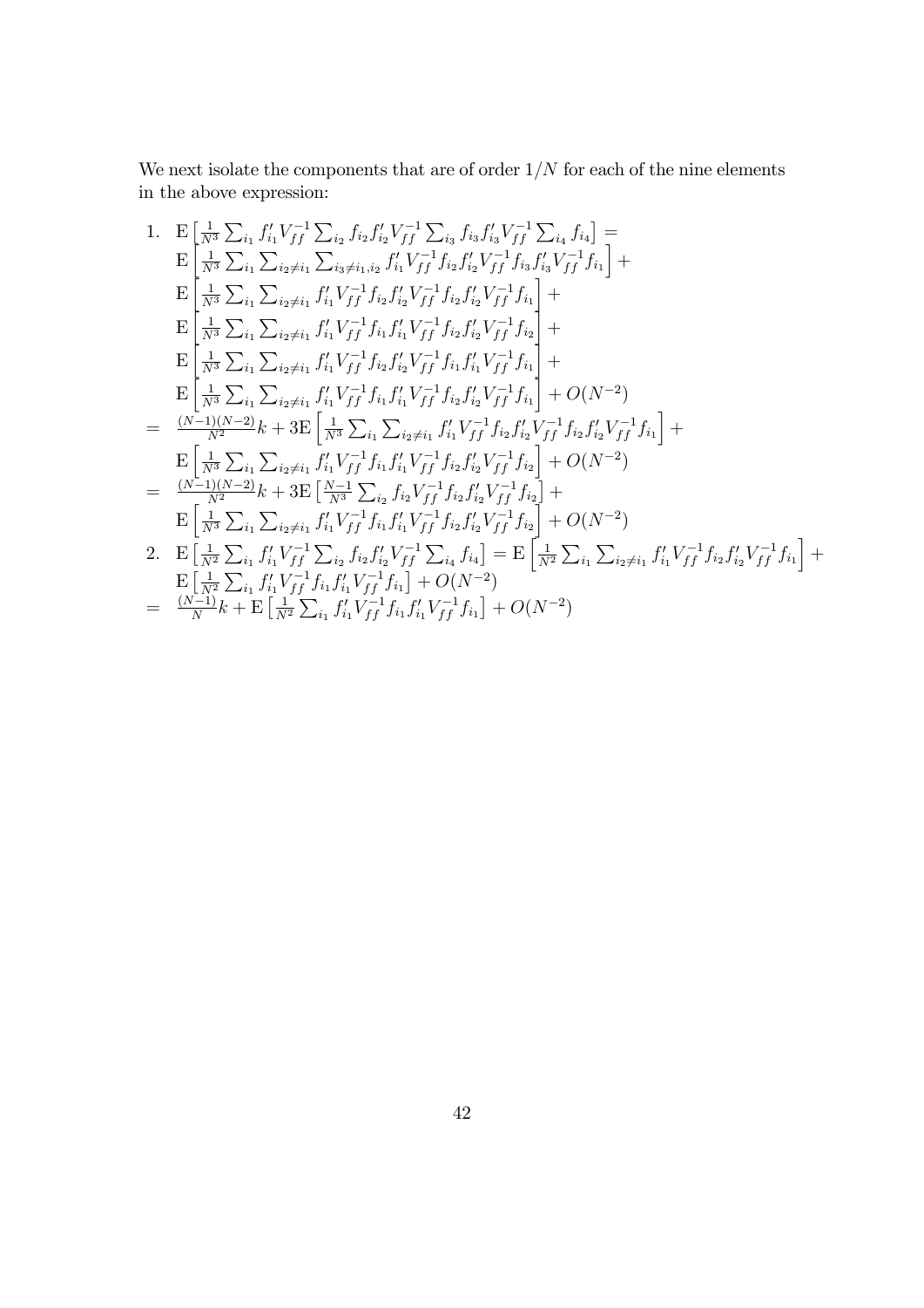We next isolate the components that are of order $1/N$ for each of the nine elements in the above expression:

$$
\begin{aligned}
1.\quad & \mathrm{E}\left[\tfrac{1}{N^3}\textstyle\sum_{i_1} f_{i_1}' V_{ff}^{-1} \sum_{i_2} f_{i_2} f_{i_2}' V_{ff}^{-1} \sum_{i_3} f_{i_3} f_{i_3}' V_{ff}^{-1} \sum_{i_4} f_{i_4}\right] = \\
& \mathrm{E}\left[\tfrac{1}{N^3}\textstyle\sum_{i_1}\sum_{i_2\neq i_1}\sum_{i_3\neq i_1,i_2} f_{i_1}' V_{ff}^{-1} f_{i_2} f_{i_2}' V_{ff}^{-1} f_{i_3} f_{i_3}' V_{ff}^{-1} f_{i_1}\right] + \\
& \mathrm{E}\left[\tfrac{1}{N^3}\textstyle\sum_{i_1}\sum_{i_2\neq i_1} f_{i_1}' V_{ff}^{-1} f_{i_2} f_{i_2}' V_{ff}^{-1} f_{i_2} f_{i_2}' V_{ff}^{-1} f_{i_1}\right] + \\
& \mathrm{E}\left[\tfrac{1}{N^3}\textstyle\sum_{i_1}\sum_{i_2\neq i_1} f_{i_1}' V_{ff}^{-1} f_{i_1} f_{i_1}' V_{ff}^{-1} f_{i_2} f_{i_2}' V_{ff}^{-1} f_{i_2}\right] + \\
& \mathrm{E}\left[\tfrac{1}{N^3}\textstyle\sum_{i_1}\sum_{i_2\neq i_1} f_{i_1}' V_{ff}^{-1} f_{i_2} f_{i_2}' V_{ff}^{-1} f_{i_1} f_{i_1}' V_{ff}^{-1} f_{i_1}\right] + \\
& \mathrm{E}\left[\tfrac{1}{N^3}\textstyle\sum_{i_1}\sum_{i_2\neq i_1} f_{i_1}' V_{ff}^{-1} f_{i_1} f_{i_1}' V_{ff}^{-1} f_{i_2} f_{i_2}' V_{ff}^{-1} f_{i_1}\right] + O(N^{-2}) \\
= \quad & \tfrac{(N-1)(N-2)}{N^2}k + 3\mathrm{E}\left[\tfrac{1}{N^3}\textstyle\sum_{i_1}\sum_{i_2\neq i_1} f_{i_1}' V_{ff}^{-1} f_{i_2} f_{i_2}' V_{ff}^{-1} f_{i_2} f_{i_2}' V_{ff}^{-1} f_{i_1}\right] + \\
& \mathrm{E}\left[\tfrac{1}{N^3}\textstyle\sum_{i_1}\sum_{i_2\neq i_1} f_{i_1}' V_{ff}^{-1} f_{i_1} f_{i_1}' V_{ff}^{-1} f_{i_2} f_{i_2}' V_{ff}^{-1} f_{i_2}\right] + O(N^{-2}) \\
= \quad & \tfrac{(N-1)(N-2)}{N^2}k + 3\mathrm{E}\left[\tfrac{N-1}{N^3}\textstyle\sum_{i_2} f_{i_2} V_{ff}^{-1} f_{i_2} f_{i_2}' V_{ff}^{-1} f_{i_2}\right] + \\
& \mathrm{E}\left[\tfrac{1}{N^3}\textstyle\sum_{i_1}\sum_{i_2\neq i_1} f_{i_1}' V_{ff}^{-1} f_{i_1} f_{i_1}' V_{ff}^{-1} f_{i_2} f_{i_2}' V_{ff}^{-1} f_{i_2}\right] + O(N^{-2}) \\
2.\quad & \mathrm{E}\left[\tfrac{1}{N^2}\textstyle\sum_{i_1} f_{i_1}' V_{ff}^{-1} \sum_{i_2} f_{i_2} f_{i_2}' V_{ff}^{-1} \sum_{i_4} f_{i_4}\right] = \mathrm{E}\left[\tfrac{1}{N^2}\textstyle\sum_{i_1}\sum_{i_2\neq i_1} f_{i_1}' V_{ff}^{-1} f_{i_2} f_{i_2}' V_{ff}^{-1} f_{i_1}\right] + \\
& \mathrm{E}\left[\tfrac{1}{N^2}\textstyle\sum_{i_1} f_{i_1}' V_{ff}^{-1} f_{i_1} f_{i_1}' V_{ff}^{-1} f_{i_1}\right] + O(N^{-2}) \\
= \quad & \tfrac{(N-1)}{N}k + \mathrm{E}\left[\tfrac{1}{N^2}\textstyle\sum_{i_1} f_{i_1}' V_{ff}^{-1} f_{i_1} f_{i_1}' V_{ff}^{-1} f_{i_1}\right] + O(N^{-2})
\end{aligned}
$$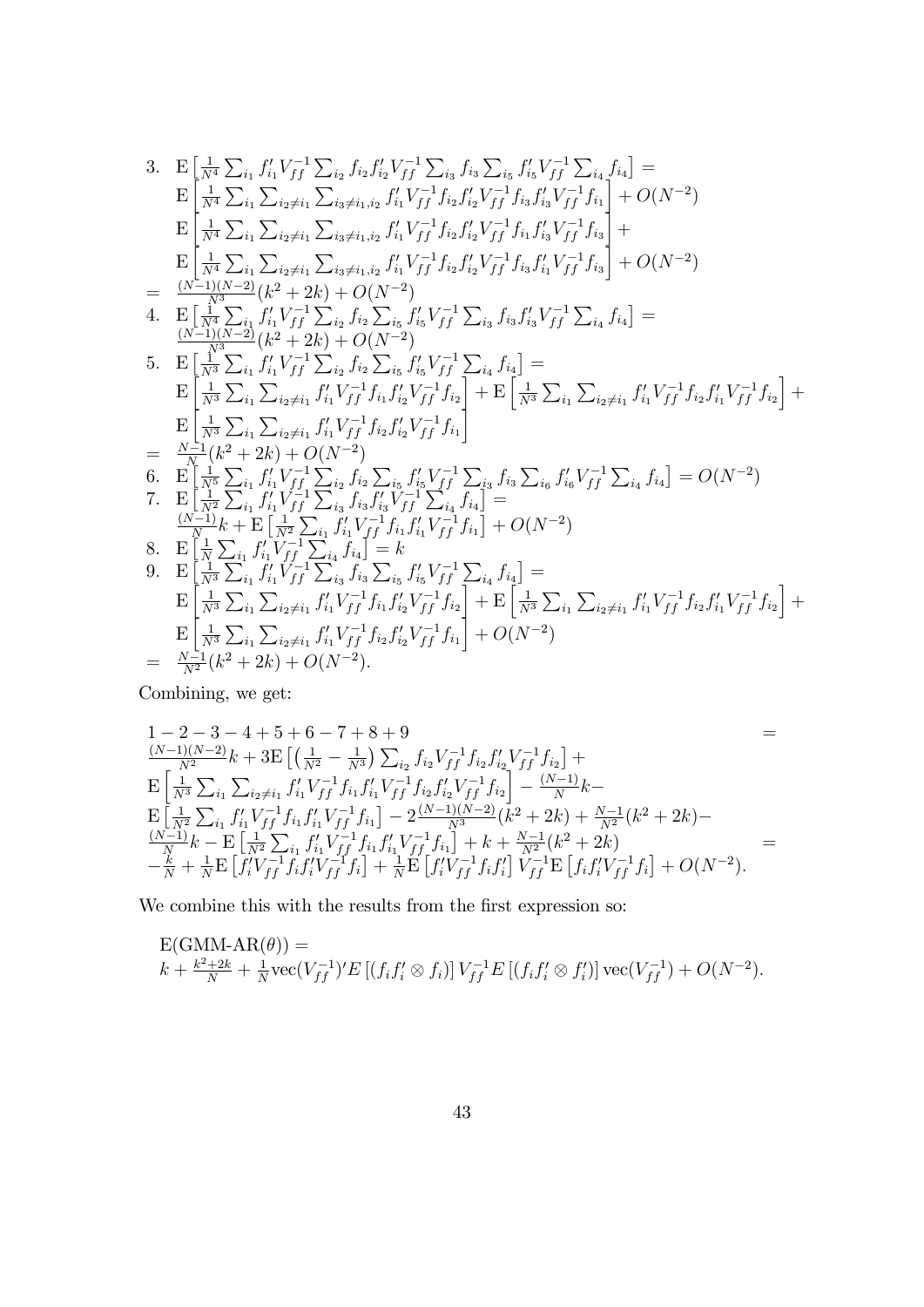$$
\begin{array}{ll}
3. & \mathrm{E}\left[\frac{1}{N^4}\sum_{i_1} f_{i_1}' V_{ff}^{-1} \sum_{i_2} f_{i_2} f_{i_2}' V_{ff}^{-1} \sum_{i_3} f_{i_3} \sum_{i_5} f_{i_5}' V_{ff}^{-1} \sum_{i_4} f_{i_4}\right] = \\
& \mathrm{E}\left[\frac{1}{N^4}\sum_{i_1}\sum_{i_2\neq i_1}\sum_{i_3\neq i_1,i_2} f_{i_1}' V_{ff}^{-1} f_{i_2} f_{i_2}' V_{ff}^{-1} f_{i_3} f_{i_3}' V_{ff}^{-1} f_{i_1}\right] + O(N^{-2}) \\
& \mathrm{E}\left[\frac{1}{N^4}\sum_{i_1}\sum_{i_2\neq i_1}\sum_{i_3\neq i_1,i_2} f_{i_1}' V_{ff}^{-1} f_{i_2} f_{i_2}' V_{ff}^{-1} f_{i_1} f_{i_3}' V_{ff}^{-1} f_{i_3}\right] + \\
& \mathrm{E}\left[\frac{1}{N^4}\sum_{i_1}\sum_{i_2\neq i_1}\sum_{i_3\neq i_1,i_2} f_{i_1}' V_{ff}^{-1} f_{i_2} f_{i_2}' V_{ff}^{-1} f_{i_3} f_{i_1}' V_{ff}^{-1} f_{i_3}\right] + O(N^{-2}) \\
= & \frac{(N-1)(N-2)}{N^3}(k^2+2k) + O(N^{-2}) \\
4. & \mathrm{E}\left[\frac{1}{N^4}\sum_{i_1} f_{i_1}' V_{ff}^{-1} \sum_{i_2} f_{i_2} \sum_{i_5} f_{i_5}' V_{ff}^{-1} \sum_{i_3} f_{i_3} f_{i_3}' V_{ff}^{-1} \sum_{i_4} f_{i_4}\right] = \\
& \frac{(N-1)(N-2)}{N^3}(k^2+2k) + O(N^{-2}) \\
5. & \mathrm{E}\left[\frac{1}{N^3}\sum_{i_1} f_{i_1}' V_{ff}^{-1} \sum_{i_2} f_{i_2} \sum_{i_5} f_{i_5}' V_{ff}^{-1} \sum_{i_4} f_{i_4}\right] = \\
& \mathrm{E}\left[\frac{1}{N^3}\sum_{i_1}\sum_{i_2\neq i_1} f_{i_1}' V_{ff}^{-1} f_{i_1} f_{i_2}' V_{ff}^{-1} f_{i_2}\right] + \mathrm{E}\left[\frac{1}{N^3}\sum_{i_1}\sum_{i_2\neq i_1} f_{i_1}' V_{ff}^{-1} f_{i_2} f_{i_1}' V_{ff}^{-1} f_{i_2}\right] + \\
& \mathrm{E}\left[\frac{1}{N^3}\sum_{i_1}\sum_{i_2\neq i_1} f_{i_1}' V_{ff}^{-1} f_{i_2} f_{i_2}' V_{ff}^{-1} f_{i_1}\right] \\
= & \frac{N-1}{N}(k^2+2k) + O(N^{-2}) \\
6. & \mathrm{E}\left[\frac{1}{N^5}\sum_{i_1} f_{i_1}' V_{ff}^{-1} \sum_{i_2} f_{i_2} \sum_{i_5} f_{i_5}' V_{ff}^{-1} \sum_{i_3} f_{i_3} \sum_{i_6} f_{i_6}' V_{ff}^{-1} \sum_{i_4} f_{i_4}\right] = O(N^{-2}) \\
7. & \mathrm{E}\left[\frac{1}{N^2}\sum_{i_1} f_{i_1}' V_{ff}^{-1} \sum_{i_3} f_{i_3} f_{i_3}' V_{ff}^{-1} \sum_{i_4} f_{i_4}\right] = \\
& \frac{(N-1)}{N}k + \mathrm{E}\left[\frac{1}{N^2}\sum_{i_1} f_{i_1}' V_{ff}^{-1} f_{i_1} f_{i_1}' V_{ff}^{-1} f_{i_1}\right] + O(N^{-2}) \\
8. & \mathrm{E}\left[\frac{1}{N}\sum_{i_1} f_{i_1}' V_{ff}^{-1} \sum_{i_4} f_{i_4}\right] = k \\
9. & \mathrm{E}\left[\frac{1}{N^3}\sum_{i_1} f_{i_1}' V_{ff}^{-1} \sum_{i_3} f_{i_3} \sum_{i_5} f_{i_5}' V_{ff}^{-1} \sum_{i_4} f_{i_4}\right] = \\
& \mathrm{E}\left[\frac{1}{N^3}\sum_{i_1}\sum_{i_2\neq i_1} f_{i_1}' V_{ff}^{-1} f_{i_1} f_{i_2}' V_{ff}^{-1} f_{i_2}\right] + \mathrm{E}\left[\frac{1}{N^3}\sum_{i_1}\sum_{i_2\neq i_1} f_{i_1}' V_{ff}^{-1} f_{i_2} f_{i_1}' V_{ff}^{-1} f_{i_2}\right] + \\
& \mathrm{E}\left[\frac{1}{N^3}\sum_{i_1}\sum_{i_2\neq i_1} f_{i_1}' V_{ff}^{-1} f_{i_2} f_{i_2}' V_{ff}^{-1} f_{i_1}\right] + O(N^{-2}) \\
= & \frac{N-1}{N^2}(k^2+2k) + O(N^{-2}).
\end{array}
$$

Combining, we get:

$$
\begin{array}{l}
1-2-3-4+5+6-7+8+9 \qquad = \\
\frac{(N-1)(N-2)}{N^2}k + 3\mathrm{E}\left[\left(\frac{1}{N^2}-\frac{1}{N^3}\right)\sum_{i_2} f_{i_2} V_{ff}^{-1} f_{i_2} f_{i_2}' V_{ff}^{-1} f_{i_2}\right] + \\
\mathrm{E}\left[\frac{1}{N^3}\sum_{i_1}\sum_{i_2\neq i_1} f_{i_1}' V_{ff}^{-1} f_{i_1} f_{i_1}' V_{ff}^{-1} f_{i_2} f_{i_2}' V_{ff}^{-1} f_{i_2}\right] - \frac{(N-1)}{N}k - \\
\mathrm{E}\left[\frac{1}{N^2}\sum_{i_1} f_{i_1}' V_{ff}^{-1} f_{i_1} f_{i_1}' V_{ff}^{-1} f_{i_1}\right] - 2\frac{(N-1)(N-2)}{N^3}(k^2+2k) + \frac{N-1}{N^2}(k^2+2k) - \\
\frac{(N-1)}{N}k - \mathrm{E}\left[\frac{1}{N^2}\sum_{i_1} f_{i_1}' V_{ff}^{-1} f_{i_1} f_{i_1}' V_{ff}^{-1} f_{i_1}\right] + k + \frac{N-1}{N^2}(k^2+2k) \qquad = \\
-\frac{k}{N} + \frac{1}{N}\mathrm{E}\left[f_i' V_{ff}^{-1} f_i f_i' V_{ff}^{-1} f_i\right] + \frac{1}{N}\mathrm{E}\left[f_i' V_{ff}^{-1} f_i f_i'\right] V_{ff}^{-1} \mathrm{E}\left[f_i f_i' V_{ff}^{-1} f_i\right] + O(N^{-2}).
\end{array}
$$

We combine this with the results from the first expression so:

$$
\begin{array}{l}
\mathrm{E}(\text{GMM-AR}(\theta)) = \\
k + \frac{k^2+2k}{N} + \frac{1}{N}\mathrm{vec}(V_{ff}^{-1})' E\left[(f_i f_i' \otimes f_i)\right] V_{ff}^{-1} E\left[(f_i f_i' \otimes f_i')\right] \mathrm{vec}(V_{ff}^{-1}) + O(N^{-2}).
\end{array}
$$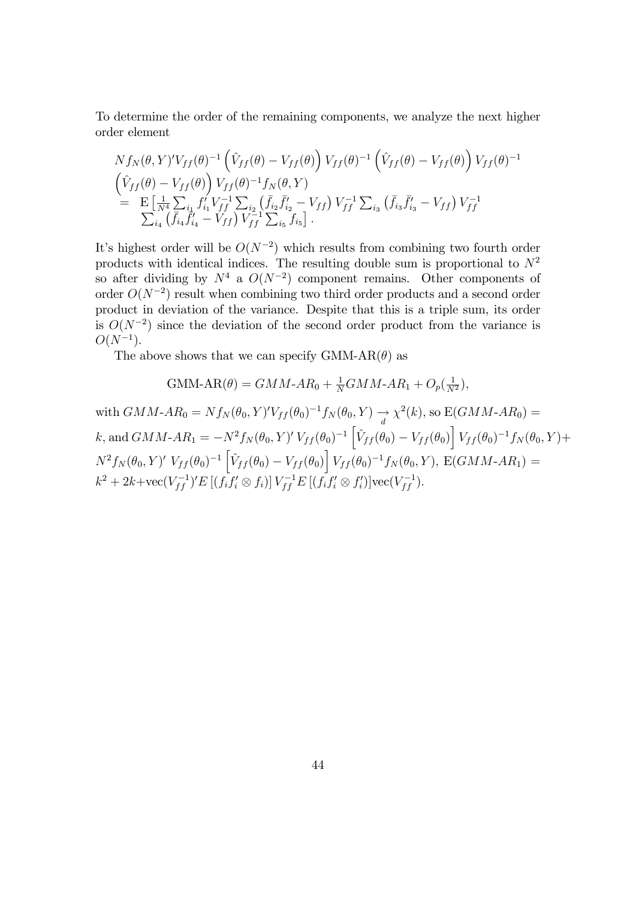To determine the order of the remaining components, we analyze the next higher order element

$$
\begin{aligned}
&N f_N(\theta,Y)' V_{ff}(\theta)^{-1}\left(\hat{V}_{ff}(\theta)-V_{ff}(\theta)\right)V_{ff}(\theta)^{-1}\left(\hat{V}_{ff}(\theta)-V_{ff}(\theta)\right)V_{ff}(\theta)^{-1} \\
&\left(\hat{V}_{ff}(\theta)-V_{ff}(\theta)\right)V_{ff}(\theta)^{-1} f_N(\theta,Y) \\
&= \mathrm{E}\left[\tfrac{1}{N^4}\textstyle\sum_{i_1} f_{i_1}' V_{ff}^{-1}\sum_{i_2}\left(\bar{f}_{i_2}\bar{f}_{i_2}'-V_{ff}\right)V_{ff}^{-1}\sum_{i_3}\left(\bar{f}_{i_3}\bar{f}_{i_3}'-V_{ff}\right)V_{ff}^{-1}\right. \\
&\quad \left.\textstyle\sum_{i_4}\left(\bar{f}_{i_4}\bar{f}_{i_4}'-V_{ff}\right)V_{ff}^{-1}\sum_{i_5} f_{i_5}\right].
\end{aligned}
$$

It's highest order will be $O(N^{-2})$ which results from combining two fourth order products with identical indices. The resulting double sum is proportional to $N^2$ so after dividing by $N^4$ a $O(N^{-2})$ component remains. Other components of order $O(N^{-2})$ result when combining two third order products and a second order product in deviation of the variance. Despite that this is a triple sum, its order is $O(N^{-2})$ since the deviation of the second order product from the variance is $O(N^{-1})$.

The above shows that we can specify GMM-AR$(\theta)$ as

$$
\text{GMM-AR}(\theta) = GMM\text{-}AR_0 + \tfrac{1}{N} GMM\text{-}AR_1 + O_p(\tfrac{1}{N^2}),
$$

with $GMM\text{-}AR_0 = N f_N(\theta_0,Y)' V_{ff}(\theta_0)^{-1} f_N(\theta_0,Y) \underset{d}{\rightarrow} \chi^2(k)$, so $\mathrm{E}(GMM\text{-}AR_0) = k$, and $GMM\text{-}AR_1 = -N^2 f_N(\theta_0,Y)'\, V_{ff}(\theta_0)^{-1}\left[\hat{V}_{ff}(\theta_0)-V_{ff}(\theta_0)\right]V_{ff}(\theta_0)^{-1} f_N(\theta_0,Y) + N^2 f_N(\theta_0,Y)'\, V_{ff}(\theta_0)^{-1}\left[\hat{V}_{ff}(\theta_0)-V_{ff}(\theta_0)\right]V_{ff}(\theta_0)^{-1} f_N(\theta_0,Y)$, $\mathrm{E}(GMM\text{-}AR_1) = k^2+2k+\mathrm{vec}(V_{ff}^{-1})' E\left[(f_i f_i' \otimes f_i)\right] V_{ff}^{-1} E\left[(f_i f_i' \otimes f_i')\right]\mathrm{vec}(V_{ff}^{-1})$.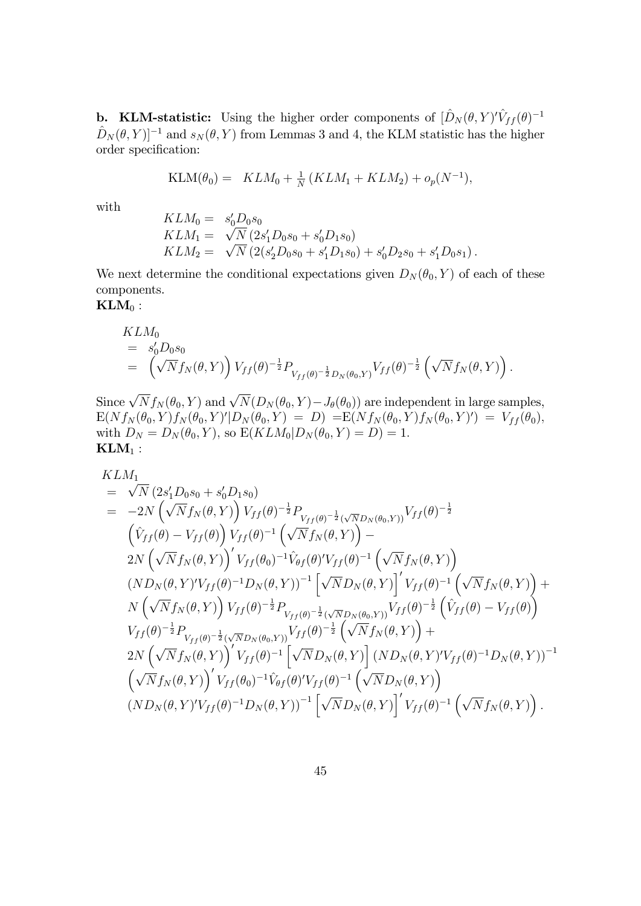**b. KLM-statistic:** Using the higher order components of $[\hat{D}_N(\theta,Y)'\hat{V}_{ff}(\theta)^{-1}$ $\hat{D}_N(\theta,Y)]^{-1}$ and $s_N(\theta,Y)$ from Lemmas 3 and 4, the KLM statistic has the higher order specification:

$$\text{KLM}(\theta_0) = \quad KLM_0 + \tfrac{1}{N}\left(KLM_1 + KLM_2\right) + o_p(N^{-1}),$$

with

$$\begin{aligned}
KLM_0 &= \; s_0'D_0s_0 \\
KLM_1 &= \; \sqrt{N}\left(2s_1'D_0s_0 + s_0'D_1s_0\right) \\
KLM_2 &= \; \sqrt{N}\left(2(s_2'D_0s_0 + s_1'D_1s_0) + s_0'D_2s_0 + s_1'D_0s_1\right).
\end{aligned}$$

We next determine the conditional expectations given $D_N(\theta_0,Y)$ of each of these components.

$\mathbf{KLM}_0$ :

$$\begin{aligned}
& KLM_0 \\
&= \; s_0'D_0s_0 \\
&= \; \left(\sqrt{N}f_N(\theta,Y)\right)V_{ff}(\theta)^{-\frac{1}{2}}P_{V_{ff}(\theta)^{-\frac{1}{2}}D_N(\theta_0,Y)}V_{ff}(\theta)^{-\frac{1}{2}}\left(\sqrt{N}f_N(\theta,Y)\right).
\end{aligned}$$

Since $\sqrt{N}f_N(\theta_0,Y)$ and $\sqrt{N}(D_N(\theta_0,Y)-J_\theta(\theta_0))$ are independent in large samples, $\text{E}(Nf_N(\theta_0,Y)f_N(\theta_0,Y)'|D_N(\theta_0,Y) = D)$ $=\text{E}(Nf_N(\theta_0,Y)f_N(\theta_0,Y)') = V_{ff}(\theta_0)$, with $D_N = D_N(\theta_0,Y)$, so $\text{E}(KLM_0|D_N(\theta_0,Y)=D)=1.$

$\mathbf{KLM}_1$ :

$$\begin{aligned}
& KLM_1 \\
&= \; \sqrt{N}\left(2s_1'D_0s_0 + s_0'D_1s_0\right) \\
&= \; -2N\left(\sqrt{N}f_N(\theta,Y)\right)V_{ff}(\theta)^{-\frac{1}{2}}P_{V_{ff}(\theta)^{-\frac{1}{2}}(\sqrt{N}D_N(\theta_0,Y))}V_{ff}(\theta)^{-\frac{1}{2}} \\
& \quad \left(\hat{V}_{ff}(\theta)-V_{ff}(\theta)\right)V_{ff}(\theta)^{-1}\left(\sqrt{N}f_N(\theta,Y)\right) - \\
& \quad 2N\left(\sqrt{N}f_N(\theta,Y)\right)'V_{ff}(\theta_0)^{-1}\hat{V}_{\theta f}(\theta)'V_{ff}(\theta)^{-1}\left(\sqrt{N}f_N(\theta,Y)\right) \\
& \quad \left(ND_N(\theta,Y)'V_{ff}(\theta)^{-1}D_N(\theta,Y)\right)^{-1}\left[\sqrt{N}D_N(\theta,Y)\right]'V_{ff}(\theta)^{-1}\left(\sqrt{N}f_N(\theta,Y)\right) + \\
& \quad N\left(\sqrt{N}f_N(\theta,Y)\right)V_{ff}(\theta)^{-\frac{1}{2}}P_{V_{ff}(\theta)^{-\frac{1}{2}}(\sqrt{N}D_N(\theta_0,Y))}V_{ff}(\theta)^{-\frac{1}{2}}\left(\hat{V}_{ff}(\theta)-V_{ff}(\theta)\right) \\
& \quad V_{ff}(\theta)^{-\frac{1}{2}}P_{V_{ff}(\theta)^{-\frac{1}{2}}(\sqrt{N}D_N(\theta_0,Y))}V_{ff}(\theta)^{-\frac{1}{2}}\left(\sqrt{N}f_N(\theta,Y)\right) + \\
& \quad 2N\left(\sqrt{N}f_N(\theta,Y)\right)'V_{ff}(\theta)^{-1}\left[\sqrt{N}D_N(\theta,Y)\right]\left(ND_N(\theta,Y)'V_{ff}(\theta)^{-1}D_N(\theta,Y)\right)^{-1} \\
& \quad \left(\sqrt{N}f_N(\theta,Y)\right)'V_{ff}(\theta_0)^{-1}\hat{V}_{\theta f}(\theta)'V_{ff}(\theta)^{-1}\left(\sqrt{N}D_N(\theta,Y)\right) \\
& \quad \left(ND_N(\theta,Y)'V_{ff}(\theta)^{-1}D_N(\theta,Y)\right)^{-1}\left[\sqrt{N}D_N(\theta,Y)\right]'V_{ff}(\theta)^{-1}\left(\sqrt{N}f_N(\theta,Y)\right).
\end{aligned}$$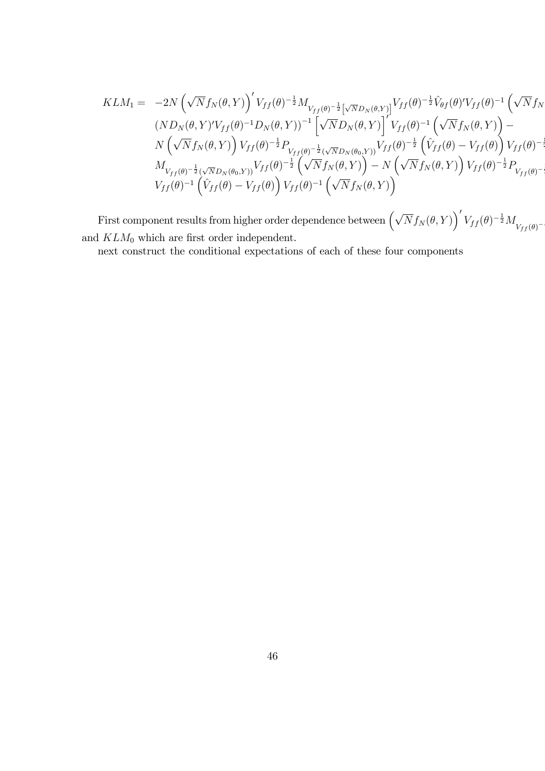$$
\begin{aligned}
KLM_1 = \; & -2N\left(\sqrt{N}f_N(\theta,Y)\right)' V_{ff}(\theta)^{-\frac{1}{2}} M_{V_{ff}(\theta)^{-\frac{1}{2}}\left[\sqrt{N}D_N(\theta,Y)\right]} V_{ff}(\theta)^{-\frac{1}{2}} \hat{V}_{\theta f}(\theta)' V_{ff}(\theta)^{-1}\left(\sqrt{N}f_N\right. \\
& (ND_N(\theta,Y)'V_{ff}(\theta)^{-1}D_N(\theta,Y))^{-1}\left[\sqrt{N}D_N(\theta,Y)\right]' V_{ff}(\theta)^{-1}\left(\sqrt{N}f_N(\theta,Y)\right) - \\
& N\left(\sqrt{N}f_N(\theta,Y)\right) V_{ff}(\theta)^{-\frac{1}{2}} P_{V_{ff}(\theta)^{-\frac{1}{2}}(\sqrt{N}D_N(\theta_0,Y))} V_{ff}(\theta)^{-\frac{1}{2}}\left(\hat{V}_{ff}(\theta) - V_{ff}(\theta)\right) V_{ff}(\theta)^{-\frac{1}{2}} \\
& M_{V_{ff}(\theta)^{-\frac{1}{2}}(\sqrt{N}D_N(\theta_0,Y))} V_{ff}(\theta)^{-\frac{1}{2}}\left(\sqrt{N}f_N(\theta,Y)\right) - N\left(\sqrt{N}f_N(\theta,Y)\right) V_{ff}(\theta)^{-\frac{1}{2}} P_{V_{ff}(\theta)^{-\frac{1}{2}}} \\
& V_{ff}(\theta)^{-1}\left(\hat{V}_{ff}(\theta) - V_{ff}(\theta)\right) V_{ff}(\theta)^{-1}\left(\sqrt{N}f_N(\theta,Y)\right)
\end{aligned}
$$

First component results from higher order dependence between $\left(\sqrt{N}f_N(\theta,Y)\right)' V_{ff}(\theta)^{-\frac{1}{2}} M_{V_{ff}(\theta)^{-}}$ and $KLM_0$ which are first order independent.

next construct the conditional expectations of each of these four components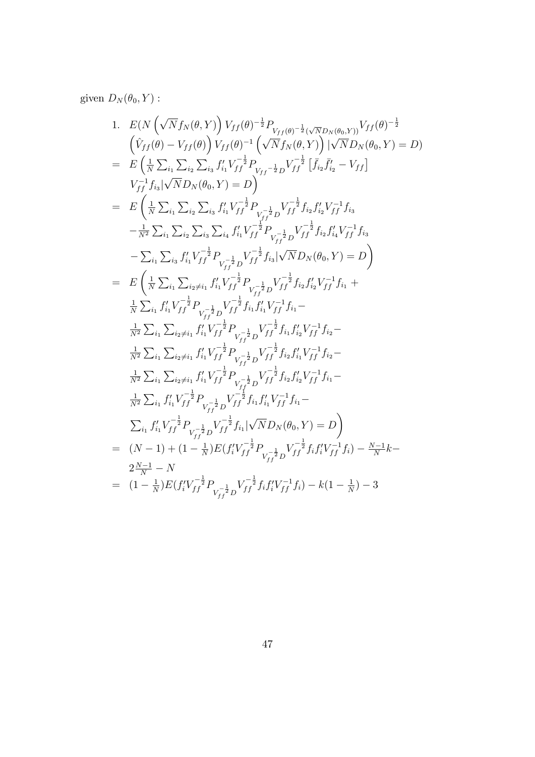given $D_N(\theta_0, Y)$ :

$$
\begin{aligned}
1.\quad & E(N\left(\sqrt{N}f_N(\theta,Y)\right)V_{ff}(\theta)^{-\frac{1}{2}}P_{V_{ff}(\theta)^{-\frac{1}{2}}(\sqrt{N}D_N(\theta_0,Y))}V_{ff}(\theta)^{-\frac{1}{2}} \\
& \left(\hat{V}_{ff}(\theta)-V_{ff}(\theta)\right)V_{ff}(\theta)^{-1}\left(\sqrt{N}f_N(\theta,Y)\right)|\sqrt{N}D_N(\theta_0,Y)=D) \\
= \; & E\left(\tfrac{1}{N}\textstyle\sum_{i_1}\sum_{i_2}\sum_{i_3}f_{i_1}'V_{ff}^{-\frac{1}{2}}P_{V_{ff}{}^{-\frac{1}{2}}D}V_{ff}^{-\frac{1}{2}}\left[\bar{f}_{i_2}\bar{f}_{i_2}'-V_{ff}\right]\right. \\
& \left.V_{ff}^{-1}f_{i_3}|\sqrt{N}D_N(\theta_0,Y)=D\right) \\
= \; & E\left(\tfrac{1}{N}\textstyle\sum_{i_1}\sum_{i_2}\sum_{i_3}f_{i_1}'V_{ff}^{-\frac{1}{2}}P_{V_{ff}^{-\frac{1}{2}}D}V_{ff}^{-\frac{1}{2}}f_{i_2}f_{i_2}'V_{ff}^{-1}f_{i_3}\right. \\
& -\tfrac{1}{N^2}\textstyle\sum_{i_1}\sum_{i_2}\sum_{i_3}\sum_{i_4}f_{i_1}'V_{ff}^{-\frac{1}{2}}P_{V_{ff}^{-\frac{1}{2}}D}V_{ff}^{-\frac{1}{2}}f_{i_2}f_{i_4}'V_{ff}^{-1}f_{i_3} \\
& \left.-\textstyle\sum_{i_1}\sum_{i_3}f_{i_1}'V_{ff}^{-\frac{1}{2}}P_{V_{ff}^{-\frac{1}{2}}D}V_{ff}^{-\frac{1}{2}}f_{i_3}|\sqrt{N}D_N(\theta_0,Y)=D\right) \\
= \; & E\left(\tfrac{1}{N}\textstyle\sum_{i_1}\sum_{i_2\neq i_1}f_{i_1}'V_{ff}^{-\frac{1}{2}}P_{V_{ff}^{-\frac{1}{2}}D}V_{ff}^{-\frac{1}{2}}f_{i_2}f_{i_2}'V_{ff}^{-1}f_{i_1}+\right. \\
& \tfrac{1}{N}\textstyle\sum_{i_1}f_{i_1}'V_{ff}^{-\frac{1}{2}}P_{V_{ff}^{-\frac{1}{2}}D}V_{ff}^{-\frac{1}{2}}f_{i_1}f_{i_1}'V_{ff}^{-1}f_{i_1}- \\
& \tfrac{1}{N^2}\textstyle\sum_{i_1}\sum_{i_2\neq i_1}f_{i_1}'V_{ff}^{-\frac{1}{2}}P_{V_{ff}^{-\frac{1}{2}}D}V_{ff}^{-\frac{1}{2}}f_{i_1}f_{i_2}'V_{ff}^{-1}f_{i_2}- \\
& \tfrac{1}{N^2}\textstyle\sum_{i_1}\sum_{i_2\neq i_1}f_{i_1}'V_{ff}^{-\frac{1}{2}}P_{V_{ff}^{-\frac{1}{2}}D}V_{ff}^{-\frac{1}{2}}f_{i_2}f_{i_1}'V_{ff}^{-1}f_{i_2}- \\
& \tfrac{1}{N^2}\textstyle\sum_{i_1}\sum_{i_2\neq i_1}f_{i_1}'V_{ff}^{-\frac{1}{2}}P_{V_{ff}^{-\frac{1}{2}}D}V_{ff}^{-\frac{1}{2}}f_{i_2}f_{i_2}'V_{ff}^{-1}f_{i_1}- \\
& \tfrac{1}{N^2}\textstyle\sum_{i_1}f_{i_1}'V_{ff}^{-\frac{1}{2}}P_{V_{ff}^{-\frac{1}{2}}D}V_{ff}^{-\frac{1}{2}}f_{i_1}f_{i_1}'V_{ff}^{-1}f_{i_1}- \\
& \left.\textstyle\sum_{i_1}f_{i_1}'V_{ff}^{-\frac{1}{2}}P_{V_{ff}^{-\frac{1}{2}}D}V_{ff}^{-\frac{1}{2}}f_{i_1}|\sqrt{N}D_N(\theta_0,Y)=D\right) \\
= \; & (N-1)+(1-\tfrac{1}{N})E(f_i'V_{ff}^{-\frac{1}{2}}P_{V_{ff}^{-\frac{1}{2}}D}V_{ff}^{-\frac{1}{2}}f_if_i'V_{ff}^{-1}f_i)-\tfrac{N-1}{N}k- \\
& 2\tfrac{N-1}{N}-N \\
= \; & (1-\tfrac{1}{N})E(f_i'V_{ff}^{-\frac{1}{2}}P_{V_{ff}^{-\frac{1}{2}}D}V_{ff}^{-\frac{1}{2}}f_if_i'V_{ff}^{-1}f_i)-k(1-\tfrac{1}{N})-3
\end{aligned}
$$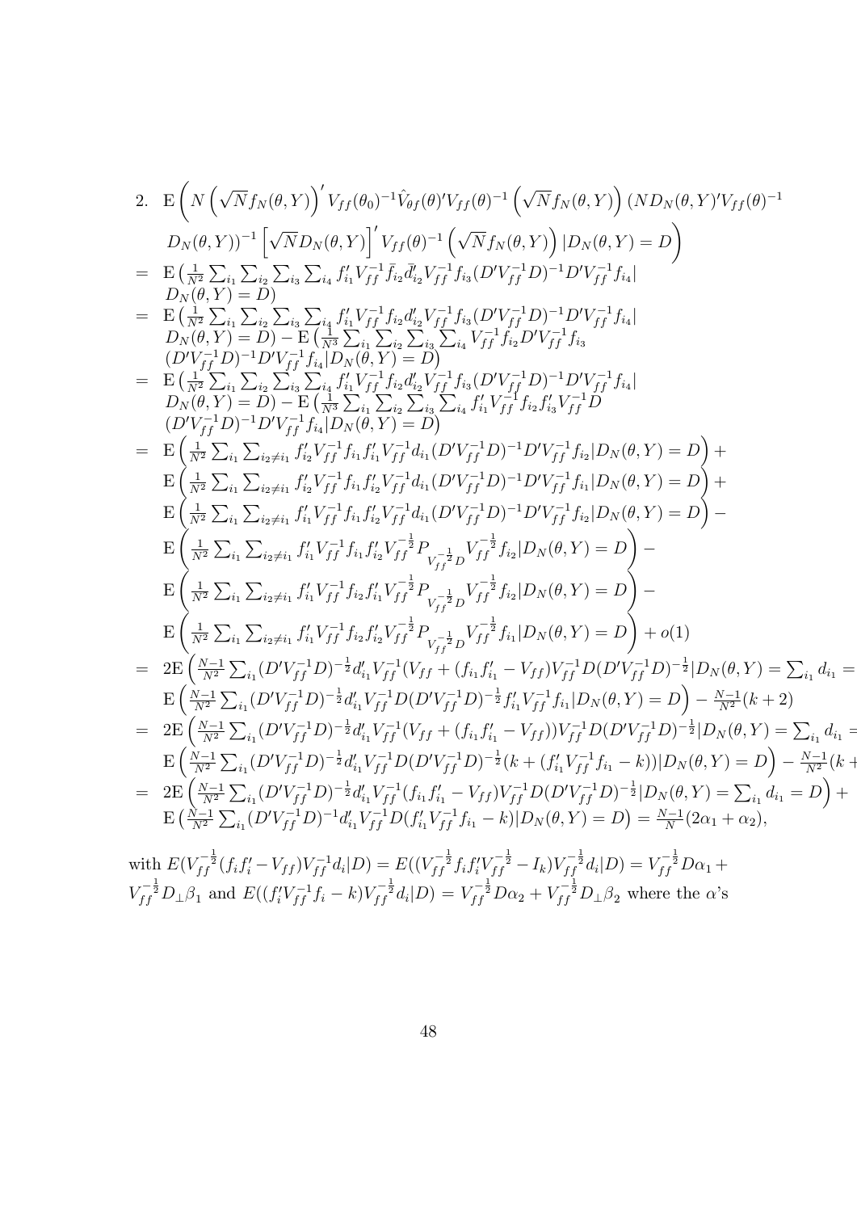2. $\mathrm{E}\left( N\left(\sqrt{N}f_N(\theta,Y)\right)' V_{ff}(\theta_0)^{-1}\hat{V}_{\theta f}(\theta)'V_{ff}(\theta)^{-1}\left(\sqrt{N}f_N(\theta,Y)\right)(ND_N(\theta,Y)'V_{ff}(\theta)^{-1}\right.$
$\left. D_N(\theta,Y))^{-1}\left[\sqrt{N}D_N(\theta,Y)\right]' V_{ff}(\theta)^{-1}\left(\sqrt{N}f_N(\theta,Y)\right)|D_N(\theta,Y)=D\right)$

$$
\begin{aligned}
&= \mathrm{E}\left(\tfrac{1}{N^2}\textstyle\sum_{i_1}\sum_{i_2}\sum_{i_3}\sum_{i_4} f_{i_1}'V_{ff}^{-1}\bar{f}_{i_2}\bar{d}_{i_2}'V_{ff}^{-1}f_{i_3}(D'V_{ff}^{-1}D)^{-1}D'V_{ff}^{-1}f_{i_4}|\right.\\
&\quad \left. D_N(\theta,Y)=D\right)\\
&= \mathrm{E}\left(\tfrac{1}{N^2}\textstyle\sum_{i_1}\sum_{i_2}\sum_{i_3}\sum_{i_4} f_{i_1}'V_{ff}^{-1}f_{i_2}d_{i_2}'V_{ff}^{-1}f_{i_3}(D'V_{ff}^{-1}D)^{-1}D'V_{ff}^{-1}f_{i_4}|\right.\\
&\quad \left. D_N(\theta,Y)=D\right) - \mathrm{E}\left(\tfrac{1}{N^3}\textstyle\sum_{i_1}\sum_{i_2}\sum_{i_3}\sum_{i_4} V_{ff}^{-1}f_{i_2}D'V_{ff}^{-1}f_{i_3}\right.\\
&\quad \left.(D'V_{ff}^{-1}D)^{-1}D'V_{ff}^{-1}f_{i_4}|D_N(\theta,Y)=D\right)\\
&= \mathrm{E}\left(\tfrac{1}{N^2}\textstyle\sum_{i_1}\sum_{i_2}\sum_{i_3}\sum_{i_4} f_{i_1}'V_{ff}^{-1}f_{i_2}d_{i_2}'V_{ff}^{-1}f_{i_3}(D'V_{ff}^{-1}D)^{-1}D'V_{ff}^{-1}f_{i_4}|\right.\\
&\quad \left. D_N(\theta,Y)=D\right) - \mathrm{E}\left(\tfrac{1}{N^3}\textstyle\sum_{i_1}\sum_{i_2}\sum_{i_3}\sum_{i_4} f_{i_1}'V_{ff}^{-1}f_{i_2}f_{i_3}'V_{ff}^{-1}D\right.\\
&\quad \left.(D'V_{ff}^{-1}D)^{-1}D'V_{ff}^{-1}f_{i_4}|D_N(\theta,Y)=D\right)\\
&= \mathrm{E}\left(\tfrac{1}{N^2}\textstyle\sum_{i_1}\sum_{i_2\neq i_1} f_{i_2}'V_{ff}^{-1}f_{i_1}f_{i_1}'V_{ff}^{-1}d_{i_1}(D'V_{ff}^{-1}D)^{-1}D'V_{ff}^{-1}f_{i_2}|D_N(\theta,Y)=D\right)+\\
&\quad \mathrm{E}\left(\tfrac{1}{N^2}\textstyle\sum_{i_1}\sum_{i_2\neq i_1} f_{i_2}'V_{ff}^{-1}f_{i_1}f_{i_2}'V_{ff}^{-1}d_{i_1}(D'V_{ff}^{-1}D)^{-1}D'V_{ff}^{-1}f_{i_1}|D_N(\theta,Y)=D\right)+\\
&\quad \mathrm{E}\left(\tfrac{1}{N^2}\textstyle\sum_{i_1}\sum_{i_2\neq i_1} f_{i_1}'V_{ff}^{-1}f_{i_1}f_{i_2}'V_{ff}^{-1}d_{i_1}(D'V_{ff}^{-1}D)^{-1}D'V_{ff}^{-1}f_{i_2}|D_N(\theta,Y)=D\right)-\\
&\quad \mathrm{E}\left(\tfrac{1}{N^2}\textstyle\sum_{i_1}\sum_{i_2\neq i_1} f_{i_1}'V_{ff}^{-1}f_{i_1}f_{i_2}'V_{ff}^{-\frac{1}{2}}P_{V_{ff}^{-\frac{1}{2}}D}V_{ff}^{-\frac{1}{2}}f_{i_2}|D_N(\theta,Y)=D\right)-\\
&\quad \mathrm{E}\left(\tfrac{1}{N^2}\textstyle\sum_{i_1}\sum_{i_2\neq i_1} f_{i_1}'V_{ff}^{-1}f_{i_2}f_{i_1}'V_{ff}^{-\frac{1}{2}}P_{V_{ff}^{-\frac{1}{2}}D}V_{ff}^{-\frac{1}{2}}f_{i_2}|D_N(\theta,Y)=D\right)-\\
&\quad \mathrm{E}\left(\tfrac{1}{N^2}\textstyle\sum_{i_1}\sum_{i_2\neq i_1} f_{i_1}'V_{ff}^{-1}f_{i_2}f_{i_2}'V_{ff}^{-\frac{1}{2}}P_{V_{ff}^{-\frac{1}{2}}D}V_{ff}^{-\frac{1}{2}}f_{i_1}|D_N(\theta,Y)=D\right)+o(1)\\
&= 2\mathrm{E}\left(\tfrac{N-1}{N^2}\textstyle\sum_{i_1}(D'V_{ff}^{-1}D)^{-\frac{1}{2}}d_{i_1}'V_{ff}^{-1}(V_{ff}+(f_{i_1}f_{i_1}'-V_{ff})V_{ff}^{-1}D(D'V_{ff}^{-1}D)^{-\frac{1}{2}}|D_N(\theta,Y)=\sum_{i_1}d_{i_1}=\right.\\
&\quad \mathrm{E}\left(\tfrac{N-1}{N^2}\textstyle\sum_{i_1}(D'V_{ff}^{-1}D)^{-\frac{1}{2}}d_{i_1}'V_{ff}^{-1}D(D'V_{ff}^{-1}D)^{-\frac{1}{2}}f_{i_1}'V_{ff}^{-1}f_{i_1}|D_N(\theta,Y)=D\right)-\tfrac{N-1}{N^2}(k+2)\\
&= 2\mathrm{E}\left(\tfrac{N-1}{N^2}\textstyle\sum_{i_1}(D'V_{ff}^{-1}D)^{-\frac{1}{2}}d_{i_1}'V_{ff}^{-1}(V_{ff}+(f_{i_1}f_{i_1}'-V_{ff}))V_{ff}^{-1}D(D'V_{ff}^{-1}D)^{-\frac{1}{2}}|D_N(\theta,Y)=\sum_{i_1}d_{i_1}=\right.\\
&\quad \mathrm{E}\left(\tfrac{N-1}{N^2}\textstyle\sum_{i_1}(D'V_{ff}^{-1}D)^{-\frac{1}{2}}d_{i_1}'V_{ff}^{-1}D(D'V_{ff}^{-1}D)^{-\frac{1}{2}}(k+(f_{i_1}'V_{ff}^{-1}f_{i_1}-k))|D_N(\theta,Y)=D\right)-\tfrac{N-1}{N^2}(k+\\
&= 2\mathrm{E}\left(\tfrac{N-1}{N^2}\textstyle\sum_{i_1}(D'V_{ff}^{-1}D)^{-\frac{1}{2}}d_{i_1}'V_{ff}^{-1}(f_{i_1}f_{i_1}'-V_{ff})V_{ff}^{-1}D(D'V_{ff}^{-1}D)^{-\frac{1}{2}}|D_N(\theta,Y)=\sum_{i_1}d_{i_1}=D\right)+\\
&\quad \mathrm{E}\left(\tfrac{N-1}{N^2}\textstyle\sum_{i_1}(D'V_{ff}^{-1}D)^{-1}d_{i_1}'V_{ff}^{-1}D(f_{i_1}'V_{ff}^{-1}f_{i_1}-k)|D_N(\theta,Y)=D\right)=\tfrac{N-1}{N}(2\alpha_1+\alpha_2),
\end{aligned}
$$

with $E(V_{ff}^{-\frac{1}{2}}(f_if_i'-V_{ff})V_{ff}^{-1}d_i|D)=E((V_{ff}^{-\frac{1}{2}}f_if_i'V_{ff}^{-\frac{1}{2}}-I_k)V_{ff}^{-\frac{1}{2}}d_i|D)=V_{ff}^{-\frac{1}{2}}D\alpha_1+V_{ff}^{-\frac{1}{2}}D_{\perp}\beta_1$ and $E((f_i'V_{ff}^{-1}f_i-k)V_{ff}^{-\frac{1}{2}}d_i|D)=V_{ff}^{-\frac{1}{2}}D\alpha_2+V_{ff}^{-\frac{1}{2}}D_{\perp}\beta_2$ where the $\alpha$'s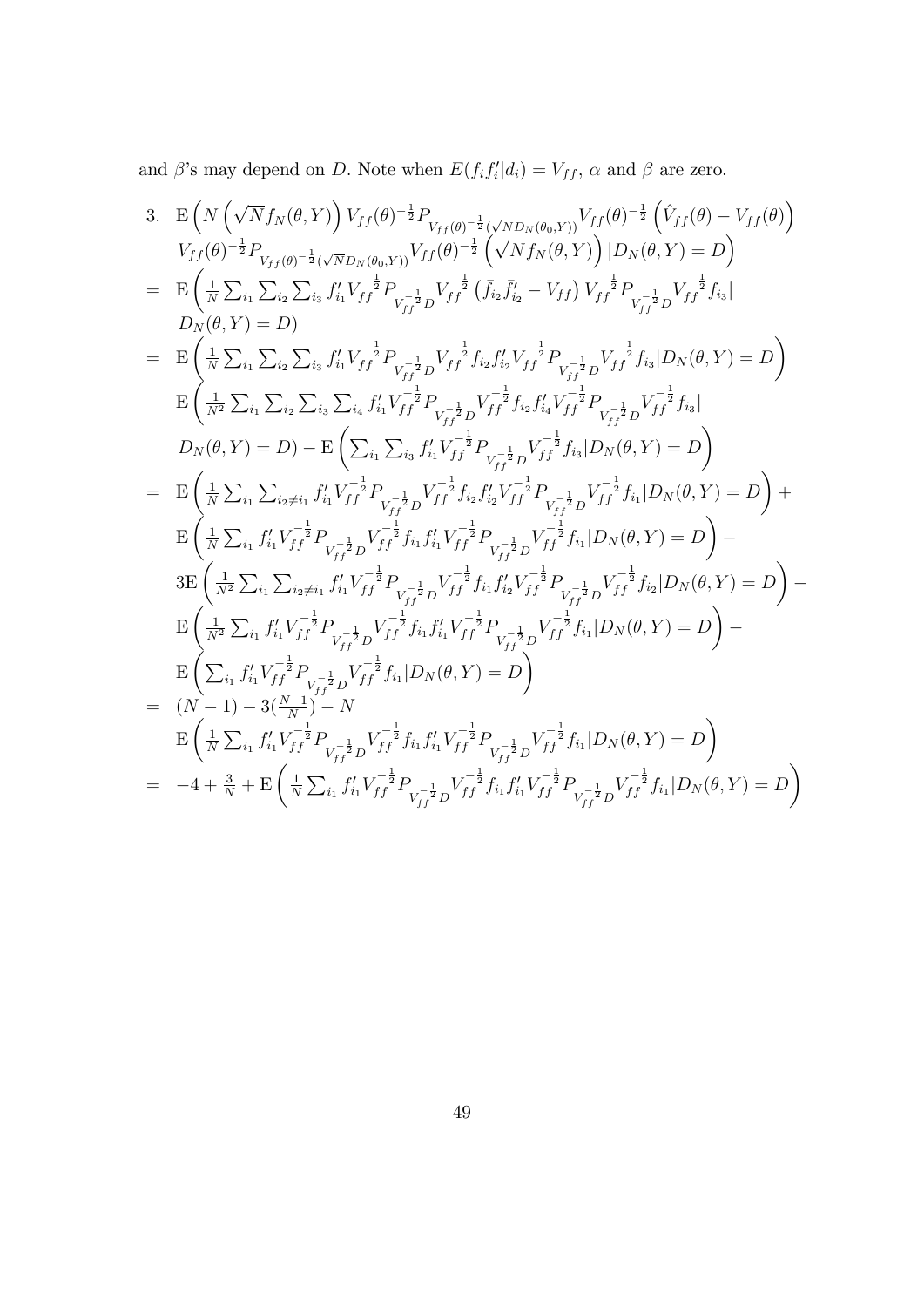and $\beta$'s may depend on $D$. Note when $E(f_i f_i'|d_i) = V_{ff}$, $\alpha$ and $\beta$ are zero.

3.

$$
\begin{aligned}
& \mathrm{E}\Big(N\left(\sqrt{N}f_N(\theta,Y)\right)V_{ff}(\theta)^{-\frac{1}{2}}P_{V_{ff}(\theta)^{-\frac{1}{2}}(\sqrt{N}D_N(\theta_0,Y))}V_{ff}(\theta)^{-\frac{1}{2}}\left(\hat{V}_{ff}(\theta)-V_{ff}(\theta)\right) \\
& \quad V_{ff}(\theta)^{-\frac{1}{2}}P_{V_{ff}(\theta)^{-\frac{1}{2}}(\sqrt{N}D_N(\theta_0,Y))}V_{ff}(\theta)^{-\frac{1}{2}}\left(\sqrt{N}f_N(\theta,Y)\right)|D_N(\theta,Y)=D\Big) \\
= \;& \mathrm{E}\Big(\tfrac{1}{N}\textstyle\sum_{i_1}\sum_{i_2}\sum_{i_3}f_{i_1}'V_{ff}^{-\frac{1}{2}}P_{V_{ff}^{-\frac{1}{2}}D}V_{ff}^{-\frac{1}{2}}\left(\bar{f}_{i_2}\bar{f}_{i_2}'-V_{ff}\right)V_{ff}^{-\frac{1}{2}}P_{V_{ff}^{-\frac{1}{2}}D}V_{ff}^{-\frac{1}{2}}f_{i_3}| \\
& \quad D_N(\theta,Y)=D) \\
= \;& \mathrm{E}\left(\tfrac{1}{N}\textstyle\sum_{i_1}\sum_{i_2}\sum_{i_3}f_{i_1}'V_{ff}^{-\frac{1}{2}}P_{V_{ff}^{-\frac{1}{2}}D}V_{ff}^{-\frac{1}{2}}f_{i_2}f_{i_2}'V_{ff}^{-\frac{1}{2}}P_{V_{ff}^{-\frac{1}{2}}D}V_{ff}^{-\frac{1}{2}}f_{i_3}|D_N(\theta,Y)=D\right) \\
& \mathrm{E}\Big(\tfrac{1}{N^2}\textstyle\sum_{i_1}\sum_{i_2}\sum_{i_3}\sum_{i_4}f_{i_1}'V_{ff}^{-\frac{1}{2}}P_{V_{ff}^{-\frac{1}{2}}D}V_{ff}^{-\frac{1}{2}}f_{i_2}f_{i_4}'V_{ff}^{-\frac{1}{2}}P_{V_{ff}^{-\frac{1}{2}}D}V_{ff}^{-\frac{1}{2}}f_{i_3}| \\
& \quad D_N(\theta,Y)=D) - \mathrm{E}\left(\textstyle\sum_{i_1}\sum_{i_3}f_{i_1}'V_{ff}^{-\frac{1}{2}}P_{V_{ff}^{-\frac{1}{2}}D}V_{ff}^{-\frac{1}{2}}f_{i_3}|D_N(\theta,Y)=D\right) \\
= \;& \mathrm{E}\left(\tfrac{1}{N}\textstyle\sum_{i_1}\sum_{i_2\neq i_1}f_{i_1}'V_{ff}^{-\frac{1}{2}}P_{V_{ff}^{-\frac{1}{2}}D}V_{ff}^{-\frac{1}{2}}f_{i_2}f_{i_2}'V_{ff}^{-\frac{1}{2}}P_{V_{ff}^{-\frac{1}{2}}D}V_{ff}^{-\frac{1}{2}}f_{i_1}|D_N(\theta,Y)=D\right)+ \\
& \mathrm{E}\left(\tfrac{1}{N}\textstyle\sum_{i_1}f_{i_1}'V_{ff}^{-\frac{1}{2}}P_{V_{ff}^{-\frac{1}{2}}D}V_{ff}^{-\frac{1}{2}}f_{i_1}f_{i_1}'V_{ff}^{-\frac{1}{2}}P_{V_{ff}^{-\frac{1}{2}}D}V_{ff}^{-\frac{1}{2}}f_{i_1}|D_N(\theta,Y)=D\right)- \\
& 3\mathrm{E}\left(\tfrac{1}{N^2}\textstyle\sum_{i_1}\sum_{i_2\neq i_1}f_{i_1}'V_{ff}^{-\frac{1}{2}}P_{V_{ff}^{-\frac{1}{2}}D}V_{ff}^{-\frac{1}{2}}f_{i_1}f_{i_2}'V_{ff}^{-\frac{1}{2}}P_{V_{ff}^{-\frac{1}{2}}D}V_{ff}^{-\frac{1}{2}}f_{i_2}|D_N(\theta,Y)=D\right)- \\
& \mathrm{E}\left(\tfrac{1}{N^2}\textstyle\sum_{i_1}f_{i_1}'V_{ff}^{-\frac{1}{2}}P_{V_{ff}^{-\frac{1}{2}}D}V_{ff}^{-\frac{1}{2}}f_{i_1}f_{i_1}'V_{ff}^{-\frac{1}{2}}P_{V_{ff}^{-\frac{1}{2}}D}V_{ff}^{-\frac{1}{2}}f_{i_1}|D_N(\theta,Y)=D\right)- \\
& \mathrm{E}\left(\textstyle\sum_{i_1}f_{i_1}'V_{ff}^{-\frac{1}{2}}P_{V_{ff}^{-\frac{1}{2}}D}V_{ff}^{-\frac{1}{2}}f_{i_1}|D_N(\theta,Y)=D\right) \\
= \;& (N-1)-3(\tfrac{N-1}{N})-N \\
& \mathrm{E}\left(\tfrac{1}{N}\textstyle\sum_{i_1}f_{i_1}'V_{ff}^{-\frac{1}{2}}P_{V_{ff}^{-\frac{1}{2}}D}V_{ff}^{-\frac{1}{2}}f_{i_1}f_{i_1}'V_{ff}^{-\frac{1}{2}}P_{V_{ff}^{-\frac{1}{2}}D}V_{ff}^{-\frac{1}{2}}f_{i_1}|D_N(\theta,Y)=D\right) \\
= \;& -4+\tfrac{3}{N}+\mathrm{E}\left(\tfrac{1}{N}\textstyle\sum_{i_1}f_{i_1}'V_{ff}^{-\frac{1}{2}}P_{V_{ff}^{-\frac{1}{2}}D}V_{ff}^{-\frac{1}{2}}f_{i_1}f_{i_1}'V_{ff}^{-\frac{1}{2}}P_{V_{ff}^{-\frac{1}{2}}D}V_{ff}^{-\frac{1}{2}}f_{i_1}|D_N(\theta,Y)=D\right)
\end{aligned}
$$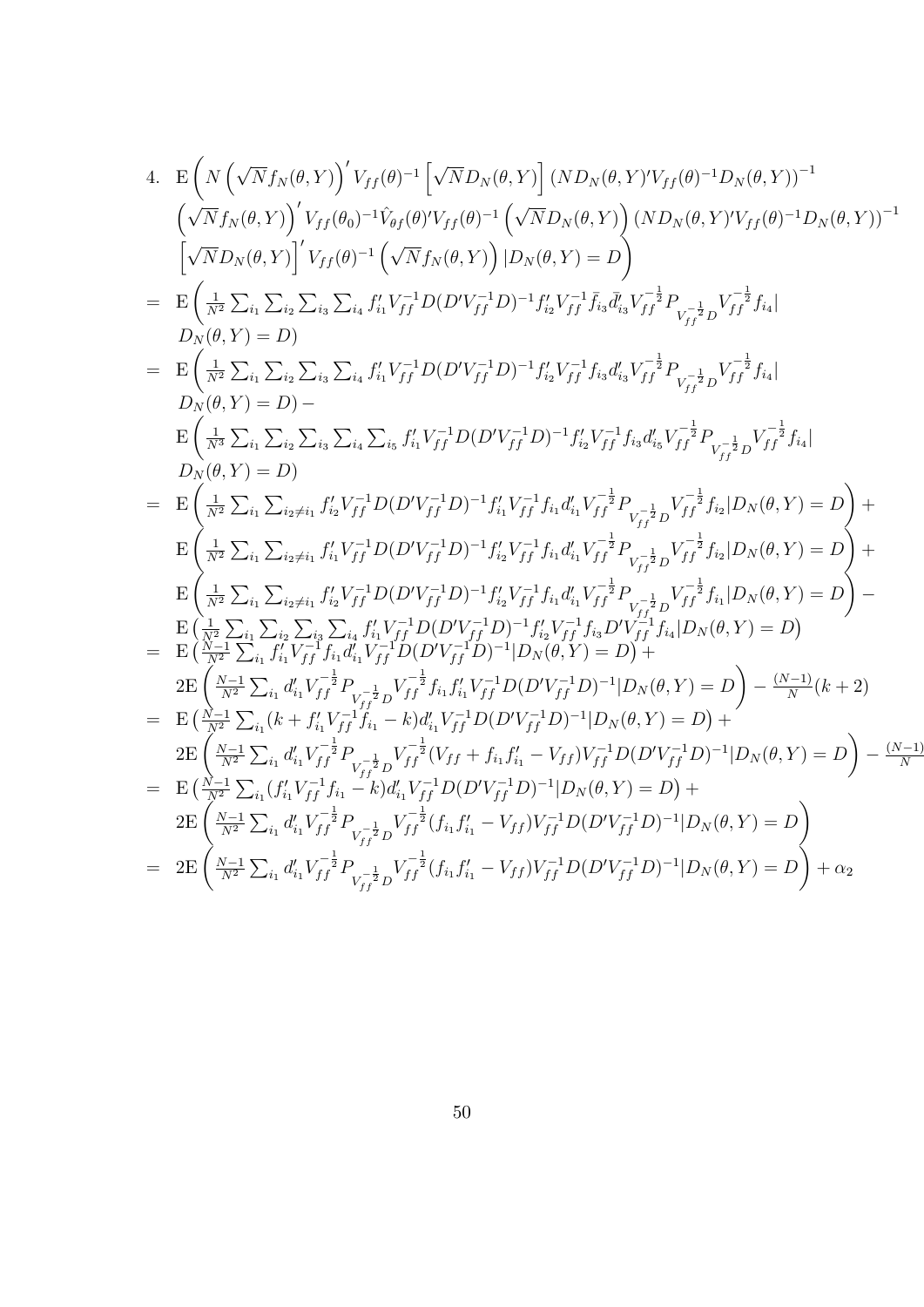4. $$
\begin{aligned}
&\mathrm{E}\Bigg(N\left(\sqrt{N}f_N(\theta,Y)\right)' V_{ff}(\theta)^{-1}\left[\sqrt{N}D_N(\theta,Y)\right]\left(ND_N(\theta,Y)'V_{ff}(\theta)^{-1}D_N(\theta,Y)\right)^{-1} \\
&\left(\sqrt{N}f_N(\theta,Y)\right)' V_{ff}(\theta_0)^{-1}\hat{V}_{\theta f}(\theta)'V_{ff}(\theta)^{-1}\left(\sqrt{N}D_N(\theta,Y)\right)\left(ND_N(\theta,Y)'V_{ff}(\theta)^{-1}D_N(\theta,Y)\right)^{-1} \\
&\left[\sqrt{N}D_N(\theta,Y)\right]' V_{ff}(\theta)^{-1}\left(\sqrt{N}f_N(\theta,Y)\right)|D_N(\theta,Y)=D\Bigg) \\
= \; & \mathrm{E}\Bigg(\tfrac{1}{N^2}\textstyle\sum_{i_1}\sum_{i_2}\sum_{i_3}\sum_{i_4} f_{i_1}'V_{ff}^{-1}D(D'V_{ff}^{-1}D)^{-1}f_{i_2}'V_{ff}^{-1}\bar{f}_{i_3}\bar{d}_{i_3}'V_{ff}^{-\frac{1}{2}}P_{V_{ff}^{-\frac{1}{2}}D}V_{ff}^{-\frac{1}{2}}f_{i_4}| \\
&D_N(\theta,Y)=D) \\
= \; & \mathrm{E}\Bigg(\tfrac{1}{N^2}\textstyle\sum_{i_1}\sum_{i_2}\sum_{i_3}\sum_{i_4} f_{i_1}'V_{ff}^{-1}D(D'V_{ff}^{-1}D)^{-1}f_{i_2}'V_{ff}^{-1}f_{i_3}d_{i_3}'V_{ff}^{-\frac{1}{2}}P_{V_{ff}^{-\frac{1}{2}}D}V_{ff}^{-\frac{1}{2}}f_{i_4}| \\
&D_N(\theta,Y)=D) - \\
&\mathrm{E}\Bigg(\tfrac{1}{N^3}\textstyle\sum_{i_1}\sum_{i_2}\sum_{i_3}\sum_{i_4}\sum_{i_5} f_{i_1}'V_{ff}^{-1}D(D'V_{ff}^{-1}D)^{-1}f_{i_2}'V_{ff}^{-1}f_{i_3}d_{i_5}'V_{ff}^{-\frac{1}{2}}P_{V_{ff}^{-\frac{1}{2}}D}V_{ff}^{-\frac{1}{2}}f_{i_4}| \\
&D_N(\theta,Y)=D) \\
= \; & \mathrm{E}\left(\tfrac{1}{N^2}\textstyle\sum_{i_1}\sum_{i_2\neq i_1} f_{i_2}'V_{ff}^{-1}D(D'V_{ff}^{-1}D)^{-1}f_{i_1}'V_{ff}^{-1}f_{i_1}d_{i_1}'V_{ff}^{-\frac{1}{2}}P_{V_{ff}^{-\frac{1}{2}}D}V_{ff}^{-\frac{1}{2}}f_{i_2}|D_N(\theta,Y)=D\right) + \\
&\mathrm{E}\left(\tfrac{1}{N^2}\textstyle\sum_{i_1}\sum_{i_2\neq i_1} f_{i_1}'V_{ff}^{-1}D(D'V_{ff}^{-1}D)^{-1}f_{i_2}'V_{ff}^{-1}f_{i_1}d_{i_1}'V_{ff}^{-\frac{1}{2}}P_{V_{ff}^{-\frac{1}{2}}D}V_{ff}^{-\frac{1}{2}}f_{i_2}|D_N(\theta,Y)=D\right) + \\
&\mathrm{E}\left(\tfrac{1}{N^2}\textstyle\sum_{i_1}\sum_{i_2\neq i_1} f_{i_2}'V_{ff}^{-1}D(D'V_{ff}^{-1}D)^{-1}f_{i_2}'V_{ff}^{-1}f_{i_1}d_{i_1}'V_{ff}^{-\frac{1}{2}}P_{V_{ff}^{-\frac{1}{2}}D}V_{ff}^{-\frac{1}{2}}f_{i_1}|D_N(\theta,Y)=D\right) - \\
&\mathrm{E}\left(\tfrac{1}{N^2}\textstyle\sum_{i_1}\sum_{i_2}\sum_{i_3}\sum_{i_4} f_{i_1}'V_{ff}^{-1}D(D'V_{ff}^{-1}D)^{-1}f_{i_2}'V_{ff}^{-1}f_{i_3}D'V_{ff}^{-1}f_{i_4}|D_N(\theta,Y)=D\right) \\
= \; & \mathrm{E}\left(\tfrac{N-1}{N^2}\textstyle\sum_{i_1} f_{i_1}'V_{ff}^{-1}f_{i_1}d_{i_1}'V_{ff}^{-1}D(D'V_{ff}^{-1}D)^{-1}|D_N(\theta,Y)=D\right) + \\
&2\mathrm{E}\left(\tfrac{N-1}{N^2}\textstyle\sum_{i_1} d_{i_1}'V_{ff}^{-\frac{1}{2}}P_{V_{ff}^{-\frac{1}{2}}D}V_{ff}^{-\frac{1}{2}}f_{i_1}f_{i_1}'V_{ff}^{-1}D(D'V_{ff}^{-1}D)^{-1}|D_N(\theta,Y)=D\right) - \tfrac{(N-1)}{N}(k+2) \\
= \; & \mathrm{E}\left(\tfrac{N-1}{N^2}\textstyle\sum_{i_1}(k+f_{i_1}'V_{ff}^{-1}f_{i_1}-k)d_{i_1}'V_{ff}^{-1}D(D'V_{ff}^{-1}D)^{-1}|D_N(\theta,Y)=D\right) + \\
&2\mathrm{E}\left(\tfrac{N-1}{N^2}\textstyle\sum_{i_1} d_{i_1}'V_{ff}^{-\frac{1}{2}}P_{V_{ff}^{-\frac{1}{2}}D}V_{ff}^{-\frac{1}{2}}(V_{ff}+f_{i_1}f_{i_1}'-V_{ff})V_{ff}^{-1}D(D'V_{ff}^{-1}D)^{-1}|D_N(\theta,Y)=D\right) - \tfrac{(N-1)}{N} \\
= \; & \mathrm{E}\left(\tfrac{N-1}{N^2}\textstyle\sum_{i_1}(f_{i_1}'V_{ff}^{-1}f_{i_1}-k)d_{i_1}'V_{ff}^{-1}D(D'V_{ff}^{-1}D)^{-1}|D_N(\theta,Y)=D\right) + \\
&2\mathrm{E}\left(\tfrac{N-1}{N^2}\textstyle\sum_{i_1} d_{i_1}'V_{ff}^{-\frac{1}{2}}P_{V_{ff}^{-\frac{1}{2}}D}V_{ff}^{-\frac{1}{2}}(f_{i_1}f_{i_1}'-V_{ff})V_{ff}^{-1}D(D'V_{ff}^{-1}D)^{-1}|D_N(\theta,Y)=D\right) \\
= \; & 2\mathrm{E}\left(\tfrac{N-1}{N^2}\textstyle\sum_{i_1} d_{i_1}'V_{ff}^{-\frac{1}{2}}P_{V_{ff}^{-\frac{1}{2}}D}V_{ff}^{-\frac{1}{2}}(f_{i_1}f_{i_1}'-V_{ff})V_{ff}^{-1}D(D'V_{ff}^{-1}D)^{-1}|D_N(\theta,Y)=D\right) + \alpha_2
\end{aligned}
$$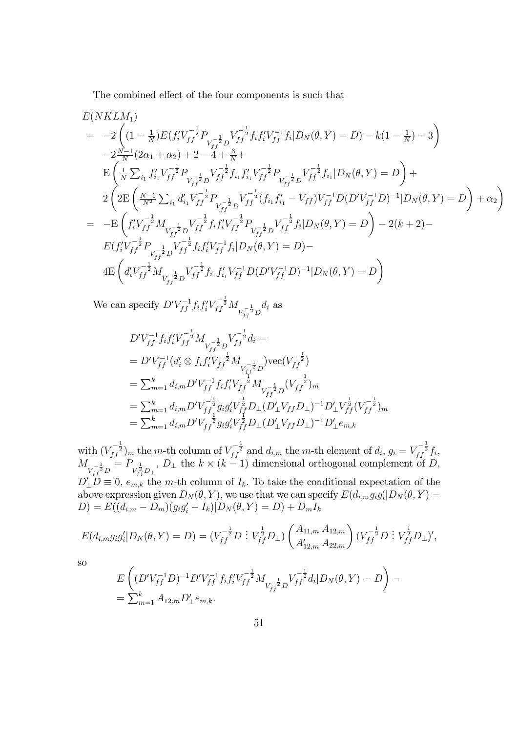The combined effect of the four components is such that

$$
\begin{aligned}
&E(NKLM_1) \\
=\;& -2\left((1-\tfrac{1}{N})E(f_i'V_{ff}^{-\frac{1}{2}}P_{V_{ff}^{-\frac{1}{2}}D}V_{ff}^{-\frac{1}{2}}f_if_i'V_{ff}^{-1}f_i|D_N(\theta,Y)=D)-k(1-\tfrac{1}{N})-3\right) \\
& -2\tfrac{N-1}{N}(2\alpha_1+\alpha_2)+2-4+\tfrac{3}{N}+ \\
& \mathrm{E}\left(\tfrac{1}{N}\textstyle\sum_{i_1}f_{i_1}'V_{ff}^{-\frac{1}{2}}P_{V_{ff}^{-\frac{1}{2}}D}V_{ff}^{-\frac{1}{2}}f_{i_1}f_{i_1}'V_{ff}^{-\frac{1}{2}}P_{V_{ff}^{-\frac{1}{2}}D}V_{ff}^{-\frac{1}{2}}f_{i_1}|D_N(\theta,Y)=D\right)+ \\
& 2\left(2\mathrm{E}\left(\tfrac{N-1}{N^2}\textstyle\sum_{i_1}d_{i_1}'V_{ff}^{-\frac{1}{2}}P_{V_{ff}^{-\frac{1}{2}}D}V_{ff}^{-\frac{1}{2}}(f_{i_1}f_{i_1}'-V_{ff})V_{ff}^{-1}D(D'V_{ff}^{-1}D)^{-1}|D_N(\theta,Y)=D\right)+\alpha_2\right) \\
=\;& -\mathrm{E}\left(f_i'V_{ff}^{-\frac{1}{2}}M_{V_{ff}^{-\frac{1}{2}}D}V_{ff}^{-\frac{1}{2}}f_if_i'V_{ff}^{-\frac{1}{2}}P_{V_{ff}^{-\frac{1}{2}}D}V_{ff}^{-\frac{1}{2}}f_i|D_N(\theta,Y)=D\right)-2(k+2)- \\
& E(f_i'V_{ff}^{-\frac{1}{2}}P_{V_{ff}^{-\frac{1}{2}}D}V_{ff}^{-\frac{1}{2}}f_if_i'V_{ff}^{-1}f_i|D_N(\theta,Y)=D)- \\
& 4\mathrm{E}\left(d_i'V_{ff}^{-\frac{1}{2}}M_{V_{ff}^{-\frac{1}{2}}D}V_{ff}^{-\frac{1}{2}}f_{i_1}f_{i_1}'V_{ff}^{-1}D(D'V_{ff}^{-1}D)^{-1}|D_N(\theta,Y)=D\right)
\end{aligned}
$$

We can specify $D'V_{ff}^{-1}f_if_i'V_{ff}^{-\frac{1}{2}}M_{V_{ff}^{-\frac{1}{2}}D}d_i$ as

$$
\begin{aligned}
& D'V_{ff}^{-1}f_if_i'V_{ff}^{-\frac{1}{2}}M_{V_{ff}^{-\frac{1}{2}}D}V_{ff}^{-\frac{1}{2}}d_i= \\
&= D'V_{ff}^{-1}(d_i'\otimes f_if_i'V_{ff}^{-\frac{1}{2}}M_{V_{ff}^{-\frac{1}{2}}D})\mathrm{vec}(V_{ff}^{-\frac{1}{2}}) \\
&= \textstyle\sum_{m=1}^k d_{i,m}D'V_{ff}^{-1}f_if_i'V_{ff}^{-\frac{1}{2}}M_{V_{ff}^{-\frac{1}{2}}D}(V_{ff}^{-\frac{1}{2}})_m \\
&= \textstyle\sum_{m=1}^k d_{i,m}D'V_{ff}^{-\frac{1}{2}}g_ig_i'V_{ff}^{\frac{1}{2}}D_\perp(D_\perp'V_{ff}D_\perp)^{-1}D_\perp'V_{ff}^{\frac{1}{2}}(V_{ff}^{-\frac{1}{2}})_m \\
&= \textstyle\sum_{m=1}^k d_{i,m}D'V_{ff}^{-\frac{1}{2}}g_ig_i'V_{ff}^{\frac{1}{2}}D_\perp(D_\perp'V_{ff}D_\perp)^{-1}D_\perp'e_{m,k}
\end{aligned}
$$

with $(V_{ff}^{-\frac{1}{2}})_m$ the $m$-th column of $V_{ff}^{-\frac{1}{2}}$ and $d_{i,m}$ the $m$-th element of $d_i$, $g_i=V_{ff}^{-\frac{1}{2}}f_i$, $M_{V_{ff}^{-\frac{1}{2}}D}=P_{V_{ff}^{\frac{1}{2}}D_\perp}$, $D_\perp$ the $k\times(k-1)$ dimensional orthogonal complement of $D$, $D_\perp'D\equiv 0$, $e_{m,k}$ the $m$-th column of $I_k$. To take the conditional expectation of the above expression given $D_N(\theta,Y)$, we use that we can specify $E(d_{i,m}g_ig_i'|D_N(\theta,Y)=D)=E((d_{i,m}-D_m)(g_ig_i'-I_k)|D_N(\theta,Y)=D)+D_mI_k$

$$
E(d_{i,m}g_ig_i'|D_N(\theta,Y)=D)=(V_{ff}^{-\frac{1}{2}}D\ \vdots\ V_{ff}^{\frac{1}{2}}D_\perp)\begin{pmatrix}A_{11,m} & A_{12,m}\\ A_{12,m}' & A_{22,m}\end{pmatrix}(V_{ff}^{-\frac{1}{2}}D\ \vdots\ V_{ff}^{\frac{1}{2}}D_\perp)',
$$

so

$$
\begin{aligned}
& E\left((D'V_{ff}^{-1}D)^{-1}D'V_{ff}^{-1}f_if_i'V_{ff}^{-\frac{1}{2}}M_{V_{ff}^{-\frac{1}{2}}D}V_{ff}^{-\frac{1}{2}}d_i|D_N(\theta,Y)=D\right)= \\
&= \textstyle\sum_{m=1}^k A_{12,m}D_\perp'e_{m,k}.
\end{aligned}
$$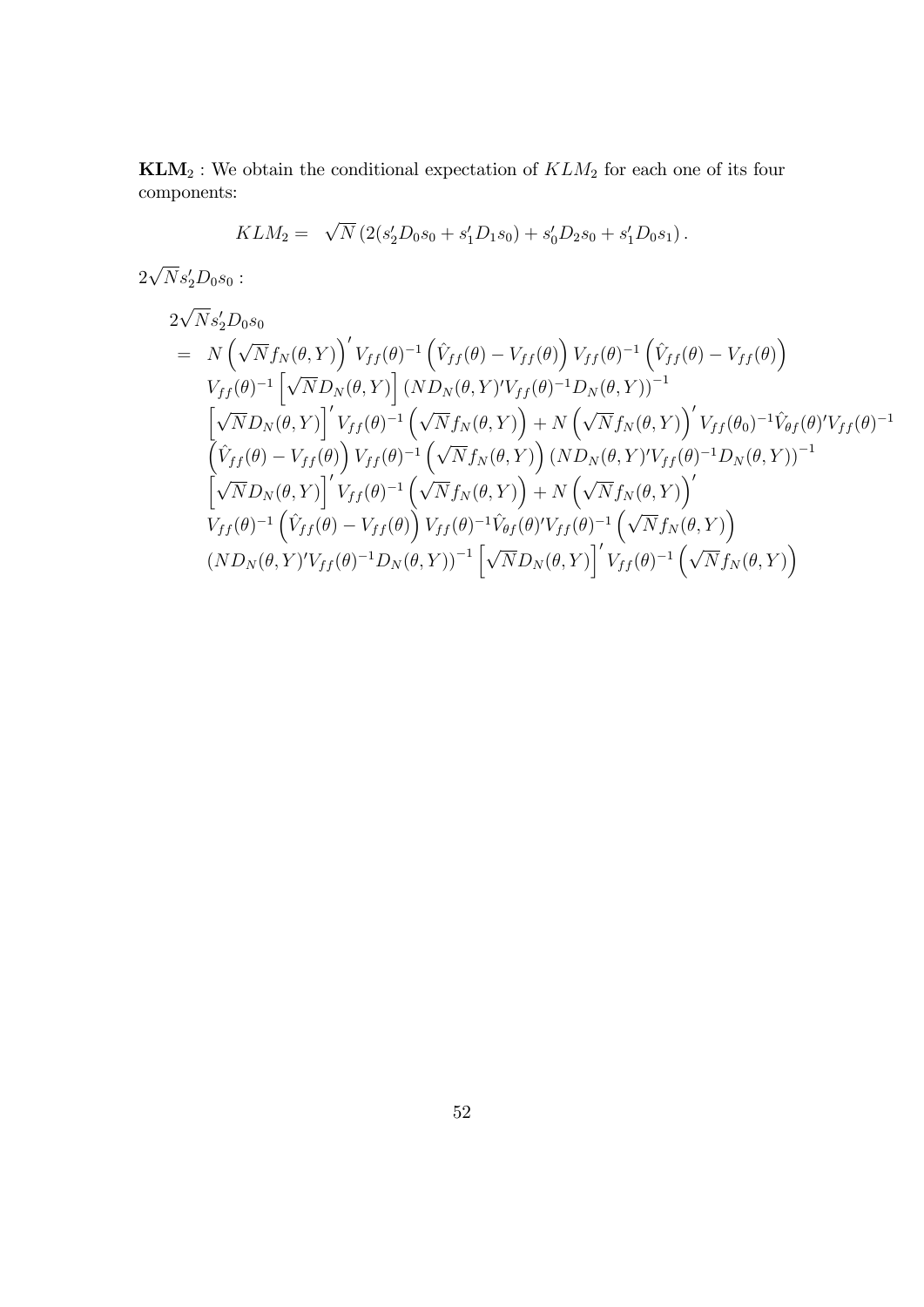$\mathbf{KLM}_2$ : We obtain the conditional expectation of $KLM_2$ for each one of its four components:

$$KLM_2 = \sqrt{N}\left(2(s_2' D_0 s_0 + s_1' D_1 s_0) + s_0' D_2 s_0 + s_1' D_0 s_1\right).$$

$2\sqrt{N} s_2' D_0 s_0$ :

$$\begin{aligned}
& 2\sqrt{N} s_2' D_0 s_0 \\
= \;& N\left(\sqrt{N} f_N(\theta, Y)\right)' V_{ff}(\theta)^{-1}\left(\hat{V}_{ff}(\theta) - V_{ff}(\theta)\right) V_{ff}(\theta)^{-1}\left(\hat{V}_{ff}(\theta) - V_{ff}(\theta)\right) \\
& V_{ff}(\theta)^{-1}\left[\sqrt{N} D_N(\theta, Y)\right]\left(N D_N(\theta, Y)' V_{ff}(\theta)^{-1} D_N(\theta, Y)\right)^{-1} \\
& \left[\sqrt{N} D_N(\theta, Y)\right]' V_{ff}(\theta)^{-1}\left(\sqrt{N} f_N(\theta, Y)\right) + N\left(\sqrt{N} f_N(\theta, Y)\right)' V_{ff}(\theta_0)^{-1} \hat{V}_{\theta f}(\theta)' V_{ff}(\theta)^{-1} \\
& \left(\hat{V}_{ff}(\theta) - V_{ff}(\theta)\right) V_{ff}(\theta)^{-1}\left(\sqrt{N} f_N(\theta, Y)\right)\left(N D_N(\theta, Y)' V_{ff}(\theta)^{-1} D_N(\theta, Y)\right)^{-1} \\
& \left[\sqrt{N} D_N(\theta, Y)\right]' V_{ff}(\theta)^{-1}\left(\sqrt{N} f_N(\theta, Y)\right) + N\left(\sqrt{N} f_N(\theta, Y)\right)' \\
& V_{ff}(\theta)^{-1}\left(\hat{V}_{ff}(\theta) - V_{ff}(\theta)\right) V_{ff}(\theta)^{-1} \hat{V}_{\theta f}(\theta)' V_{ff}(\theta)^{-1}\left(\sqrt{N} f_N(\theta, Y)\right) \\
& \left(N D_N(\theta, Y)' V_{ff}(\theta)^{-1} D_N(\theta, Y)\right)^{-1}\left[\sqrt{N} D_N(\theta, Y)\right]' V_{ff}(\theta)^{-1}\left(\sqrt{N} f_N(\theta, Y)\right)
\end{aligned}$$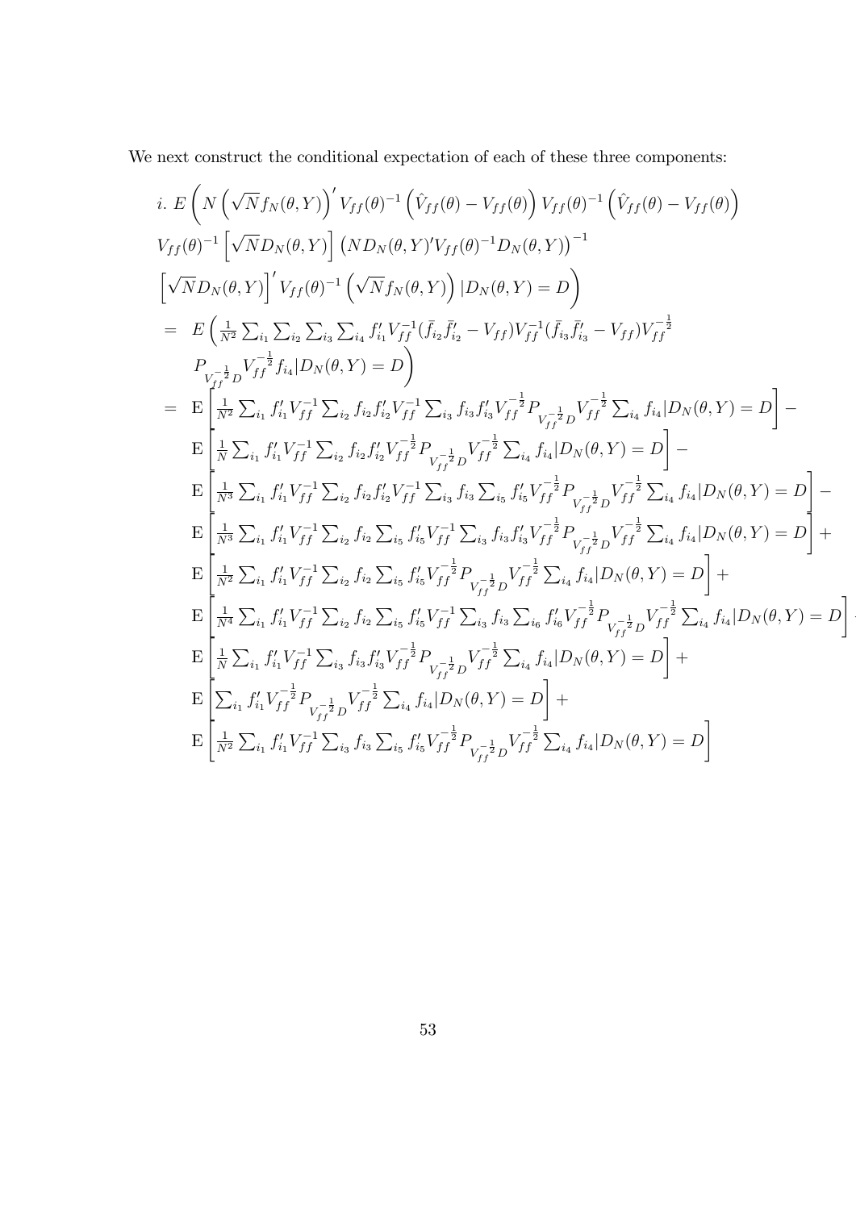We next construct the conditional expectation of each of these three components:

$$
\begin{aligned}
& i.\ E\Bigg( N\left(\sqrt{N} f_N(\theta,Y)\right)' V_{ff}(\theta)^{-1}\left(\hat{V}_{ff}(\theta)-V_{ff}(\theta)\right) V_{ff}(\theta)^{-1}\left(\hat{V}_{ff}(\theta)-V_{ff}(\theta)\right) \\
& V_{ff}(\theta)^{-1}\left[\sqrt{N} D_N(\theta,Y)\right]\left(N D_N(\theta,Y)' V_{ff}(\theta)^{-1} D_N(\theta,Y)\right)^{-1} \\
& \left[\sqrt{N} D_N(\theta,Y)\right]' V_{ff}(\theta)^{-1}\left(\sqrt{N} f_N(\theta,Y)\right) | D_N(\theta,Y)=D\Bigg) \\
= \ & E\Big(\tfrac{1}{N^2}\textstyle\sum_{i_1}\sum_{i_2}\sum_{i_3}\sum_{i_4} f_{i_1}' V_{ff}^{-1}(\bar{f}_{i_2}\bar{f}_{i_2}'-V_{ff})V_{ff}^{-1}(\bar{f}_{i_3}\bar{f}_{i_3}'-V_{ff})V_{ff}^{-\frac{1}{2}} \\
& P_{V_{ff}^{-\frac{1}{2}}D} V_{ff}^{-\frac{1}{2}} f_{i_4} | D_N(\theta,Y)=D\Big) \\
= \ & \mathrm{E}\left[\tfrac{1}{N^2}\textstyle\sum_{i_1} f_{i_1}' V_{ff}^{-1}\sum_{i_2} f_{i_2}f_{i_2}' V_{ff}^{-1}\sum_{i_3} f_{i_3}f_{i_3}' V_{ff}^{-\frac{1}{2}} P_{V_{ff}^{-\frac{1}{2}}D} V_{ff}^{-\frac{1}{2}}\sum_{i_4} f_{i_4} | D_N(\theta,Y)=D\right] - \\
& \mathrm{E}\left[\tfrac{1}{N}\textstyle\sum_{i_1} f_{i_1}' V_{ff}^{-1}\sum_{i_2} f_{i_2}f_{i_2}' V_{ff}^{-\frac{1}{2}} P_{V_{ff}^{-\frac{1}{2}}D} V_{ff}^{-\frac{1}{2}}\sum_{i_4} f_{i_4} | D_N(\theta,Y)=D\right] - \\
& \mathrm{E}\left[\tfrac{1}{N^3}\textstyle\sum_{i_1} f_{i_1}' V_{ff}^{-1}\sum_{i_2} f_{i_2}f_{i_2}' V_{ff}^{-1}\sum_{i_3} f_{i_3}\sum_{i_5} f_{i_5}' V_{ff}^{-\frac{1}{2}} P_{V_{ff}^{-\frac{1}{2}}D} V_{ff}^{-\frac{1}{2}}\sum_{i_4} f_{i_4} | D_N(\theta,Y)=D\right] - \\
& \mathrm{E}\left[\tfrac{1}{N^3}\textstyle\sum_{i_1} f_{i_1}' V_{ff}^{-1}\sum_{i_2} f_{i_2}\sum_{i_5} f_{i_5}' V_{ff}^{-1}\sum_{i_3} f_{i_3}f_{i_3}' V_{ff}^{-\frac{1}{2}} P_{V_{ff}^{-\frac{1}{2}}D} V_{ff}^{-\frac{1}{2}}\sum_{i_4} f_{i_4} | D_N(\theta,Y)=D\right] + \\
& \mathrm{E}\left[\tfrac{1}{N^2}\textstyle\sum_{i_1} f_{i_1}' V_{ff}^{-1}\sum_{i_2} f_{i_2}\sum_{i_5} f_{i_5}' V_{ff}^{-\frac{1}{2}} P_{V_{ff}^{-\frac{1}{2}}D} V_{ff}^{-\frac{1}{2}}\sum_{i_4} f_{i_4} | D_N(\theta,Y)=D\right] + \\
& \mathrm{E}\left[\tfrac{1}{N^4}\textstyle\sum_{i_1} f_{i_1}' V_{ff}^{-1}\sum_{i_2} f_{i_2}\sum_{i_5} f_{i_5}' V_{ff}^{-1}\sum_{i_3} f_{i_3}\sum_{i_6} f_{i_6}' V_{ff}^{-\frac{1}{2}} P_{V_{ff}^{-\frac{1}{2}}D} V_{ff}^{-\frac{1}{2}}\sum_{i_4} f_{i_4} | D_N(\theta,Y)=D\right] + \\
& \mathrm{E}\left[\tfrac{1}{N}\textstyle\sum_{i_1} f_{i_1}' V_{ff}^{-1}\sum_{i_3} f_{i_3}f_{i_3}' V_{ff}^{-\frac{1}{2}} P_{V_{ff}^{-\frac{1}{2}}D} V_{ff}^{-\frac{1}{2}}\sum_{i_4} f_{i_4} | D_N(\theta,Y)=D\right] + \\
& \mathrm{E}\left[\textstyle\sum_{i_1} f_{i_1}' V_{ff}^{-\frac{1}{2}} P_{V_{ff}^{-\frac{1}{2}}D} V_{ff}^{-\frac{1}{2}}\sum_{i_4} f_{i_4} | D_N(\theta,Y)=D\right] + \\
& \mathrm{E}\left[\tfrac{1}{N^2}\textstyle\sum_{i_1} f_{i_1}' V_{ff}^{-1}\sum_{i_3} f_{i_3}\sum_{i_5} f_{i_5}' V_{ff}^{-\frac{1}{2}} P_{V_{ff}^{-\frac{1}{2}}D} V_{ff}^{-\frac{1}{2}}\sum_{i_4} f_{i_4} | D_N(\theta,Y)=D\right]
\end{aligned}
$$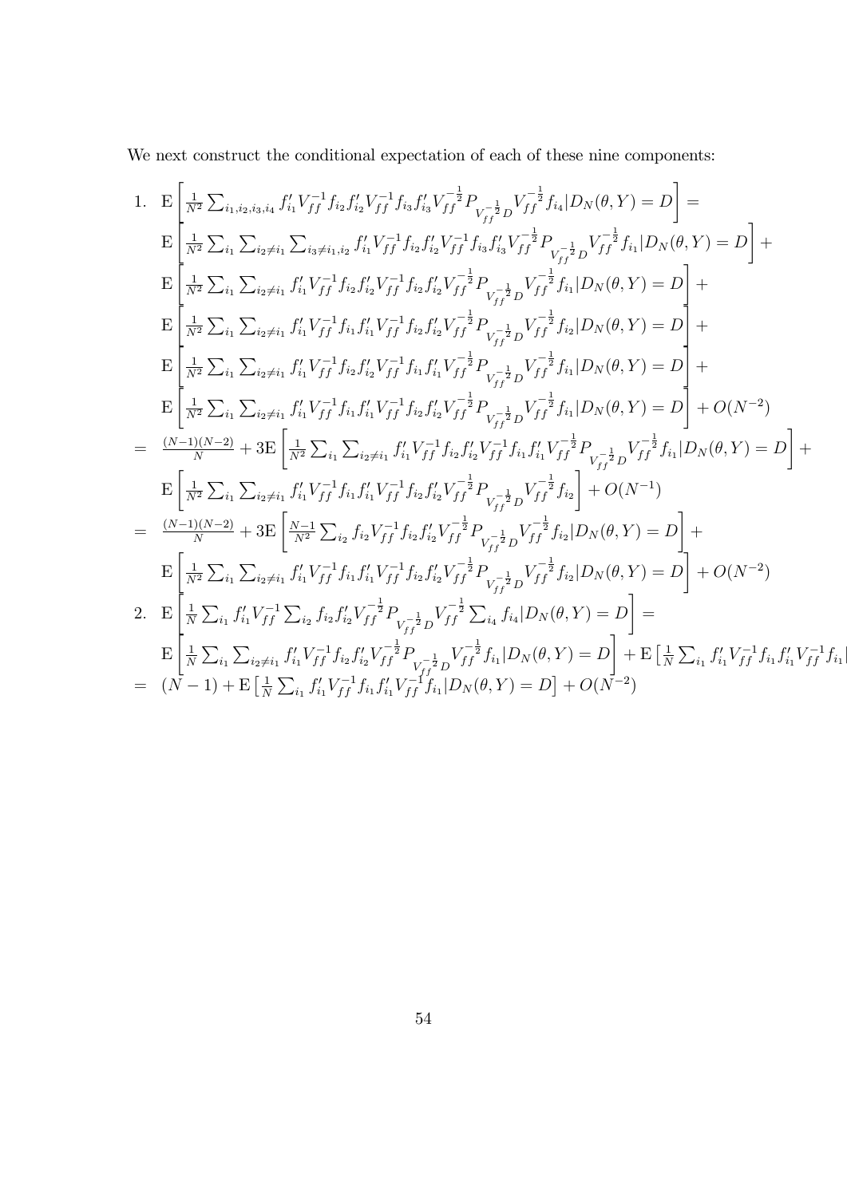We next construct the conditional expectation of each of these nine components:

$$
\begin{aligned}
1.\quad & \mathrm{E}\left[\tfrac{1}{N^2}\textstyle\sum_{i_1,i_2,i_3,i_4} f_{i_1}'V_{ff}^{-1}f_{i_2}f_{i_2}'V_{ff}^{-1}f_{i_3}f_{i_3}'V_{ff}^{-\frac{1}{2}}P_{V_{ff}^{-\frac{1}{2}}D}V_{ff}^{-\frac{1}{2}}f_{i_4}|D_N(\theta,Y)=D\right] = \\
& \mathrm{E}\left[\tfrac{1}{N^2}\textstyle\sum_{i_1}\sum_{i_2\neq i_1}\sum_{i_3\neq i_1,i_2} f_{i_1}'V_{ff}^{-1}f_{i_2}f_{i_2}'V_{ff}^{-1}f_{i_3}f_{i_3}'V_{ff}^{-\frac{1}{2}}P_{V_{ff}^{-\frac{1}{2}}D}V_{ff}^{-\frac{1}{2}}f_{i_1}|D_N(\theta,Y)=D\right] + \\
& \mathrm{E}\left[\tfrac{1}{N^2}\textstyle\sum_{i_1}\sum_{i_2\neq i_1} f_{i_1}'V_{ff}^{-1}f_{i_2}f_{i_2}'V_{ff}^{-1}f_{i_2}f_{i_2}'V_{ff}^{-\frac{1}{2}}P_{V_{ff}^{-\frac{1}{2}}D}V_{ff}^{-\frac{1}{2}}f_{i_1}|D_N(\theta,Y)=D\right] + \\
& \mathrm{E}\left[\tfrac{1}{N^2}\textstyle\sum_{i_1}\sum_{i_2\neq i_1} f_{i_1}'V_{ff}^{-1}f_{i_1}f_{i_1}'V_{ff}^{-1}f_{i_2}f_{i_2}'V_{ff}^{-\frac{1}{2}}P_{V_{ff}^{-\frac{1}{2}}D}V_{ff}^{-\frac{1}{2}}f_{i_2}|D_N(\theta,Y)=D\right] + \\
& \mathrm{E}\left[\tfrac{1}{N^2}\textstyle\sum_{i_1}\sum_{i_2\neq i_1} f_{i_1}'V_{ff}^{-1}f_{i_2}f_{i_2}'V_{ff}^{-1}f_{i_1}f_{i_1}'V_{ff}^{-\frac{1}{2}}P_{V_{ff}^{-\frac{1}{2}}D}V_{ff}^{-\frac{1}{2}}f_{i_1}|D_N(\theta,Y)=D\right] + \\
& \mathrm{E}\left[\tfrac{1}{N^2}\textstyle\sum_{i_1}\sum_{i_2\neq i_1} f_{i_1}'V_{ff}^{-1}f_{i_1}f_{i_1}'V_{ff}^{-1}f_{i_2}f_{i_2}'V_{ff}^{-\frac{1}{2}}P_{V_{ff}^{-\frac{1}{2}}D}V_{ff}^{-\frac{1}{2}}f_{i_1}|D_N(\theta,Y)=D\right] + O(N^{-2}) \\
= \; & \tfrac{(N-1)(N-2)}{N} + 3\mathrm{E}\left[\tfrac{1}{N^2}\textstyle\sum_{i_1}\sum_{i_2\neq i_1} f_{i_1}'V_{ff}^{-1}f_{i_2}f_{i_2}'V_{ff}^{-1}f_{i_1}f_{i_1}'V_{ff}^{-\frac{1}{2}}P_{V_{ff}^{-\frac{1}{2}}D}V_{ff}^{-\frac{1}{2}}f_{i_1}|D_N(\theta,Y)=D\right] + \\
& \mathrm{E}\left[\tfrac{1}{N^2}\textstyle\sum_{i_1}\sum_{i_2\neq i_1} f_{i_1}'V_{ff}^{-1}f_{i_1}f_{i_1}'V_{ff}^{-1}f_{i_2}f_{i_2}'V_{ff}^{-\frac{1}{2}}P_{V_{ff}^{-\frac{1}{2}}D}V_{ff}^{-\frac{1}{2}}f_{i_2}\right] + O(N^{-1}) \\
= \; & \tfrac{(N-1)(N-2)}{N} + 3\mathrm{E}\left[\tfrac{N-1}{N^2}\textstyle\sum_{i_2} f_{i_2}V_{ff}^{-1}f_{i_2}f_{i_2}'V_{ff}^{-\frac{1}{2}}P_{V_{ff}^{-\frac{1}{2}}D}V_{ff}^{-\frac{1}{2}}f_{i_2}|D_N(\theta,Y)=D\right] + \\
& \mathrm{E}\left[\tfrac{1}{N^2}\textstyle\sum_{i_1}\sum_{i_2\neq i_1} f_{i_1}'V_{ff}^{-1}f_{i_1}f_{i_1}'V_{ff}^{-1}f_{i_2}f_{i_2}'V_{ff}^{-\frac{1}{2}}P_{V_{ff}^{-\frac{1}{2}}D}V_{ff}^{-\frac{1}{2}}f_{i_2}|D_N(\theta,Y)=D\right] + O(N^{-2}) \\
2.\quad & \mathrm{E}\left[\tfrac{1}{N}\textstyle\sum_{i_1} f_{i_1}'V_{ff}^{-1}\sum_{i_2} f_{i_2}f_{i_2}'V_{ff}^{-\frac{1}{2}}P_{V_{ff}^{-\frac{1}{2}}D}V_{ff}^{-\frac{1}{2}}\sum_{i_4} f_{i_4}|D_N(\theta,Y)=D\right] = \\
& \mathrm{E}\left[\tfrac{1}{N}\textstyle\sum_{i_1}\sum_{i_2\neq i_1} f_{i_1}'V_{ff}^{-1}f_{i_2}f_{i_2}'V_{ff}^{-\frac{1}{2}}P_{V_{ff}^{-\frac{1}{2}}D}V_{ff}^{-\frac{1}{2}}f_{i_1}|D_N(\theta,Y)=D\right] + \mathrm{E}\left[\tfrac{1}{N}\textstyle\sum_{i_1} f_{i_1}'V_{ff}^{-1}f_{i_1}f_{i_1}'V_{ff}^{-1}f_{i_1}|\right. \\
= \; & (N-1) + \mathrm{E}\left[\tfrac{1}{N}\textstyle\sum_{i_1} f_{i_1}'V_{ff}^{-1}f_{i_1}f_{i_1}'V_{ff}^{-1}f_{i_1}|D_N(\theta,Y)=D\right] + O(N^{-2})
\end{aligned}
$$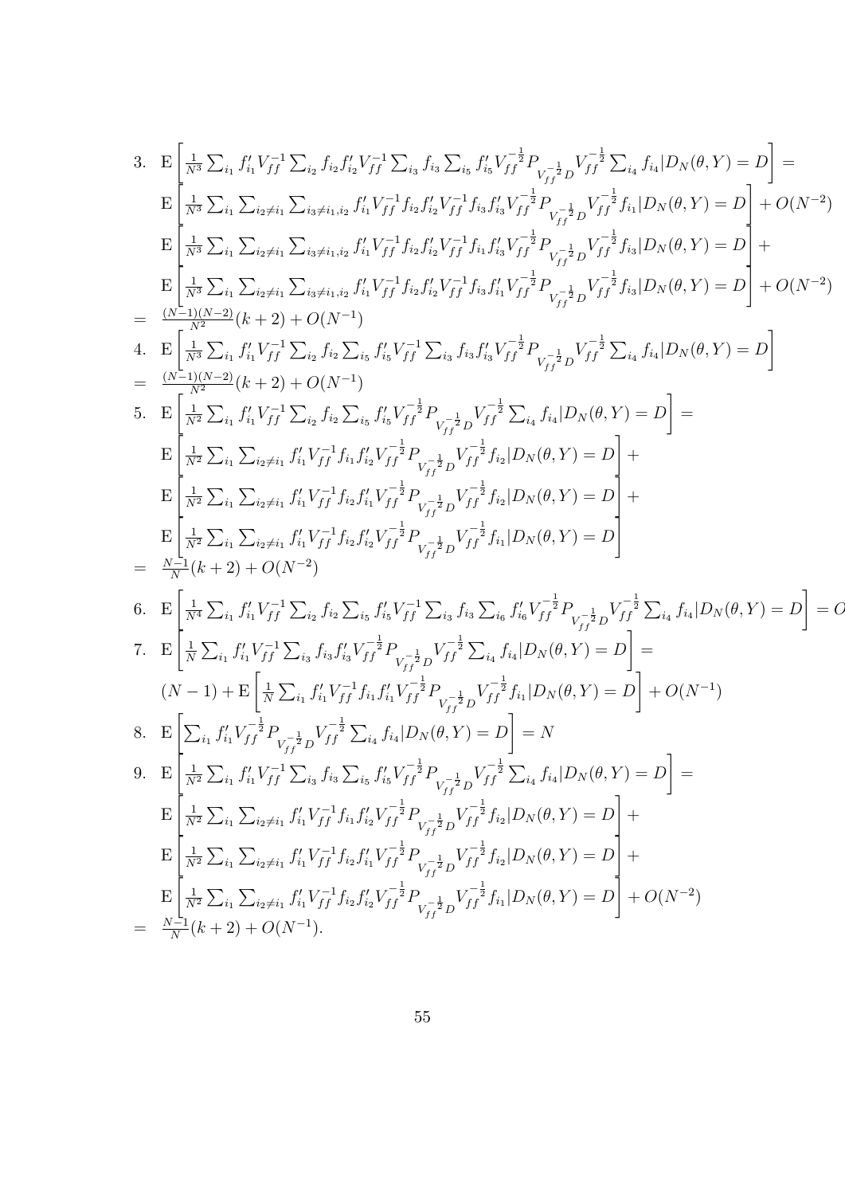$$
\begin{aligned}
3.\quad & \mathrm{E}\left[\tfrac{1}{N^3}\sum_{i_1} f_{i_1}' V_{ff}^{-1} \sum_{i_2} f_{i_2} f_{i_2}' V_{ff}^{-1} \sum_{i_3} f_{i_3} \sum_{i_5} f_{i_5}' V_{ff}^{-\frac{1}{2}} P_{V_{ff}^{-\frac{1}{2}} D} V_{ff}^{-\frac{1}{2}} \sum_{i_4} f_{i_4} | D_N(\theta, Y) = D \right] = \\
& \mathrm{E}\left[\tfrac{1}{N^3}\sum_{i_1} \sum_{i_2 \neq i_1} \sum_{i_3 \neq i_1, i_2} f_{i_1}' V_{ff}^{-1} f_{i_2} f_{i_2}' V_{ff}^{-1} f_{i_3} f_{i_3}' V_{ff}^{-\frac{1}{2}} P_{V_{ff}^{-\frac{1}{2}} D} V_{ff}^{-\frac{1}{2}} f_{i_1} | D_N(\theta, Y) = D \right] + O(N^{-2}) \\
& \mathrm{E}\left[\tfrac{1}{N^3}\sum_{i_1} \sum_{i_2 \neq i_1} \sum_{i_3 \neq i_1, i_2} f_{i_1}' V_{ff}^{-1} f_{i_2} f_{i_2}' V_{ff}^{-1} f_{i_1} f_{i_3}' V_{ff}^{-\frac{1}{2}} P_{V_{ff}^{-\frac{1}{2}} D} V_{ff}^{-\frac{1}{2}} f_{i_3} | D_N(\theta, Y) = D \right] + \\
& \mathrm{E}\left[\tfrac{1}{N^3}\sum_{i_1} \sum_{i_2 \neq i_1} \sum_{i_3 \neq i_1, i_2} f_{i_1}' V_{ff}^{-1} f_{i_2} f_{i_2}' V_{ff}^{-1} f_{i_3} f_{i_1}' V_{ff}^{-\frac{1}{2}} P_{V_{ff}^{-\frac{1}{2}} D} V_{ff}^{-\frac{1}{2}} f_{i_3} | D_N(\theta, Y) = D \right] + O(N^{-2}) \\
= \quad & \tfrac{(N-1)(N-2)}{N^2}(k+2) + O(N^{-1}) \\
4.\quad & \mathrm{E}\left[\tfrac{1}{N^3}\sum_{i_1} f_{i_1}' V_{ff}^{-1} \sum_{i_2} f_{i_2} \sum_{i_5} f_{i_5}' V_{ff}^{-1} \sum_{i_3} f_{i_3} f_{i_3}' V_{ff}^{-\frac{1}{2}} P_{V_{ff}^{-\frac{1}{2}} D} V_{ff}^{-\frac{1}{2}} \sum_{i_4} f_{i_4} | D_N(\theta, Y) = D \right] \\
= \quad & \tfrac{(N-1)(N-2)}{N^2}(k+2) + O(N^{-1}) \\
5.\quad & \mathrm{E}\left[\tfrac{1}{N^2}\sum_{i_1} f_{i_1}' V_{ff}^{-1} \sum_{i_2} f_{i_2} \sum_{i_5} f_{i_5}' V_{ff}^{-\frac{1}{2}} P_{V_{ff}^{-\frac{1}{2}} D} V_{ff}^{-\frac{1}{2}} \sum_{i_4} f_{i_4} | D_N(\theta, Y) = D \right] = \\
& \mathrm{E}\left[\tfrac{1}{N^2}\sum_{i_1} \sum_{i_2 \neq i_1} f_{i_1}' V_{ff}^{-1} f_{i_1} f_{i_2}' V_{ff}^{-\frac{1}{2}} P_{V_{ff}^{-\frac{1}{2}} D} V_{ff}^{-\frac{1}{2}} f_{i_2} | D_N(\theta, Y) = D \right] + \\
& \mathrm{E}\left[\tfrac{1}{N^2}\sum_{i_1} \sum_{i_2 \neq i_1} f_{i_1}' V_{ff}^{-1} f_{i_2} f_{i_1}' V_{ff}^{-\frac{1}{2}} P_{V_{ff}^{-\frac{1}{2}} D} V_{ff}^{-\frac{1}{2}} f_{i_2} | D_N(\theta, Y) = D \right] + \\
& \mathrm{E}\left[\tfrac{1}{N^2}\sum_{i_1} \sum_{i_2 \neq i_1} f_{i_1}' V_{ff}^{-1} f_{i_2} f_{i_2}' V_{ff}^{-\frac{1}{2}} P_{V_{ff}^{-\frac{1}{2}} D} V_{ff}^{-\frac{1}{2}} f_{i_1} | D_N(\theta, Y) = D \right] \\
= \quad & \tfrac{N-1}{N}(k+2) + O(N^{-2}) \\
6.\quad & \mathrm{E}\left[\tfrac{1}{N^4}\sum_{i_1} f_{i_1}' V_{ff}^{-1} \sum_{i_2} f_{i_2} \sum_{i_5} f_{i_5}' V_{ff}^{-1} \sum_{i_3} f_{i_3} \sum_{i_6} f_{i_6}' V_{ff}^{-\frac{1}{2}} P_{V_{ff}^{-\frac{1}{2}} D} V_{ff}^{-\frac{1}{2}} \sum_{i_4} f_{i_4} | D_N(\theta, Y) = D \right] = O \\
7.\quad & \mathrm{E}\left[\tfrac{1}{N}\sum_{i_1} f_{i_1}' V_{ff}^{-1} \sum_{i_3} f_{i_3} f_{i_3}' V_{ff}^{-\frac{1}{2}} P_{V_{ff}^{-\frac{1}{2}} D} V_{ff}^{-\frac{1}{2}} \sum_{i_4} f_{i_4} | D_N(\theta, Y) = D \right] = \\
& (N-1) + \mathrm{E}\left[\tfrac{1}{N}\sum_{i_1} f_{i_1}' V_{ff}^{-1} f_{i_1} f_{i_1}' V_{ff}^{-\frac{1}{2}} P_{V_{ff}^{-\frac{1}{2}} D} V_{ff}^{-\frac{1}{2}} f_{i_1} | D_N(\theta, Y) = D \right] + O(N^{-1}) \\
8.\quad & \mathrm{E}\left[\sum_{i_1} f_{i_1}' V_{ff}^{-\frac{1}{2}} P_{V_{ff}^{-\frac{1}{2}} D} V_{ff}^{-\frac{1}{2}} \sum_{i_4} f_{i_4} | D_N(\theta, Y) = D \right] = N \\
9.\quad & \mathrm{E}\left[\tfrac{1}{N^2}\sum_{i_1} f_{i_1}' V_{ff}^{-1} \sum_{i_3} f_{i_3} \sum_{i_5} f_{i_5}' V_{ff}^{-\frac{1}{2}} P_{V_{ff}^{-\frac{1}{2}} D} V_{ff}^{-\frac{1}{2}} \sum_{i_4} f_{i_4} | D_N(\theta, Y) = D \right] = \\
& \mathrm{E}\left[\tfrac{1}{N^2}\sum_{i_1} \sum_{i_2 \neq i_1} f_{i_1}' V_{ff}^{-1} f_{i_1} f_{i_2}' V_{ff}^{-\frac{1}{2}} P_{V_{ff}^{-\frac{1}{2}} D} V_{ff}^{-\frac{1}{2}} f_{i_2} | D_N(\theta, Y) = D \right] + \\
& \mathrm{E}\left[\tfrac{1}{N^2}\sum_{i_1} \sum_{i_2 \neq i_1} f_{i_1}' V_{ff}^{-1} f_{i_2} f_{i_1}' V_{ff}^{-\frac{1}{2}} P_{V_{ff}^{-\frac{1}{2}} D} V_{ff}^{-\frac{1}{2}} f_{i_2} | D_N(\theta, Y) = D \right] + \\
& \mathrm{E}\left[\tfrac{1}{N^2}\sum_{i_1} \sum_{i_2 \neq i_1} f_{i_1}' V_{ff}^{-1} f_{i_2} f_{i_2}' V_{ff}^{-\frac{1}{2}} P_{V_{ff}^{-\frac{1}{2}} D} V_{ff}^{-\frac{1}{2}} f_{i_1} | D_N(\theta, Y) = D \right] + O(N^{-2}) \\
= \quad & \tfrac{N-1}{N}(k+2) + O(N^{-1}).
\end{aligned}
$$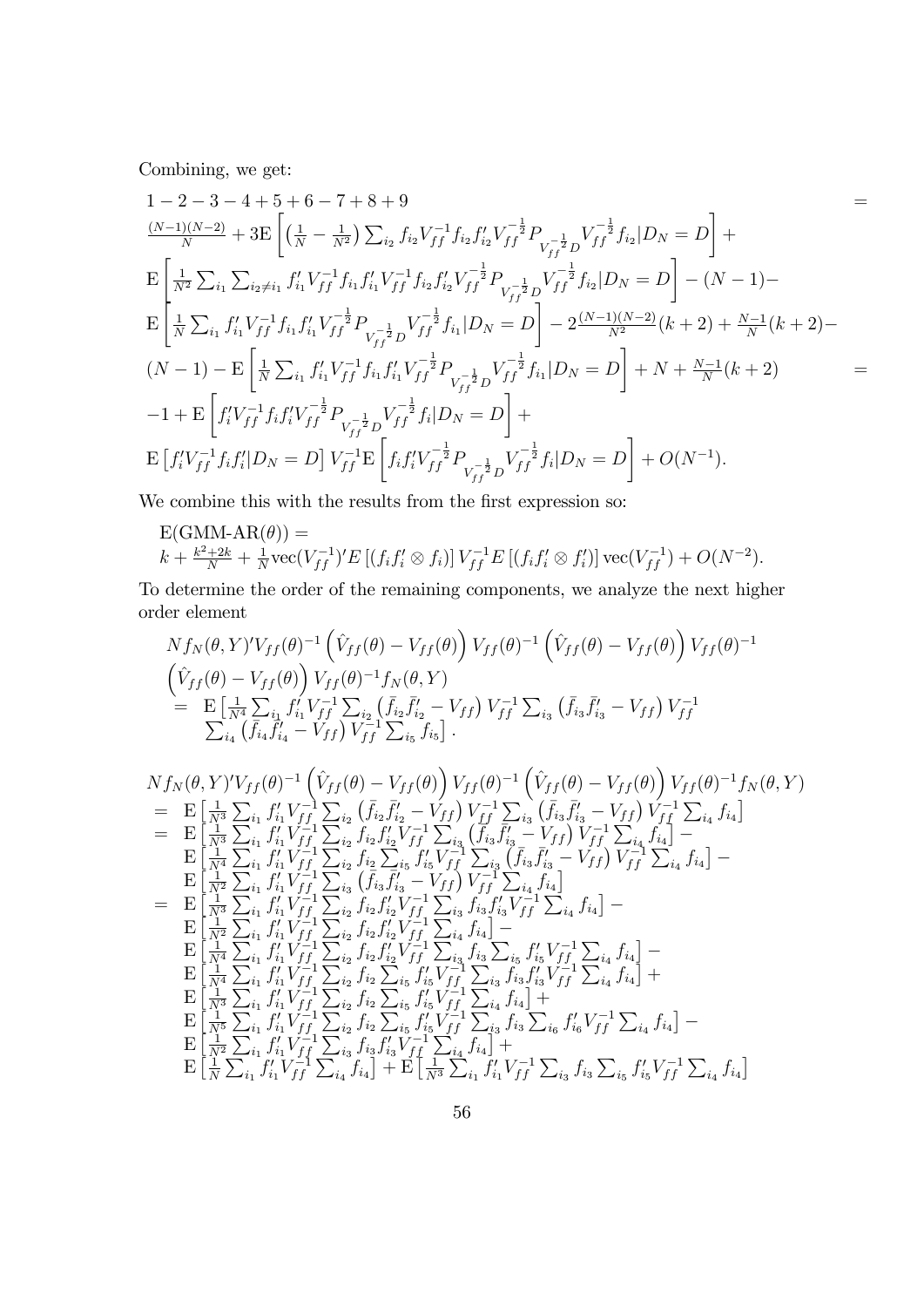Combining, we get:

$$
\begin{aligned}
&1-2-3-4+5+6-7+8+9 &=\\
&\tfrac{(N-1)(N-2)}{N}+3\mathrm{E}\left[\left(\tfrac{1}{N}-\tfrac{1}{N^2}\right)\textstyle\sum_{i_2} f_{i_2}V_{ff}^{-1}f_{i_2}f_{i_2}'V_{ff}^{-\frac{1}{2}}P_{V_{ff}^{-\frac{1}{2}}D}V_{ff}^{-\frac{1}{2}}f_{i_2}|D_N=D\right]+\\
&\mathrm{E}\left[\tfrac{1}{N^2}\textstyle\sum_{i_1}\sum_{i_2\neq i_1} f_{i_1}'V_{ff}^{-1}f_{i_1}f_{i_1}'V_{ff}^{-1}f_{i_2}f_{i_2}'V_{ff}^{-\frac{1}{2}}P_{V_{ff}^{-\frac{1}{2}}D}V_{ff}^{-\frac{1}{2}}f_{i_2}|D_N=D\right]-(N-1)-\\
&\mathrm{E}\left[\tfrac{1}{N}\textstyle\sum_{i_1} f_{i_1}'V_{ff}^{-1}f_{i_1}f_{i_1}'V_{ff}^{-\frac{1}{2}}P_{V_{ff}^{-\frac{1}{2}}D}V_{ff}^{-\frac{1}{2}}f_{i_1}|D_N=D\right]-2\tfrac{(N-1)(N-2)}{N^2}(k+2)+\tfrac{N-1}{N}(k+2)-\\
&(N-1)-\mathrm{E}\left[\tfrac{1}{N}\textstyle\sum_{i_1} f_{i_1}'V_{ff}^{-1}f_{i_1}f_{i_1}'V_{ff}^{-\frac{1}{2}}P_{V_{ff}^{-\frac{1}{2}}D}V_{ff}^{-\frac{1}{2}}f_{i_1}|D_N=D\right]+N+\tfrac{N-1}{N}(k+2) &=\\
&-1+\mathrm{E}\left[f_i'V_{ff}^{-1}f_if_i'V_{ff}^{-\frac{1}{2}}P_{V_{ff}^{-\frac{1}{2}}D}V_{ff}^{-\frac{1}{2}}f_i|D_N=D\right]+\\
&\mathrm{E}\left[f_i'V_{ff}^{-1}f_if_i'|D_N=D\right]V_{ff}^{-1}\mathrm{E}\left[f_if_i'V_{ff}^{-\frac{1}{2}}P_{V_{ff}^{-\frac{1}{2}}D}V_{ff}^{-\frac{1}{2}}f_i|D_N=D\right]+O(N^{-1}).
\end{aligned}
$$

We combine this with the results from the first expression so:

$$
\begin{aligned}
&\mathrm{E}(\text{GMM-AR}(\theta))=\\
&k+\tfrac{k^2+2k}{N}+\tfrac{1}{N}\mathrm{vec}(V_{ff}^{-1})'E\left[(f_if_i'\otimes f_i)\right]V_{ff}^{-1}E\left[(f_if_i'\otimes f_i')\right]\mathrm{vec}(V_{ff}^{-1})+O(N^{-2}).
\end{aligned}
$$

To determine the order of the remaining components, we analyze the next higher order element

$$
\begin{aligned}
&Nf_N(\theta,Y)'V_{ff}(\theta)^{-1}\left(\hat{V}_{ff}(\theta)-V_{ff}(\theta)\right)V_{ff}(\theta)^{-1}\left(\hat{V}_{ff}(\theta)-V_{ff}(\theta)\right)V_{ff}(\theta)^{-1}\\
&\left(\hat{V}_{ff}(\theta)-V_{ff}(\theta)\right)V_{ff}(\theta)^{-1}f_N(\theta,Y)\\
&\quad=\ \mathrm{E}\left[\tfrac{1}{N^4}\textstyle\sum_{i_1}f_{i_1}'V_{ff}^{-1}\sum_{i_2}\left(\bar{f}_{i_2}\bar{f}_{i_2}'-V_{ff}\right)V_{ff}^{-1}\sum_{i_3}\left(\bar{f}_{i_3}\bar{f}_{i_3}'-V_{ff}\right)V_{ff}^{-1}\right.\\
&\qquad\left.\textstyle\sum_{i_4}\left(\bar{f}_{i_4}\bar{f}_{i_4}'-V_{ff}\right)V_{ff}^{-1}\sum_{i_5}f_{i_5}\right].
\end{aligned}
$$

$$
\begin{aligned}
&Nf_N(\theta,Y)'V_{ff}(\theta)^{-1}\left(\hat{V}_{ff}(\theta)-V_{ff}(\theta)\right)V_{ff}(\theta)^{-1}\left(\hat{V}_{ff}(\theta)-V_{ff}(\theta)\right)V_{ff}(\theta)^{-1}f_N(\theta,Y)\\
&=\ \mathrm{E}\left[\tfrac{1}{N^3}\textstyle\sum_{i_1}f_{i_1}'V_{ff}^{-1}\sum_{i_2}\left(\bar{f}_{i_2}\bar{f}_{i_2}'-V_{ff}\right)V_{ff}^{-1}\sum_{i_3}\left(\bar{f}_{i_3}\bar{f}_{i_3}'-V_{ff}\right)V_{ff}^{-1}\sum_{i_4}f_{i_4}\right]\\
&=\ \mathrm{E}\left[\tfrac{1}{N^3}\textstyle\sum_{i_1}f_{i_1}'V_{ff}^{-1}\sum_{i_2}f_{i_2}f_{i_2}'V_{ff}^{-1}\sum_{i_3}\left(\bar{f}_{i_3}\bar{f}_{i_3}'-V_{ff}\right)V_{ff}^{-1}\sum_{i_4}f_{i_4}\right]-\\
&\quad\ \mathrm{E}\left[\tfrac{1}{N^4}\textstyle\sum_{i_1}f_{i_1}'V_{ff}^{-1}\sum_{i_2}f_{i_2}\sum_{i_5}f_{i_5}'V_{ff}^{-1}\sum_{i_3}\left(\bar{f}_{i_3}\bar{f}_{i_3}'-V_{ff}\right)V_{ff}^{-1}\sum_{i_4}f_{i_4}\right]-\\
&\quad\ \mathrm{E}\left[\tfrac{1}{N^2}\textstyle\sum_{i_1}f_{i_1}'V_{ff}^{-1}\sum_{i_3}\left(\bar{f}_{i_3}\bar{f}_{i_3}'-V_{ff}\right)V_{ff}^{-1}\sum_{i_4}f_{i_4}\right]\\
&=\ \mathrm{E}\left[\tfrac{1}{N^3}\textstyle\sum_{i_1}f_{i_1}'V_{ff}^{-1}\sum_{i_2}f_{i_2}f_{i_2}'V_{ff}^{-1}\sum_{i_3}f_{i_3}f_{i_3}'V_{ff}^{-1}\sum_{i_4}f_{i_4}\right]-\\
&\quad\ \mathrm{E}\left[\tfrac{1}{N^2}\textstyle\sum_{i_1}f_{i_1}'V_{ff}^{-1}\sum_{i_2}f_{i_2}f_{i_2}'V_{ff}^{-1}\sum_{i_4}f_{i_4}\right]-\\
&\quad\ \mathrm{E}\left[\tfrac{1}{N^4}\textstyle\sum_{i_1}f_{i_1}'V_{ff}^{-1}\sum_{i_2}f_{i_2}f_{i_2}'V_{ff}^{-1}\sum_{i_3}f_{i_3}\sum_{i_5}f_{i_5}'V_{ff}^{-1}\sum_{i_4}f_{i_4}\right]-\\
&\quad\ \mathrm{E}\left[\tfrac{1}{N^4}\textstyle\sum_{i_1}f_{i_1}'V_{ff}^{-1}\sum_{i_2}f_{i_2}\sum_{i_5}f_{i_5}'V_{ff}^{-1}\sum_{i_3}f_{i_3}f_{i_3}'V_{ff}^{-1}\sum_{i_4}f_{i_4}\right]+\\
&\quad\ \mathrm{E}\left[\tfrac{1}{N^3}\textstyle\sum_{i_1}f_{i_1}'V_{ff}^{-1}\sum_{i_2}f_{i_2}\sum_{i_5}f_{i_5}'V_{ff}^{-1}\sum_{i_4}f_{i_4}\right]+\\
&\quad\ \mathrm{E}\left[\tfrac{1}{N^5}\textstyle\sum_{i_1}f_{i_1}'V_{ff}^{-1}\sum_{i_2}f_{i_2}\sum_{i_5}f_{i_5}'V_{ff}^{-1}\sum_{i_3}f_{i_3}\sum_{i_6}f_{i_6}'V_{ff}^{-1}\sum_{i_4}f_{i_4}\right]-\\
&\quad\ \mathrm{E}\left[\tfrac{1}{N^2}\textstyle\sum_{i_1}f_{i_1}'V_{ff}^{-1}\sum_{i_3}f_{i_3}f_{i_3}'V_{ff}^{-1}\sum_{i_4}f_{i_4}\right]+\\
&\quad\ \mathrm{E}\left[\tfrac{1}{N}\textstyle\sum_{i_1}f_{i_1}'V_{ff}^{-1}\sum_{i_4}f_{i_4}\right]+\mathrm{E}\left[\tfrac{1}{N^3}\textstyle\sum_{i_1}f_{i_1}'V_{ff}^{-1}\sum_{i_3}f_{i_3}\sum_{i_5}f_{i_5}'V_{ff}^{-1}\sum_{i_4}f_{i_4}\right]
\end{aligned}
$$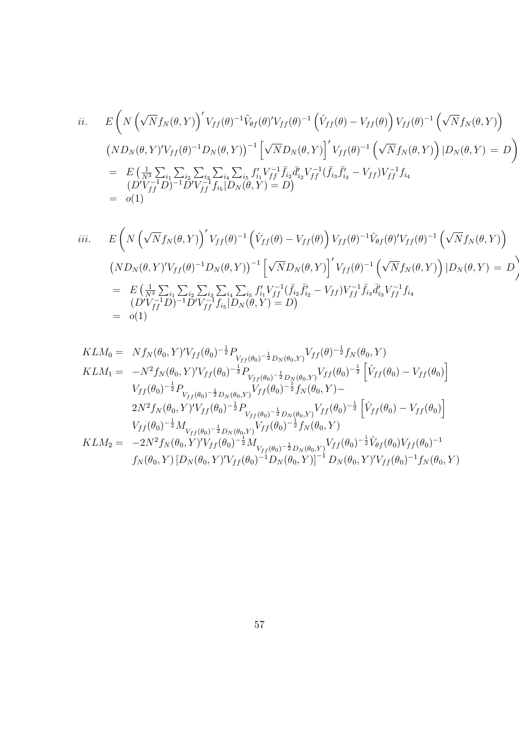$$
\begin{aligned}
ii. \quad & E\Bigg( N\left(\sqrt{N} f_N(\theta,Y)\right)' V_{ff}(\theta)^{-1} \hat{V}_{\theta f}(\theta)' V_{ff}(\theta)^{-1}\left(\hat{V}_{ff}(\theta) - V_{ff}(\theta)\right) V_{ff}(\theta)^{-1}\left(\sqrt{N} f_N(\theta,Y)\right) \\
& \left(N D_N(\theta,Y)' V_{ff}(\theta)^{-1} D_N(\theta,Y)\right)^{-1}\left[\sqrt{N} D_N(\theta,Y)\right]' V_{ff}(\theta)^{-1}\left(\sqrt{N} f_N(\theta,Y)\right) | D_N(\theta,Y) = D\Bigg) \\
= \; & E\big(\tfrac{1}{N^3}\textstyle\sum_{i_1}\sum_{i_2}\sum_{i_3}\sum_{i_4}\sum_{i_5} f_{i_1}' V_{ff}^{-1} \bar{f}_{i_2} \bar{d}_{i_2}' V_{ff}^{-1}(\bar{f}_{i_3}\bar{f}_{i_3}' - V_{ff}) V_{ff}^{-1} f_{i_4} \\
& (D' V_{ff}^{-1} D)^{-1} D' V_{ff}^{-1} f_{i_5} | D_N(\theta,Y) = D\big) \\
= \; & o(1)
\end{aligned}
$$

$$
\begin{aligned}
iii. \quad & E\Bigg( N\left(\sqrt{N} f_N(\theta,Y)\right)' V_{ff}(\theta)^{-1}\left(\hat{V}_{ff}(\theta) - V_{ff}(\theta)\right) V_{ff}(\theta)^{-1} \hat{V}_{\theta f}(\theta)' V_{ff}(\theta)^{-1}\left(\sqrt{N} f_N(\theta,Y)\right) \\
& \left(N D_N(\theta,Y)' V_{ff}(\theta)^{-1} D_N(\theta,Y)\right)^{-1}\left[\sqrt{N} D_N(\theta,Y)\right]' V_{ff}(\theta)^{-1}\left(\sqrt{N} f_N(\theta,Y)\right) | D_N(\theta,Y) = D\Bigg) \\
= \; & E\big(\tfrac{1}{N^3}\textstyle\sum_{i_1}\sum_{i_2}\sum_{i_3}\sum_{i_4}\sum_{i_5} f_{i_1}' V_{ff}^{-1}(\bar{f}_{i_2}\bar{f}_{i_2}' - V_{ff}) V_{ff}^{-1} \bar{f}_{i_3} \bar{d}_{i_3}' V_{ff}^{-1} f_{i_4} \\
& (D' V_{ff}^{-1} D)^{-1} D' V_{ff}^{-1} f_{i_5} | D_N(\theta,Y) = D\big) \\
= \; & o(1)
\end{aligned}
$$

$$
\begin{aligned}
KLM_0 = \; & N f_N(\theta_0,Y)' V_{ff}(\theta_0)^{-\frac{1}{2}} P_{V_{ff}(\theta_0)^{-\frac{1}{2}} D_N(\theta_0,Y)} V_{ff}(\theta)^{-\frac{1}{2}} f_N(\theta_0,Y) \\
KLM_1 = \; & -N^2 f_N(\theta_0,Y)' V_{ff}(\theta_0)^{-\frac{1}{2}} P_{V_{ff}(\theta_0)^{-\frac{1}{2}} D_N(\theta_0,Y)} V_{ff}(\theta_0)^{-\frac{1}{2}}\left[\hat{V}_{ff}(\theta_0) - V_{ff}(\theta_0)\right] \\
& V_{ff}(\theta_0)^{-\frac{1}{2}} P_{V_{ff}(\theta_0)^{-\frac{1}{2}} D_N(\theta_0,Y)} V_{ff}(\theta_0)^{-\frac{1}{2}} f_N(\theta_0,Y) - \\
& 2N^2 f_N(\theta_0,Y)' V_{ff}(\theta_0)^{-\frac{1}{2}} P_{V_{ff}(\theta_0)^{-\frac{1}{2}} D_N(\theta_0,Y)} V_{ff}(\theta_0)^{-\frac{1}{2}}\left[\hat{V}_{ff}(\theta_0) - V_{ff}(\theta_0)\right] \\
& V_{ff}(\theta_0)^{-\frac{1}{2}} M_{V_{ff}(\theta_0)^{-\frac{1}{2}} D_N(\theta_0,Y)} V_{ff}(\theta_0)^{-\frac{1}{2}} f_N(\theta_0,Y) \\
KLM_2 = \; & -2N^2 f_N(\theta_0,Y)' V_{ff}(\theta_0)^{-\frac{1}{2}} M_{V_{ff}(\theta_0)^{-\frac{1}{2}} D_N(\theta_0,Y)} V_{ff}(\theta_0)^{-\frac{1}{2}} \hat{V}_{\theta f}(\theta_0) V_{ff}(\theta_0)^{-1} \\
& f_N(\theta_0,Y)\left[D_N(\theta_0,Y)' V_{ff}(\theta_0)^{-1} D_N(\theta_0,Y)\right]^{-1} D_N(\theta_0,Y)' V_{ff}(\theta_0)^{-1} f_N(\theta_0,Y)
\end{aligned}
$$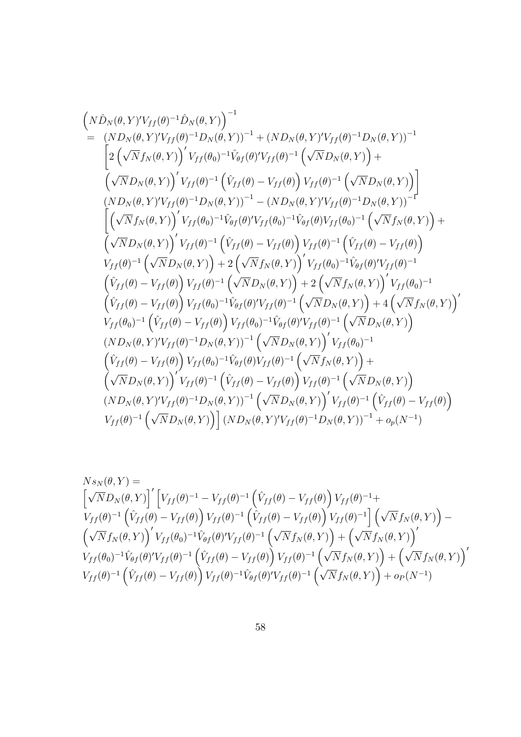$$
\begin{aligned}
&\left(N\hat{D}_N(\theta,Y)'V_{ff}(\theta)^{-1}\hat{D}_N(\theta,Y)\right)^{-1} \\
=\;& \left(ND_N(\theta,Y)'V_{ff}(\theta)^{-1}D_N(\theta,Y)\right)^{-1} + \left(ND_N(\theta,Y)'V_{ff}(\theta)^{-1}D_N(\theta,Y)\right)^{-1} \\
& \left[2\left(\sqrt{N}f_N(\theta,Y)\right)'V_{ff}(\theta_0)^{-1}\hat{V}_{\theta f}(\theta)'V_{ff}(\theta)^{-1}\left(\sqrt{N}D_N(\theta,Y)\right)+\right. \\
& \left.\left(\sqrt{N}D_N(\theta,Y)\right)'V_{ff}(\theta)^{-1}\left(\hat{V}_{ff}(\theta)-V_{ff}(\theta)\right)V_{ff}(\theta)^{-1}\left(\sqrt{N}D_N(\theta,Y)\right)\right] \\
& \left(ND_N(\theta,Y)'V_{ff}(\theta)^{-1}D_N(\theta,Y)\right)^{-1} - \left(ND_N(\theta,Y)'V_{ff}(\theta)^{-1}D_N(\theta,Y)\right)^{-1} \\
& \left[\left(\sqrt{N}f_N(\theta,Y)\right)'V_{ff}(\theta_0)^{-1}\hat{V}_{\theta f}(\theta)'V_{ff}(\theta_0)^{-1}\hat{V}_{\theta f}(\theta)V_{ff}(\theta_0)^{-1}\left(\sqrt{N}f_N(\theta,Y)\right)+\right. \\
& \left(\sqrt{N}D_N(\theta,Y)\right)'V_{ff}(\theta)^{-1}\left(\hat{V}_{ff}(\theta)-V_{ff}(\theta)\right)V_{ff}(\theta)^{-1}\left(\hat{V}_{ff}(\theta)-V_{ff}(\theta)\right) \\
& V_{ff}(\theta)^{-1}\left(\sqrt{N}D_N(\theta,Y)\right)+2\left(\sqrt{N}f_N(\theta,Y)\right)'V_{ff}(\theta_0)^{-1}\hat{V}_{\theta f}(\theta)'V_{ff}(\theta)^{-1} \\
& \left(\hat{V}_{ff}(\theta)-V_{ff}(\theta)\right)V_{ff}(\theta)^{-1}\left(\sqrt{N}D_N(\theta,Y)\right)+2\left(\sqrt{N}f_N(\theta,Y)\right)'V_{ff}(\theta_0)^{-1} \\
& \left(\hat{V}_{ff}(\theta)-V_{ff}(\theta)\right)V_{ff}(\theta_0)^{-1}\hat{V}_{\theta f}(\theta)'V_{ff}(\theta)^{-1}\left(\sqrt{N}D_N(\theta,Y)\right)+4\left(\sqrt{N}f_N(\theta,Y)\right)' \\
& V_{ff}(\theta_0)^{-1}\left(\hat{V}_{ff}(\theta)-V_{ff}(\theta)\right)V_{ff}(\theta_0)^{-1}\hat{V}_{\theta f}(\theta)'V_{ff}(\theta)^{-1}\left(\sqrt{N}D_N(\theta,Y)\right) \\
& \left(ND_N(\theta,Y)'V_{ff}(\theta)^{-1}D_N(\theta,Y)\right)^{-1}\left(\sqrt{N}D_N(\theta,Y)\right)'V_{ff}(\theta_0)^{-1} \\
& \left(\hat{V}_{ff}(\theta)-V_{ff}(\theta)\right)V_{ff}(\theta_0)^{-1}\hat{V}_{\theta f}(\theta)V_{ff}(\theta)^{-1}\left(\sqrt{N}f_N(\theta,Y)\right)+ \\
& \left(\sqrt{N}D_N(\theta,Y)\right)'V_{ff}(\theta)^{-1}\left(\hat{V}_{ff}(\theta)-V_{ff}(\theta)\right)V_{ff}(\theta)^{-1}\left(\sqrt{N}D_N(\theta,Y)\right) \\
& \left(ND_N(\theta,Y)'V_{ff}(\theta)^{-1}D_N(\theta,Y)\right)^{-1}\left(\sqrt{N}D_N(\theta,Y)\right)'V_{ff}(\theta)^{-1}\left(\hat{V}_{ff}(\theta)-V_{ff}(\theta)\right) \\
& \left.V_{ff}(\theta)^{-1}\left(\sqrt{N}D_N(\theta,Y)\right)\right]\left(ND_N(\theta,Y)'V_{ff}(\theta)^{-1}D_N(\theta,Y)\right)^{-1}+o_p(N^{-1})
\end{aligned}
$$

$$
\begin{aligned}
&Ns_N(\theta,Y) = \\
&\left[\sqrt{N}D_N(\theta,Y)\right]'\left[V_{ff}(\theta)^{-1}-V_{ff}(\theta)^{-1}\left(\hat{V}_{ff}(\theta)-V_{ff}(\theta)\right)V_{ff}(\theta)^{-1}+\right. \\
&\left.V_{ff}(\theta)^{-1}\left(\hat{V}_{ff}(\theta)-V_{ff}(\theta)\right)V_{ff}(\theta)^{-1}\left(\hat{V}_{ff}(\theta)-V_{ff}(\theta)\right)V_{ff}(\theta)^{-1}\right]\left(\sqrt{N}f_N(\theta,Y)\right)- \\
&\left(\sqrt{N}f_N(\theta,Y)\right)'V_{ff}(\theta_0)^{-1}\hat{V}_{\theta f}(\theta)'V_{ff}(\theta)^{-1}\left(\sqrt{N}f_N(\theta,Y)\right)+\left(\sqrt{N}f_N(\theta,Y)\right)' \\
&V_{ff}(\theta_0)^{-1}\hat{V}_{\theta f}(\theta)'V_{ff}(\theta)^{-1}\left(\hat{V}_{ff}(\theta)-V_{ff}(\theta)\right)V_{ff}(\theta)^{-1}\left(\sqrt{N}f_N(\theta,Y)\right)+\left(\sqrt{N}f_N(\theta,Y)\right)' \\
&V_{ff}(\theta)^{-1}\left(\hat{V}_{ff}(\theta)-V_{ff}(\theta)\right)V_{ff}(\theta)^{-1}\hat{V}_{\theta f}(\theta)'V_{ff}(\theta)^{-1}\left(\sqrt{N}f_N(\theta,Y)\right)+o_P(N^{-1})
\end{aligned}
$$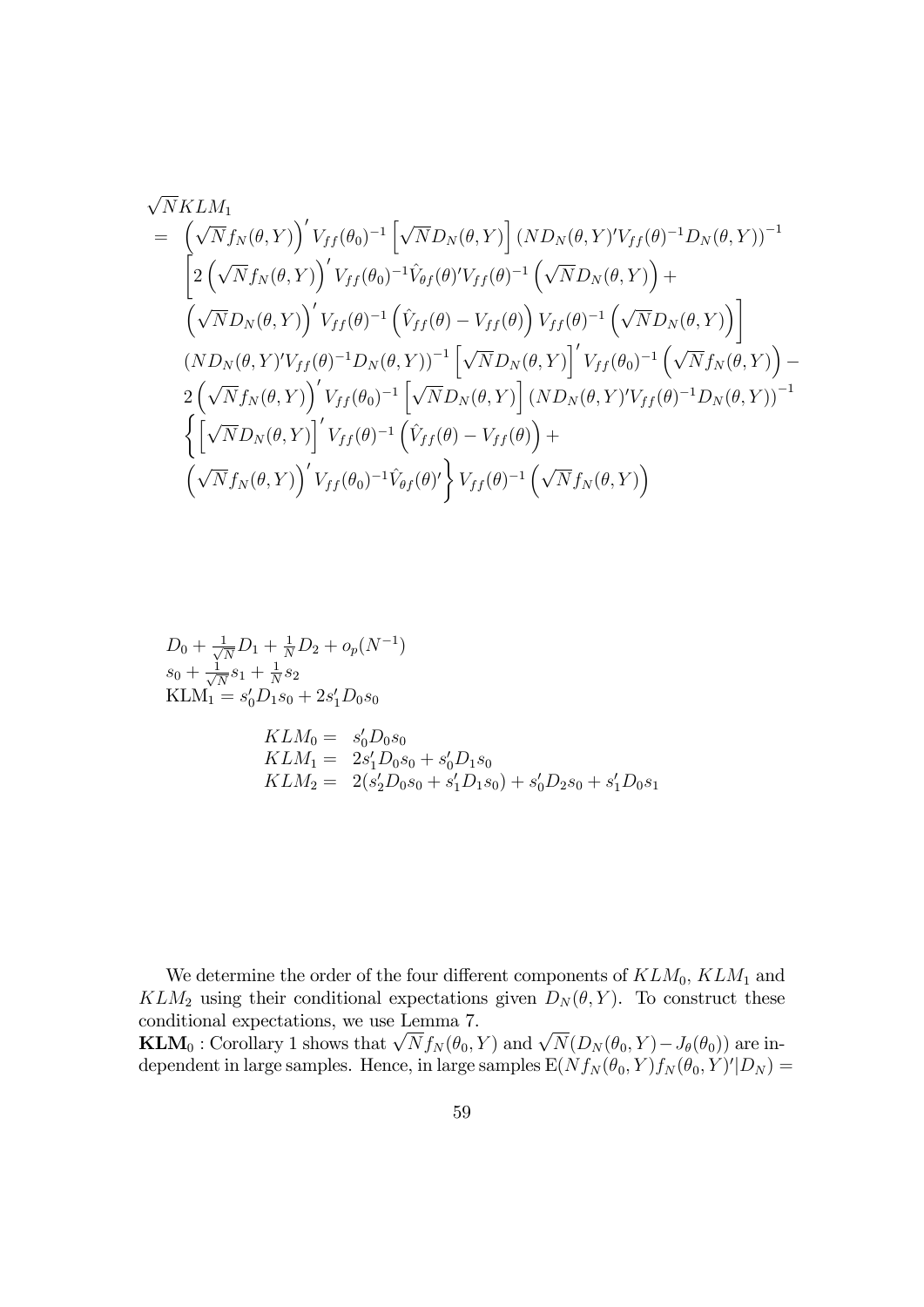$$
\begin{aligned}
&\sqrt{N}KLM_1 \\
&= \left(\sqrt{N}f_N(\theta,Y)\right)' V_{ff}(\theta_0)^{-1}\left[\sqrt{N}D_N(\theta,Y)\right]\left(ND_N(\theta,Y)'V_{ff}(\theta)^{-1}D_N(\theta,Y)\right)^{-1} \\
&\quad \left[2\left(\sqrt{N}f_N(\theta,Y)\right)' V_{ff}(\theta_0)^{-1}\hat{V}_{\theta f}(\theta)' V_{ff}(\theta)^{-1}\left(\sqrt{N}D_N(\theta,Y)\right) + \right. \\
&\quad \left.\left(\sqrt{N}D_N(\theta,Y)\right)' V_{ff}(\theta)^{-1}\left(\hat{V}_{ff}(\theta)-V_{ff}(\theta)\right)V_{ff}(\theta)^{-1}\left(\sqrt{N}D_N(\theta,Y)\right)\right] \\
&\quad \left(ND_N(\theta,Y)'V_{ff}(\theta)^{-1}D_N(\theta,Y)\right)^{-1}\left[\sqrt{N}D_N(\theta,Y)\right]' V_{ff}(\theta_0)^{-1}\left(\sqrt{N}f_N(\theta,Y)\right) - \\
&\quad 2\left(\sqrt{N}f_N(\theta,Y)\right)' V_{ff}(\theta_0)^{-1}\left[\sqrt{N}D_N(\theta,Y)\right]\left(ND_N(\theta,Y)'V_{ff}(\theta)^{-1}D_N(\theta,Y)\right)^{-1} \\
&\quad \left\{\left[\sqrt{N}D_N(\theta,Y)\right]' V_{ff}(\theta)^{-1}\left(\hat{V}_{ff}(\theta)-V_{ff}(\theta)\right) + \right. \\
&\quad \left.\left(\sqrt{N}f_N(\theta,Y)\right)' V_{ff}(\theta_0)^{-1}\hat{V}_{\theta f}(\theta)'\right\} V_{ff}(\theta)^{-1}\left(\sqrt{N}f_N(\theta,Y)\right)
\end{aligned}
$$

$D_0 + \frac{1}{\sqrt{N}}D_1 + \frac{1}{N}D_2 + o_p(N^{-1})$
$s_0 + \frac{1}{\sqrt{N}}s_1 + \frac{1}{N}s_2$
$\text{KLM}_1 = s_0'D_1s_0 + 2s_1'D_0s_0$

$$
\begin{aligned}
KLM_0 &= s_0'D_0s_0 \\
KLM_1 &= 2s_1'D_0s_0 + s_0'D_1s_0 \\
KLM_2 &= 2(s_2'D_0s_0 + s_1'D_1s_0) + s_0'D_2s_0 + s_1'D_0s_1
\end{aligned}
$$

We determine the order of the four different components of $KLM_0$, $KLM_1$ and $KLM_2$ using their conditional expectations given $D_N(\theta,Y)$. To construct these conditional expectations, we use Lemma 7.

**KLM**$_0$ : Corollary 1 shows that $\sqrt{N}f_N(\theta_0,Y)$ and $\sqrt{N}(D_N(\theta_0,Y)-J_\theta(\theta_0))$ are independent in large samples. Hence, in large samples $\mathrm{E}(Nf_N(\theta_0,Y)f_N(\theta_0,Y)'|D_N) =$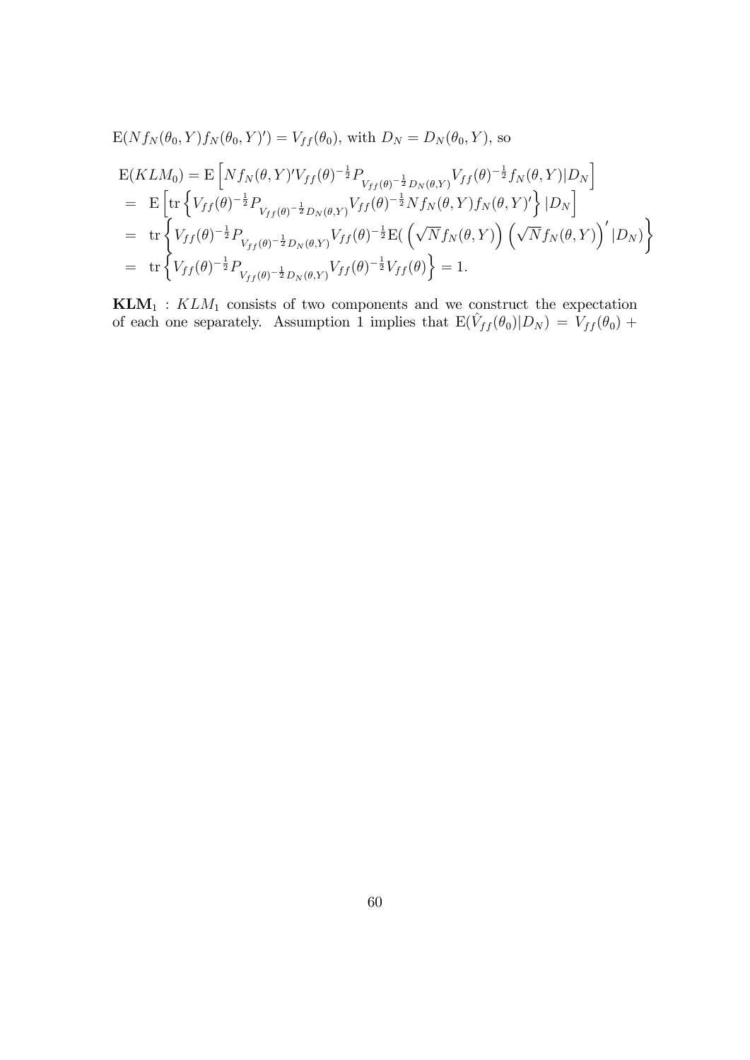$\mathrm{E}(Nf_N(\theta_0,Y)f_N(\theta_0,Y)') = V_{ff}(\theta_0)$, with $D_N = D_N(\theta_0,Y)$, so

$$
\begin{aligned}
&\mathrm{E}(KLM_0) = \mathrm{E}\left[Nf_N(\theta,Y)'V_{ff}(\theta)^{-\frac{1}{2}}P_{V_{ff}(\theta)^{-\frac{1}{2}}D_N(\theta,Y)}V_{ff}(\theta)^{-\frac{1}{2}}f_N(\theta,Y)|D_N\right] \\
&= \mathrm{E}\left[\mathrm{tr}\left\{V_{ff}(\theta)^{-\frac{1}{2}}P_{V_{ff}(\theta)^{-\frac{1}{2}}D_N(\theta,Y)}V_{ff}(\theta)^{-\frac{1}{2}}Nf_N(\theta,Y)f_N(\theta,Y)'\right\}|D_N\right] \\
&= \mathrm{tr}\left\{V_{ff}(\theta)^{-\frac{1}{2}}P_{V_{ff}(\theta)^{-\frac{1}{2}}D_N(\theta,Y)}V_{ff}(\theta)^{-\frac{1}{2}}\mathrm{E}(\left(\sqrt{N}f_N(\theta,Y)\right)\left(\sqrt{N}f_N(\theta,Y)\right)'|D_N)\right\} \\
&= \mathrm{tr}\left\{V_{ff}(\theta)^{-\frac{1}{2}}P_{V_{ff}(\theta)^{-\frac{1}{2}}D_N(\theta,Y)}V_{ff}(\theta)^{-\frac{1}{2}}V_{ff}(\theta)\right\} = 1.
\end{aligned}
$$

$\mathbf{KLM}_1$ : $KLM_1$ consists of two components and we construct the expectation of each one separately. Assumption 1 implies that $\mathrm{E}(\hat{V}_{ff}(\theta_0)|D_N) = V_{ff}(\theta_0) +$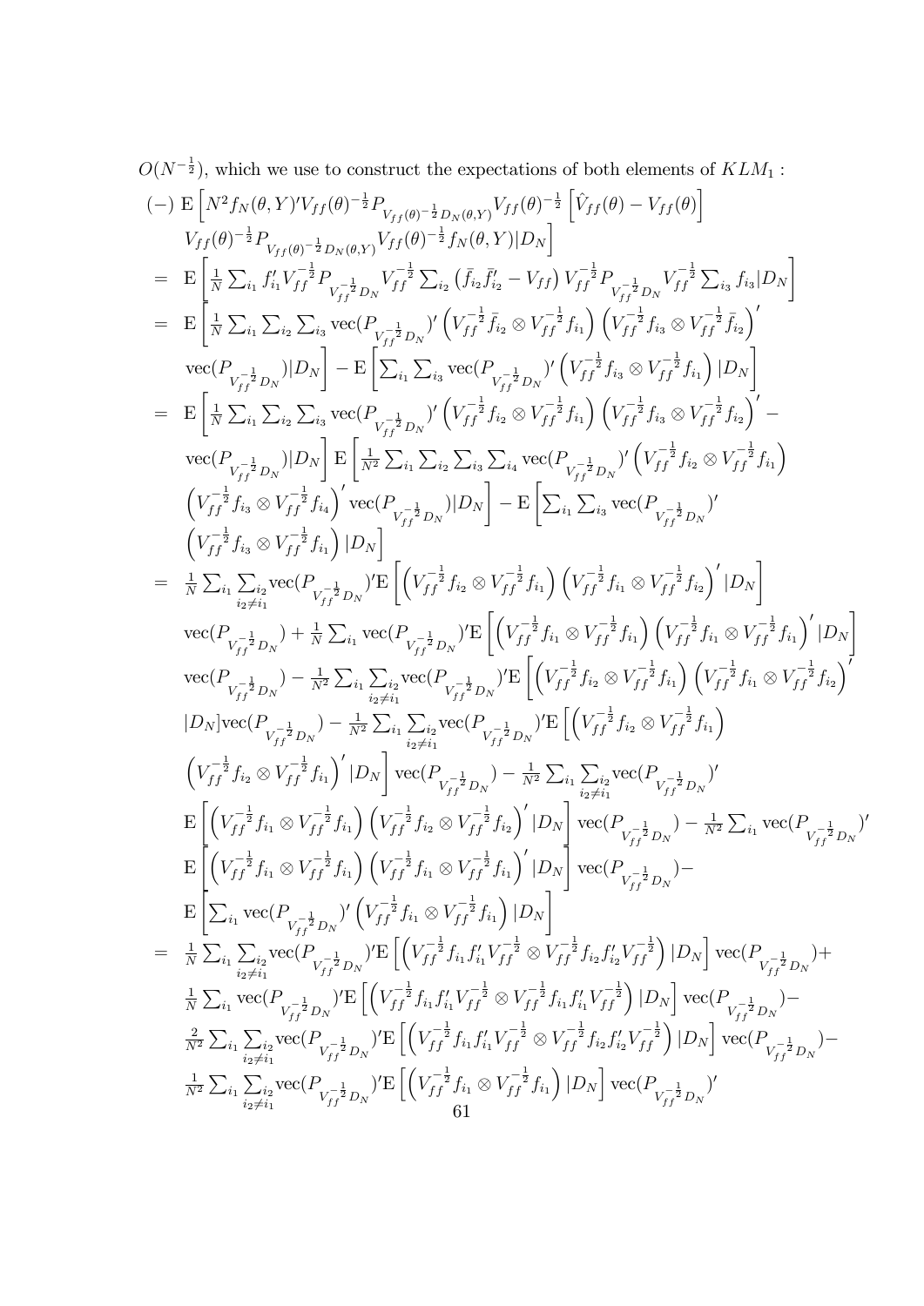$O(N^{-\frac{1}{2}})$, which we use to construct the expectations of both elements of $KLM_1$ :

$$
\begin{aligned}
(-)\ & \mathrm{E}\left[N^2 f_N(\theta,Y)' V_{ff}(\theta)^{-\frac{1}{2}} P_{V_{ff}(\theta)^{-\frac{1}{2}} D_N(\theta,Y)} V_{ff}(\theta)^{-\frac{1}{2}} \left[\hat{V}_{ff}(\theta) - V_{ff}(\theta)\right]\right. \\
& \left. V_{ff}(\theta)^{-\frac{1}{2}} P_{V_{ff}(\theta)^{-\frac{1}{2}} D_N(\theta,Y)} V_{ff}(\theta)^{-\frac{1}{2}} f_N(\theta,Y) | D_N\right] \\
= \ & \mathrm{E}\left[\tfrac{1}{N}\textstyle\sum_{i_1} f_{i_1}' V_{ff}^{-\frac{1}{2}} P_{V_{ff}^{-\frac{1}{2}} D_N} V_{ff}^{-\frac{1}{2}} \sum_{i_2} \left(\bar{f}_{i_2}\bar{f}_{i_2}' - V_{ff}\right) V_{ff}^{-\frac{1}{2}} P_{V_{ff}^{-\frac{1}{2}} D_N} V_{ff}^{-\frac{1}{2}} \sum_{i_3} f_{i_3} | D_N\right] \\
= \ & \mathrm{E}\left[\tfrac{1}{N}\textstyle\sum_{i_1}\sum_{i_2}\sum_{i_3} \mathrm{vec}(P_{V_{ff}^{-\frac{1}{2}} D_N})' \left(V_{ff}^{-\frac{1}{2}} \bar{f}_{i_2} \otimes V_{ff}^{-\frac{1}{2}} f_{i_1}\right)\left(V_{ff}^{-\frac{1}{2}} f_{i_3} \otimes V_{ff}^{-\frac{1}{2}} \bar{f}_{i_2}\right)'\right. \\
& \left. \mathrm{vec}(P_{V_{ff}^{-\frac{1}{2}} D_N}) | D_N\right] - \mathrm{E}\left[\textstyle\sum_{i_1}\sum_{i_3} \mathrm{vec}(P_{V_{ff}^{-\frac{1}{2}} D_N})' \left(V_{ff}^{-\frac{1}{2}} f_{i_3} \otimes V_{ff}^{-\frac{1}{2}} f_{i_1}\right) | D_N\right] \\
= \ & \mathrm{E}\left[\tfrac{1}{N}\textstyle\sum_{i_1}\sum_{i_2}\sum_{i_3} \mathrm{vec}(P_{V_{ff}^{-\frac{1}{2}} D_N})' \left(V_{ff}^{-\frac{1}{2}} f_{i_2} \otimes V_{ff}^{-\frac{1}{2}} f_{i_1}\right)\left(V_{ff}^{-\frac{1}{2}} f_{i_3} \otimes V_{ff}^{-\frac{1}{2}} f_{i_2}\right)' - \right. \\
& \left. \mathrm{vec}(P_{V_{ff}^{-\frac{1}{2}} D_N}) | D_N\right] \mathrm{E}\left[\tfrac{1}{N^2}\textstyle\sum_{i_1}\sum_{i_2}\sum_{i_3}\sum_{i_4} \mathrm{vec}(P_{V_{ff}^{-\frac{1}{2}} D_N})' \left(V_{ff}^{-\frac{1}{2}} f_{i_2} \otimes V_{ff}^{-\frac{1}{2}} f_{i_1}\right)\right. \\
& \left. \left(V_{ff}^{-\frac{1}{2}} f_{i_3} \otimes V_{ff}^{-\frac{1}{2}} f_{i_4}\right)' \mathrm{vec}(P_{V_{ff}^{-\frac{1}{2}} D_N}) | D_N\right] - \mathrm{E}\left[\textstyle\sum_{i_1}\sum_{i_3} \mathrm{vec}(P_{V_{ff}^{-\frac{1}{2}} D_N})'\right. \\
& \left. \left(V_{ff}^{-\frac{1}{2}} f_{i_3} \otimes V_{ff}^{-\frac{1}{2}} f_{i_1}\right) | D_N\right] \\
= \ & \tfrac{1}{N}\textstyle\sum_{i_1}\sum_{\substack{i_2 \\ i_2\neq i_1}} \mathrm{vec}(P_{V_{ff}^{-\frac{1}{2}} D_N})' \mathrm{E}\left[\left(V_{ff}^{-\frac{1}{2}} f_{i_2} \otimes V_{ff}^{-\frac{1}{2}} f_{i_1}\right)\left(V_{ff}^{-\frac{1}{2}} f_{i_1} \otimes V_{ff}^{-\frac{1}{2}} f_{i_2}\right)' | D_N\right] \\
& \mathrm{vec}(P_{V_{ff}^{-\frac{1}{2}} D_N}) + \tfrac{1}{N}\textstyle\sum_{i_1} \mathrm{vec}(P_{V_{ff}^{-\frac{1}{2}} D_N})' \mathrm{E}\left[\left(V_{ff}^{-\frac{1}{2}} f_{i_1} \otimes V_{ff}^{-\frac{1}{2}} f_{i_1}\right)\left(V_{ff}^{-\frac{1}{2}} f_{i_1} \otimes V_{ff}^{-\frac{1}{2}} f_{i_1}\right)' | D_N\right] \\
& \mathrm{vec}(P_{V_{ff}^{-\frac{1}{2}} D_N}) - \tfrac{1}{N^2}\textstyle\sum_{i_1}\sum_{\substack{i_2 \\ i_2\neq i_1}} \mathrm{vec}(P_{V_{ff}^{-\frac{1}{2}} D_N})' \mathrm{E}\left[\left(V_{ff}^{-\frac{1}{2}} f_{i_2} \otimes V_{ff}^{-\frac{1}{2}} f_{i_1}\right)\left(V_{ff}^{-\frac{1}{2}} f_{i_1} \otimes V_{ff}^{-\frac{1}{2}} f_{i_2}\right)'\right. \\
& \left. | D_N\right] \mathrm{vec}(P_{V_{ff}^{-\frac{1}{2}} D_N}) - \tfrac{1}{N^2}\textstyle\sum_{i_1}\sum_{\substack{i_2 \\ i_2\neq i_1}} \mathrm{vec}(P_{V_{ff}^{-\frac{1}{2}} D_N})' \mathrm{E}\left[\left(V_{ff}^{-\frac{1}{2}} f_{i_2} \otimes V_{ff}^{-\frac{1}{2}} f_{i_1}\right)\right. \\
& \left. \left(V_{ff}^{-\frac{1}{2}} f_{i_2} \otimes V_{ff}^{-\frac{1}{2}} f_{i_1}\right)' | D_N\right] \mathrm{vec}(P_{V_{ff}^{-\frac{1}{2}} D_N}) - \tfrac{1}{N^2}\textstyle\sum_{i_1}\sum_{\substack{i_2 \\ i_2\neq i_1}} \mathrm{vec}(P_{V_{ff}^{-\frac{1}{2}} D_N})' \\
& \mathrm{E}\left[\left(V_{ff}^{-\frac{1}{2}} f_{i_1} \otimes V_{ff}^{-\frac{1}{2}} f_{i_1}\right)\left(V_{ff}^{-\frac{1}{2}} f_{i_2} \otimes V_{ff}^{-\frac{1}{2}} f_{i_2}\right)' | D_N\right] \mathrm{vec}(P_{V_{ff}^{-\frac{1}{2}} D_N}) - \tfrac{1}{N^2}\textstyle\sum_{i_1} \mathrm{vec}(P_{V_{ff}^{-\frac{1}{2}} D_N})' \\
& \mathrm{E}\left[\left(V_{ff}^{-\frac{1}{2}} f_{i_1} \otimes V_{ff}^{-\frac{1}{2}} f_{i_1}\right)\left(V_{ff}^{-\frac{1}{2}} f_{i_1} \otimes V_{ff}^{-\frac{1}{2}} f_{i_1}\right)' | D_N\right] \mathrm{vec}(P_{V_{ff}^{-\frac{1}{2}} D_N}) - \\
& \mathrm{E}\left[\textstyle\sum_{i_1} \mathrm{vec}(P_{V_{ff}^{-\frac{1}{2}} D_N})' \left(V_{ff}^{-\frac{1}{2}} f_{i_1} \otimes V_{ff}^{-\frac{1}{2}} f_{i_1}\right) | D_N\right] \\
= \ & \tfrac{1}{N}\textstyle\sum_{i_1}\sum_{\substack{i_2 \\ i_2\neq i_1}} \mathrm{vec}(P_{V_{ff}^{-\frac{1}{2}} D_N})' \mathrm{E}\left[\left(V_{ff}^{-\frac{1}{2}} f_{i_1} f_{i_1}' V_{ff}^{-\frac{1}{2}} \otimes V_{ff}^{-\frac{1}{2}} f_{i_2} f_{i_2}' V_{ff}^{-\frac{1}{2}}\right) | D_N\right] \mathrm{vec}(P_{V_{ff}^{-\frac{1}{2}} D_N}) + \\
& \tfrac{1}{N}\textstyle\sum_{i_1} \mathrm{vec}(P_{V_{ff}^{-\frac{1}{2}} D_N})' \mathrm{E}\left[\left(V_{ff}^{-\frac{1}{2}} f_{i_1} f_{i_1}' V_{ff}^{-\frac{1}{2}} \otimes V_{ff}^{-\frac{1}{2}} f_{i_1} f_{i_1}' V_{ff}^{-\frac{1}{2}}\right) | D_N\right] \mathrm{vec}(P_{V_{ff}^{-\frac{1}{2}} D_N}) - \\
& \tfrac{2}{N^2}\textstyle\sum_{i_1}\sum_{\substack{i_2 \\ i_2\neq i_1}} \mathrm{vec}(P_{V_{ff}^{-\frac{1}{2}} D_N})' \mathrm{E}\left[\left(V_{ff}^{-\frac{1}{2}} f_{i_1} f_{i_1}' V_{ff}^{-\frac{1}{2}} \otimes V_{ff}^{-\frac{1}{2}} f_{i_2} f_{i_2}' V_{ff}^{-\frac{1}{2}}\right) | D_N\right] \mathrm{vec}(P_{V_{ff}^{-\frac{1}{2}} D_N}) - \\
& \tfrac{1}{N^2}\textstyle\sum_{i_1}\sum_{\substack{i_2 \\ i_2\neq i_1}} \mathrm{vec}(P_{V_{ff}^{-\frac{1}{2}} D_N})' \mathrm{E}\left[\left(V_{ff}^{-\frac{1}{2}} f_{i_1} \otimes V_{ff}^{-\frac{1}{2}} f_{i_1}\right) | D_N\right] \mathrm{vec}(P_{V_{ff}^{-\frac{1}{2}} D_N})'
\end{aligned}
$$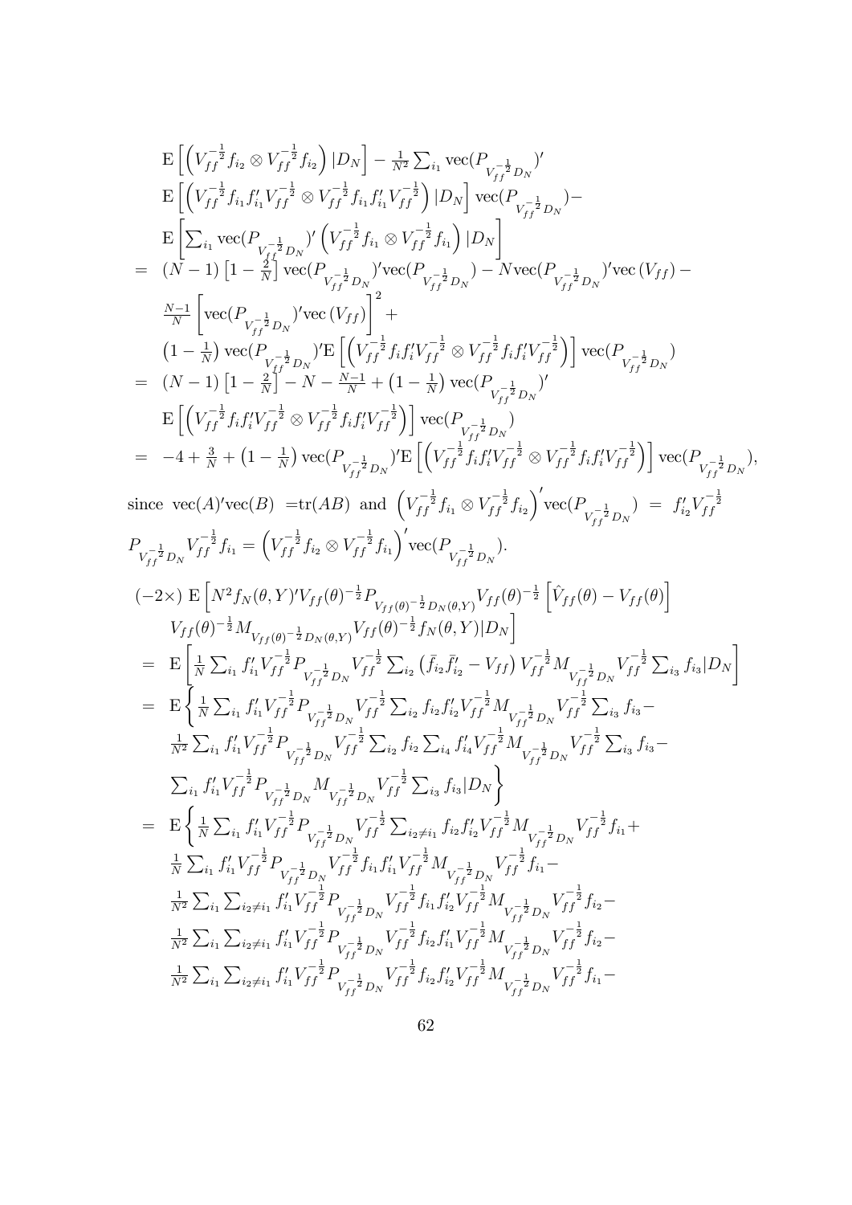$$
\begin{aligned}
& \mathrm{E}\left[\left(V_{ff}^{-\frac{1}{2}}f_{i_2}\otimes V_{ff}^{-\frac{1}{2}}f_{i_2}\right)|D_N\right]-\tfrac{1}{N^2}\textstyle\sum_{i_1}\mathrm{vec}(P_{V_{ff}^{-\frac{1}{2}}D_N})' \\
& \mathrm{E}\left[\left(V_{ff}^{-\frac{1}{2}}f_{i_1}f_{i_1}'V_{ff}^{-\frac{1}{2}}\otimes V_{ff}^{-\frac{1}{2}}f_{i_1}f_{i_1}'V_{ff}^{-\frac{1}{2}}\right)|D_N\right]\mathrm{vec}(P_{V_{ff}^{-\frac{1}{2}}D_N})- \\
& \mathrm{E}\left[\textstyle\sum_{i_1}\mathrm{vec}(P_{V_{ff}^{-\frac{1}{2}}D_N})'\left(V_{ff}^{-\frac{1}{2}}f_{i_1}\otimes V_{ff}^{-\frac{1}{2}}f_{i_1}\right)|D_N\right] \\
= \;& (N-1)\left[1-\tfrac{2}{N}\right]\mathrm{vec}(P_{V_{ff}^{-\frac{1}{2}}D_N})'\mathrm{vec}(P_{V_{ff}^{-\frac{1}{2}}D_N})-N\mathrm{vec}(P_{V_{ff}^{-\frac{1}{2}}D_N})'\mathrm{vec}\left(V_{ff}\right)- \\
& \tfrac{N-1}{N}\left[\mathrm{vec}(P_{V_{ff}^{-\frac{1}{2}}D_N})'\mathrm{vec}\left(V_{ff}\right)\right]^2+ \\
& \left(1-\tfrac{1}{N}\right)\mathrm{vec}(P_{V_{ff}^{-\frac{1}{2}}D_N})'\mathrm{E}\left[\left(V_{ff}^{-\frac{1}{2}}f_if_i'V_{ff}^{-\frac{1}{2}}\otimes V_{ff}^{-\frac{1}{2}}f_if_i'V_{ff}^{-\frac{1}{2}}\right)\right]\mathrm{vec}(P_{V_{ff}^{-\frac{1}{2}}D_N}) \\
= \;& (N-1)\left[1-\tfrac{2}{N}\right]-N-\tfrac{N-1}{N}+\left(1-\tfrac{1}{N}\right)\mathrm{vec}(P_{V_{ff}^{-\frac{1}{2}}D_N})' \\
& \mathrm{E}\left[\left(V_{ff}^{-\frac{1}{2}}f_if_i'V_{ff}^{-\frac{1}{2}}\otimes V_{ff}^{-\frac{1}{2}}f_if_i'V_{ff}^{-\frac{1}{2}}\right)\right]\mathrm{vec}(P_{V_{ff}^{-\frac{1}{2}}D_N}) \\
= \;& -4+\tfrac{3}{N}+\left(1-\tfrac{1}{N}\right)\mathrm{vec}(P_{V_{ff}^{-\frac{1}{2}}D_N})'\mathrm{E}\left[\left(V_{ff}^{-\frac{1}{2}}f_if_i'V_{ff}^{-\frac{1}{2}}\otimes V_{ff}^{-\frac{1}{2}}f_if_i'V_{ff}^{-\frac{1}{2}}\right)\right]\mathrm{vec}(P_{V_{ff}^{-\frac{1}{2}}D_N}),
\end{aligned}
$$

since $\mathrm{vec}(A)'\mathrm{vec}(B)$ $=\mathrm{tr}(AB)$ and $\left(V_{ff}^{-\frac{1}{2}}f_{i_1}\otimes V_{ff}^{-\frac{1}{2}}f_{i_2}\right)'\mathrm{vec}(P_{V_{ff}^{-\frac{1}{2}}D_N}) = f_{i_2}'V_{ff}^{-\frac{1}{2}}P_{V_{ff}^{-\frac{1}{2}}D_N}V_{ff}^{-\frac{1}{2}}f_{i_1}=\left(V_{ff}^{-\frac{1}{2}}f_{i_2}\otimes V_{ff}^{-\frac{1}{2}}f_{i_1}\right)'\mathrm{vec}(P_{V_{ff}^{-\frac{1}{2}}D_N})$.

$$
\begin{aligned}
& (-2\times)\ \mathrm{E}\left[N^2f_N(\theta,Y)'V_{ff}(\theta)^{-\frac{1}{2}}P_{V_{ff}(\theta)^{-\frac{1}{2}}D_N(\theta,Y)}V_{ff}(\theta)^{-\frac{1}{2}}\left[\hat{V}_{ff}(\theta)-V_{ff}(\theta)\right]\right. \\
& \qquad \left. V_{ff}(\theta)^{-\frac{1}{2}}M_{V_{ff}(\theta)^{-\frac{1}{2}}D_N(\theta,Y)}V_{ff}(\theta)^{-\frac{1}{2}}f_N(\theta,Y)|D_N\right] \\
= \;& \mathrm{E}\left[\tfrac{1}{N}\textstyle\sum_{i_1}f_{i_1}'V_{ff}^{-\frac{1}{2}}P_{V_{ff}^{-\frac{1}{2}}D_N}V_{ff}^{-\frac{1}{2}}\sum_{i_2}\left(\bar{f}_{i_2}\bar{f}_{i_2}'-V_{ff}\right)V_{ff}^{-\frac{1}{2}}M_{V_{ff}^{-\frac{1}{2}}D_N}V_{ff}^{-\frac{1}{2}}\sum_{i_3}f_{i_3}|D_N\right] \\
= \;& \mathrm{E}\left\{\tfrac{1}{N}\textstyle\sum_{i_1}f_{i_1}'V_{ff}^{-\frac{1}{2}}P_{V_{ff}^{-\frac{1}{2}}D_N}V_{ff}^{-\frac{1}{2}}\sum_{i_2}f_{i_2}f_{i_2}'V_{ff}^{-\frac{1}{2}}M_{V_{ff}^{-\frac{1}{2}}D_N}V_{ff}^{-\frac{1}{2}}\sum_{i_3}f_{i_3}-\right. \\
& \tfrac{1}{N^2}\textstyle\sum_{i_1}f_{i_1}'V_{ff}^{-\frac{1}{2}}P_{V_{ff}^{-\frac{1}{2}}D_N}V_{ff}^{-\frac{1}{2}}\sum_{i_2}f_{i_2}\sum_{i_4}f_{i_4}'V_{ff}^{-\frac{1}{2}}M_{V_{ff}^{-\frac{1}{2}}D_N}V_{ff}^{-\frac{1}{2}}\sum_{i_3}f_{i_3}- \\
& \left.\textstyle\sum_{i_1}f_{i_1}'V_{ff}^{-\frac{1}{2}}P_{V_{ff}^{-\frac{1}{2}}D_N}M_{V_{ff}^{-\frac{1}{2}}D_N}V_{ff}^{-\frac{1}{2}}\sum_{i_3}f_{i_3}|D_N\right\} \\
= \;& \mathrm{E}\left\{\tfrac{1}{N}\textstyle\sum_{i_1}f_{i_1}'V_{ff}^{-\frac{1}{2}}P_{V_{ff}^{-\frac{1}{2}}D_N}V_{ff}^{-\frac{1}{2}}\sum_{i_2\neq i_1}f_{i_2}f_{i_2}'V_{ff}^{-\frac{1}{2}}M_{V_{ff}^{-\frac{1}{2}}D_N}V_{ff}^{-\frac{1}{2}}f_{i_1}+\right. \\
& \tfrac{1}{N}\textstyle\sum_{i_1}f_{i_1}'V_{ff}^{-\frac{1}{2}}P_{V_{ff}^{-\frac{1}{2}}D_N}V_{ff}^{-\frac{1}{2}}f_{i_1}f_{i_1}'V_{ff}^{-\frac{1}{2}}M_{V_{ff}^{-\frac{1}{2}}D_N}V_{ff}^{-\frac{1}{2}}f_{i_1}- \\
& \tfrac{1}{N^2}\textstyle\sum_{i_1}\sum_{i_2\neq i_1}f_{i_1}'V_{ff}^{-\frac{1}{2}}P_{V_{ff}^{-\frac{1}{2}}D_N}V_{ff}^{-\frac{1}{2}}f_{i_1}f_{i_2}'V_{ff}^{-\frac{1}{2}}M_{V_{ff}^{-\frac{1}{2}}D_N}V_{ff}^{-\frac{1}{2}}f_{i_2}- \\
& \tfrac{1}{N^2}\textstyle\sum_{i_1}\sum_{i_2\neq i_1}f_{i_1}'V_{ff}^{-\frac{1}{2}}P_{V_{ff}^{-\frac{1}{2}}D_N}V_{ff}^{-\frac{1}{2}}f_{i_2}f_{i_1}'V_{ff}^{-\frac{1}{2}}M_{V_{ff}^{-\frac{1}{2}}D_N}V_{ff}^{-\frac{1}{2}}f_{i_2}- \\
& \tfrac{1}{N^2}\textstyle\sum_{i_1}\sum_{i_2\neq i_1}f_{i_1}'V_{ff}^{-\frac{1}{2}}P_{V_{ff}^{-\frac{1}{2}}D_N}V_{ff}^{-\frac{1}{2}}f_{i_2}f_{i_2}'V_{ff}^{-\frac{1}{2}}M_{V_{ff}^{-\frac{1}{2}}D_N}V_{ff}^{-\frac{1}{2}}f_{i_1}-
\end{aligned}
$$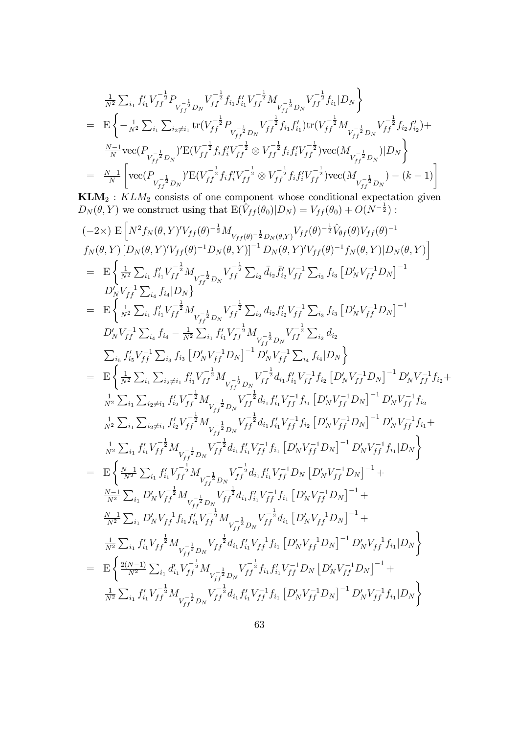$$
\begin{aligned}
&\left.\frac{1}{N^2}\sum_{i_1} f_{i_1}' V_{ff}^{-\frac{1}{2}} P_{V_{ff}^{-\frac{1}{2}}D_N} V_{ff}^{-\frac{1}{2}} f_{i_1} f_{i_1}' V_{ff}^{-\frac{1}{2}} M_{V_{ff}^{-\frac{1}{2}}D_N} V_{ff}^{-\frac{1}{2}} f_{i_1} | D_N \right\} \\
= \ & \mathrm{E}\left\{ -\frac{1}{N^2}\sum_{i_1}\sum_{i_2\neq i_1} \mathrm{tr}(V_{ff}^{-\frac{1}{2}} P_{V_{ff}^{-\frac{1}{2}}D_N} V_{ff}^{-\frac{1}{2}} f_{i_1} f_{i_1}') \mathrm{tr}(V_{ff}^{-\frac{1}{2}} M_{V_{ff}^{-\frac{1}{2}}D_N} V_{ff}^{-\frac{1}{2}} f_{i_2} f_{i_2}') + \right. \\
& \left. \frac{N-1}{N} \mathrm{vec}(P_{V_{ff}^{-\frac{1}{2}}D_N})' \mathrm{E}(V_{ff}^{-\frac{1}{2}} f_i f_i' V_{ff}^{-\frac{1}{2}} \otimes V_{ff}^{-\frac{1}{2}} f_i f_i' V_{ff}^{-\frac{1}{2}}) \mathrm{vec}(M_{V_{ff}^{-\frac{1}{2}}D_N}) | D_N \right\} \\
= \ & \frac{N-1}{N}\left[ \mathrm{vec}(P_{V_{ff}^{-\frac{1}{2}}D_N})' \mathrm{E}(V_{ff}^{-\frac{1}{2}} f_i f_i' V_{ff}^{-\frac{1}{2}} \otimes V_{ff}^{-\frac{1}{2}} f_i f_i' V_{ff}^{-\frac{1}{2}}) \mathrm{vec}(M_{V_{ff}^{-\frac{1}{2}}D_N}) - (k-1) \right]
\end{aligned}
$$

**KLM**$_2$ : $KLM_2$ consists of one component whose conditional expectation given $D_N(\theta, Y)$ we construct using that $\mathrm{E}(\hat{V}_{ff}(\theta_0)|D_N) = V_{ff}(\theta_0) + O(N^{-\frac{1}{2}})$ :

$$
\begin{aligned}
& (-2\times)\ \mathrm{E}\Big[ N^2 f_N(\theta,Y)' V_{ff}(\theta)^{-\frac{1}{2}} M_{V_{ff}(\theta)^{-\frac{1}{2}} D_N(\theta,Y)} V_{ff}(\theta)^{-\frac{1}{2}} \hat{V}_{\theta f}(\theta) V_{ff}(\theta)^{-1} \\
& f_N(\theta,Y) \left[ D_N(\theta,Y)' V_{ff}(\theta)^{-1} D_N(\theta,Y) \right]^{-1} D_N(\theta,Y)' V_{ff}(\theta)^{-1} f_N(\theta,Y) | D_N(\theta,Y) \Big] \\
= \ & \mathrm{E}\left\{ \frac{1}{N^2}\sum_{i_1} f_{i_1}' V_{ff}^{-\frac{1}{2}} M_{V_{ff}^{-\frac{1}{2}}D_N} V_{ff}^{-\frac{1}{2}} \sum_{i_2} \bar{d}_{i_2} \bar{f}_{i_2}' V_{ff}^{-1} \sum_{i_3} f_{i_3} \left[ D_N' V_{ff}^{-1} D_N \right]^{-1} \right. \\
& \left. D_N' V_{ff}^{-1} \sum_{i_4} f_{i_4} | D_N \right\} \\
= \ & \mathrm{E}\left\{ \frac{1}{N^2}\sum_{i_1} f_{i_1}' V_{ff}^{-\frac{1}{2}} M_{V_{ff}^{-\frac{1}{2}}D_N} V_{ff}^{-\frac{1}{2}} \sum_{i_2} d_{i_2} f_{i_2}' V_{ff}^{-1} \sum_{i_3} f_{i_3} \left[ D_N' V_{ff}^{-1} D_N \right]^{-1} \right. \\
& D_N' V_{ff}^{-1} \sum_{i_4} f_{i_4} - \frac{1}{N^2}\sum_{i_1} f_{i_1}' V_{ff}^{-\frac{1}{2}} M_{V_{ff}^{-\frac{1}{2}}D_N} V_{ff}^{-\frac{1}{2}} \sum_{i_2} d_{i_2} \\
& \left. \sum_{i_5} f_{i_5}' V_{ff}^{-1} \sum_{i_3} f_{i_3} \left[ D_N' V_{ff}^{-1} D_N \right]^{-1} D_N' V_{ff}^{-1} \sum_{i_4} f_{i_4} | D_N \right\} \\
= \ & \mathrm{E}\left\{ \frac{1}{N^2}\sum_{i_1}\sum_{i_2\neq i_1} f_{i_1}' V_{ff}^{-\frac{1}{2}} M_{V_{ff}^{-\frac{1}{2}}D_N} V_{ff}^{-\frac{1}{2}} d_{i_1} f_{i_1}' V_{ff}^{-1} f_{i_2} \left[ D_N' V_{ff}^{-1} D_N \right]^{-1} D_N' V_{ff}^{-1} f_{i_2} + \right. \\
& \frac{1}{N^2}\sum_{i_1}\sum_{i_2\neq i_1} f_{i_2}' V_{ff}^{-\frac{1}{2}} M_{V_{ff}^{-\frac{1}{2}}D_N} V_{ff}^{-\frac{1}{2}} d_{i_1} f_{i_1}' V_{ff}^{-1} f_{i_1} \left[ D_N' V_{ff}^{-1} D_N \right]^{-1} D_N' V_{ff}^{-1} f_{i_2} \\
& \frac{1}{N^2}\sum_{i_1}\sum_{i_2\neq i_1} f_{i_2}' V_{ff}^{-\frac{1}{2}} M_{V_{ff}^{-\frac{1}{2}}D_N} V_{ff}^{-\frac{1}{2}} d_{i_1} f_{i_1}' V_{ff}^{-1} f_{i_2} \left[ D_N' V_{ff}^{-1} D_N \right]^{-1} D_N' V_{ff}^{-1} f_{i_1} + \\
& \left. \frac{1}{N^2}\sum_{i_1} f_{i_1}' V_{ff}^{-\frac{1}{2}} M_{V_{ff}^{-\frac{1}{2}}D_N} V_{ff}^{-\frac{1}{2}} d_{i_1} f_{i_1}' V_{ff}^{-1} f_{i_1} \left[ D_N' V_{ff}^{-1} D_N \right]^{-1} D_N' V_{ff}^{-1} f_{i_1} | D_N \right\} \\
= \ & \mathrm{E}\left\{ \frac{N-1}{N^2}\sum_{i_1} f_{i_1}' V_{ff}^{-\frac{1}{2}} M_{V_{ff}^{-\frac{1}{2}}D_N} V_{ff}^{-\frac{1}{2}} d_{i_1} f_{i_1}' V_{ff}^{-1} D_N \left[ D_N' V_{ff}^{-1} D_N \right]^{-1} + \right. \\
& \frac{N-1}{N^2}\sum_{i_1} D_N' V_{ff}^{-\frac{1}{2}} M_{V_{ff}^{-\frac{1}{2}}D_N} V_{ff}^{-\frac{1}{2}} d_{i_1} f_{i_1}' V_{ff}^{-1} f_{i_1} \left[ D_N' V_{ff}^{-1} D_N \right]^{-1} + \\
& \frac{N-1}{N^2}\sum_{i_1} D_N' V_{ff}^{-1} f_{i_1} f_{i_1}' V_{ff}^{-\frac{1}{2}} M_{V_{ff}^{-\frac{1}{2}}D_N} V_{ff}^{-\frac{1}{2}} d_{i_1} \left[ D_N' V_{ff}^{-1} D_N \right]^{-1} + \\
& \left. \frac{1}{N^2}\sum_{i_1} f_{i_1}' V_{ff}^{-\frac{1}{2}} M_{V_{ff}^{-\frac{1}{2}}D_N} V_{ff}^{-\frac{1}{2}} d_{i_1} f_{i_1}' V_{ff}^{-1} f_{i_1} \left[ D_N' V_{ff}^{-1} D_N \right]^{-1} D_N' V_{ff}^{-1} f_{i_1} | D_N \right\} \\
= \ & \mathrm{E}\left\{ \frac{2(N-1)}{N^2}\sum_{i_1} d_{i_1}' V_{ff}^{-\frac{1}{2}} M_{V_{ff}^{-\frac{1}{2}}D_N} V_{ff}^{-\frac{1}{2}} f_{i_1} f_{i_1}' V_{ff}^{-1} D_N \left[ D_N' V_{ff}^{-1} D_N \right]^{-1} + \right. \\
& \left. \frac{1}{N^2}\sum_{i_1} f_{i_1}' V_{ff}^{-\frac{1}{2}} M_{V_{ff}^{-\frac{1}{2}}D_N} V_{ff}^{-\frac{1}{2}} d_{i_1} f_{i_1}' V_{ff}^{-1} f_{i_1} \left[ D_N' V_{ff}^{-1} D_N \right]^{-1} D_N' V_{ff}^{-1} f_{i_1} | D_N \right\}
\end{aligned}
$$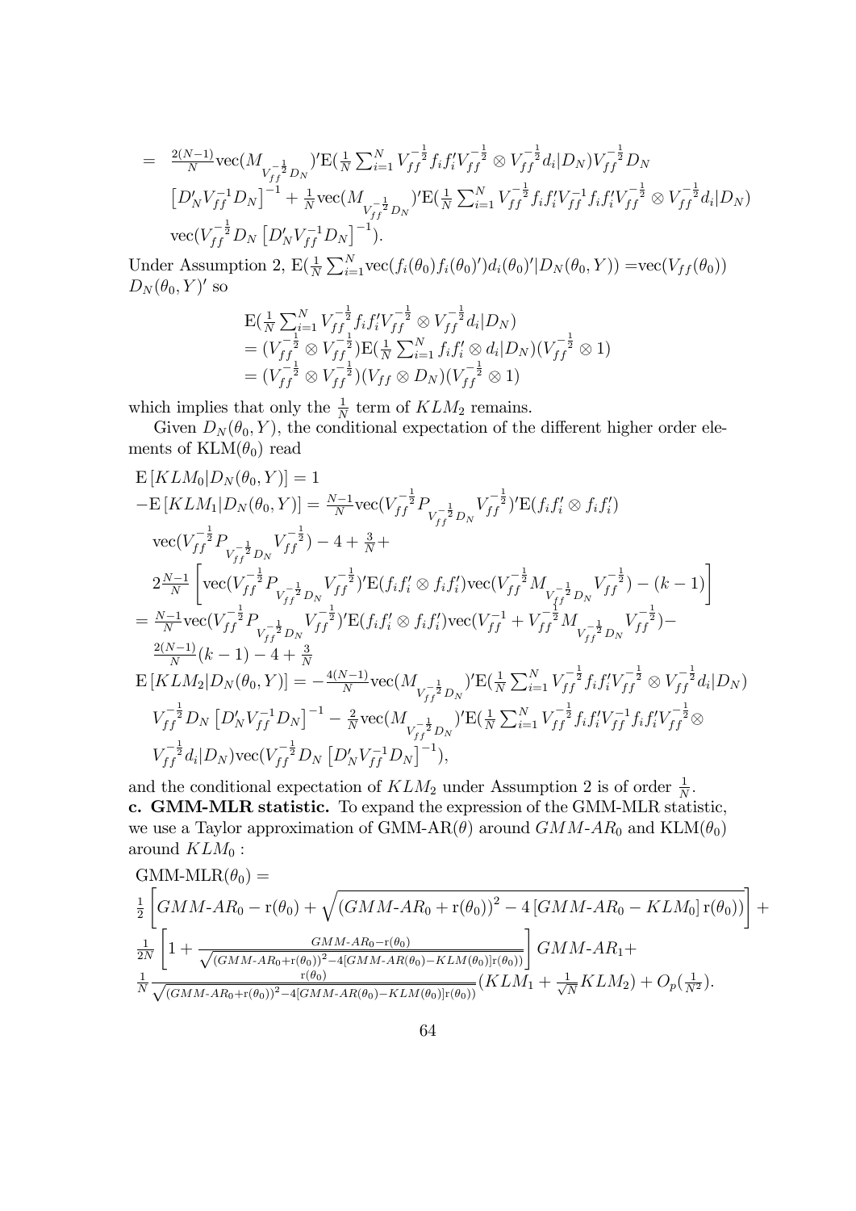$$= \tfrac{2(N-1)}{N}\text{vec}(M_{V_{ff}^{-\frac{1}{2}}D_N})'\text{E}(\tfrac{1}{N}\textstyle\sum_{i=1}^N V_{ff}^{-\frac{1}{2}}f_if_i'V_{ff}^{-\frac{1}{2}}\otimes V_{ff}^{-\frac{1}{2}}d_i|D_N)V_{ff}^{-\frac{1}{2}}D_N$$
$$\left[D_N'V_{ff}^{-1}D_N\right]^{-1} + \tfrac{1}{N}\text{vec}(M_{V_{ff}^{-\frac{1}{2}}D_N})'\text{E}(\tfrac{1}{N}\textstyle\sum_{i=1}^N V_{ff}^{-\frac{1}{2}}f_if_i'V_{ff}^{-1}f_if_i'V_{ff}^{-\frac{1}{2}}\otimes V_{ff}^{-\frac{1}{2}}d_i|D_N)$$
$$\text{vec}(V_{ff}^{-\frac{1}{2}}D_N\left[D_N'V_{ff}^{-1}D_N\right]^{-1}).$$

Under Assumption 2, $\text{E}(\frac{1}{N}\sum_{i=1}^N\text{vec}(f_i(\theta_0)f_i(\theta_0)')d_i(\theta_0)'|D_N(\theta_0,Y)) = \text{vec}(V_{ff}(\theta_0))$ $D_N(\theta_0,Y)'$ so

$$\begin{aligned}
&\text{E}(\tfrac{1}{N}\textstyle\sum_{i=1}^N V_{ff}^{-\frac{1}{2}}f_if_i'V_{ff}^{-\frac{1}{2}}\otimes V_{ff}^{-\frac{1}{2}}d_i|D_N)\\
&= (V_{ff}^{-\frac{1}{2}}\otimes V_{ff}^{-\frac{1}{2}})\text{E}(\tfrac{1}{N}\textstyle\sum_{i=1}^N f_if_i'\otimes d_i|D_N)(V_{ff}^{-\frac{1}{2}}\otimes 1)\\
&= (V_{ff}^{-\frac{1}{2}}\otimes V_{ff}^{-\frac{1}{2}})(V_{ff}\otimes D_N)(V_{ff}^{-\frac{1}{2}}\otimes 1)
\end{aligned}$$

which implies that only the $\frac{1}{N}$ term of $KLM_2$ remains.

Given $D_N(\theta_0,Y)$, the conditional expectation of the different higher order elements of $\text{KLM}(\theta_0)$ read

$$\begin{aligned}
&\text{E}\left[KLM_0|D_N(\theta_0,Y)\right] = 1\\
&-\text{E}\left[KLM_1|D_N(\theta_0,Y)\right] = \tfrac{N-1}{N}\text{vec}(V_{ff}^{-\frac{1}{2}}P_{V_{ff}^{-\frac{1}{2}}D_N}V_{ff}^{-\frac{1}{2}})'\text{E}(f_if_i'\otimes f_if_i')\\
&\text{vec}(V_{ff}^{-\frac{1}{2}}P_{V_{ff}^{-\frac{1}{2}}D_N}V_{ff}^{-\frac{1}{2}}) - 4 + \tfrac{3}{N}+\\
&2\tfrac{N-1}{N}\left[\text{vec}(V_{ff}^{-\frac{1}{2}}P_{V_{ff}^{-\frac{1}{2}}D_N}V_{ff}^{-\frac{1}{2}})'\text{E}(f_if_i'\otimes f_if_i')\text{vec}(V_{ff}^{-\frac{1}{2}}M_{V_{ff}^{-\frac{1}{2}}D_N}V_{ff}^{-\frac{1}{2}}) - (k-1)\right]\\
&= \tfrac{N-1}{N}\text{vec}(V_{ff}^{-\frac{1}{2}}P_{V_{ff}^{-\frac{1}{2}}D_N}V_{ff}^{-\frac{1}{2}})'\text{E}(f_if_i'\otimes f_if_i')\text{vec}(V_{ff}^{-1}+V_{ff}^{-\frac{1}{2}}M_{V_{ff}^{-\frac{1}{2}}D_N}V_{ff}^{-\frac{1}{2}})-\\
&\tfrac{2(N-1)}{N}(k-1) - 4 + \tfrac{3}{N}\\
&\text{E}\left[KLM_2|D_N(\theta_0,Y)\right] = -\tfrac{4(N-1)}{N}\text{vec}(M_{V_{ff}^{-\frac{1}{2}}D_N})'\text{E}(\tfrac{1}{N}\textstyle\sum_{i=1}^N V_{ff}^{-\frac{1}{2}}f_if_i'V_{ff}^{-\frac{1}{2}}\otimes V_{ff}^{-\frac{1}{2}}d_i|D_N)\\
&V_{ff}^{-\frac{1}{2}}D_N\left[D_N'V_{ff}^{-1}D_N\right]^{-1} - \tfrac{2}{N}\text{vec}(M_{V_{ff}^{-\frac{1}{2}}D_N})'\text{E}(\tfrac{1}{N}\textstyle\sum_{i=1}^N V_{ff}^{-\frac{1}{2}}f_if_i'V_{ff}^{-1}f_if_i'V_{ff}^{-\frac{1}{2}}\otimes\\
&V_{ff}^{-\frac{1}{2}}d_i|D_N)\text{vec}(V_{ff}^{-\frac{1}{2}}D_N\left[D_N'V_{ff}^{-1}D_N\right]^{-1}),
\end{aligned}$$

and the conditional expectation of $KLM_2$ under Assumption 2 is of order $\frac{1}{N}$.

**c. GMM-MLR statistic.** To expand the expression of the GMM-MLR statistic, we use a Taylor approximation of GMM-AR$(\theta)$ around $GMM\text{-}AR_0$ and $\text{KLM}(\theta_0)$ around $KLM_0$ :

$$\begin{aligned}
&\text{GMM-MLR}(\theta_0) =\\
&\tfrac{1}{2}\left[GMM\text{-}AR_0 - \text{r}(\theta_0) + \sqrt{(GMM\text{-}AR_0+\text{r}(\theta_0))^2 - 4\left[GMM\text{-}AR_0 - KLM_0\right]\text{r}(\theta_0))}\right] +\\
&\tfrac{1}{2N}\left[1 + \tfrac{GMM\text{-}AR_0-\text{r}(\theta_0)}{\sqrt{(GMM\text{-}AR_0+\text{r}(\theta_0))^2-4[GMM\text{-}AR(\theta_0)-KLM(\theta_0)]\text{r}(\theta_0))}}\right]GMM\text{-}AR_1+\\
&\tfrac{1}{N}\tfrac{\text{r}(\theta_0)}{\sqrt{(GMM\text{-}AR_0+\text{r}(\theta_0))^2-4[GMM\text{-}AR(\theta_0)-KLM(\theta_0)]\text{r}(\theta_0))}}(KLM_1 + \tfrac{1}{\sqrt{N}}KLM_2) + O_p(\tfrac{1}{N^2}).
\end{aligned}$$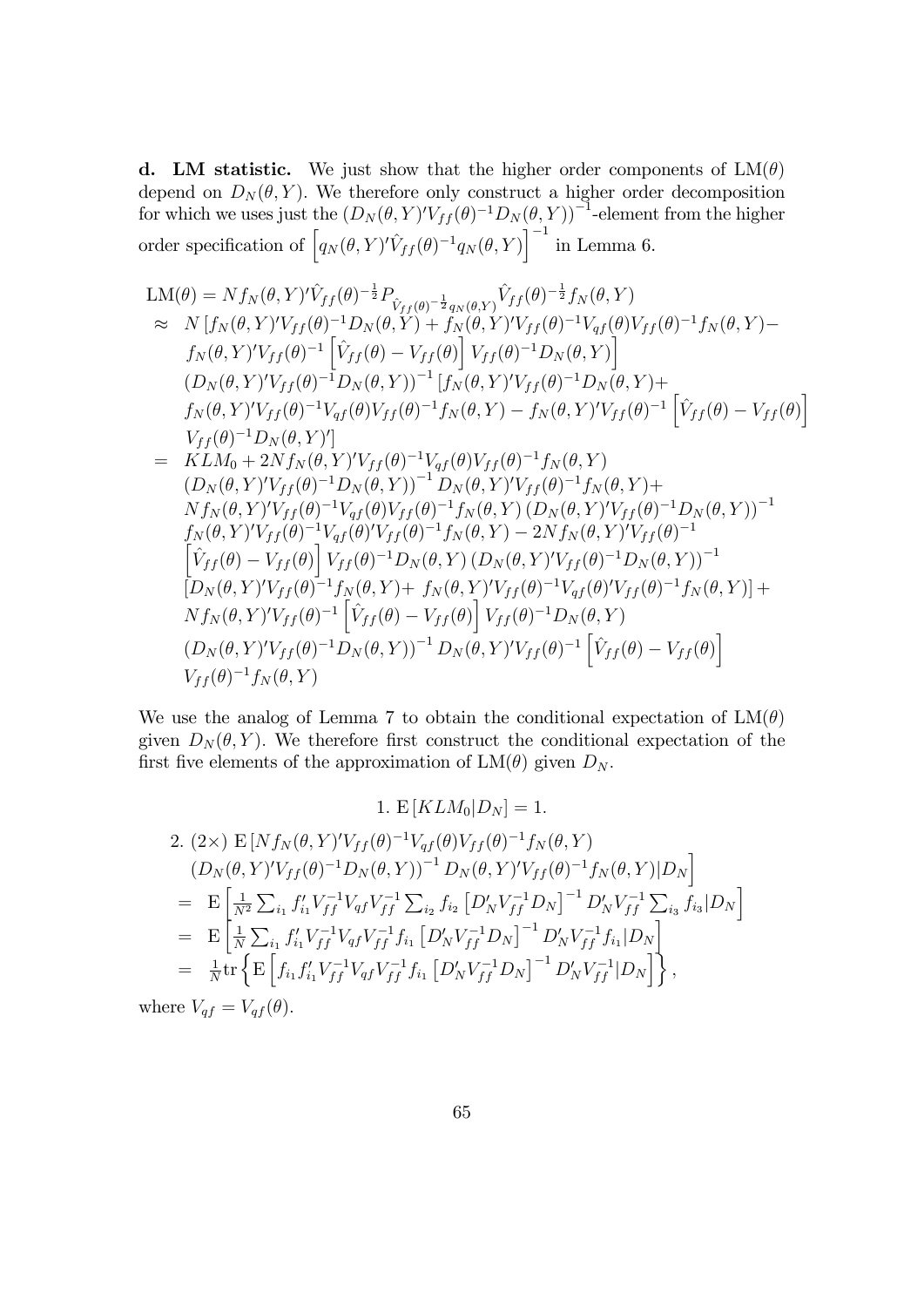**d. LM statistic.** We just show that the higher order components of $\text{LM}(\theta)$ depend on $D_N(\theta, Y)$. We therefore only construct a higher order decomposition for which we uses just the $(D_N(\theta,Y)'V_{ff}(\theta)^{-1}D_N(\theta,Y))^{-1}$-element from the higher order specification of $\left[q_N(\theta,Y)'\hat{V}_{ff}(\theta)^{-1}q_N(\theta,Y)\right]^{-1}$ in Lemma 6.

$$
\begin{array}{rl}
\text{LM}(\theta) = & N f_N(\theta,Y)'\hat{V}_{ff}(\theta)^{-\frac{1}{2}} P_{\hat{V}_{ff}(\theta)^{-\frac{1}{2}} q_N(\theta,Y)} \hat{V}_{ff}(\theta)^{-\frac{1}{2}} f_N(\theta,Y) \\
\approx & N\left[f_N(\theta,Y)'V_{ff}(\theta)^{-1}D_N(\theta,Y) + f_N(\theta,Y)'V_{ff}(\theta)^{-1}V_{qf}(\theta)V_{ff}(\theta)^{-1}f_N(\theta,Y) - \right. \\
& \left. f_N(\theta,Y)'V_{ff}(\theta)^{-1}\left[\hat{V}_{ff}(\theta) - V_{ff}(\theta)\right]V_{ff}(\theta)^{-1}D_N(\theta,Y)\right] \\
& (D_N(\theta,Y)'V_{ff}(\theta)^{-1}D_N(\theta,Y))^{-1}\left[f_N(\theta,Y)'V_{ff}(\theta)^{-1}D_N(\theta,Y) + \right. \\
& f_N(\theta,Y)'V_{ff}(\theta)^{-1}V_{qf}(\theta)V_{ff}(\theta)^{-1}f_N(\theta,Y) - f_N(\theta,Y)'V_{ff}(\theta)^{-1}\left[\hat{V}_{ff}(\theta) - V_{ff}(\theta)\right] \\
& \left. V_{ff}(\theta)^{-1}D_N(\theta,Y)'\right] \\
= & KLM_0 + 2Nf_N(\theta,Y)'V_{ff}(\theta)^{-1}V_{qf}(\theta)V_{ff}(\theta)^{-1}f_N(\theta,Y) \\
& (D_N(\theta,Y)'V_{ff}(\theta)^{-1}D_N(\theta,Y))^{-1}D_N(\theta,Y)'V_{ff}(\theta)^{-1}f_N(\theta,Y) + \\
& Nf_N(\theta,Y)'V_{ff}(\theta)^{-1}V_{qf}(\theta)V_{ff}(\theta)^{-1}f_N(\theta,Y)\left(D_N(\theta,Y)'V_{ff}(\theta)^{-1}D_N(\theta,Y)\right)^{-1} \\
& f_N(\theta,Y)'V_{ff}(\theta)^{-1}V_{qf}(\theta)'V_{ff}(\theta)^{-1}f_N(\theta,Y) - 2Nf_N(\theta,Y)'V_{ff}(\theta)^{-1} \\
& \left[\hat{V}_{ff}(\theta) - V_{ff}(\theta)\right]V_{ff}(\theta)^{-1}D_N(\theta,Y)\left(D_N(\theta,Y)'V_{ff}(\theta)^{-1}D_N(\theta,Y)\right)^{-1} \\
& \left[D_N(\theta,Y)'V_{ff}(\theta)^{-1}f_N(\theta,Y) + f_N(\theta,Y)'V_{ff}(\theta)^{-1}V_{qf}(\theta)'V_{ff}(\theta)^{-1}f_N(\theta,Y)\right] + \\
& Nf_N(\theta,Y)'V_{ff}(\theta)^{-1}\left[\hat{V}_{ff}(\theta) - V_{ff}(\theta)\right]V_{ff}(\theta)^{-1}D_N(\theta,Y) \\
& (D_N(\theta,Y)'V_{ff}(\theta)^{-1}D_N(\theta,Y))^{-1}D_N(\theta,Y)'V_{ff}(\theta)^{-1}\left[\hat{V}_{ff}(\theta) - V_{ff}(\theta)\right] \\
& V_{ff}(\theta)^{-1}f_N(\theta,Y)
\end{array}
$$

We use the analog of Lemma 7 to obtain the conditional expectation of $\text{LM}(\theta)$ given $D_N(\theta,Y)$. We therefore first construct the conditional expectation of the first five elements of the approximation of $\text{LM}(\theta)$ given $D_N$.

1. $\text{E}\left[KLM_0|D_N\right] = 1.$

2. 
$$
\begin{array}{rl}
& (2\times)\ \text{E}\left[Nf_N(\theta,Y)'V_{ff}(\theta)^{-1}V_{qf}(\theta)V_{ff}(\theta)^{-1}f_N(\theta,Y)\right. \\
& \left.(D_N(\theta,Y)'V_{ff}(\theta)^{-1}D_N(\theta,Y))^{-1}D_N(\theta,Y)'V_{ff}(\theta)^{-1}f_N(\theta,Y)|D_N\right] \\
= & \text{E}\left[\frac{1}{N^2}\sum_{i_1} f_{i_1}'V_{ff}^{-1}V_{qf}V_{ff}^{-1}\sum_{i_2} f_{i_2}\left[D_N'V_{ff}^{-1}D_N\right]^{-1}D_N'V_{ff}^{-1}\sum_{i_3} f_{i_3}|D_N\right] \\
= & \text{E}\left[\frac{1}{N}\sum_{i_1} f_{i_1}'V_{ff}^{-1}V_{qf}V_{ff}^{-1}f_{i_1}\left[D_N'V_{ff}^{-1}D_N\right]^{-1}D_N'V_{ff}^{-1}f_{i_1}|D_N\right] \\
= & \frac{1}{N}\text{tr}\left\{\text{E}\left[f_{i_1}f_{i_1}'V_{ff}^{-1}V_{qf}V_{ff}^{-1}f_{i_1}\left[D_N'V_{ff}^{-1}D_N\right]^{-1}D_N'V_{ff}^{-1}|D_N\right]\right\},
\end{array}
$$

where $V_{qf} = V_{qf}(\theta)$.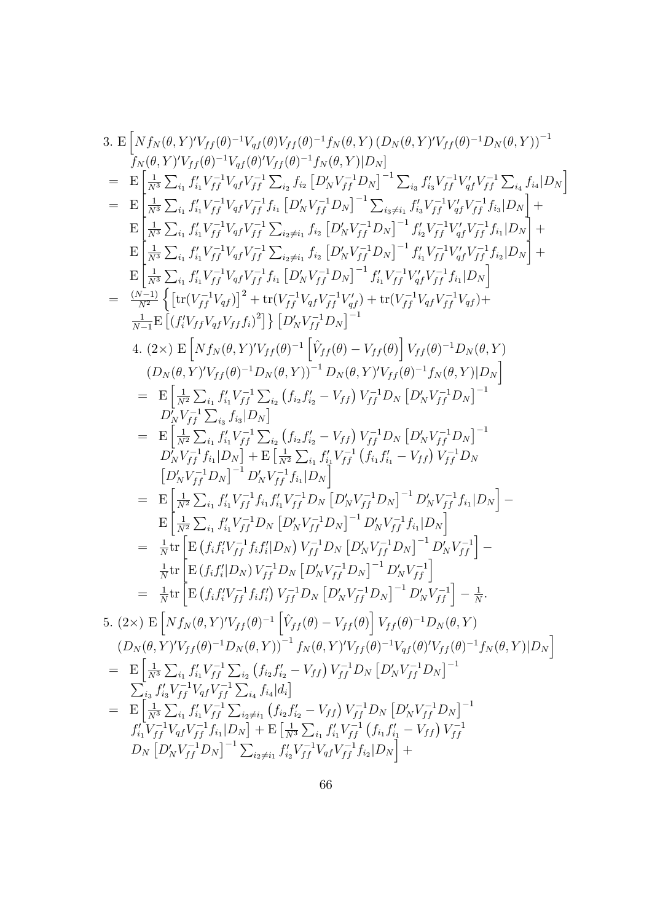3. $\mathrm{E}\left[Nf_N(\theta,Y)'V_{ff}(\theta)^{-1}V_{qf}(\theta)V_{ff}(\theta)^{-1}f_N(\theta,Y)\left(D_N(\theta,Y)'V_{ff}(\theta)^{-1}D_N(\theta,Y)\right)^{-1} f_N(\theta,Y)'V_{ff}(\theta)^{-1}V_{qf}(\theta)'V_{ff}(\theta)^{-1}f_N(\theta,Y)|D_N\right]$

$$
\begin{aligned}
&= \mathrm{E}\left[\tfrac{1}{N^3}\textstyle\sum_{i_1} f_{i_1}'V_{ff}^{-1}V_{qf}V_{ff}^{-1}\sum_{i_2} f_{i_2}\left[D_N'V_{ff}^{-1}D_N\right]^{-1}\sum_{i_3} f_{i_3}'V_{ff}^{-1}V_{qf}'V_{ff}^{-1}\sum_{i_4} f_{i_4}|D_N\right] \\
&= \mathrm{E}\left[\tfrac{1}{N^3}\textstyle\sum_{i_1} f_{i_1}'V_{ff}^{-1}V_{qf}V_{ff}^{-1}f_{i_1}\left[D_N'V_{ff}^{-1}D_N\right]^{-1}\sum_{i_3\neq i_1} f_{i_3}'V_{ff}^{-1}V_{qf}'V_{ff}^{-1}f_{i_3}|D_N\right]+ \\
&\quad \mathrm{E}\left[\tfrac{1}{N^3}\textstyle\sum_{i_1} f_{i_1}'V_{ff}^{-1}V_{qf}V_{ff}^{-1}\sum_{i_2\neq i_1} f_{i_2}\left[D_N'V_{ff}^{-1}D_N\right]^{-1}f_{i_2}'V_{ff}^{-1}V_{qf}'V_{ff}^{-1}f_{i_1}|D_N\right]+ \\
&\quad \mathrm{E}\left[\tfrac{1}{N^3}\textstyle\sum_{i_1} f_{i_1}'V_{ff}^{-1}V_{qf}V_{ff}^{-1}\sum_{i_2\neq i_1} f_{i_2}\left[D_N'V_{ff}^{-1}D_N\right]^{-1}f_{i_1}'V_{ff}^{-1}V_{qf}'V_{ff}^{-1}f_{i_2}|D_N\right]+ \\
&\quad \mathrm{E}\left[\tfrac{1}{N^3}\textstyle\sum_{i_1} f_{i_1}'V_{ff}^{-1}V_{qf}V_{ff}^{-1}f_{i_1}\left[D_N'V_{ff}^{-1}D_N\right]^{-1}f_{i_1}'V_{ff}^{-1}V_{qf}'V_{ff}^{-1}f_{i_1}|D_N\right] \\
&= \tfrac{(N-1)}{N^2}\left\{\left[\mathrm{tr}(V_{ff}^{-1}V_{qf})\right]^2+\mathrm{tr}(V_{ff}^{-1}V_{qf}V_{ff}^{-1}V_{qf}')+\mathrm{tr}(V_{ff}^{-1}V_{qf}V_{ff}^{-1}V_{qf})+\right. \\
&\quad \left.\tfrac{1}{N-1}\mathrm{E}\left[(f_i'V_{ff}V_{qf}V_{ff}f_i)^2\right]\right\}\left[D_N'V_{ff}^{-1}D_N\right]^{-1}
\end{aligned}
$$

4. $(2\times)$ $\mathrm{E}\left[Nf_N(\theta,Y)'V_{ff}(\theta)^{-1}\left[\hat{V}_{ff}(\theta)-V_{ff}(\theta)\right]V_{ff}(\theta)^{-1}D_N(\theta,Y)\left(D_N(\theta,Y)'V_{ff}(\theta)^{-1}D_N(\theta,Y)\right)^{-1}D_N(\theta,Y)'V_{ff}(\theta)^{-1}f_N(\theta,Y)|D_N\right]$

$$
\begin{aligned}
&= \mathrm{E}\left[\tfrac{1}{N^2}\textstyle\sum_{i_1} f_{i_1}'V_{ff}^{-1}\sum_{i_2}\left(f_{i_2}f_{i_2}'-V_{ff}\right)V_{ff}^{-1}D_N\left[D_N'V_{ff}^{-1}D_N\right]^{-1} D_N'V_{ff}^{-1}\sum_{i_3} f_{i_3}|D_N\right] \\
&= \mathrm{E}\left[\tfrac{1}{N^2}\textstyle\sum_{i_1} f_{i_1}'V_{ff}^{-1}\sum_{i_2}\left(f_{i_2}f_{i_2}'-V_{ff}\right)V_{ff}^{-1}D_N\left[D_N'V_{ff}^{-1}D_N\right]^{-1} D_N'V_{ff}^{-1}f_{i_1}|D_N\right]+\mathrm{E}\left[\tfrac{1}{N^2}\textstyle\sum_{i_1} f_{i_1}'V_{ff}^{-1}\left(f_{i_1}f_{i_1}'-V_{ff}\right)V_{ff}^{-1}D_N \right. \\
&\quad \left. \left[D_N'V_{ff}^{-1}D_N\right]^{-1}D_N'V_{ff}^{-1}f_{i_1}|D_N\right] \\
&= \mathrm{E}\left[\tfrac{1}{N^2}\textstyle\sum_{i_1} f_{i_1}'V_{ff}^{-1}f_{i_1}f_{i_1}'V_{ff}^{-1}D_N\left[D_N'V_{ff}^{-1}D_N\right]^{-1}D_N'V_{ff}^{-1}f_{i_1}|D_N\right]- \\
&\quad \mathrm{E}\left[\tfrac{1}{N^2}\textstyle\sum_{i_1} f_{i_1}'V_{ff}^{-1}D_N\left[D_N'V_{ff}^{-1}D_N\right]^{-1}D_N'V_{ff}^{-1}f_{i_1}|D_N\right] \\
&= \tfrac{1}{N}\mathrm{tr}\left[\mathrm{E}\left(f_if_i'V_{ff}^{-1}f_if_i'|D_N\right)V_{ff}^{-1}D_N\left[D_N'V_{ff}^{-1}D_N\right]^{-1}D_N'V_{ff}^{-1}\right]- \\
&\quad \tfrac{1}{N}\mathrm{tr}\left[\mathrm{E}\left(f_if_i'|D_N\right)V_{ff}^{-1}D_N\left[D_N'V_{ff}^{-1}D_N\right]^{-1}D_N'V_{ff}^{-1}\right] \\
&= \tfrac{1}{N}\mathrm{tr}\left[\mathrm{E}\left(f_if_i'V_{ff}^{-1}f_if_i'\right)V_{ff}^{-1}D_N\left[D_N'V_{ff}^{-1}D_N\right]^{-1}D_N'V_{ff}^{-1}\right]-\tfrac{1}{N}.
\end{aligned}
$$

5. $(2\times)$ $\mathrm{E}\left[Nf_N(\theta,Y)'V_{ff}(\theta)^{-1}\left[\hat{V}_{ff}(\theta)-V_{ff}(\theta)\right]V_{ff}(\theta)^{-1}D_N(\theta,Y)\left(D_N(\theta,Y)'V_{ff}(\theta)^{-1}D_N(\theta,Y)\right)^{-1}f_N(\theta,Y)'V_{ff}(\theta)^{-1}V_{qf}(\theta)'V_{ff}(\theta)^{-1}f_N(\theta,Y)|D_N\right]$

$$
\begin{aligned}
&= \mathrm{E}\left[\tfrac{1}{N^3}\textstyle\sum_{i_1} f_{i_1}'V_{ff}^{-1}\sum_{i_2}\left(f_{i_2}f_{i_2}'-V_{ff}\right)V_{ff}^{-1}D_N\left[D_N'V_{ff}^{-1}D_N\right]^{-1} \sum_{i_3} f_{i_3}'V_{ff}^{-1}V_{qf}V_{ff}^{-1}\sum_{i_4} f_{i_4}|d_i\right] \\
&= \mathrm{E}\left[\tfrac{1}{N^3}\textstyle\sum_{i_1} f_{i_1}'V_{ff}^{-1}\sum_{i_2\neq i_1}\left(f_{i_2}f_{i_2}'-V_{ff}\right)V_{ff}^{-1}D_N\left[D_N'V_{ff}^{-1}D_N\right]^{-1} f_{i_1}'V_{ff}^{-1}V_{qf}V_{ff}^{-1}f_{i_1}|D_N\right]+\mathrm{E}\left[\tfrac{1}{N^3}\textstyle\sum_{i_1} f_{i_1}'V_{ff}^{-1}\left(f_{i_1}f_{i_1}'-V_{ff}\right)V_{ff}^{-1}\right. \\
&\quad \left. D_N\left[D_N'V_{ff}^{-1}D_N\right]^{-1}\textstyle\sum_{i_2\neq i_1} f_{i_2}'V_{ff}^{-1}V_{qf}V_{ff}^{-1}f_{i_2}|D_N\right]+
\end{aligned}
$$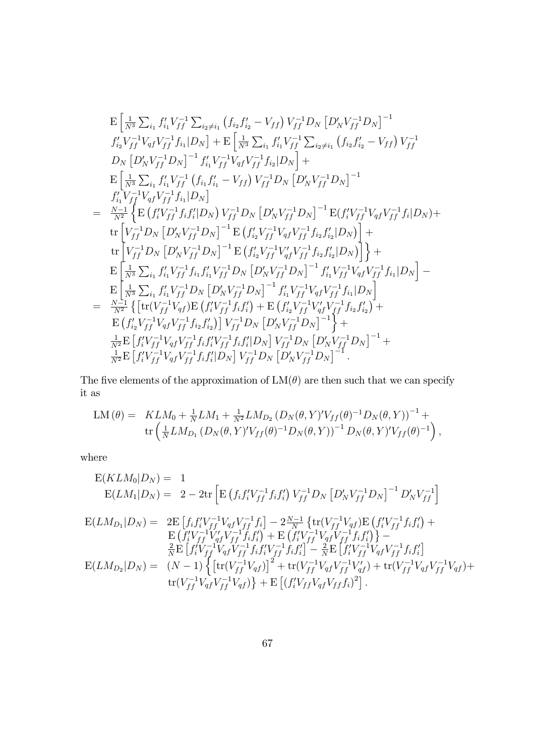$$
\begin{array}{rl}
& \mathrm{E}\left[\frac{1}{N^3}\sum_{i_1} f_{i_1}' V_{ff}^{-1} \sum_{i_2 \neq i_1}\left(f_{i_2}f_{i_2}' - V_{ff}\right) V_{ff}^{-1} D_N \left[D_N' V_{ff}^{-1} D_N\right]^{-1} \right. \\
& \left. f_{i_2}' V_{ff}^{-1} V_{qf} V_{ff}^{-1} f_{i_1} | D_N\right] + \mathrm{E}\left[\frac{1}{N^3}\sum_{i_1} f_{i_1}' V_{ff}^{-1} \sum_{i_2 \neq i_1}\left(f_{i_2}f_{i_2}' - V_{ff}\right) V_{ff}^{-1} \right. \\
& \left. D_N \left[D_N' V_{ff}^{-1} D_N\right]^{-1} f_{i_1}' V_{ff}^{-1} V_{qf} V_{ff}^{-1} f_{i_2} | D_N\right] + \\
& \mathrm{E}\left[\frac{1}{N^3}\sum_{i_1} f_{i_1}' V_{ff}^{-1}\left(f_{i_1}f_{i_1}' - V_{ff}\right) V_{ff}^{-1} D_N \left[D_N' V_{ff}^{-1} D_N\right]^{-1} \right. \\
& \left. f_{i_1}' V_{ff}^{-1} V_{qf} V_{ff}^{-1} f_{i_1} | D_N\right] \\
= & \frac{N-1}{N^2}\left\{ \mathrm{E}\left(f_i' V_{ff}^{-1} f_i f_i' | D_N\right) V_{ff}^{-1} D_N \left[D_N' V_{ff}^{-1} D_N\right]^{-1} \mathrm{E}(f_i' V_{ff}^{-1} V_{qf} V_{ff}^{-1} f_i | D_N) + \right. \\
& \mathrm{tr}\left[V_{ff}^{-1} D_N \left[D_N' V_{ff}^{-1} D_N\right]^{-1} \mathrm{E}\left(f_{i_2}' V_{ff}^{-1} V_{qf} V_{ff}^{-1} f_{i_2} f_{i_2}' | D_N\right)\right] + \\
& \left. \mathrm{tr}\left[V_{ff}^{-1} D_N \left[D_N' V_{ff}^{-1} D_N\right]^{-1} \mathrm{E}\left(f_{i_2}' V_{ff}^{-1} V_{qf}' V_{ff}^{-1} f_{i_2} f_{i_2}' | D_N\right)\right] \right\} + \\
& \mathrm{E}\left[\frac{1}{N^3}\sum_{i_1} f_{i_1}' V_{ff}^{-1} f_{i_1} f_{i_1}' V_{ff}^{-1} D_N \left[D_N' V_{ff}^{-1} D_N\right]^{-1} f_{i_1}' V_{ff}^{-1} V_{qf} V_{ff}^{-1} f_{i_1} | D_N\right] - \\
& \mathrm{E}\left[\frac{1}{N^3}\sum_{i_1} f_{i_1}' V_{ff}^{-1} D_N \left[D_N' V_{ff}^{-1} D_N\right]^{-1} f_{i_1}' V_{ff}^{-1} V_{qf} V_{ff}^{-1} f_{i_1} | D_N\right] \\
= & \frac{N-1}{N^2}\left\{ \left[\mathrm{tr}(V_{ff}^{-1} V_{qf}) \mathrm{E}\left(f_i' V_{ff}^{-1} f_i f_i'\right) + \mathrm{E}\left(f_{i_2}' V_{ff}^{-1} V_{qf}' V_{ff}^{-1} f_{i_2} f_{i_2}'\right) + \right.\right. \\
& \left.\left. \mathrm{E}\left(f_{i_2}' V_{ff}^{-1} V_{qf} V_{ff}^{-1} f_{i_2} f_{i_2}'\right)\right] V_{ff}^{-1} D_N \left[D_N' V_{ff}^{-1} D_N\right]^{-1} \right\} + \\
& \frac{1}{N^2}\mathrm{E}\left[f_i' V_{ff}^{-1} V_{qf} V_{ff}^{-1} f_i f_i' V_{ff}^{-1} f_i f_i' | D_N\right] V_{ff}^{-1} D_N \left[D_N' V_{ff}^{-1} D_N\right]^{-1} + \\
& \frac{1}{N^2}\mathrm{E}\left[f_i' V_{ff}^{-1} V_{qf} V_{ff}^{-1} f_i f_i' | D_N\right] V_{ff}^{-1} D_N \left[D_N' V_{ff}^{-1} D_N\right]^{-1}.
\end{array}
$$

The five elements of the approximation of $\mathrm{LM}(\theta)$ are then such that we can specify it as

$$
\begin{array}{rl}
\mathrm{LM}(\theta) = & KLM_0 + \frac{1}{N} LM_1 + \frac{1}{N^2} LM_{D_2}\left(D_N(\theta,Y)' V_{ff}(\theta)^{-1} D_N(\theta,Y)\right)^{-1} + \\
& \mathrm{tr}\left(\frac{1}{N} LM_{D_1}\left(D_N(\theta,Y)' V_{ff}(\theta)^{-1} D_N(\theta,Y)\right)^{-1} D_N(\theta,Y)' V_{ff}(\theta)^{-1}\right),
\end{array}
$$

where

$$
\begin{array}{rl}
\mathrm{E}(KLM_0|D_N) = & 1 \\
\mathrm{E}(LM_1|D_N) = & 2 - 2\mathrm{tr}\left[\mathrm{E}\left(f_i f_i' V_{ff}^{-1} f_i f_i'\right) V_{ff}^{-1} D_N \left[D_N' V_{ff}^{-1} D_N\right]^{-1} D_N' V_{ff}^{-1}\right]
\end{array}
$$

$$
\begin{array}{rl}
\mathrm{E}(LM_{D_1}|D_N) = & 2\mathrm{E}\left[f_i f_i' V_{ff}^{-1} V_{qf} V_{ff}^{-1} f_i\right] - 2\frac{N-1}{N}\left\{\mathrm{tr}(V_{ff}^{-1} V_{qf}) \mathrm{E}\left(f_i' V_{ff}^{-1} f_i f_i'\right) + \right. \\
& \left. \mathrm{E}\left(f_i' V_{ff}^{-1} V_{qf}' V_{ff}^{-1} f_i f_i'\right) + \mathrm{E}\left(f_i' V_{ff}^{-1} V_{qf} V_{ff}^{-1} f_i f_i'\right)\right\} - \\
& \frac{2}{N}\mathrm{E}\left[f_i' V_{ff}^{-1} V_{qf} V_{ff}^{-1} f_i f_i' V_{ff}^{-1} f_i f_i'\right] - \frac{2}{N}\mathrm{E}\left[f_i' V_{ff}^{-1} V_{qf} V_{ff}^{-1} f_i f_i'\right] \\
\mathrm{E}(LM_{D_2}|D_N) = & (N-1)\left\{\left[\mathrm{tr}(V_{ff}^{-1} V_{qf})\right]^2 + \mathrm{tr}(V_{ff}^{-1} V_{qf} V_{ff}^{-1} V_{qf}') + \mathrm{tr}(V_{ff}^{-1} V_{qf} V_{ff}^{-1} V_{qf}) + \right. \\
& \left. \mathrm{tr}(V_{ff}^{-1} V_{qf} V_{ff}^{-1} V_{qf})\right\} + \mathrm{E}\left[(f_i' V_{ff} V_{qf} V_{ff} f_i)^2\right].
\end{array}
$$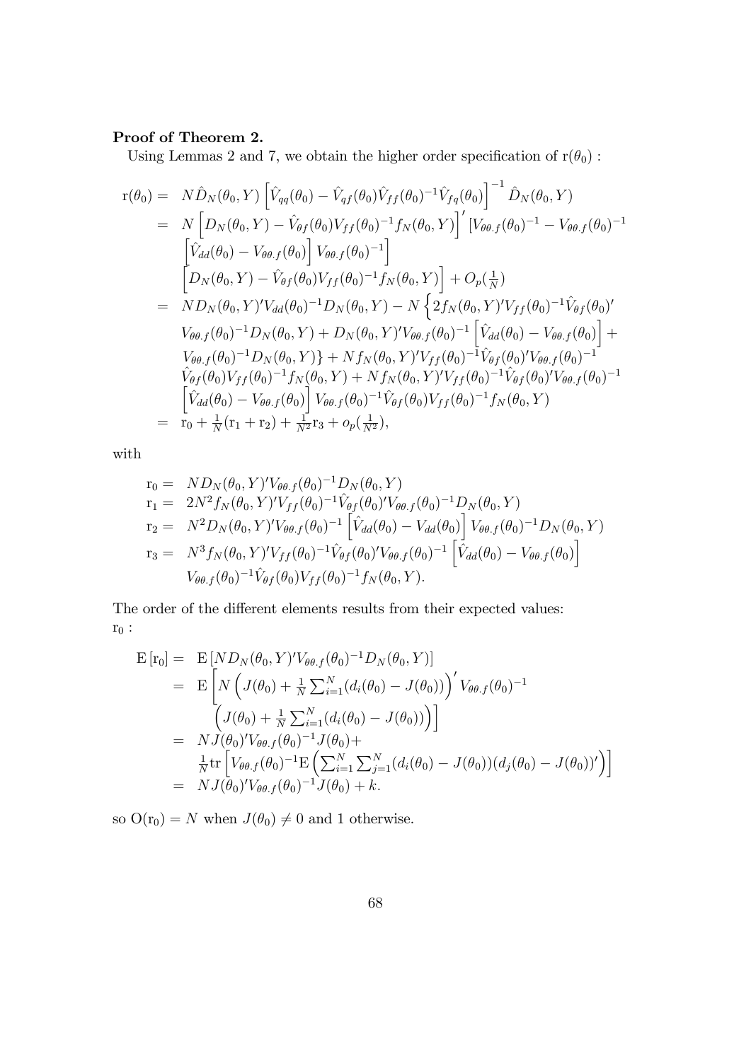**Proof of Theorem 2.**

Using Lemmas 2 and 7, we obtain the higher order specification of $\mathrm{r}(\theta_0)$ :

$$
\begin{aligned}
\mathrm{r}(\theta_0) =&\; N\hat{D}_N(\theta_0,Y)\left[\hat{V}_{qq}(\theta_0)-\hat{V}_{qf}(\theta_0)\hat{V}_{ff}(\theta_0)^{-1}\hat{V}_{fq}(\theta_0)\right]^{-1}\hat{D}_N(\theta_0,Y)\\
=&\; N\left[D_N(\theta_0,Y)-\hat{V}_{\theta f}(\theta_0)V_{ff}(\theta_0)^{-1}f_N(\theta_0,Y)\right]'\left[V_{\theta\theta.f}(\theta_0)^{-1}-V_{\theta\theta.f}(\theta_0)^{-1}\right.\\
&\left.\left[\hat{V}_{dd}(\theta_0)-V_{\theta\theta.f}(\theta_0)\right]V_{\theta\theta.f}(\theta_0)^{-1}\right]\\
&\left[D_N(\theta_0,Y)-\hat{V}_{\theta f}(\theta_0)V_{ff}(\theta_0)^{-1}f_N(\theta_0,Y)\right]+O_p(\tfrac{1}{N})\\
=&\; ND_N(\theta_0,Y)'V_{dd}(\theta_0)^{-1}D_N(\theta_0,Y)-N\left\{2f_N(\theta_0,Y)'V_{ff}(\theta_0)^{-1}\hat{V}_{\theta f}(\theta_0)'\right.\\
&V_{\theta\theta.f}(\theta_0)^{-1}D_N(\theta_0,Y)+D_N(\theta_0,Y)'V_{\theta\theta.f}(\theta_0)^{-1}\left[\hat{V}_{dd}(\theta_0)-V_{\theta\theta.f}(\theta_0)\right]+\\
&\left.V_{\theta\theta.f}(\theta_0)^{-1}D_N(\theta_0,Y)\right\}+Nf_N(\theta_0,Y)'V_{ff}(\theta_0)^{-1}\hat{V}_{\theta f}(\theta_0)'V_{\theta\theta.f}(\theta_0)^{-1}\\
&\hat{V}_{\theta f}(\theta_0)V_{ff}(\theta_0)^{-1}f_N(\theta_0,Y)+Nf_N(\theta_0,Y)'V_{ff}(\theta_0)^{-1}\hat{V}_{\theta f}(\theta_0)'V_{\theta\theta.f}(\theta_0)^{-1}\\
&\left[\hat{V}_{dd}(\theta_0)-V_{\theta\theta.f}(\theta_0)\right]V_{\theta\theta.f}(\theta_0)^{-1}\hat{V}_{\theta f}(\theta_0)V_{ff}(\theta_0)^{-1}f_N(\theta_0,Y)\\
=&\; \mathrm{r}_0+\tfrac{1}{N}(\mathrm{r}_1+\mathrm{r}_2)+\tfrac{1}{N^2}\mathrm{r}_3+o_p(\tfrac{1}{N^2}),
\end{aligned}
$$

with

$$
\begin{aligned}
\mathrm{r}_0 =&\; ND_N(\theta_0,Y)'V_{\theta\theta.f}(\theta_0)^{-1}D_N(\theta_0,Y)\\
\mathrm{r}_1 =&\; 2N^2f_N(\theta_0,Y)'V_{ff}(\theta_0)^{-1}\hat{V}_{\theta f}(\theta_0)'V_{\theta\theta.f}(\theta_0)^{-1}D_N(\theta_0,Y)\\
\mathrm{r}_2 =&\; N^2D_N(\theta_0,Y)'V_{\theta\theta.f}(\theta_0)^{-1}\left[\hat{V}_{dd}(\theta_0)-V_{dd}(\theta_0)\right]V_{\theta\theta.f}(\theta_0)^{-1}D_N(\theta_0,Y)\\
\mathrm{r}_3 =&\; N^3f_N(\theta_0,Y)'V_{ff}(\theta_0)^{-1}\hat{V}_{\theta f}(\theta_0)'V_{\theta\theta.f}(\theta_0)^{-1}\left[\hat{V}_{dd}(\theta_0)-V_{\theta\theta.f}(\theta_0)\right]\\
&V_{\theta\theta.f}(\theta_0)^{-1}\hat{V}_{\theta f}(\theta_0)V_{ff}(\theta_0)^{-1}f_N(\theta_0,Y).
\end{aligned}
$$

The order of the different elements results from their expected values:
$\mathrm{r}_0$ :

$$
\begin{aligned}
\mathrm{E}\left[\mathrm{r}_0\right] =&\; \mathrm{E}\left[ND_N(\theta_0,Y)'V_{\theta\theta.f}(\theta_0)^{-1}D_N(\theta_0,Y)\right]\\
=&\; \mathrm{E}\left[N\left(J(\theta_0)+\tfrac{1}{N}\textstyle\sum_{i=1}^N(d_i(\theta_0)-J(\theta_0))\right)'V_{\theta\theta.f}(\theta_0)^{-1}\right.\\
&\left.\left(J(\theta_0)+\tfrac{1}{N}\textstyle\sum_{i=1}^N(d_i(\theta_0)-J(\theta_0))\right)\right]\\
=&\; NJ(\theta_0)'V_{\theta\theta.f}(\theta_0)^{-1}J(\theta_0)+\\
&\tfrac{1}{N}\mathrm{tr}\left[V_{\theta\theta.f}(\theta_0)^{-1}\mathrm{E}\left(\textstyle\sum_{i=1}^N\sum_{j=1}^N(d_i(\theta_0)-J(\theta_0))(d_j(\theta_0)-J(\theta_0))'\right)\right]\\
=&\; NJ(\theta_0)'V_{\theta\theta.f}(\theta_0)^{-1}J(\theta_0)+k.
\end{aligned}
$$

so $\mathrm{O}(\mathrm{r}_0)=N$ when $J(\theta_0)\neq 0$ and 1 otherwise.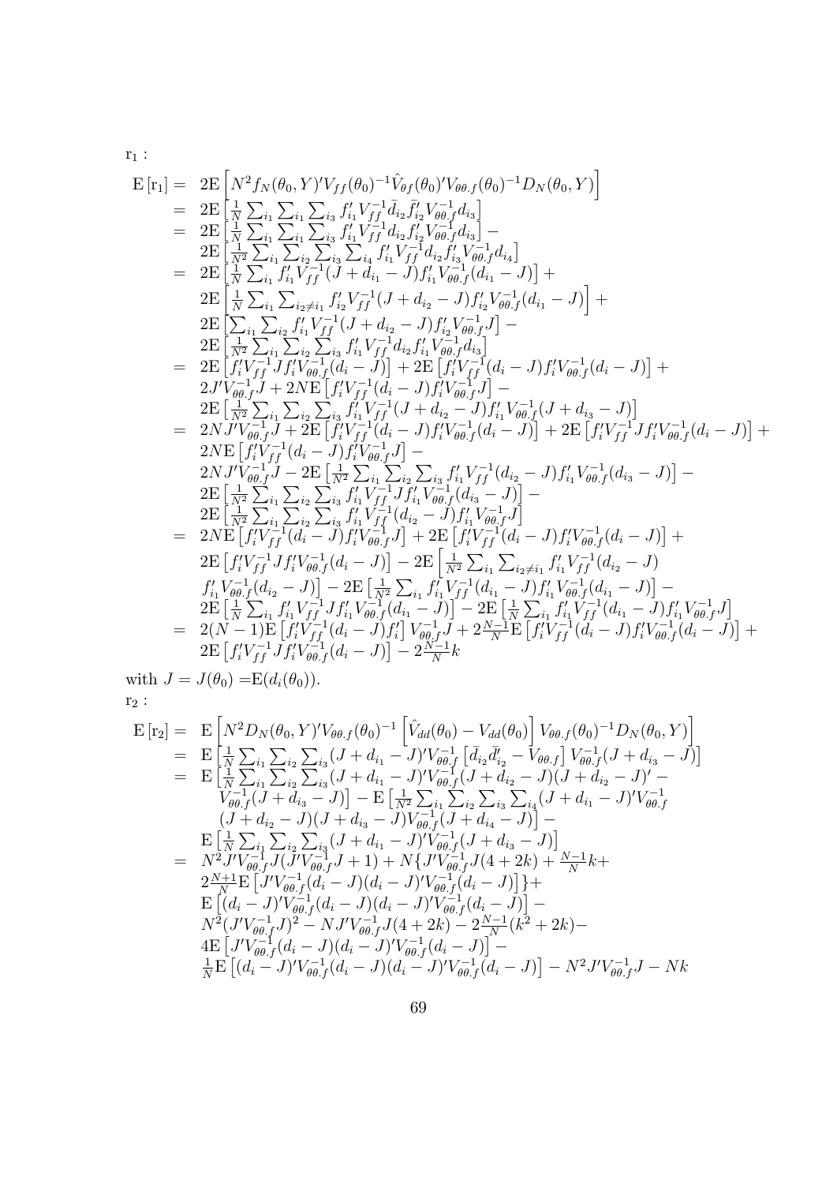$\mathrm{r}_1$ :

$$
\begin{aligned}
\mathrm{E}\left[\mathrm{r}_1\right] = \; & 2\mathrm{E}\left[N^2 f_N(\theta_0,Y)'V_{ff}(\theta_0)^{-1}\hat{V}_{\theta f}(\theta_0)'V_{\theta\theta.f}(\theta_0)^{-1}D_N(\theta_0,Y)\right] \\
= \; & 2\mathrm{E}\left[\tfrac{1}{N}\textstyle\sum_{i_1}\sum_{i_1}\sum_{i_3} f_{i_1}'V_{ff}^{-1}\bar{d}_{i_2}\bar{f}_{i_2}'V_{\theta\theta.f}^{-1}d_{i_3}\right] \\
= \; & 2\mathrm{E}\left[\tfrac{1}{N}\textstyle\sum_{i_1}\sum_{i_1}\sum_{i_3} f_{i_1}'V_{ff}^{-1}d_{i_2}f_{i_2}'V_{\theta\theta.f}^{-1}d_{i_3}\right] - \\
& 2\mathrm{E}\left[\tfrac{1}{N^2}\textstyle\sum_{i_1}\sum_{i_2}\sum_{i_3}\sum_{i_4} f_{i_1}'V_{ff}^{-1}d_{i_2}f_{i_3}'V_{\theta\theta.f}^{-1}d_{i_4}\right] \\
= \; & 2\mathrm{E}\left[\tfrac{1}{N}\textstyle\sum_{i_1} f_{i_1}'V_{ff}^{-1}(J+d_{i_1}-J)f_{i_1}'V_{\theta\theta.f}^{-1}(d_{i_1}-J)\right] + \\
& 2\mathrm{E}\left[\tfrac{1}{N}\textstyle\sum_{i_1}\sum_{i_2\neq i_1} f_{i_2}'V_{ff}^{-1}(J+d_{i_2}-J)f_{i_2}'V_{\theta\theta.f}^{-1}(d_{i_1}-J)\right] + \\
& 2\mathrm{E}\left[\textstyle\sum_{i_1}\sum_{i_2} f_{i_1}'V_{ff}^{-1}(J+d_{i_2}-J)f_{i_2}'V_{\theta\theta.f}^{-1}J\right] - \\
& 2\mathrm{E}\left[\tfrac{1}{N^2}\textstyle\sum_{i_1}\sum_{i_2}\sum_{i_3} f_{i_1}'V_{ff}^{-1}d_{i_2}f_{i_1}'V_{\theta\theta.f}^{-1}d_{i_3}\right] \\
= \; & 2\mathrm{E}\left[f_i'V_{ff}^{-1}Jf_i'V_{\theta\theta.f}^{-1}(d_i-J)\right] + 2\mathrm{E}\left[f_i'V_{ff}^{-1}(d_i-J)f_i'V_{\theta\theta.f}^{-1}(d_i-J)\right] + \\
& 2J'V_{\theta\theta.f}^{-1}J + 2N\mathrm{E}\left[f_i'V_{ff}^{-1}(d_i-J)f_i'V_{\theta\theta.f}^{-1}J\right] - \\
& 2\mathrm{E}\left[\tfrac{1}{N^2}\textstyle\sum_{i_1}\sum_{i_2}\sum_{i_3} f_{i_1}'V_{ff}^{-1}(J+d_{i_2}-J)f_{i_1}'V_{\theta\theta.f}^{-1}(J+d_{i_3}-J)\right] \\
= \; & 2NJ'V_{\theta\theta.f}^{-1}J + 2\mathrm{E}\left[f_i'V_{ff}^{-1}(d_i-J)f_i'V_{\theta\theta.f}^{-1}(d_i-J)\right] + 2\mathrm{E}\left[f_i'V_{ff}^{-1}Jf_i'V_{\theta\theta.f}^{-1}(d_i-J)\right] + \\
& 2N\mathrm{E}\left[f_i'V_{ff}^{-1}(d_i-J)f_i'V_{\theta\theta.f}^{-1}J\right] - \\
& 2NJ'V_{\theta\theta.f}^{-1}J - 2\mathrm{E}\left[\tfrac{1}{N^2}\textstyle\sum_{i_1}\sum_{i_2}\sum_{i_3} f_{i_1}'V_{ff}^{-1}(d_{i_2}-J)f_{i_1}'V_{\theta\theta.f}^{-1}(d_{i_3}-J)\right] - \\
& 2\mathrm{E}\left[\tfrac{1}{N^2}\textstyle\sum_{i_1}\sum_{i_2}\sum_{i_3} f_{i_1}'V_{ff}^{-1}Jf_{i_1}'V_{\theta\theta.f}^{-1}(d_{i_3}-J)\right] - \\
& 2\mathrm{E}\left[\tfrac{1}{N^2}\textstyle\sum_{i_1}\sum_{i_2}\sum_{i_3} f_{i_1}'V_{ff}^{-1}(d_{i_2}-J)f_{i_1}'V_{\theta\theta.f}^{-1}J\right] \\
= \; & 2N\mathrm{E}\left[f_i'V_{ff}^{-1}(d_i-J)f_i'V_{\theta\theta.f}^{-1}J\right] + 2\mathrm{E}\left[f_i'V_{ff}^{-1}(d_i-J)f_i'V_{\theta\theta.f}^{-1}(d_i-J)\right] + \\
& 2\mathrm{E}\left[f_i'V_{ff}^{-1}Jf_i'V_{\theta\theta.f}^{-1}(d_i-J)\right] - 2\mathrm{E}\left[\tfrac{1}{N^2}\textstyle\sum_{i_1}\sum_{i_2\neq i_1} f_{i_1}'V_{ff}^{-1}(d_{i_2}-J)\right. \\
& \left. f_{i_1}'V_{\theta\theta.f}^{-1}(d_{i_2}-J)\right] - 2\mathrm{E}\left[\tfrac{1}{N^2}\textstyle\sum_{i_1} f_{i_1}'V_{ff}^{-1}(d_{i_1}-J)f_{i_1}'V_{\theta\theta.f}^{-1}(d_{i_1}-J)\right] - \\
& 2\mathrm{E}\left[\tfrac{1}{N}\textstyle\sum_{i_1} f_{i_1}'V_{ff}^{-1}Jf_{i_1}'V_{\theta\theta.f}^{-1}(d_{i_1}-J)\right] - 2\mathrm{E}\left[\tfrac{1}{N}\textstyle\sum_{i_1} f_{i_1}'V_{ff}^{-1}(d_{i_1}-J)f_{i_1}'V_{\theta\theta.f}^{-1}J\right] \\
= \; & 2(N-1)\mathrm{E}\left[f_i'V_{ff}^{-1}(d_i-J)f_i'\right]V_{\theta\theta.f}^{-1}J + 2\tfrac{N-1}{N}\mathrm{E}\left[f_i'V_{ff}^{-1}(d_i-J)f_i'V_{\theta\theta.f}^{-1}(d_i-J)\right] + \\
& 2\mathrm{E}\left[f_i'V_{ff}^{-1}Jf_i'V_{\theta\theta.f}^{-1}(d_i-J)\right] - 2\tfrac{N-1}{N}k
\end{aligned}
$$

with $J = J(\theta_0) = \mathrm{E}(d_i(\theta_0))$.

$\mathrm{r}_2$ :

$$
\begin{aligned}
\mathrm{E}\left[\mathrm{r}_2\right] = \; & \mathrm{E}\left[N^2 D_N(\theta_0,Y)'V_{\theta\theta.f}(\theta_0)^{-1}\left[\hat{V}_{dd}(\theta_0)-V_{dd}(\theta_0)\right]V_{\theta\theta.f}(\theta_0)^{-1}D_N(\theta_0,Y)\right] \\
= \; & \mathrm{E}\left[\tfrac{1}{N}\textstyle\sum_{i_1}\sum_{i_2}\sum_{i_3}(J+d_{i_1}-J)'V_{\theta\theta.f}^{-1}\left[\bar{d}_{i_2}\bar{d}_{i_2}'-V_{\theta\theta.f}\right]V_{\theta\theta.f}^{-1}(J+d_{i_3}-J)\right] \\
= \; & \mathrm{E}\left[\tfrac{1}{N}\textstyle\sum_{i_1}\sum_{i_2}\sum_{i_3}(J+d_{i_1}-J)'V_{\theta\theta.f}^{-1}(J+d_{i_2}-J)(J+d_{i_2}-J)'-\right. \\
& \left.V_{\theta\theta.f}^{-1}(J+d_{i_3}-J)\right] - \mathrm{E}\left[\tfrac{1}{N^2}\textstyle\sum_{i_1}\sum_{i_2}\sum_{i_3}\sum_{i_4}(J+d_{i_1}-J)'V_{\theta\theta.f}^{-1}\right. \\
& \left.(J+d_{i_2}-J)(J+d_{i_3}-J)V_{\theta\theta.f}^{-1}(J+d_{i_4}-J)\right] - \\
& \mathrm{E}\left[\tfrac{1}{N}\textstyle\sum_{i_1}\sum_{i_2}\sum_{i_3}(J+d_{i_1}-J)'V_{\theta\theta.f}^{-1}(J+d_{i_3}-J)\right] \\
= \; & N^2J'V_{\theta\theta.f}^{-1}J(J'V_{\theta\theta.f}^{-1}J+1) + N\{J'V_{\theta\theta.f}^{-1}J(4+2k) + \tfrac{N-1}{N}k + \\
& 2\tfrac{N+1}{N}\mathrm{E}\left[J'V_{\theta\theta.f}^{-1}(d_i-J)(d_i-J)'V_{\theta\theta.f}^{-1}(d_i-J)\right]\} + \\
& \mathrm{E}\left[(d_i-J)'V_{\theta\theta.f}^{-1}(d_i-J)(d_i-J)'V_{\theta\theta.f}^{-1}(d_i-J)\right] - \\
& N^2(J'V_{\theta\theta.f}^{-1}J)^2 - NJ'V_{\theta\theta.f}^{-1}J(4+2k) - 2\tfrac{N-1}{N}(k^2+2k) - \\
& 4\mathrm{E}\left[J'V_{\theta\theta.f}^{-1}(d_i-J)(d_i-J)'V_{\theta\theta.f}^{-1}(d_i-J)\right] - \\
& \tfrac{1}{N}\mathrm{E}\left[(d_i-J)'V_{\theta\theta.f}^{-1}(d_i-J)(d_i-J)'V_{\theta\theta.f}^{-1}(d_i-J)\right] - N^2J'V_{\theta\theta.f}^{-1}J - Nk
\end{aligned}
$$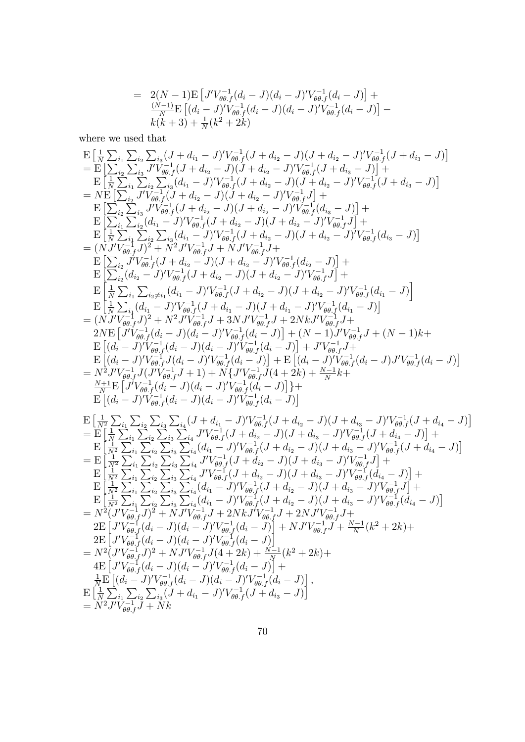$$
\begin{aligned}
&= 2(N-1)\mathrm{E}\left[J'V_{\theta\theta.f}^{-1}(d_i-J)(d_i-J)'V_{\theta\theta.f}^{-1}(d_i-J)\right]+\\
&\quad \tfrac{(N-1)}{N}\mathrm{E}\left[(d_i-J)'V_{\theta\theta.f}^{-1}(d_i-J)(d_i-J)'V_{\theta\theta.f}^{-1}(d_i-J)\right]-\\
&\quad k(k+3)+\tfrac{1}{N}(k^2+2k)
\end{aligned}
$$

where we used that

$$
\begin{aligned}
&\mathrm{E}\left[\tfrac{1}{N}\textstyle\sum_{i_1}\sum_{i_2}\sum_{i_3}(J+d_{i_1}-J)'V_{\theta\theta.f}^{-1}(J+d_{i_2}-J)(J+d_{i_2}-J)'V_{\theta\theta.f}^{-1}(J+d_{i_3}-J)\right]\\
&=\mathrm{E}\left[\textstyle\sum_{i_2}\sum_{i_3}J'V_{\theta\theta.f}^{-1}(J+d_{i_2}-J)(J+d_{i_2}-J)'V_{\theta\theta.f}^{-1}(J+d_{i_3}-J)\right]+\\
&\quad \mathrm{E}\left[\tfrac{1}{N}\textstyle\sum_{i_1}\sum_{i_2}\sum_{i_3}(d_{i_1}-J)'V_{\theta\theta.f}^{-1}(J+d_{i_2}-J)(J+d_{i_2}-J)'V_{\theta\theta.f}^{-1}(J+d_{i_3}-J)\right]\\
&=N\mathrm{E}\left[\textstyle\sum_{i_2}J'V_{\theta\theta.f}^{-1}(J+d_{i_2}-J)(J+d_{i_2}-J)'V_{\theta\theta.f}^{-1}J\right]+\\
&\quad \mathrm{E}\left[\textstyle\sum_{i_2}\sum_{i_3}J'V_{\theta\theta.f}^{-1}(J+d_{i_2}-J)(J+d_{i_2}-J)'V_{\theta\theta.f}^{-1}(d_{i_3}-J)\right]+\\
&\quad \mathrm{E}\left[\textstyle\sum_{i_1}\sum_{i_2}(d_{i_1}-J)'V_{\theta\theta.f}^{-1}(J+d_{i_2}-J)(J+d_{i_2}-J)'V_{\theta\theta.f}^{-1}J\right]+\\
&\quad \mathrm{E}\left[\tfrac{1}{N}\textstyle\sum_{i_1}\sum_{i_2}\sum_{i_3}(d_{i_1}-J)'V_{\theta\theta.f}^{-1}(J+d_{i_2}-J)(J+d_{i_2}-J)'V_{\theta\theta.f}^{-1}(d_{i_3}-J)\right]\\
&=(NJ'V_{\theta\theta.f}^{-1}J)^2+N^2J'V_{\theta\theta.f}^{-1}J+NJ'V_{\theta\theta.f}^{-1}J+\\
&\quad \mathrm{E}\left[\textstyle\sum_{i_2}J'V_{\theta\theta.f}^{-1}(J+d_{i_2}-J)(J+d_{i_2}-J)'V_{\theta\theta.f}^{-1}(d_{i_2}-J)\right]+\\
&\quad \mathrm{E}\left[\textstyle\sum_{i_2}(d_{i_2}-J)'V_{\theta\theta.f}^{-1}(J+d_{i_2}-J)(J+d_{i_2}-J)'V_{\theta\theta.f}^{-1}J\right]+\\
&\quad \mathrm{E}\left[\tfrac{1}{N}\textstyle\sum_{i_1}\sum_{i_2\neq i_1}(d_{i_1}-J)'V_{\theta\theta.f}^{-1}(J+d_{i_2}-J)(J+d_{i_2}-J)'V_{\theta\theta.f}^{-1}(d_{i_1}-J)\right]\\
&\quad \mathrm{E}\left[\tfrac{1}{N}\textstyle\sum_{i_1}(d_{i_1}-J)'V_{\theta\theta.f}^{-1}(J+d_{i_1}-J)(J+d_{i_1}-J)'V_{\theta\theta.f}^{-1}(d_{i_1}-J)\right]\\
&=(NJ'V_{\theta\theta.f}^{-1}J)^2+N^2J'V_{\theta\theta.f}^{-1}J+3NJ'V_{\theta\theta.f}^{-1}J+2NkJ'V_{\theta\theta.f}^{-1}J+\\
&\quad 2N\mathrm{E}\left[J'V_{\theta\theta.f}^{-1}(d_i-J)(d_i-J)'V_{\theta\theta.f}^{-1}(d_i-J)\right]+(N-1)J'V_{\theta\theta.f}^{-1}J+(N-1)k+\\
&\quad \mathrm{E}\left[(d_i-J)'V_{\theta\theta.f}^{-1}(d_i-J)(d_i-J)'V_{\theta\theta.f}^{-1}(d_i-J)\right]+J'V_{\theta\theta.f}^{-1}J+\\
&\quad \mathrm{E}\left[(d_i-J)'V_{\theta\theta.f}^{-1}J(d_i-J)'V_{\theta\theta.f}^{-1}(d_i-J)\right]+\mathrm{E}\left[(d_i-J)'V_{\theta\theta.f}^{-1}(d_i-J)J'V_{\theta\theta.f}^{-1}(d_i-J)\right]\\
&=N^2J'V_{\theta\theta.f}^{-1}J(J'V_{\theta\theta.f}^{-1}J+1)+N\{J'V_{\theta\theta.f}^{-1}J(4+2k)+\tfrac{N-1}{N}k+\\
&\quad \tfrac{N+1}{N}\mathrm{E}\left[J'V_{\theta\theta.f}^{-1}(d_i-J)(d_i-J)'V_{\theta\theta.f}^{-1}(d_i-J)\right]\}+\\
&\quad \mathrm{E}\left[(d_i-J)'V_{\theta\theta.f}^{-1}(d_i-J)(d_i-J)'V_{\theta\theta.f}^{-1}(d_i-J)\right]
\end{aligned}
$$

$$
\begin{aligned}
&\mathrm{E}\left[\tfrac{1}{N^2}\textstyle\sum_{i_1}\sum_{i_2}\sum_{i_3}\sum_{i_4}(J+d_{i_1}-J)'V_{\theta\theta.f}^{-1}(J+d_{i_2}-J)(J+d_{i_3}-J)'V_{\theta\theta.f}^{-1}(J+d_{i_4}-J)\right]\\
&=\mathrm{E}\left[\tfrac{1}{N}\textstyle\sum_{i_1}\sum_{i_2}\sum_{i_3}\sum_{i_4}J'V_{\theta\theta.f}^{-1}(J+d_{i_2}-J)(J+d_{i_3}-J)'V_{\theta\theta.f}^{-1}(J+d_{i_4}-J)\right]+\\
&\quad \mathrm{E}\left[\tfrac{1}{N^2}\textstyle\sum_{i_1}\sum_{i_2}\sum_{i_3}\sum_{i_4}(d_{i_1}-J)'V_{\theta\theta.f}^{-1}(J+d_{i_2}-J)(J+d_{i_3}-J)'V_{\theta\theta.f}^{-1}(J+d_{i_4}-J)\right]\\
&=\mathrm{E}\left[\tfrac{1}{N^2}\textstyle\sum_{i_1}\sum_{i_2}\sum_{i_3}\sum_{i_4}J'V_{\theta\theta.f}^{-1}(J+d_{i_2}-J)(J+d_{i_3}-J)'V_{\theta\theta.f}^{-1}J\right]+\\
&\quad \mathrm{E}\left[\tfrac{1}{N^2}\textstyle\sum_{i_1}\sum_{i_2}\sum_{i_3}\sum_{i_4}J'V_{\theta\theta.f}^{-1}(J+d_{i_2}-J)(J+d_{i_3}-J)'V_{\theta\theta.f}^{-1}(d_{i_4}-J)\right]+\\
&\quad \mathrm{E}\left[\tfrac{1}{N^2}\textstyle\sum_{i_1}\sum_{i_2}\sum_{i_3}\sum_{i_4}(d_{i_1}-J)'V_{\theta\theta.f}^{-1}(J+d_{i_2}-J)(J+d_{i_3}-J)'V_{\theta\theta.f}^{-1}J\right]+\\
&\quad \mathrm{E}\left[\tfrac{1}{N^2}\textstyle\sum_{i_1}\sum_{i_2}\sum_{i_3}\sum_{i_4}(d_{i_1}-J)'V_{\theta\theta.f}^{-1}(J+d_{i_2}-J)(J+d_{i_3}-J)'V_{\theta\theta.f}^{-1}(d_{i_4}-J)\right]\\
&=N^2(J'V_{\theta\theta.f}^{-1}J)^2+NJ'V_{\theta\theta.f}^{-1}J+2NkJ'V_{\theta\theta.f}^{-1}J+2NJ'V_{\theta\theta.f}^{-1}J+\\
&\quad 2\mathrm{E}\left[J'V_{\theta\theta.f}^{-1}(d_i-J)(d_i-J)'V_{\theta\theta.f}^{-1}(d_i-J)\right]+NJ'V_{\theta\theta.f}^{-1}J+\tfrac{N-1}{N}(k^2+2k)+\\
&\quad 2\mathrm{E}\left[J'V_{\theta\theta.f}^{-1}(d_i-J)(d_i-J)'V_{\theta\theta.f}^{-1}(d_i-J)\right]\\
&=N^2(J'V_{\theta\theta.f}^{-1}J)^2+NJ'V_{\theta\theta.f}^{-1}J(4+2k)+\tfrac{N-1}{N}(k^2+2k)+\\
&\quad 4\mathrm{E}\left[J'V_{\theta\theta.f}^{-1}(d_i-J)(d_i-J)'V_{\theta\theta.f}^{-1}(d_i-J)\right]+\\
&\quad \tfrac{1}{N}\mathrm{E}\left[(d_i-J)'V_{\theta\theta.f}^{-1}(d_i-J)(d_i-J)'V_{\theta\theta.f}^{-1}(d_i-J)\right],\\
&\mathrm{E}\left[\tfrac{1}{N}\textstyle\sum_{i_1}\sum_{i_2}\sum_{i_3}(J+d_{i_1}-J)'V_{\theta\theta.f}^{-1}(J+d_{i_3}-J)\right]\\
&=N^2J'V_{\theta\theta.f}^{-1}J+Nk
\end{aligned}
$$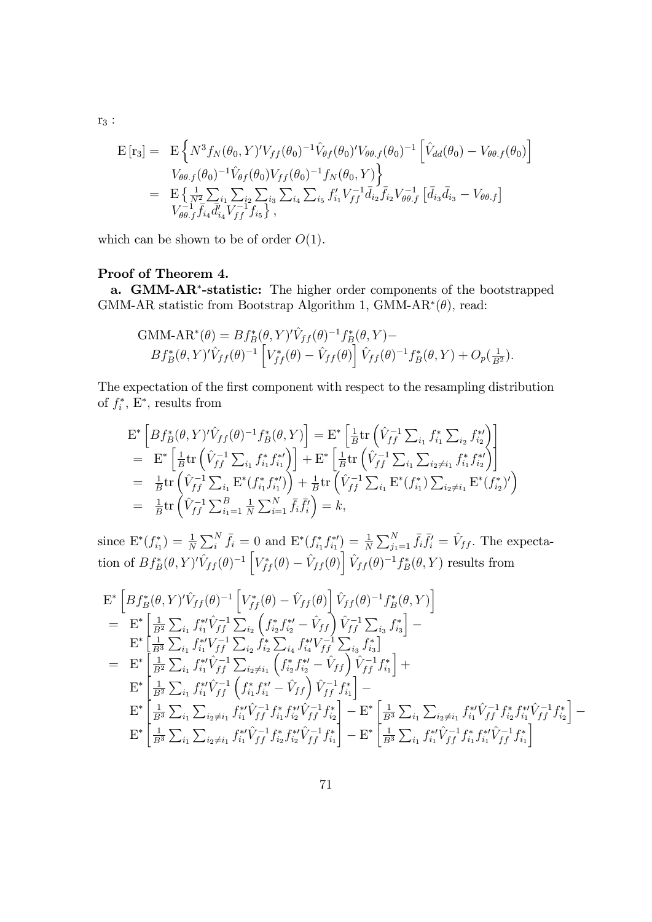$\mathrm{r}_3$ :

$$
\begin{aligned}
\mathrm{E}\left[\mathrm{r}_3\right] = & \; \mathrm{E}\Big\{ N^3 f_N(\theta_0,Y)' V_{ff}(\theta_0)^{-1} \hat{V}_{\theta f}(\theta_0)' V_{\theta\theta.f}(\theta_0)^{-1} \left[ \hat{V}_{dd}(\theta_0) - V_{\theta\theta.f}(\theta_0) \right] \\
& V_{\theta\theta.f}(\theta_0)^{-1} \hat{V}_{\theta f}(\theta_0) V_{ff}(\theta_0)^{-1} f_N(\theta_0,Y) \Big\} \\
= & \; \mathrm{E}\left\{ \tfrac{1}{N^2} \textstyle\sum_{i_1} \sum_{i_2} \sum_{i_3} \sum_{i_4} \sum_{i_5} f_{i_1}' V_{ff}^{-1} \bar{d}_{i_2} \bar{f}_{i_2} V_{\theta\theta.f}^{-1} \left[ \bar{d}_{i_3} \bar{d}_{i_3} - V_{\theta\theta.f} \right] \right. \\
& \left. V_{\theta\theta.f}^{-1} \bar{f}_{i_4} \bar{d}_{i_4}' V_{ff}^{-1} f_{i_5} \right\},
\end{aligned}
$$

which can be shown to be of order $O(1)$.

**Proof of Theorem 4.**

**a. GMM-AR$^*$-statistic:** The higher order components of the bootstrapped GMM-AR statistic from Bootstrap Algorithm 1, GMM-AR$^*(\theta)$, read:

$$
\begin{aligned}
& \text{GMM-AR}^*(\theta) = B f_B^*(\theta,Y)' \hat{V}_{ff}(\theta)^{-1} f_B^*(\theta,Y) - \\
& B f_B^*(\theta,Y)' \hat{V}_{ff}(\theta)^{-1} \left[ V_{ff}^*(\theta) - \hat{V}_{ff}(\theta) \right] \hat{V}_{ff}(\theta)^{-1} f_B^*(\theta,Y) + O_p(\tfrac{1}{B^2}).
\end{aligned}
$$

The expectation of the first component with respect to the resampling distribution of $f_i^*$, $\mathrm{E}^*$, results from

$$
\begin{aligned}
& \mathrm{E}^*\left[ B f_B^*(\theta,Y)' \hat{V}_{ff}(\theta)^{-1} f_B^*(\theta,Y) \right] = \mathrm{E}^*\left[ \tfrac{1}{B} \mathrm{tr}\left( \hat{V}_{ff}^{-1} \textstyle\sum_{i_1} f_{i_1}^* \sum_{i_2} f_{i_2}^{*\prime} \right) \right] \\
= & \; \mathrm{E}^*\left[ \tfrac{1}{B} \mathrm{tr}\left( \hat{V}_{ff}^{-1} \textstyle\sum_{i_1} f_{i_1}^* f_{i_1}^{*\prime} \right) \right] + \mathrm{E}^*\left[ \tfrac{1}{B} \mathrm{tr}\left( \hat{V}_{ff}^{-1} \textstyle\sum_{i_1} \sum_{i_2 \neq i_1} f_{i_1}^* f_{i_2}^{*\prime} \right) \right] \\
= & \; \tfrac{1}{B} \mathrm{tr}\left( \hat{V}_{ff}^{-1} \textstyle\sum_{i_1} \mathrm{E}^*(f_{i_1}^* f_{i_1}^{*\prime}) \right) + \tfrac{1}{B} \mathrm{tr}\left( \hat{V}_{ff}^{-1} \textstyle\sum_{i_1} \mathrm{E}^*(f_{i_1}^*) \sum_{i_2 \neq i_1} \mathrm{E}^*(f_{i_2}^*)' \right) \\
= & \; \tfrac{1}{B} \mathrm{tr}\left( \hat{V}_{ff}^{-1} \textstyle\sum_{i_1=1}^{B} \frac{1}{N} \sum_{i=1}^{N} \bar{f}_i \bar{f}_i' \right) = k,
\end{aligned}
$$

since $\mathrm{E}^*(f_{i_1}^*) = \frac{1}{N} \sum_i^N \bar{f}_i = 0$ and $\mathrm{E}^*(f_{i_1}^* f_{i_1}^{*\prime}) = \frac{1}{N} \sum_{j_1=1}^N \bar{f}_i \bar{f}_i' = \hat{V}_{ff}$. The expectation of $B f_B^*(\theta,Y)' \hat{V}_{ff}(\theta)^{-1} \left[ V_{ff}^*(\theta) - \hat{V}_{ff}(\theta) \right] \hat{V}_{ff}(\theta)^{-1} f_B^*(\theta,Y)$ results from

$$
\begin{aligned}
& \mathrm{E}^*\left[ B f_B^*(\theta,Y)' \hat{V}_{ff}(\theta)^{-1} \left[ V_{ff}^*(\theta) - \hat{V}_{ff}(\theta) \right] \hat{V}_{ff}(\theta)^{-1} f_B^*(\theta,Y) \right] \\
= & \; \mathrm{E}^*\left[ \tfrac{1}{B^2} \textstyle\sum_{i_1} f_{i_1}^{*\prime} \hat{V}_{ff}^{-1} \sum_{i_2} \left( f_{i_2}^* f_{i_2}^{*\prime} - \hat{V}_{ff} \right) \hat{V}_{ff}^{-1} \sum_{i_3} f_{i_3}^* \right] - \\
& \mathrm{E}^*\left[ \tfrac{1}{B^3} \textstyle\sum_{i_1} f_{i_1}^{*\prime} V_{ff}^{-1} \sum_{i_2} f_{i_2}^* \sum_{i_4} f_{i_4}^{*\prime} V_{ff}^{-1} \sum_{i_3} f_{i_3}^* \right] \\
= & \; \mathrm{E}^*\left[ \tfrac{1}{B^2} \textstyle\sum_{i_1} f_{i_1}^{*\prime} \hat{V}_{ff}^{-1} \sum_{i_2 \neq i_1} \left( f_{i_2}^* f_{i_2}^{*\prime} - \hat{V}_{ff} \right) \hat{V}_{ff}^{-1} f_{i_1}^* \right] + \\
& \mathrm{E}^*\left[ \tfrac{1}{B^2} \textstyle\sum_{i_1} f_{i_1}^{*\prime} \hat{V}_{ff}^{-1} \left( f_{i_1}^* f_{i_1}^{*\prime} - \hat{V}_{ff} \right) \hat{V}_{ff}^{-1} f_{i_1}^* \right] - \\
& \mathrm{E}^*\left[ \tfrac{1}{B^3} \textstyle\sum_{i_1} \sum_{i_2 \neq i_1} f_{i_1}^{*\prime} \hat{V}_{ff}^{-1} f_{i_1}^* f_{i_2}^{*\prime} \hat{V}_{ff}^{-1} f_{i_2}^* \right] - \mathrm{E}^*\left[ \tfrac{1}{B^3} \textstyle\sum_{i_1} \sum_{i_2 \neq i_1} f_{i_1}^{*\prime} \hat{V}_{ff}^{-1} f_{i_2}^* f_{i_1}^{*\prime} \hat{V}_{ff}^{-1} f_{i_2}^* \right] - \\
& \mathrm{E}^*\left[ \tfrac{1}{B^3} \textstyle\sum_{i_1} \sum_{i_2 \neq i_1} f_{i_1}^{*\prime} \hat{V}_{ff}^{-1} f_{i_2}^* f_{i_2}^{*\prime} \hat{V}_{ff}^{-1} f_{i_1}^* \right] - \mathrm{E}^*\left[ \tfrac{1}{B^3} \textstyle\sum_{i_1} f_{i_1}^{*\prime} \hat{V}_{ff}^{-1} f_{i_1}^* f_{i_1}^{*\prime} \hat{V}_{ff}^{-1} f_{i_1}^* \right]
\end{aligned}
$$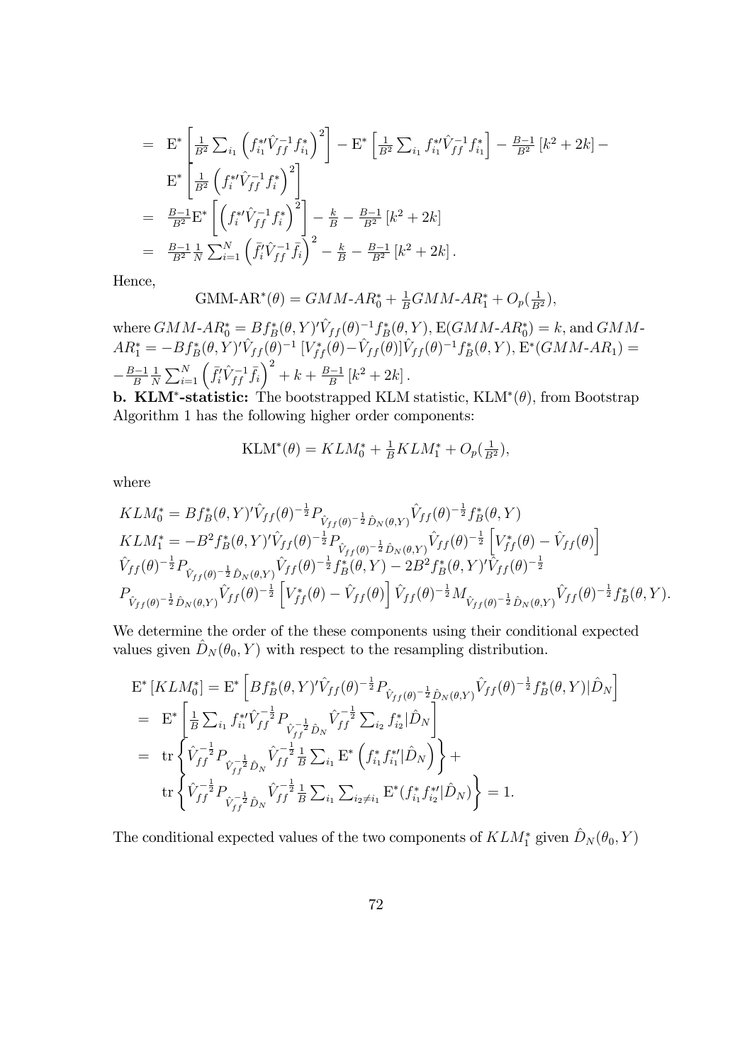$$
\begin{aligned}
&= \mathrm{E}^* \left[ \tfrac{1}{B^2} \textstyle\sum_{i_1} \left( f_{i_1}^{*\prime} \hat{V}_{ff}^{-1} f_{i_1}^* \right)^2 \right] - \mathrm{E}^* \left[ \tfrac{1}{B^2} \textstyle\sum_{i_1} f_{i_1}^{*\prime} \hat{V}_{ff}^{-1} f_{i_1}^* \right] - \tfrac{B-1}{B^2} \left[ k^2 + 2k \right] - \\
&\quad \mathrm{E}^* \left[ \tfrac{1}{B^2} \left( f_i^{*\prime} \hat{V}_{ff}^{-1} f_i^* \right)^2 \right] \\
&= \tfrac{B-1}{B^2} \mathrm{E}^* \left[ \left( f_i^{*\prime} \hat{V}_{ff}^{-1} f_i^* \right)^2 \right] - \tfrac{k}{B} - \tfrac{B-1}{B^2} \left[ k^2 + 2k \right] \\
&= \tfrac{B-1}{B^2} \tfrac{1}{N} \textstyle\sum_{i=1}^N \left( \bar{f}_i' \hat{V}_{ff}^{-1} \bar{f}_i \right)^2 - \tfrac{k}{B} - \tfrac{B-1}{B^2} \left[ k^2 + 2k \right].
\end{aligned}
$$

Hence,

$$
\text{GMM-AR}^*(\theta) = GMM\text{-}AR_0^* + \tfrac{1}{B} GMM\text{-}AR_1^* + O_p(\tfrac{1}{B^2}),
$$

where $GMM\text{-}AR_0^* = B f_B^*(\theta, Y)' \hat{V}_{ff}(\theta)^{-1} f_B^*(\theta, Y)$, $\mathrm{E}(GMM\text{-}AR_0^*) = k$, and $GMM\text{-}AR_1^* = -B f_B^*(\theta, Y)' \hat{V}_{ff}(\theta)^{-1} \left[ V_{ff}^*(\theta) - \hat{V}_{ff}(\theta) \right] \hat{V}_{ff}(\theta)^{-1} f_B^*(\theta, Y)$, $\mathrm{E}^*(GMM\text{-}AR_1) = -\frac{B-1}{B} \frac{1}{N} \sum_{i=1}^N \left( \bar{f}_i' \hat{V}_{ff}^{-1} \bar{f}_i \right)^2 + k + \frac{B-1}{B} \left[ k^2 + 2k \right]$.

**b. KLM\*-statistic:** The bootstrapped KLM statistic, $\text{KLM}^*(\theta)$, from Bootstrap Algorithm 1 has the following higher order components:

$$
\text{KLM}^*(\theta) = KLM_0^* + \tfrac{1}{B} KLM_1^* + O_p(\tfrac{1}{B^2}),
$$

where

$$
\begin{aligned}
&KLM_0^* = B f_B^*(\theta, Y)' \hat{V}_{ff}(\theta)^{-\frac{1}{2}} P_{\hat{V}_{ff}(\theta)^{-\frac{1}{2}} \hat{D}_N(\theta, Y)} \hat{V}_{ff}(\theta)^{-\frac{1}{2}} f_B^*(\theta, Y) \\
&KLM_1^* = -B^2 f_B^*(\theta, Y)' \hat{V}_{ff}(\theta)^{-\frac{1}{2}} P_{\hat{V}_{ff}(\theta)^{-\frac{1}{2}} \hat{D}_N(\theta, Y)} \hat{V}_{ff}(\theta)^{-\frac{1}{2}} \left[ V_{ff}^*(\theta) - \hat{V}_{ff}(\theta) \right] \\
&\hat{V}_{ff}(\theta)^{-\frac{1}{2}} P_{\hat{V}_{ff}(\theta)^{-\frac{1}{2}} \hat{D}_N(\theta, Y)} \hat{V}_{ff}(\theta)^{-\frac{1}{2}} f_B^*(\theta, Y) - 2B^2 f_B^*(\theta, Y)' \hat{V}_{ff}(\theta)^{-\frac{1}{2}} \\
&P_{\hat{V}_{ff}(\theta)^{-\frac{1}{2}} \hat{D}_N(\theta, Y)} \hat{V}_{ff}(\theta)^{-\frac{1}{2}} \left[ V_{ff}^*(\theta) - \hat{V}_{ff}(\theta) \right] \hat{V}_{ff}(\theta)^{-\frac{1}{2}} M_{\hat{V}_{ff}(\theta)^{-\frac{1}{2}} \hat{D}_N(\theta, Y)} \hat{V}_{ff}(\theta)^{-\frac{1}{2}} f_B^*(\theta, Y).
\end{aligned}
$$

We determine the order of the these components using their conditional expected values given $\hat{D}_N(\theta_0, Y)$ with respect to the resampling distribution.

$$
\begin{aligned}
&\mathrm{E}^* \left[ KLM_0^* \right] = \mathrm{E}^* \left[ B f_B^*(\theta, Y)' \hat{V}_{ff}(\theta)^{-\frac{1}{2}} P_{\hat{V}_{ff}(\theta)^{-\frac{1}{2}} \hat{D}_N(\theta, Y)} \hat{V}_{ff}(\theta)^{-\frac{1}{2}} f_B^*(\theta, Y) | \hat{D}_N \right] \\
&= \mathrm{E}^* \left[ \tfrac{1}{B} \textstyle\sum_{i_1} f_{i_1}^{*\prime} \hat{V}_{ff}^{-\frac{1}{2}} P_{\hat{V}_{ff}^{-\frac{1}{2}} \hat{D}_N} \hat{V}_{ff}^{-\frac{1}{2}} \sum_{i_2} f_{i_2}^* | \hat{D}_N \right] \\
&= \operatorname{tr} \left\{ \hat{V}_{ff}^{-\frac{1}{2}} P_{\hat{V}_{ff}^{-\frac{1}{2}} \hat{D}_N} \hat{V}_{ff}^{-\frac{1}{2}} \tfrac{1}{B} \textstyle\sum_{i_1} \mathrm{E}^* \left( f_{i_1}^* f_{i_1}^{*\prime} | \hat{D}_N \right) \right\} + \\
&\quad \operatorname{tr} \left\{ \hat{V}_{ff}^{-\frac{1}{2}} P_{\hat{V}_{ff}^{-\frac{1}{2}} \hat{D}_N} \hat{V}_{ff}^{-\frac{1}{2}} \tfrac{1}{B} \textstyle\sum_{i_1} \sum_{i_2 \neq i_1} \mathrm{E}^* ( f_{i_1}^* f_{i_2}^{*\prime} | \hat{D}_N ) \right\} = 1.
\end{aligned}
$$

The conditional expected values of the two components of $KLM_1^*$ given $\hat{D}_N(\theta_0, Y)$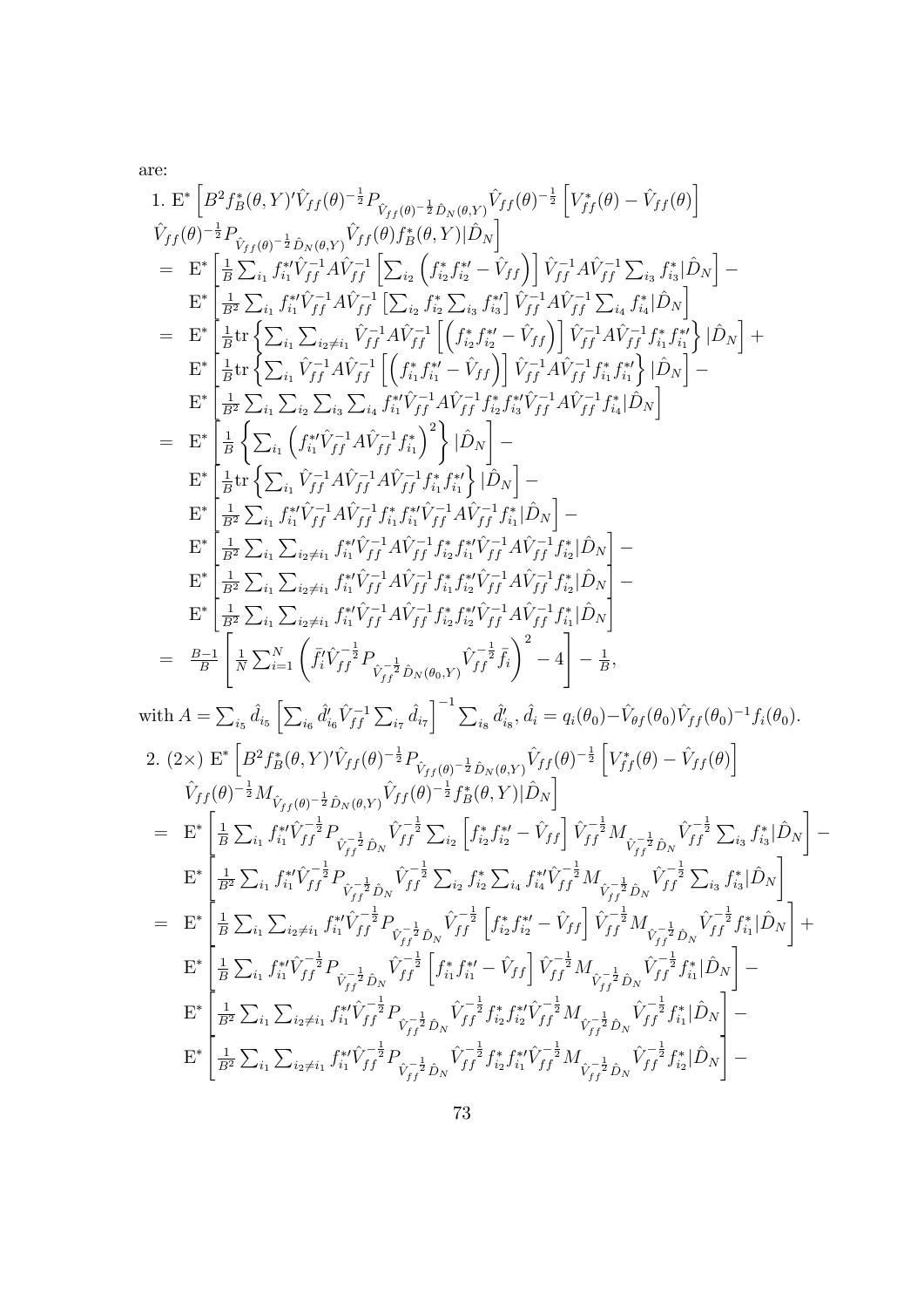are:

1. $\mathrm{E}^*\left[B^2 f_B^*(\theta,Y)'\hat{V}_{ff}(\theta)^{-\frac{1}{2}}P_{\hat{V}_{ff}(\theta)^{-\frac{1}{2}}\hat{D}_N(\theta,Y)}\hat{V}_{ff}(\theta)^{-\frac{1}{2}}\left[V_{ff}^*(\theta)-\hat{V}_{ff}(\theta)\right]\right.$
$\left.\hat{V}_{ff}(\theta)^{-\frac{1}{2}}P_{\hat{V}_{ff}(\theta)^{-\frac{1}{2}}\hat{D}_N(\theta,Y)}\hat{V}_{ff}(\theta)f_B^*(\theta,Y)|\hat{D}_N\right]$

$$
\begin{aligned}
= \; & \mathrm{E}^*\left[\tfrac{1}{B}\textstyle\sum_{i_1} f_{i_1}^{*\prime}\hat{V}_{ff}^{-1}A\hat{V}_{ff}^{-1}\left[\sum_{i_2}\left(f_{i_2}^* f_{i_2}^{*\prime}-\hat{V}_{ff}\right)\right]\hat{V}_{ff}^{-1}A\hat{V}_{ff}^{-1}\sum_{i_3}f_{i_3}^*|\hat{D}_N\right]- \\
& \mathrm{E}^*\left[\tfrac{1}{B^2}\textstyle\sum_{i_1} f_{i_1}^{*\prime}\hat{V}_{ff}^{-1}A\hat{V}_{ff}^{-1}\left[\sum_{i_2}f_{i_2}^*\sum_{i_3}f_{i_3}^{*\prime}\right]\hat{V}_{ff}^{-1}A\hat{V}_{ff}^{-1}\sum_{i_4}f_{i_4}^*|\hat{D}_N\right] \\
= \; & \mathrm{E}^*\left[\tfrac{1}{B}\mathrm{tr}\left\{\textstyle\sum_{i_1}\sum_{i_2\neq i_1}\hat{V}_{ff}^{-1}A\hat{V}_{ff}^{-1}\left[\left(f_{i_2}^* f_{i_2}^{*\prime}-\hat{V}_{ff}\right)\right]\hat{V}_{ff}^{-1}A\hat{V}_{ff}^{-1}f_{i_1}^* f_{i_1}^{*\prime}\right\}|\hat{D}_N\right]+ \\
& \mathrm{E}^*\left[\tfrac{1}{B}\mathrm{tr}\left\{\textstyle\sum_{i_1}\hat{V}_{ff}^{-1}A\hat{V}_{ff}^{-1}\left[\left(f_{i_1}^* f_{i_1}^{*\prime}-\hat{V}_{ff}\right)\right]\hat{V}_{ff}^{-1}A\hat{V}_{ff}^{-1}f_{i_1}^* f_{i_1}^{*\prime}\right\}|\hat{D}_N\right]- \\
& \mathrm{E}^*\left[\tfrac{1}{B^2}\textstyle\sum_{i_1}\sum_{i_2}\sum_{i_3}\sum_{i_4}f_{i_1}^{*\prime}\hat{V}_{ff}^{-1}A\hat{V}_{ff}^{-1}f_{i_2}^* f_{i_3}^{*\prime}\hat{V}_{ff}^{-1}A\hat{V}_{ff}^{-1}f_{i_4}^*|\hat{D}_N\right] \\
= \; & \mathrm{E}^*\left[\tfrac{1}{B}\left\{\textstyle\sum_{i_1}\left(f_{i_1}^{*\prime}\hat{V}_{ff}^{-1}A\hat{V}_{ff}^{-1}f_{i_1}^*\right)^2\right\}|\hat{D}_N\right]- \\
& \mathrm{E}^*\left[\tfrac{1}{B}\mathrm{tr}\left\{\textstyle\sum_{i_1}\hat{V}_{ff}^{-1}A\hat{V}_{ff}^{-1}A\hat{V}_{ff}^{-1}f_{i_1}^* f_{i_1}^{*\prime}\right\}|\hat{D}_N\right]- \\
& \mathrm{E}^*\left[\tfrac{1}{B^2}\textstyle\sum_{i_1}f_{i_1}^{*\prime}\hat{V}_{ff}^{-1}A\hat{V}_{ff}^{-1}f_{i_1}^* f_{i_1}^{*\prime}\hat{V}_{ff}^{-1}A\hat{V}_{ff}^{-1}f_{i_1}^*|\hat{D}_N\right]- \\
& \mathrm{E}^*\left[\tfrac{1}{B^2}\textstyle\sum_{i_1}\sum_{i_2\neq i_1}f_{i_1}^{*\prime}\hat{V}_{ff}^{-1}A\hat{V}_{ff}^{-1}f_{i_2}^* f_{i_1}^{*\prime}\hat{V}_{ff}^{-1}A\hat{V}_{ff}^{-1}f_{i_2}^*|\hat{D}_N\right]- \\
& \mathrm{E}^*\left[\tfrac{1}{B^2}\textstyle\sum_{i_1}\sum_{i_2\neq i_1}f_{i_1}^{*\prime}\hat{V}_{ff}^{-1}A\hat{V}_{ff}^{-1}f_{i_1}^* f_{i_2}^{*\prime}\hat{V}_{ff}^{-1}A\hat{V}_{ff}^{-1}f_{i_2}^*|\hat{D}_N\right]- \\
& \mathrm{E}^*\left[\tfrac{1}{B^2}\textstyle\sum_{i_1}\sum_{i_2\neq i_1}f_{i_1}^{*\prime}\hat{V}_{ff}^{-1}A\hat{V}_{ff}^{-1}f_{i_2}^* f_{i_2}^{*\prime}\hat{V}_{ff}^{-1}A\hat{V}_{ff}^{-1}f_{i_1}^*|\hat{D}_N\right] \\
= \; & \tfrac{B-1}{B}\left[\tfrac{1}{N}\textstyle\sum_{i=1}^N\left(\bar{f}_i'\hat{V}_{ff}^{-\frac{1}{2}}P_{\hat{V}_{ff}^{-\frac{1}{2}}\hat{D}_N(\theta_0,Y)}\hat{V}_{ff}^{-\frac{1}{2}}\bar{f}_i\right)^2-4\right]-\tfrac{1}{B},
\end{aligned}
$$

with $A=\sum_{i_5}\hat{d}_{i_5}\left[\sum_{i_6}\hat{d}_{i_6}'\hat{V}_{ff}^{-1}\sum_{i_7}\hat{d}_{i_7}\right]^{-1}\sum_{i_8}\hat{d}_{i_8}'$, $\hat{d}_i=q_i(\theta_0)-\hat{V}_{\theta f}(\theta_0)\hat{V}_{ff}(\theta_0)^{-1}f_i(\theta_0)$.

2. $(2\times)$ $\mathrm{E}^*\left[B^2 f_B^*(\theta,Y)'\hat{V}_{ff}(\theta)^{-\frac{1}{2}}P_{\hat{V}_{ff}(\theta)^{-\frac{1}{2}}\hat{D}_N(\theta,Y)}\hat{V}_{ff}(\theta)^{-\frac{1}{2}}\left[V_{ff}^*(\theta)-\hat{V}_{ff}(\theta)\right]\right.$
$\left.\hat{V}_{ff}(\theta)^{-\frac{1}{2}}M_{\hat{V}_{ff}(\theta)^{-\frac{1}{2}}\hat{D}_N(\theta,Y)}\hat{V}_{ff}(\theta)^{-\frac{1}{2}}f_B^*(\theta,Y)|\hat{D}_N\right]$

$$
\begin{aligned}
= \; & \mathrm{E}^*\left[\tfrac{1}{B}\textstyle\sum_{i_1}f_{i_1}^{*\prime}\hat{V}_{ff}^{-\frac{1}{2}}P_{\hat{V}_{ff}^{-\frac{1}{2}}\hat{D}_N}\hat{V}_{ff}^{-\frac{1}{2}}\sum_{i_2}\left[f_{i_2}^* f_{i_2}^{*\prime}-\hat{V}_{ff}\right]\hat{V}_{ff}^{-\frac{1}{2}}M_{\hat{V}_{ff}^{-\frac{1}{2}}\hat{D}_N}\hat{V}_{ff}^{-\frac{1}{2}}\sum_{i_3}f_{i_3}^*|\hat{D}_N\right]- \\
& \mathrm{E}^*\left[\tfrac{1}{B^2}\textstyle\sum_{i_1}f_{i_1}^{*\prime}\hat{V}_{ff}^{-\frac{1}{2}}P_{\hat{V}_{ff}^{-\frac{1}{2}}\hat{D}_N}\hat{V}_{ff}^{-\frac{1}{2}}\sum_{i_2}f_{i_2}^*\sum_{i_4}f_{i_4}^{*\prime}\hat{V}_{ff}^{-\frac{1}{2}}M_{\hat{V}_{ff}^{-\frac{1}{2}}\hat{D}_N}\hat{V}_{ff}^{-\frac{1}{2}}\sum_{i_3}f_{i_3}^*|\hat{D}_N\right] \\
= \; & \mathrm{E}^*\left[\tfrac{1}{B}\textstyle\sum_{i_1}\sum_{i_2\neq i_1}f_{i_1}^{*\prime}\hat{V}_{ff}^{-\frac{1}{2}}P_{\hat{V}_{ff}^{-\frac{1}{2}}\hat{D}_N}\hat{V}_{ff}^{-\frac{1}{2}}\left[f_{i_2}^* f_{i_2}^{*\prime}-\hat{V}_{ff}\right]\hat{V}_{ff}^{-\frac{1}{2}}M_{\hat{V}_{ff}^{-\frac{1}{2}}\hat{D}_N}\hat{V}_{ff}^{-\frac{1}{2}}f_{i_1}^*|\hat{D}_N\right]+ \\
& \mathrm{E}^*\left[\tfrac{1}{B}\textstyle\sum_{i_1}f_{i_1}^{*\prime}\hat{V}_{ff}^{-\frac{1}{2}}P_{\hat{V}_{ff}^{-\frac{1}{2}}\hat{D}_N}\hat{V}_{ff}^{-\frac{1}{2}}\left[f_{i_1}^* f_{i_1}^{*\prime}-\hat{V}_{ff}\right]\hat{V}_{ff}^{-\frac{1}{2}}M_{\hat{V}_{ff}^{-\frac{1}{2}}\hat{D}_N}\hat{V}_{ff}^{-\frac{1}{2}}f_{i_1}^*|\hat{D}_N\right]- \\
& \mathrm{E}^*\left[\tfrac{1}{B^2}\textstyle\sum_{i_1}\sum_{i_2\neq i_1}f_{i_1}^{*\prime}\hat{V}_{ff}^{-\frac{1}{2}}P_{\hat{V}_{ff}^{-\frac{1}{2}}\hat{D}_N}\hat{V}_{ff}^{-\frac{1}{2}}f_{i_2}^* f_{i_2}^{*\prime}\hat{V}_{ff}^{-\frac{1}{2}}M_{\hat{V}_{ff}^{-\frac{1}{2}}\hat{D}_N}\hat{V}_{ff}^{-\frac{1}{2}}f_{i_1}^*|\hat{D}_N\right]- \\
& \mathrm{E}^*\left[\tfrac{1}{B^2}\textstyle\sum_{i_1}\sum_{i_2\neq i_1}f_{i_1}^{*\prime}\hat{V}_{ff}^{-\frac{1}{2}}P_{\hat{V}_{ff}^{-\frac{1}{2}}\hat{D}_N}\hat{V}_{ff}^{-\frac{1}{2}}f_{i_2}^* f_{i_1}^{*\prime}\hat{V}_{ff}^{-\frac{1}{2}}M_{\hat{V}_{ff}^{-\frac{1}{2}}\hat{D}_N}\hat{V}_{ff}^{-\frac{1}{2}}f_{i_2}^*|\hat{D}_N\right]-
\end{aligned}
$$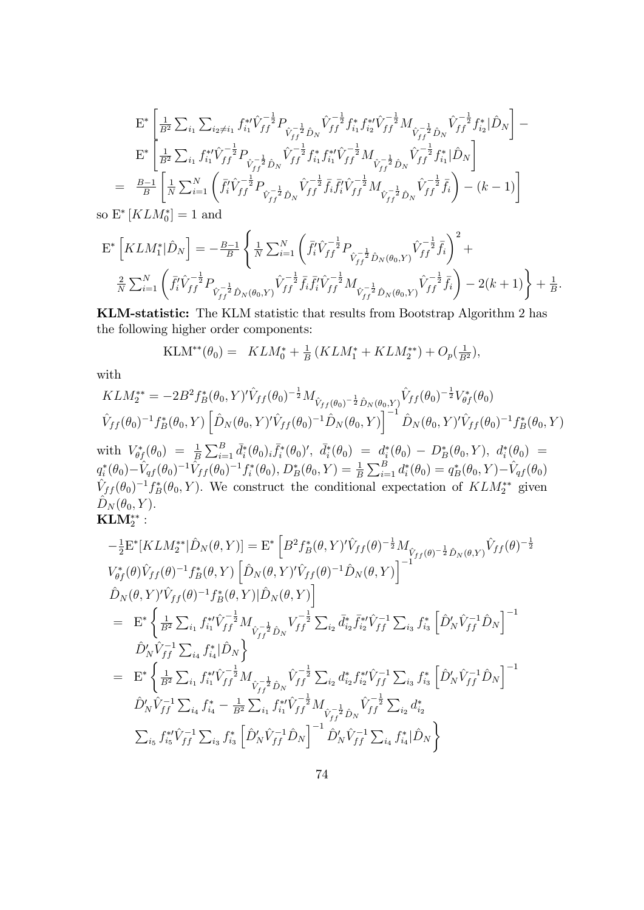$$
\begin{aligned}
& \mathrm{E}^*\left[\tfrac{1}{B^2}\textstyle\sum_{i_1}\sum_{i_2\neq i_1} f_{i_1}^{*\prime}\hat{V}_{ff}^{-\frac{1}{2}}P_{\hat{V}_{ff}^{-\frac{1}{2}}\hat{D}_N}\hat{V}_{ff}^{-\frac{1}{2}}f_{i_1}^{*}f_{i_2}^{*\prime}\hat{V}_{ff}^{-\frac{1}{2}}M_{\hat{V}_{ff}^{-\frac{1}{2}}\hat{D}_N}\hat{V}_{ff}^{-\frac{1}{2}}f_{i_2}^{*}|\hat{D}_N\right]- \\
& \mathrm{E}^*\left[\tfrac{1}{B^2}\textstyle\sum_{i_1} f_{i_1}^{*\prime}\hat{V}_{ff}^{-\frac{1}{2}}P_{\hat{V}_{ff}^{-\frac{1}{2}}\hat{D}_N}\hat{V}_{ff}^{-\frac{1}{2}}f_{i_1}^{*}f_{i_1}^{*\prime}\hat{V}_{ff}^{-\frac{1}{2}}M_{\hat{V}_{ff}^{-\frac{1}{2}}\hat{D}_N}\hat{V}_{ff}^{-\frac{1}{2}}f_{i_1}^{*}|\hat{D}_N\right] \\
= \;& \tfrac{B-1}{B}\left[\tfrac{1}{N}\textstyle\sum_{i=1}^{N}\left(\bar{f}_i'\hat{V}_{ff}^{-\frac{1}{2}}P_{\hat{V}_{ff}^{-\frac{1}{2}}\hat{D}_N}\hat{V}_{ff}^{-\frac{1}{2}}\bar{f}_i\bar{f}_i'\hat{V}_{ff}^{-\frac{1}{2}}M_{\hat{V}_{ff}^{-\frac{1}{2}}\hat{D}_N}\hat{V}_{ff}^{-\frac{1}{2}}\bar{f}_i\right)-(k-1)\right]
\end{aligned}
$$

so $\mathrm{E}^*\left[KLM_0^*\right]=1$ and

$$
\begin{aligned}
& \mathrm{E}^*\left[KLM_1^*|\hat{D}_N\right]=-\tfrac{B-1}{B}\left\{\tfrac{1}{N}\textstyle\sum_{i=1}^{N}\left(\bar{f}_i'\hat{V}_{ff}^{-\frac{1}{2}}P_{\hat{V}_{ff}^{-\frac{1}{2}}\hat{D}_N(\theta_0,Y)}\hat{V}_{ff}^{-\frac{1}{2}}\bar{f}_i\right)^2+\right. \\
& \left.\tfrac{2}{N}\textstyle\sum_{i=1}^{N}\left(\bar{f}_i'\hat{V}_{ff}^{-\frac{1}{2}}P_{\hat{V}_{ff}^{-\frac{1}{2}}\hat{D}_N(\theta_0,Y)}\hat{V}_{ff}^{-\frac{1}{2}}\bar{f}_i\bar{f}_i'\hat{V}_{ff}^{-\frac{1}{2}}M_{\hat{V}_{ff}^{-\frac{1}{2}}\hat{D}_N(\theta_0,Y)}\hat{V}_{ff}^{-\frac{1}{2}}\bar{f}_i\right)-2(k+1)\right\}+\tfrac{1}{B}.
\end{aligned}
$$

**KLM-statistic:** The KLM statistic that results from Bootstrap Algorithm 2 has the following higher order components:

$$
\mathrm{KLM}^{**}(\theta_0)=\;\; KLM_0^*+\tfrac{1}{B}\left(KLM_1^*+KLM_2^{**}\right)+O_p(\tfrac{1}{B^2}),
$$

with

$$
\begin{aligned}
& KLM_2^{**}=-2B^2f_B^*(\theta_0,Y)'\hat{V}_{ff}(\theta_0)^{-\frac{1}{2}}M_{\hat{V}_{ff}(\theta_0)^{-\frac{1}{2}}\hat{D}_N(\theta_0,Y)}\hat{V}_{ff}(\theta_0)^{-\frac{1}{2}}V_{\theta f}^*(\theta_0) \\
& \hat{V}_{ff}(\theta_0)^{-1}f_B^*(\theta_0,Y)\left[\hat{D}_N(\theta_0,Y)'\hat{V}_{ff}(\theta_0)^{-1}\hat{D}_N(\theta_0,Y)\right]^{-1}\hat{D}_N(\theta_0,Y)'\hat{V}_{ff}(\theta_0)^{-1}f_B^*(\theta_0,Y)
\end{aligned}
$$

with $V_{\theta f}^*(\theta_0)=\frac{1}{B}\sum_{i=1}^{B}\bar{d}_i^*(\theta_0)_i\bar{f}_i^*(\theta_0)'$, $\bar{d}_i^*(\theta_0)=d_i^*(\theta_0)-D_B^*(\theta_0,Y)$, $d_i^*(\theta_0)=q_i^*(\theta_0)-\hat{V}_{qf}(\theta_0)^{-1}\hat{V}_{ff}(\theta_0)^{-1}f_i^*(\theta_0)$, $D_B^*(\theta_0,Y)=\frac{1}{B}\sum_{i=1}^{B}d_i^*(\theta_0)=q_B^*(\theta_0,Y)-\hat{V}_{qf}(\theta_0)$ $\hat{V}_{ff}(\theta_0)^{-1}f_B^*(\theta_0,Y)$. We construct the conditional expectation of $KLM_2^{**}$ given $\hat{D}_N(\theta_0,Y)$.

$\mathbf{KLM_2^{**}}$ :

$$
\begin{aligned}
& -\tfrac{1}{2}\mathrm{E}^*[KLM_2^{**}|\hat{D}_N(\theta,Y)]=\mathrm{E}^*\left[B^2f_B^*(\theta,Y)'\hat{V}_{ff}(\theta)^{-\frac{1}{2}}M_{\hat{V}_{ff}(\theta)^{-\frac{1}{2}}\hat{D}_N(\theta,Y)}\hat{V}_{ff}(\theta)^{-\frac{1}{2}}\right. \\
& V_{\theta f}^*(\theta)\hat{V}_{ff}(\theta)^{-1}f_B^*(\theta,Y)\left[\hat{D}_N(\theta,Y)'\hat{V}_{ff}(\theta)^{-1}\hat{D}_N(\theta,Y)\right]^{-1} \\
& \left.\hat{D}_N(\theta,Y)'\hat{V}_{ff}(\theta)^{-1}f_B^*(\theta,Y)|\hat{D}_N(\theta,Y)\right] \\
= \;& \mathrm{E}^*\left\{\tfrac{1}{B^2}\textstyle\sum_{i_1}f_{i_1}^{*\prime}\hat{V}_{ff}^{-\frac{1}{2}}M_{\hat{V}_{ff}^{-\frac{1}{2}}\hat{D}_N}V_{ff}^{-\frac{1}{2}}\sum_{i_2}\bar{d}_{i_2}^*\bar{f}_{i_2}^{*\prime}\hat{V}_{ff}^{-1}\sum_{i_3}f_{i_3}^*\left[\hat{D}_N'\hat{V}_{ff}^{-1}\hat{D}_N\right]^{-1}\right. \\
& \left.\hat{D}_N'\hat{V}_{ff}^{-1}\textstyle\sum_{i_4}f_{i_4}^*|\hat{D}_N\right\} \\
= \;& \mathrm{E}^*\left\{\tfrac{1}{B^2}\textstyle\sum_{i_1}f_{i_1}^{*\prime}\hat{V}_{ff}^{-\frac{1}{2}}M_{\hat{V}_{ff}^{-\frac{1}{2}}\hat{D}_N}\hat{V}_{ff}^{-\frac{1}{2}}\sum_{i_2}d_{i_2}^*f_{i_2}^{*\prime}\hat{V}_{ff}^{-1}\sum_{i_3}f_{i_3}^*\left[\hat{D}_N'\hat{V}_{ff}^{-1}\hat{D}_N\right]^{-1}\right. \\
& \hat{D}_N'\hat{V}_{ff}^{-1}\textstyle\sum_{i_4}f_{i_4}^*-\tfrac{1}{B^2}\sum_{i_1}f_{i_1}^{*\prime}\hat{V}_{ff}^{-\frac{1}{2}}M_{\hat{V}_{ff}^{-\frac{1}{2}}\hat{D}_N}\hat{V}_{ff}^{-\frac{1}{2}}\sum_{i_2}d_{i_2}^* \\
& \left.\textstyle\sum_{i_5}f_{i_5}^{*\prime}\hat{V}_{ff}^{-1}\sum_{i_3}f_{i_3}^*\left[\hat{D}_N'\hat{V}_{ff}^{-1}\hat{D}_N\right]^{-1}\hat{D}_N'\hat{V}_{ff}^{-1}\sum_{i_4}f_{i_4}^*|\hat{D}_N\right\}
\end{aligned}
$$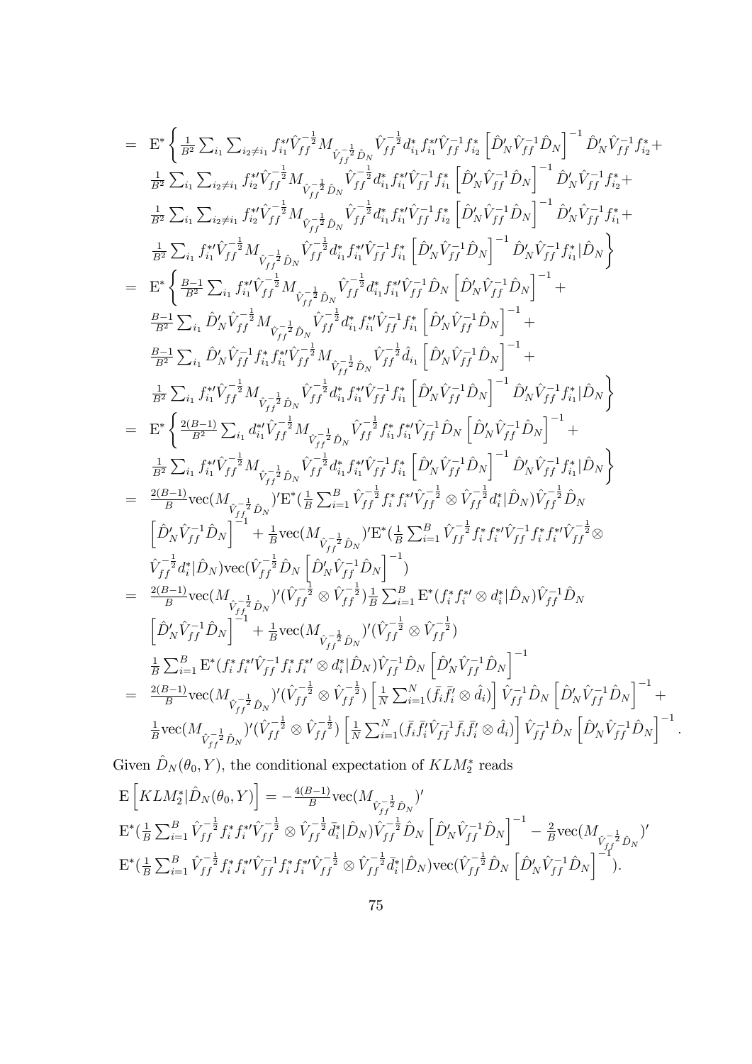$$
\begin{aligned}
&= \mathrm{E}^*\Bigg\{ \tfrac{1}{B^2}\textstyle\sum_{i_1}\sum_{i_2\neq i_1} f_{i_1}^{*\prime}\hat{V}_{ff}^{-\frac{1}{2}} M_{\hat{V}_{ff}^{-\frac{1}{2}}\hat{D}_N} \hat{V}_{ff}^{-\frac{1}{2}} d_{i_1}^* f_{i_1}^{*\prime}\hat{V}_{ff}^{-1} f_{i_2}^* \left[\hat{D}_N'\hat{V}_{ff}^{-1}\hat{D}_N\right]^{-1}\hat{D}_N'\hat{V}_{ff}^{-1} f_{i_2}^* + \\
&\tfrac{1}{B^2}\textstyle\sum_{i_1}\sum_{i_2\neq i_1} f_{i_2}^{*\prime}\hat{V}_{ff}^{-\frac{1}{2}} M_{\hat{V}_{ff}^{-\frac{1}{2}}\hat{D}_N} \hat{V}_{ff}^{-\frac{1}{2}} d_{i_1}^* f_{i_1}^{*\prime}\hat{V}_{ff}^{-1} f_{i_1}^* \left[\hat{D}_N'\hat{V}_{ff}^{-1}\hat{D}_N\right]^{-1}\hat{D}_N'\hat{V}_{ff}^{-1} f_{i_2}^* + \\
&\tfrac{1}{B^2}\textstyle\sum_{i_1}\sum_{i_2\neq i_1} f_{i_2}^{*\prime}\hat{V}_{ff}^{-\frac{1}{2}} M_{\hat{V}_{ff}^{-\frac{1}{2}}\hat{D}_N} \hat{V}_{ff}^{-\frac{1}{2}} d_{i_1}^* f_{i_1}^{*\prime}\hat{V}_{ff}^{-1} f_{i_2}^* \left[\hat{D}_N'\hat{V}_{ff}^{-1}\hat{D}_N\right]^{-1}\hat{D}_N'\hat{V}_{ff}^{-1} f_{i_1}^* + \\
&\tfrac{1}{B^2}\textstyle\sum_{i_1} f_{i_1}^{*\prime}\hat{V}_{ff}^{-\frac{1}{2}} M_{\hat{V}_{ff}^{-\frac{1}{2}}\hat{D}_N} \hat{V}_{ff}^{-\frac{1}{2}} d_{i_1}^* f_{i_1}^{*\prime}\hat{V}_{ff}^{-1} f_{i_1}^* \left[\hat{D}_N'\hat{V}_{ff}^{-1}\hat{D}_N\right]^{-1}\hat{D}_N'\hat{V}_{ff}^{-1} f_{i_1}^* | \hat{D}_N \Bigg\} \\
&= \mathrm{E}^*\Bigg\{ \tfrac{B-1}{B^2}\textstyle\sum_{i_1} f_{i_1}^{*\prime}\hat{V}_{ff}^{-\frac{1}{2}} M_{\hat{V}_{ff}^{-\frac{1}{2}}\hat{D}_N} \hat{V}_{ff}^{-\frac{1}{2}} d_{i_1}^* f_{i_1}^{*\prime}\hat{V}_{ff}^{-1}\hat{D}_N \left[\hat{D}_N'\hat{V}_{ff}^{-1}\hat{D}_N\right]^{-1} + \\
&\tfrac{B-1}{B^2}\textstyle\sum_{i_1} \hat{D}_N'\hat{V}_{ff}^{-\frac{1}{2}} M_{\hat{V}_{ff}^{-\frac{1}{2}}\hat{D}_N} \hat{V}_{ff}^{-\frac{1}{2}} d_{i_1}^* f_{i_1}^{*\prime}\hat{V}_{ff}^{-1} f_{i_1}^* \left[\hat{D}_N'\hat{V}_{ff}^{-1}\hat{D}_N\right]^{-1} + \\
&\tfrac{B-1}{B^2}\textstyle\sum_{i_1} \hat{D}_N'\hat{V}_{ff}^{-1} f_{i_1}^* f_{i_1}^{*\prime}\hat{V}_{ff}^{-\frac{1}{2}} M_{\hat{V}_{ff}^{-\frac{1}{2}}\hat{D}_N} \hat{V}_{ff}^{-\frac{1}{2}} \hat{d}_{i_1} \left[\hat{D}_N'\hat{V}_{ff}^{-1}\hat{D}_N\right]^{-1} + \\
&\tfrac{1}{B^2}\textstyle\sum_{i_1} f_{i_1}^{*\prime}\hat{V}_{ff}^{-\frac{1}{2}} M_{\hat{V}_{ff}^{-\frac{1}{2}}\hat{D}_N} \hat{V}_{ff}^{-\frac{1}{2}} d_{i_1}^* f_{i_1}^{*\prime}\hat{V}_{ff}^{-1} f_{i_1}^* \left[\hat{D}_N'\hat{V}_{ff}^{-1}\hat{D}_N\right]^{-1}\hat{D}_N'\hat{V}_{ff}^{-1} f_{i_1}^* | \hat{D}_N \Bigg\} \\
&= \mathrm{E}^*\Bigg\{ \tfrac{2(B-1)}{B^2}\textstyle\sum_{i_1} d_{i_1}^{*\prime}\hat{V}_{ff}^{-\frac{1}{2}} M_{\hat{V}_{ff}^{-\frac{1}{2}}\hat{D}_N} \hat{V}_{ff}^{-\frac{1}{2}} f_{i_1}^* f_{i_1}^{*\prime}\hat{V}_{ff}^{-1}\hat{D}_N \left[\hat{D}_N'\hat{V}_{ff}^{-1}\hat{D}_N\right]^{-1} + \\
&\tfrac{1}{B^2}\textstyle\sum_{i_1} f_{i_1}^{*\prime}\hat{V}_{ff}^{-\frac{1}{2}} M_{\hat{V}_{ff}^{-\frac{1}{2}}\hat{D}_N} \hat{V}_{ff}^{-\frac{1}{2}} d_{i_1}^* f_{i_1}^{*\prime}\hat{V}_{ff}^{-1} f_{i_1}^* \left[\hat{D}_N'\hat{V}_{ff}^{-1}\hat{D}_N\right]^{-1}\hat{D}_N'\hat{V}_{ff}^{-1} f_{i_1}^* | \hat{D}_N \Bigg\} \\
&= \tfrac{2(B-1)}{B}\mathrm{vec}(M_{\hat{V}_{ff}^{-\frac{1}{2}}\hat{D}_N})'\mathrm{E}^*(\tfrac{1}{B}\textstyle\sum_{i=1}^B \hat{V}_{ff}^{-\frac{1}{2}} f_i^* f_i^{*\prime}\hat{V}_{ff}^{-\frac{1}{2}} \otimes \hat{V}_{ff}^{-\frac{1}{2}} d_i^* | \hat{D}_N)\hat{V}_{ff}^{-\frac{1}{2}}\hat{D}_N \\
&\left[\hat{D}_N'\hat{V}_{ff}^{-1}\hat{D}_N\right]^{-1} + \tfrac{1}{B}\mathrm{vec}(M_{\hat{V}_{ff}^{-\frac{1}{2}}\hat{D}_N})'\mathrm{E}^*(\tfrac{1}{B}\textstyle\sum_{i=1}^B \hat{V}_{ff}^{-\frac{1}{2}} f_i^* f_i^{*\prime}\hat{V}_{ff}^{-1} f_i^* f_i^{*\prime}\hat{V}_{ff}^{-\frac{1}{2}} \otimes \\
&\hat{V}_{ff}^{-\frac{1}{2}} d_i^* | \hat{D}_N)\mathrm{vec}(\hat{V}_{ff}^{-\frac{1}{2}}\hat{D}_N\left[\hat{D}_N'\hat{V}_{ff}^{-1}\hat{D}_N\right]^{-1}) \\
&= \tfrac{2(B-1)}{B}\mathrm{vec}(M_{\hat{V}_{ff}^{-\frac{1}{2}}\hat{D}_N})'(\hat{V}_{ff}^{-\frac{1}{2}} \otimes \hat{V}_{ff}^{-\frac{1}{2}})\tfrac{1}{B}\textstyle\sum_{i=1}^B \mathrm{E}^*(f_i^* f_i^{*\prime} \otimes d_i^* | \hat{D}_N)\hat{V}_{ff}^{-1}\hat{D}_N \\
&\left[\hat{D}_N'\hat{V}_{ff}^{-1}\hat{D}_N\right]^{-1} + \tfrac{1}{B}\mathrm{vec}(M_{\hat{V}_{ff}^{-\frac{1}{2}}\hat{D}_N})'(\hat{V}_{ff}^{-\frac{1}{2}} \otimes \hat{V}_{ff}^{-\frac{1}{2}}) \\
&\tfrac{1}{B}\textstyle\sum_{i=1}^B \mathrm{E}^*(f_i^* f_i^{*\prime}\hat{V}_{ff}^{-1} f_i^* f_i^{*\prime} \otimes d_i^* | \hat{D}_N)\hat{V}_{ff}^{-1}\hat{D}_N \left[\hat{D}_N'\hat{V}_{ff}^{-1}\hat{D}_N\right]^{-1} \\
&= \tfrac{2(B-1)}{B}\mathrm{vec}(M_{\hat{V}_{ff}^{-\frac{1}{2}}\hat{D}_N})'(\hat{V}_{ff}^{-\frac{1}{2}} \otimes \hat{V}_{ff}^{-\frac{1}{2}})\left[\tfrac{1}{N}\textstyle\sum_{i=1}^N (\bar{f}_i\bar{f}_i' \otimes \hat{d}_i)\right]\hat{V}_{ff}^{-1}\hat{D}_N\left[\hat{D}_N'\hat{V}_{ff}^{-1}\hat{D}_N\right]^{-1} + \\
&\tfrac{1}{B}\mathrm{vec}(M_{\hat{V}_{ff}^{-\frac{1}{2}}\hat{D}_N})'(\hat{V}_{ff}^{-\frac{1}{2}} \otimes \hat{V}_{ff}^{-\frac{1}{2}})\left[\tfrac{1}{N}\textstyle\sum_{i=1}^N (\bar{f}_i\bar{f}_i'\hat{V}_{ff}^{-1}\bar{f}_i\bar{f}_i' \otimes \hat{d}_i)\right]\hat{V}_{ff}^{-1}\hat{D}_N\left[\hat{D}_N'\hat{V}_{ff}^{-1}\hat{D}_N\right]^{-1}.
\end{aligned}
$$

Given $\hat{D}_N(\theta_0, Y)$, the conditional expectation of $KLM_2^*$ reads

$$
\begin{aligned}
&\mathrm{E}\left[KLM_2^* | \hat{D}_N(\theta_0, Y)\right] = -\tfrac{4(B-1)}{B}\mathrm{vec}(M_{\hat{V}_{ff}^{-\frac{1}{2}}\hat{D}_N})' \\
&\mathrm{E}^*(\tfrac{1}{B}\textstyle\sum_{i=1}^B \hat{V}_{ff}^{-\frac{1}{2}} f_i^* f_i^{*\prime}\hat{V}_{ff}^{-\frac{1}{2}} \otimes \hat{V}_{ff}^{-\frac{1}{2}}\bar{d}_i^* | \hat{D}_N)\hat{V}_{ff}^{-\frac{1}{2}}\hat{D}_N\left[\hat{D}_N'\hat{V}_{ff}^{-1}\hat{D}_N\right]^{-1} - \tfrac{2}{B}\mathrm{vec}(M_{\hat{V}_{ff}^{-\frac{1}{2}}\hat{D}_N})' \\
&\mathrm{E}^*(\tfrac{1}{B}\textstyle\sum_{i=1}^B \hat{V}_{ff}^{-\frac{1}{2}} f_i^* f_i^{*\prime}\hat{V}_{ff}^{-1} f_i^* f_i^{*\prime}\hat{V}_{ff}^{-\frac{1}{2}} \otimes \hat{V}_{ff}^{-\frac{1}{2}}\bar{d}_i^* | \hat{D}_N)\mathrm{vec}(\hat{V}_{ff}^{-\frac{1}{2}}\hat{D}_N\left[\hat{D}_N'\hat{V}_{ff}^{-1}\hat{D}_N\right]^{-1}).
\end{aligned}
$$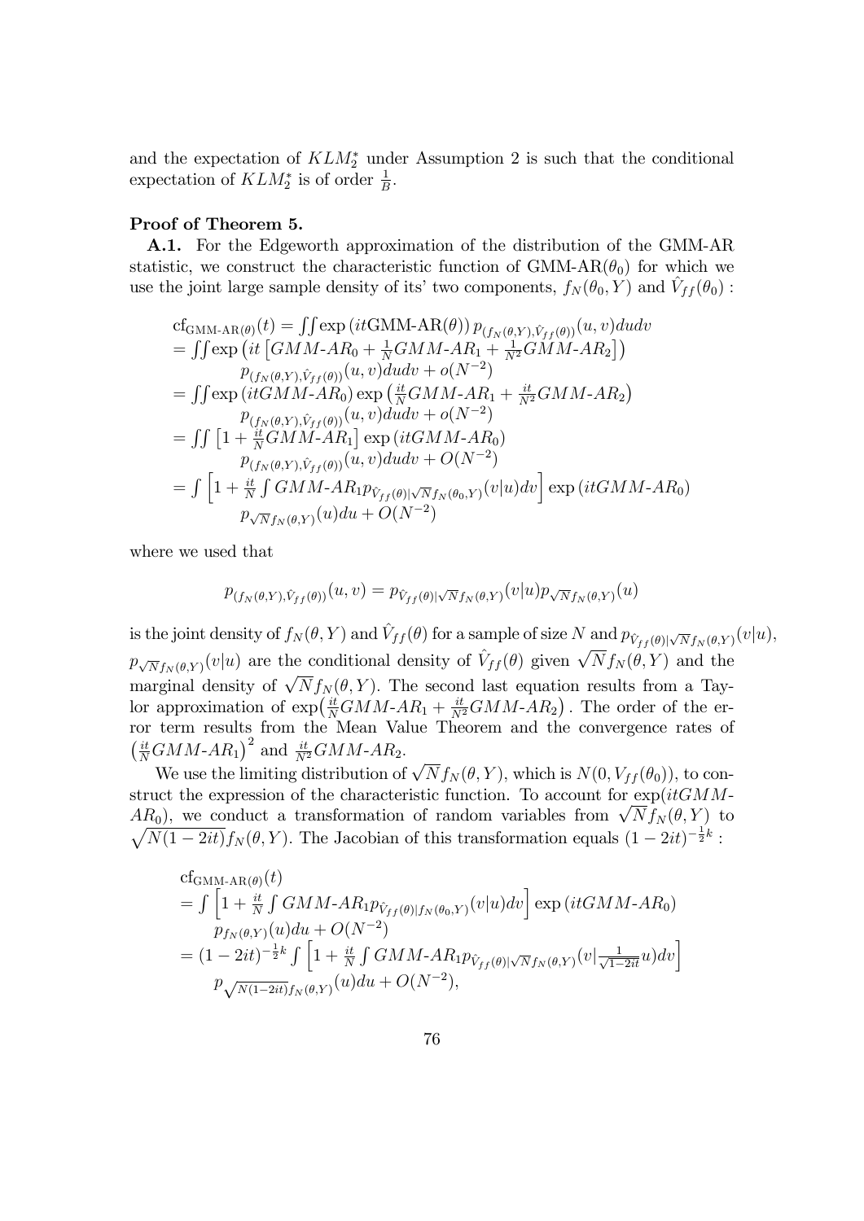and the expectation of $KLM_2^*$ under Assumption 2 is such that the conditional expectation of $KLM_2^*$ is of order $\frac{1}{B}$.

**Proof of Theorem 5.**

**A.1.** For the Edgeworth approximation of the distribution of the GMM-AR statistic, we construct the characteristic function of GMM-AR$(\theta_0)$ for which we use the joint large sample density of its' two components, $f_N(\theta_0, Y)$ and $\hat{V}_{ff}(\theta_0)$ :

$$
\begin{aligned}
&\text{cf}_{\text{GMM-AR}(\theta)}(t) = \iint \exp\left(it\text{GMM-AR}(\theta)\right) p_{(f_N(\theta,Y),\hat{V}_{ff}(\theta))}(u,v)dudv \\
&= \iint \exp\left(it\left[GMM\text{-}AR_0 + \tfrac{1}{N}GMM\text{-}AR_1 + \tfrac{1}{N^2}GMM\text{-}AR_2\right]\right) \\
&\quad p_{(f_N(\theta,Y),\hat{V}_{ff}(\theta))}(u,v)dudv + o(N^{-2}) \\
&= \iint \exp\left(itGMM\text{-}AR_0\right)\exp\left(\tfrac{it}{N}GMM\text{-}AR_1 + \tfrac{it}{N^2}GMM\text{-}AR_2\right) \\
&\quad p_{(f_N(\theta,Y),\hat{V}_{ff}(\theta))}(u,v)dudv + o(N^{-2}) \\
&= \iint \left[1 + \tfrac{it}{N}GMM\text{-}AR_1\right]\exp\left(itGMM\text{-}AR_0\right) \\
&\quad p_{(f_N(\theta,Y),\hat{V}_{ff}(\theta))}(u,v)dudv + O(N^{-2}) \\
&= \int \left[1 + \tfrac{it}{N}\int GMM\text{-}AR_1 p_{\hat{V}_{ff}(\theta)|\sqrt{N}f_N(\theta_0,Y)}(v|u)dv\right]\exp\left(itGMM\text{-}AR_0\right) \\
&\quad p_{\sqrt{N}f_N(\theta,Y)}(u)du + O(N^{-2})
\end{aligned}
$$

where we used that

$$
p_{(f_N(\theta,Y),\hat{V}_{ff}(\theta))}(u,v) = p_{\hat{V}_{ff}(\theta)|\sqrt{N}f_N(\theta,Y)}(v|u)p_{\sqrt{N}f_N(\theta,Y)}(u)
$$

is the joint density of $f_N(\theta, Y)$ and $\hat{V}_{ff}(\theta)$ for a sample of size $N$ and $p_{\hat{V}_{ff}(\theta)|\sqrt{N}f_N(\theta,Y)}(v|u)$, $p_{\sqrt{N}f_N(\theta,Y)}(v|u)$ are the conditional density of $\hat{V}_{ff}(\theta)$ given $\sqrt{N}f_N(\theta, Y)$ and the marginal density of $\sqrt{N}f_N(\theta, Y)$. The second last equation results from a Taylor approximation of $\exp\left(\frac{it}{N}GMM\text{-}AR_1 + \frac{it}{N^2}GMM\text{-}AR_2\right)$. The order of the error term results from the Mean Value Theorem and the convergence rates of $\left(\frac{it}{N}GMM\text{-}AR_1\right)^2$ and $\frac{it}{N^2}GMM\text{-}AR_2$.

We use the limiting distribution of $\sqrt{N}f_N(\theta, Y)$, which is $N(0, V_{ff}(\theta_0))$, to construct the expression of the characteristic function. To account for $\exp(itGMM\text{-}AR_0)$, we conduct a transformation of random variables from $\sqrt{N}f_N(\theta, Y)$ to $\sqrt{N(1-2it)}f_N(\theta, Y)$. The Jacobian of this transformation equals $(1-2it)^{-\frac{1}{2}k}$ :

$$
\begin{aligned}
&\text{cf}_{\text{GMM-AR}(\theta)}(t) \\
&= \int \left[1 + \tfrac{it}{N}\int GMM\text{-}AR_1 p_{\hat{V}_{ff}(\theta)|f_N(\theta_0,Y)}(v|u)dv\right]\exp\left(itGMM\text{-}AR_0\right) \\
&\quad p_{f_N(\theta,Y)}(u)du + O(N^{-2}) \\
&= (1-2it)^{-\frac{1}{2}k}\int \left[1 + \tfrac{it}{N}\int GMM\text{-}AR_1 p_{\hat{V}_{ff}(\theta)|\sqrt{N}f_N(\theta,Y)}(v|\tfrac{1}{\sqrt{1-2it}}u)dv\right] \\
&\quad p_{\sqrt{N(1-2it)}f_N(\theta,Y)}(u)du + O(N^{-2}),
\end{aligned}
$$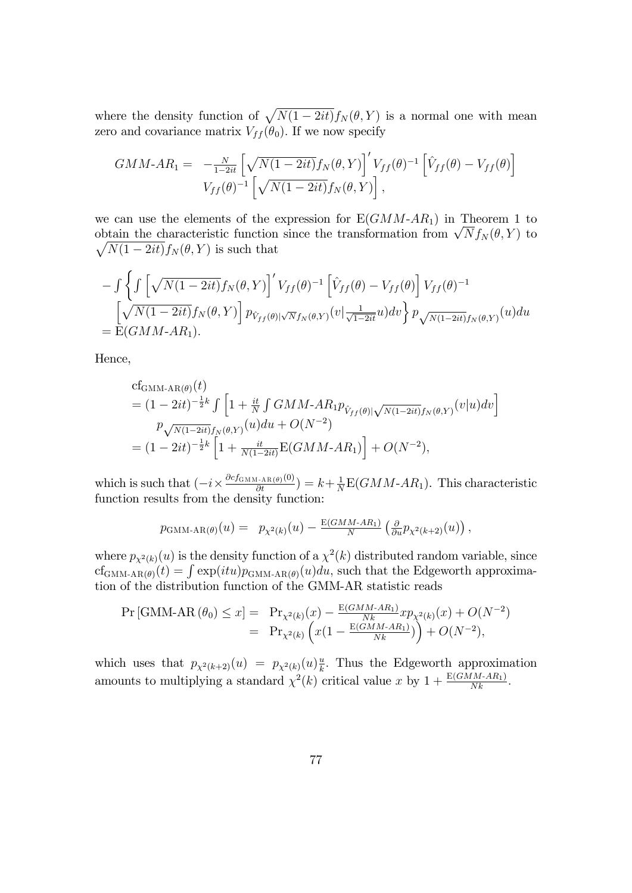where the density function of $\sqrt{N(1-2it)}f_N(\theta,Y)$ is a normal one with mean zero and covariance matrix $V_{ff}(\theta_0)$. If we now specify

$$\begin{aligned} GMM\text{-}AR_1 = \; & -\tfrac{N}{1-2it}\left[\sqrt{N(1-2it)}f_N(\theta,Y)\right]' V_{ff}(\theta)^{-1}\left[\hat{V}_{ff}(\theta)-V_{ff}(\theta)\right] \\ & V_{ff}(\theta)^{-1}\left[\sqrt{N(1-2it)}f_N(\theta,Y)\right], \end{aligned}$$

we can use the elements of the expression for $\mathrm{E}(GMM\text{-}AR_1)$ in Theorem 1 to obtain the characteristic function since the transformation from $\sqrt{N}f_N(\theta,Y)$ to $\sqrt{N(1-2it)}f_N(\theta,Y)$ is such that

$$\begin{aligned} & -\int\left\{\int\left[\sqrt{N(1-2it)}f_N(\theta,Y)\right]' V_{ff}(\theta)^{-1}\left[\hat{V}_{ff}(\theta)-V_{ff}(\theta)\right]V_{ff}(\theta)^{-1}\right. \\ & \left.\left[\sqrt{N(1-2it)}f_N(\theta,Y)\right]p_{\hat{V}_{ff}(\theta)|\sqrt{N}f_N(\theta,Y)}(v|\tfrac{1}{\sqrt{1-2it}}u)dv\right\}p_{\sqrt{N(1-2it)}f_N(\theta,Y)}(u)du \\ & = \mathrm{E}(GMM\text{-}AR_1). \end{aligned}$$

Hence,

$$\begin{aligned} & \mathrm{cf}_{\text{GMM-AR}(\theta)}(t) \\ & = (1-2it)^{-\frac{1}{2}k}\int\left[1+\tfrac{it}{N}\int GMM\text{-}AR_1 p_{\hat{V}_{ff}(\theta)|\sqrt{N(1-2it)}f_N(\theta,Y)}(v|u)dv\right] \\ & \quad p_{\sqrt{N(1-2it)}f_N(\theta,Y)}(u)du + O(N^{-2}) \\ & = (1-2it)^{-\frac{1}{2}k}\left[1+\tfrac{it}{N(1-2it)}\mathrm{E}(GMM\text{-}AR_1)\right]+O(N^{-2}), \end{aligned}$$

which is such that $(-i\times\frac{\partial cf_{\text{GMM-AR}(\theta)}(0)}{\partial t}) = k+\frac{1}{N}\mathrm{E}(GMM\text{-}AR_1)$. This characteristic function results from the density function:

$$p_{\text{GMM-AR}(\theta)}(u) = \; p_{\chi^2(k)}(u) - \tfrac{\mathrm{E}(GMM\text{-}AR_1)}{N}\left(\tfrac{\partial}{\partial u}p_{\chi^2(k+2)}(u)\right),$$

where $p_{\chi^2(k)}(u)$ is the density function of a $\chi^2(k)$ distributed random variable, since $\mathrm{cf}_{\text{GMM-AR}(\theta)}(t) = \int \exp(itu)p_{\text{GMM-AR}(\theta)}(u)du$, such that the Edgeworth approximation of the distribution function of the GMM-AR statistic reads

$$\begin{aligned} \Pr\left[\text{GMM-AR}(\theta_0)\leq x\right] = \; & \Pr_{\chi^2(k)}(x) - \tfrac{\mathrm{E}(GMM\text{-}AR_1)}{Nk}xp_{\chi^2(k)}(x) + O(N^{-2}) \\ = \; & \Pr_{\chi^2(k)}\left(x(1-\tfrac{\mathrm{E}(GMM\text{-}AR_1)}{Nk})\right)+O(N^{-2}), \end{aligned}$$

which uses that $p_{\chi^2(k+2)}(u) = p_{\chi^2(k)}(u)\frac{u}{k}$. Thus the Edgeworth approximation amounts to multiplying a standard $\chi^2(k)$ critical value $x$ by $1+\frac{\mathrm{E}(GMM\text{-}AR_1)}{Nk}$.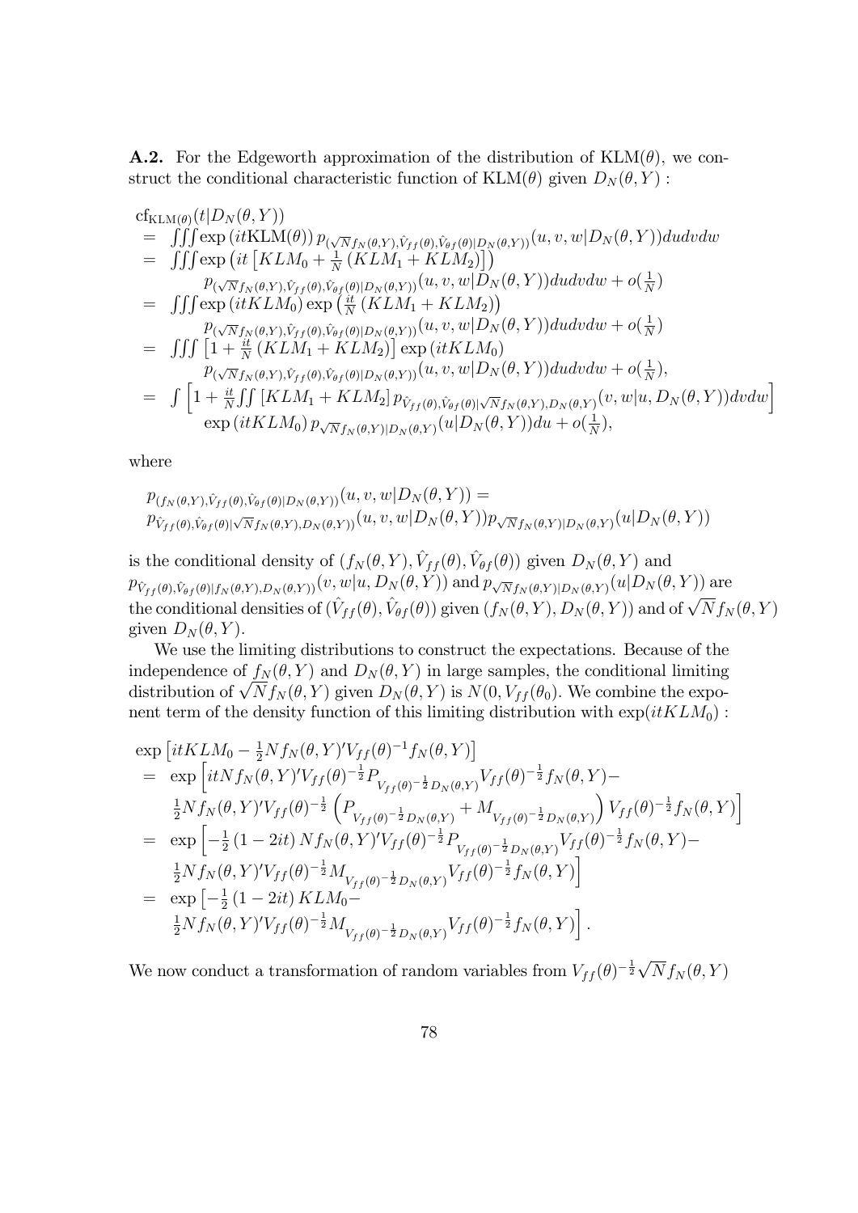**A.2.** For the Edgeworth approximation of the distribution of $\text{KLM}(\theta)$, we construct the conditional characteristic function of $\text{KLM}(\theta)$ given $D_N(\theta, Y)$ :

$$
\begin{aligned}
&\text{cf}_{\text{KLM}(\theta)}(t|D_N(\theta,Y)) \\
&= \iiint \exp\left(it\text{KLM}(\theta)\right) p_{(\sqrt{N}f_N(\theta,Y),\hat{V}_{ff}(\theta),\hat{V}_{\theta f}(\theta)|D_N(\theta,Y))}(u,v,w|D_N(\theta,Y))dudvdw \\
&= \iiint \exp\left(it\left[KLM_0 + \tfrac{1}{N}\left(KLM_1 + KLM_2\right)\right]\right) \\
&\qquad p_{(\sqrt{N}f_N(\theta,Y),\hat{V}_{ff}(\theta),\hat{V}_{\theta f}(\theta)|D_N(\theta,Y))}(u,v,w|D_N(\theta,Y))dudvdw + o(\tfrac{1}{N}) \\
&= \iiint \exp\left(itKLM_0\right)\exp\left(\tfrac{it}{N}\left(KLM_1 + KLM_2\right)\right) \\
&\qquad p_{(\sqrt{N}f_N(\theta,Y),\hat{V}_{ff}(\theta),\hat{V}_{\theta f}(\theta)|D_N(\theta,Y))}(u,v,w|D_N(\theta,Y))dudvdw + o(\tfrac{1}{N}) \\
&= \iiint \left[1 + \tfrac{it}{N}\left(KLM_1 + KLM_2\right)\right]\exp\left(itKLM_0\right) \\
&\qquad p_{(\sqrt{N}f_N(\theta,Y),\hat{V}_{ff}(\theta),\hat{V}_{\theta f}(\theta)|D_N(\theta,Y))}(u,v,w|D_N(\theta,Y))dudvdw + o(\tfrac{1}{N}), \\
&= \int\left[1 + \tfrac{it}{N}\iint\left[KLM_1 + KLM_2\right]p_{\hat{V}_{ff}(\theta),\hat{V}_{\theta f}(\theta)|\sqrt{N}f_N(\theta,Y),D_N(\theta,Y)}(v,w|u,D_N(\theta,Y))dvdw\right] \\
&\qquad \exp\left(itKLM_0\right)p_{\sqrt{N}f_N(\theta,Y)|D_N(\theta,Y)}(u|D_N(\theta,Y))du + o(\tfrac{1}{N}),
\end{aligned}
$$

where

$$
\begin{aligned}
&p_{(f_N(\theta,Y),\hat{V}_{ff}(\theta),\hat{V}_{\theta f}(\theta)|D_N(\theta,Y))}(u,v,w|D_N(\theta,Y)) = \\
&p_{\hat{V}_{ff}(\theta),\hat{V}_{\theta f}(\theta)|\sqrt{N}f_N(\theta,Y),D_N(\theta,Y))}(u,v,w|D_N(\theta,Y))p_{\sqrt{N}f_N(\theta,Y)|D_N(\theta,Y)}(u|D_N(\theta,Y))
\end{aligned}
$$

is the conditional density of $(f_N(\theta,Y),\hat{V}_{ff}(\theta),\hat{V}_{\theta f}(\theta))$ given $D_N(\theta,Y)$ and $p_{\hat{V}_{ff}(\theta),\hat{V}_{\theta f}(\theta)|f_N(\theta,Y),D_N(\theta,Y))}(v,w|u,D_N(\theta,Y))$ and $p_{\sqrt{N}f_N(\theta,Y)|D_N(\theta,Y)}(u|D_N(\theta,Y))$ are the conditional densities of $(\hat{V}_{ff}(\theta),\hat{V}_{\theta f}(\theta))$ given $(f_N(\theta,Y),D_N(\theta,Y))$ and of $\sqrt{N}f_N(\theta,Y)$ given $D_N(\theta,Y)$.

We use the limiting distributions to construct the expectations. Because of the independence of $f_N(\theta,Y)$ and $D_N(\theta,Y)$ in large samples, the conditional limiting distribution of $\sqrt{N}f_N(\theta,Y)$ given $D_N(\theta,Y)$ is $N(0,V_{ff}(\theta_0))$. We combine the exponent term of the density function of this limiting distribution with $\exp(itKLM_0)$ :

$$
\begin{aligned}
&\exp\left[itKLM_0 - \tfrac{1}{2}Nf_N(\theta,Y)'V_{ff}(\theta)^{-1}f_N(\theta,Y)\right] \\
&= \exp\Big[itNf_N(\theta,Y)'V_{ff}(\theta)^{-\frac{1}{2}}P_{V_{ff}(\theta)^{-\frac{1}{2}}D_N(\theta,Y)}V_{ff}(\theta)^{-\frac{1}{2}}f_N(\theta,Y) - \\
&\qquad \tfrac{1}{2}Nf_N(\theta,Y)'V_{ff}(\theta)^{-\frac{1}{2}}\left(P_{V_{ff}(\theta)^{-\frac{1}{2}}D_N(\theta,Y)} + M_{V_{ff}(\theta)^{-\frac{1}{2}}D_N(\theta,Y)}\right)V_{ff}(\theta)^{-\frac{1}{2}}f_N(\theta,Y)\Big] \\
&= \exp\Big[-\tfrac{1}{2}\left(1-2it\right)Nf_N(\theta,Y)'V_{ff}(\theta)^{-\frac{1}{2}}P_{V_{ff}(\theta)^{-\frac{1}{2}}D_N(\theta,Y)}V_{ff}(\theta)^{-\frac{1}{2}}f_N(\theta,Y) - \\
&\qquad \tfrac{1}{2}Nf_N(\theta,Y)'V_{ff}(\theta)^{-\frac{1}{2}}M_{V_{ff}(\theta)^{-\frac{1}{2}}D_N(\theta,Y)}V_{ff}(\theta)^{-\frac{1}{2}}f_N(\theta,Y)\Big] \\
&= \exp\Big[-\tfrac{1}{2}\left(1-2it\right)KLM_0 - \\
&\qquad \tfrac{1}{2}Nf_N(\theta,Y)'V_{ff}(\theta)^{-\frac{1}{2}}M_{V_{ff}(\theta)^{-\frac{1}{2}}D_N(\theta,Y)}V_{ff}(\theta)^{-\frac{1}{2}}f_N(\theta,Y)\Big].
\end{aligned}
$$

We now conduct a transformation of random variables from $V_{ff}(\theta)^{-\frac{1}{2}}\sqrt{N}f_N(\theta,Y)$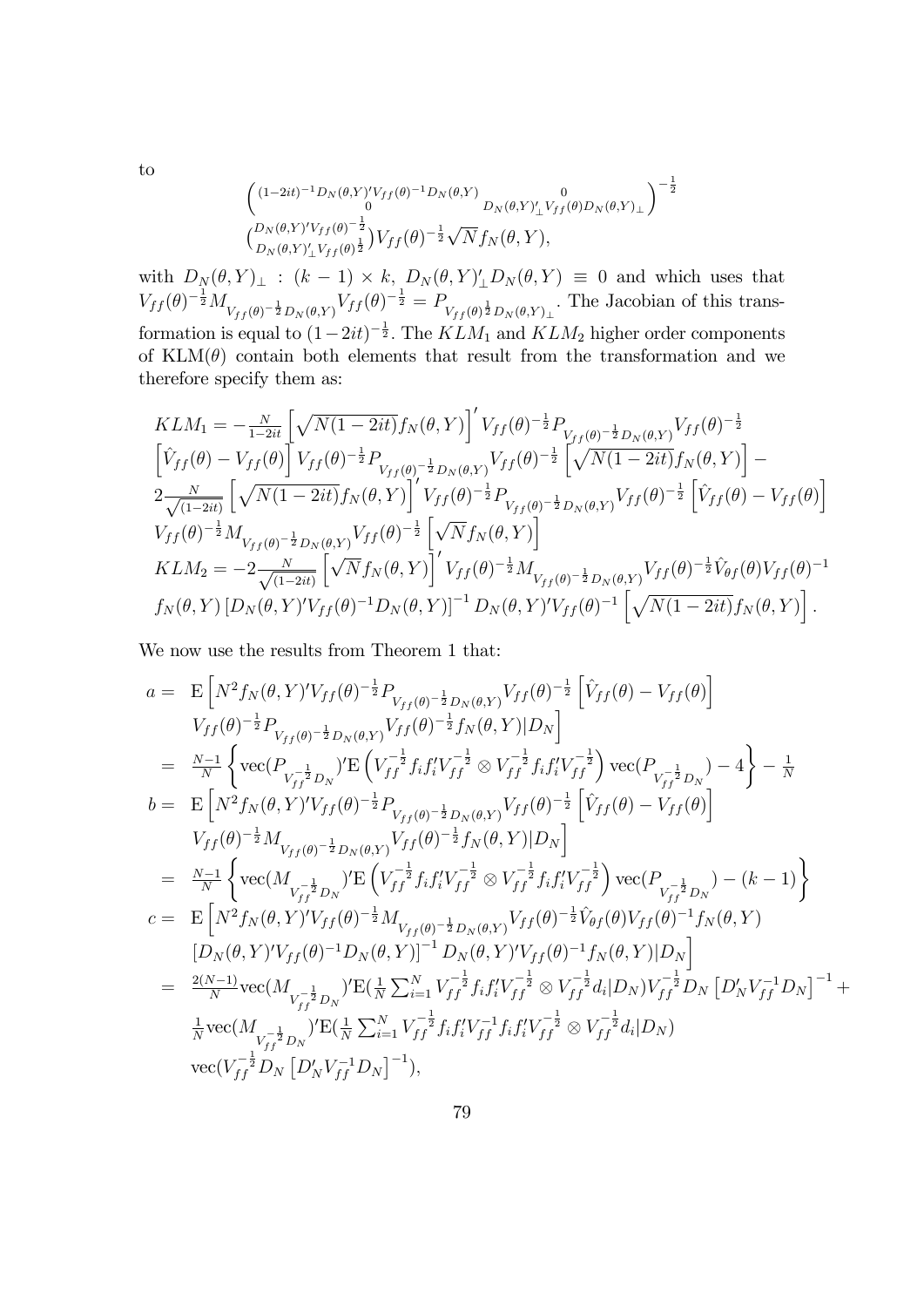to

$$\begin{pmatrix} (1-2it)^{-1}D_N(\theta,Y)'V_{ff}(\theta)^{-1}D_N(\theta,Y) & 0 \\ 0 & D_N(\theta,Y)'_{\perp}V_{ff}(\theta)D_N(\theta,Y)_{\perp} \end{pmatrix}^{-\frac{1}{2}}$$
$$\begin{pmatrix} D_N(\theta,Y)'V_{ff}(\theta)^{-\frac{1}{2}} \\ D_N(\theta,Y)'_{\perp}V_{ff}(\theta)^{\frac{1}{2}} \end{pmatrix} V_{ff}(\theta)^{-\frac{1}{2}}\sqrt{N}f_N(\theta,Y),$$

with $D_N(\theta,Y)_{\perp} : (k-1)\times k$, $D_N(\theta,Y)'_{\perp}D_N(\theta,Y) \equiv 0$ and which uses that $V_{ff}(\theta)^{-\frac{1}{2}}M_{V_{ff}(\theta)^{-\frac{1}{2}}D_N(\theta,Y)}V_{ff}(\theta)^{-\frac{1}{2}} = P_{V_{ff}(\theta)^{\frac{1}{2}}D_N(\theta,Y)_{\perp}}$. The Jacobian of this transformation is equal to $(1-2it)^{-\frac{1}{2}}$. The $KLM_1$ and $KLM_2$ higher order components of KLM$(\theta)$ contain both elements that result from the transformation and we therefore specify them as:

$$\begin{aligned}
&KLM_1 = -\tfrac{N}{1-2it}\left[\sqrt{N(1-2it)}f_N(\theta,Y)\right]'V_{ff}(\theta)^{-\frac{1}{2}}P_{V_{ff}(\theta)^{-\frac{1}{2}}D_N(\theta,Y)}V_{ff}(\theta)^{-\frac{1}{2}} \\
&\left[\hat{V}_{ff}(\theta)-V_{ff}(\theta)\right]V_{ff}(\theta)^{-\frac{1}{2}}P_{V_{ff}(\theta)^{-\frac{1}{2}}D_N(\theta,Y)}V_{ff}(\theta)^{-\frac{1}{2}}\left[\sqrt{N(1-2it)}f_N(\theta,Y)\right] - \\
&2\tfrac{N}{\sqrt{(1-2it)}}\left[\sqrt{N(1-2it)}f_N(\theta,Y)\right]'V_{ff}(\theta)^{-\frac{1}{2}}P_{V_{ff}(\theta)^{-\frac{1}{2}}D_N(\theta,Y)}V_{ff}(\theta)^{-\frac{1}{2}}\left[\hat{V}_{ff}(\theta)-V_{ff}(\theta)\right] \\
&V_{ff}(\theta)^{-\frac{1}{2}}M_{V_{ff}(\theta)^{-\frac{1}{2}}D_N(\theta,Y)}V_{ff}(\theta)^{-\frac{1}{2}}\left[\sqrt{N}f_N(\theta,Y)\right] \\
&KLM_2 = -2\tfrac{N}{\sqrt{(1-2it)}}\left[\sqrt{N}f_N(\theta,Y)\right]'V_{ff}(\theta)^{-\frac{1}{2}}M_{V_{ff}(\theta)^{-\frac{1}{2}}D_N(\theta,Y)}V_{ff}(\theta)^{-\frac{1}{2}}\hat{V}_{\theta f}(\theta)V_{ff}(\theta)^{-1} \\
&f_N(\theta,Y)\left[D_N(\theta,Y)'V_{ff}(\theta)^{-1}D_N(\theta,Y)\right]^{-1}D_N(\theta,Y)'V_{ff}(\theta)^{-1}\left[\sqrt{N(1-2it)}f_N(\theta,Y)\right].
\end{aligned}$$

We now use the results from Theorem 1 that:

$$\begin{aligned}
a =\ & \mathrm{E}\Big[N^2 f_N(\theta,Y)'V_{ff}(\theta)^{-\frac{1}{2}}P_{V_{ff}(\theta)^{-\frac{1}{2}}D_N(\theta,Y)}V_{ff}(\theta)^{-\frac{1}{2}}\left[\hat{V}_{ff}(\theta)-V_{ff}(\theta)\right] \\
& V_{ff}(\theta)^{-\frac{1}{2}}P_{V_{ff}(\theta)^{-\frac{1}{2}}D_N(\theta,Y)}V_{ff}(\theta)^{-\frac{1}{2}}f_N(\theta,Y)|D_N\Big] \\
=\ & \tfrac{N-1}{N}\left\{\mathrm{vec}(P_{V_{ff}^{-\frac{1}{2}}D_N})'\mathrm{E}\left(V_{ff}^{-\frac{1}{2}}f_if_i'V_{ff}^{-\frac{1}{2}}\otimes V_{ff}^{-\frac{1}{2}}f_if_i'V_{ff}^{-\frac{1}{2}}\right)\mathrm{vec}(P_{V_{ff}^{-\frac{1}{2}}D_N})-4\right\}-\tfrac{1}{N} \\
b =\ & \mathrm{E}\Big[N^2 f_N(\theta,Y)'V_{ff}(\theta)^{-\frac{1}{2}}P_{V_{ff}(\theta)^{-\frac{1}{2}}D_N(\theta,Y)}V_{ff}(\theta)^{-\frac{1}{2}}\left[\hat{V}_{ff}(\theta)-V_{ff}(\theta)\right] \\
& V_{ff}(\theta)^{-\frac{1}{2}}M_{V_{ff}(\theta)^{-\frac{1}{2}}D_N(\theta,Y)}V_{ff}(\theta)^{-\frac{1}{2}}f_N(\theta,Y)|D_N\Big] \\
=\ & \tfrac{N-1}{N}\left\{\mathrm{vec}(M_{V_{ff}^{-\frac{1}{2}}D_N})'\mathrm{E}\left(V_{ff}^{-\frac{1}{2}}f_if_i'V_{ff}^{-\frac{1}{2}}\otimes V_{ff}^{-\frac{1}{2}}f_if_i'V_{ff}^{-\frac{1}{2}}\right)\mathrm{vec}(P_{V_{ff}^{-\frac{1}{2}}D_N})-(k-1)\right\} \\
c =\ & \mathrm{E}\Big[N^2 f_N(\theta,Y)'V_{ff}(\theta)^{-\frac{1}{2}}M_{V_{ff}(\theta)^{-\frac{1}{2}}D_N(\theta,Y)}V_{ff}(\theta)^{-\frac{1}{2}}\hat{V}_{\theta f}(\theta)V_{ff}(\theta)^{-1}f_N(\theta,Y) \\
& \left[D_N(\theta,Y)'V_{ff}(\theta)^{-1}D_N(\theta,Y)\right]^{-1}D_N(\theta,Y)'V_{ff}(\theta)^{-1}f_N(\theta,Y)|D_N\Big] \\
=\ & \tfrac{2(N-1)}{N}\mathrm{vec}(M_{V_{ff}^{-\frac{1}{2}}D_N})'\mathrm{E}(\tfrac{1}{N}\textstyle\sum_{i=1}^N V_{ff}^{-\frac{1}{2}}f_if_i'V_{ff}^{-\frac{1}{2}}\otimes V_{ff}^{-\frac{1}{2}}d_i|D_N)V_{ff}^{-\frac{1}{2}}D_N\left[D_N'V_{ff}^{-1}D_N\right]^{-1}+ \\
& \tfrac{1}{N}\mathrm{vec}(M_{V_{ff}^{-\frac{1}{2}}D_N})'\mathrm{E}(\tfrac{1}{N}\textstyle\sum_{i=1}^N V_{ff}^{-\frac{1}{2}}f_if_i'V_{ff}^{-1}f_if_i'V_{ff}^{-\frac{1}{2}}\otimes V_{ff}^{-\frac{1}{2}}d_i|D_N) \\
& \mathrm{vec}(V_{ff}^{-\frac{1}{2}}D_N\left[D_N'V_{ff}^{-1}D_N\right]^{-1}),
\end{aligned}$$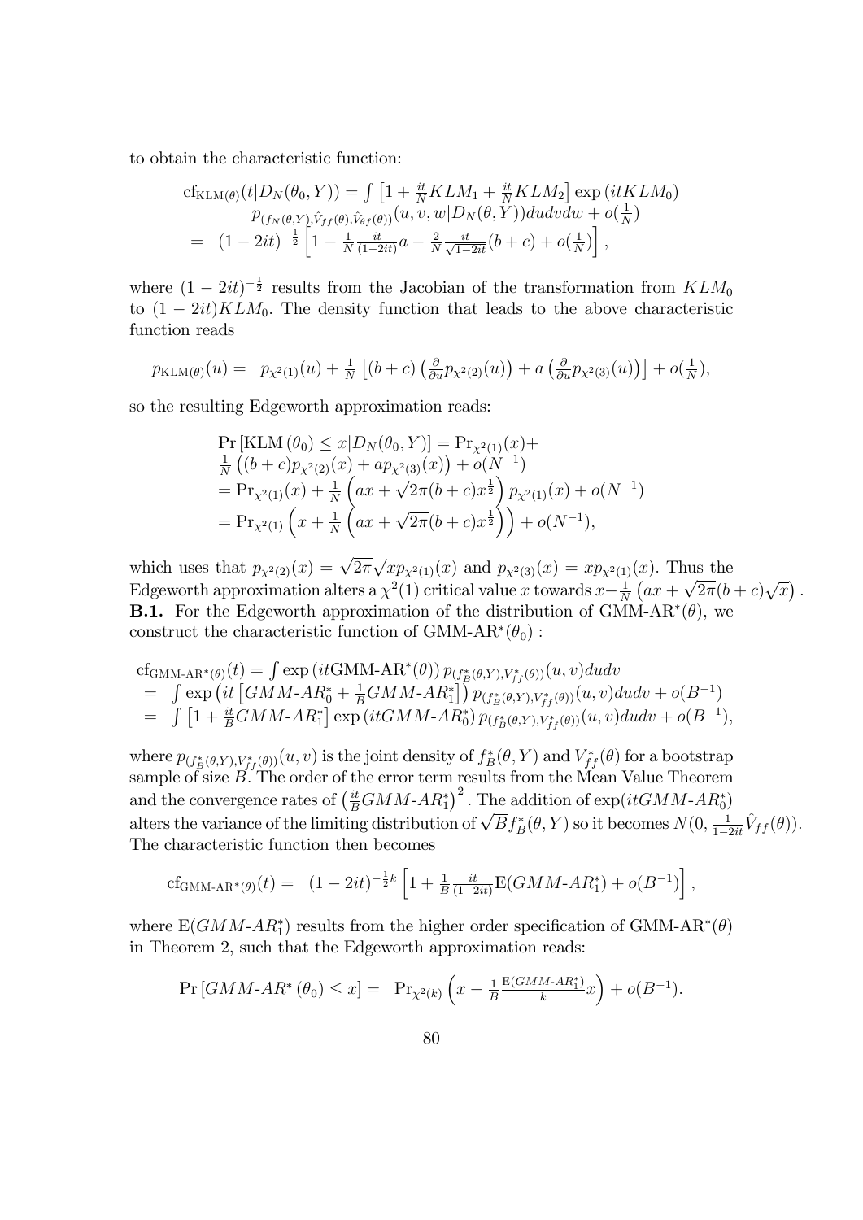to obtain the characteristic function:

$$
\begin{aligned}
&\mathrm{cf}_{\mathrm{KLM}(\theta)}(t|D_N(\theta_0,Y)) = \int \left[1+\tfrac{it}{N}KLM_1+\tfrac{it}{N}KLM_2\right]\exp\left(itKLM_0\right) \\
&\qquad p_{(f_N(\theta,Y),\hat{V}_{ff}(\theta),\hat{V}_{\theta f}(\theta))}(u,v,w|D_N(\theta,Y))dudvdw+o(\tfrac{1}{N}) \\
&= (1-2it)^{-\frac{1}{2}}\left[1-\tfrac{1}{N}\tfrac{it}{(1-2it)}a-\tfrac{2}{N}\tfrac{it}{\sqrt{1-2it}}(b+c)+o(\tfrac{1}{N})\right],
\end{aligned}
$$

where $(1-2it)^{-\frac{1}{2}}$ results from the Jacobian of the transformation from $KLM_0$ to $(1-2it)KLM_0$. The density function that leads to the above characteristic function reads

$$
p_{\mathrm{KLM}(\theta)}(u) = p_{\chi^2(1)}(u)+\tfrac{1}{N}\left[(b+c)\left(\tfrac{\partial}{\partial u}p_{\chi^2(2)}(u)\right)+a\left(\tfrac{\partial}{\partial u}p_{\chi^2(3)}(u)\right)\right]+o(\tfrac{1}{N}),
$$

so the resulting Edgeworth approximation reads:

$$
\begin{aligned}
&\Pr\left[\mathrm{KLM}\left(\theta_0\right)\leq x|D_N(\theta_0,Y)\right]=\Pr_{\chi^2(1)}(x)+ \\
&\tfrac{1}{N}\left((b+c)p_{\chi^2(2)}(x)+ap_{\chi^2(3)}(x)\right)+o(N^{-1}) \\
&=\Pr_{\chi^2(1)}(x)+\tfrac{1}{N}\left(ax+\sqrt{2\pi}(b+c)x^{\frac{1}{2}}\right)p_{\chi^2(1)}(x)+o(N^{-1}) \\
&=\Pr_{\chi^2(1)}\left(x+\tfrac{1}{N}\left(ax+\sqrt{2\pi}(b+c)x^{\frac{1}{2}}\right)\right)+o(N^{-1}),
\end{aligned}
$$

which uses that $p_{\chi^2(2)}(x)=\sqrt{2\pi}\sqrt{x}p_{\chi^2(1)}(x)$ and $p_{\chi^2(3)}(x)=xp_{\chi^2(1)}(x)$. Thus the Edgeworth approximation alters a $\chi^2(1)$ critical value $x$ towards $x-\frac{1}{N}\left(ax+\sqrt{2\pi}(b+c)\sqrt{x}\right)$.

**B.1.** For the Edgeworth approximation of the distribution of GMM-AR$^*(\theta)$, we construct the characteristic function of GMM-AR$^*(\theta_0)$ :

$$
\begin{aligned}
&\mathrm{cf}_{\text{GMM-AR}^*(\theta)}(t)=\int\exp\left(it\text{GMM-AR}^*(\theta)\right)p_{(f_B^*(\theta,Y),V_{ff}^*(\theta))}(u,v)dudv \\
&= \int\exp\left(it\left[GMM\text{-}AR_0^*+\tfrac{1}{B}GMM\text{-}AR_1^*\right]\right)p_{(f_B^*(\theta,Y),V_{ff}^*(\theta))}(u,v)dudv+o(B^{-1}) \\
&= \int\left[1+\tfrac{it}{B}GMM\text{-}AR_1^*\right]\exp\left(itGMM\text{-}AR_0^*\right)p_{(f_B^*(\theta,Y),V_{ff}^*(\theta))}(u,v)dudv+o(B^{-1}),
\end{aligned}
$$

where $p_{(f_B^*(\theta,Y),V_{ff}^*(\theta))}(u,v)$ is the joint density of $f_B^*(\theta,Y)$ and $V_{ff}^*(\theta)$ for a bootstrap sample of size $B$. The order of the error term results from the Mean Value Theorem and the convergence rates of $\left(\frac{it}{B}GMM\text{-}AR_1^*\right)^2$. The addition of $\exp(itGMM\text{-}AR_0^*)$ alters the variance of the limiting distribution of $\sqrt{B}f_B^*(\theta,Y)$ so it becomes $N(0,\frac{1}{1-2it}\hat{V}_{ff}(\theta))$. The characteristic function then becomes

$$
\mathrm{cf}_{\text{GMM-AR}^*(\theta)}(t)= (1-2it)^{-\frac{1}{2}k}\left[1+\tfrac{1}{B}\tfrac{it}{(1-2it)}\mathrm{E}(GMM\text{-}AR_1^*)+o(B^{-1})\right],
$$

where $\mathrm{E}(GMM\text{-}AR_1^*)$ results from the higher order specification of GMM-AR$^*(\theta)$ in Theorem 2, such that the Edgeworth approximation reads:

$$
\Pr\left[GMM\text{-}AR^*\left(\theta_0\right)\leq x\right]= \Pr_{\chi^2(k)}\left(x-\tfrac{1}{B}\tfrac{\mathrm{E}(GMM\text{-}AR_1^*)}{k}x\right)+o(B^{-1}).
$$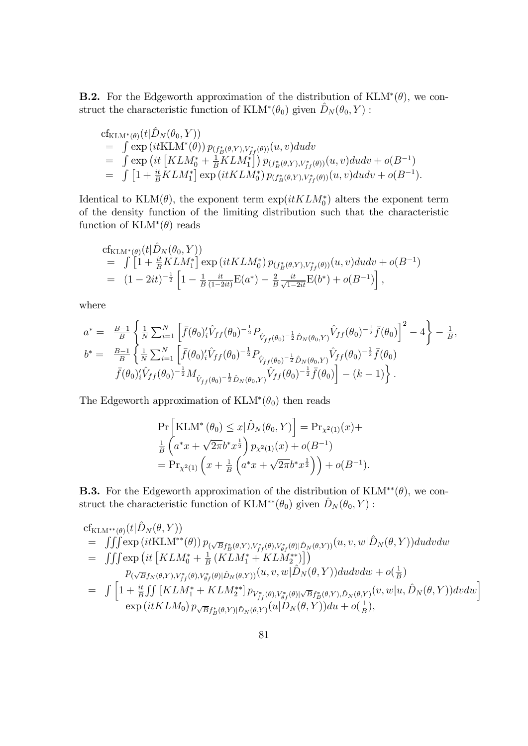**B.2.** For the Edgeworth approximation of the distribution of $\text{KLM}^*(\theta)$, we construct the characteristic function of $\text{KLM}^*(\theta_0)$ given $\hat{D}_N(\theta_0, Y)$ :

$$
\begin{aligned}
&\text{cf}_{\text{KLM}^*(\theta)}(t|\hat{D}_N(\theta_0,Y)) \\
&= \int \exp\left(it\text{KLM}^*(\theta)\right) p_{(f_B^*(\theta,Y),V_{ff}^*(\theta))}(u,v)dudv \\
&= \int \exp\left(it\left[KLM_0^* + \tfrac{1}{B}KLM_1^*\right]\right) p_{(f_B^*(\theta,Y),V_{ff}^*(\theta))}(u,v)dudv + o(B^{-1}) \\
&= \int \left[1 + \tfrac{it}{B}KLM_1^*\right] \exp\left(itKLM_0^*\right) p_{(f_B^*(\theta,Y),V_{ff}^*(\theta))}(u,v)dudv + o(B^{-1}).
\end{aligned}
$$

Identical to $\text{KLM}(\theta)$, the exponent term $\exp(itKLM_0^*)$ alters the exponent term of the density function of the limiting distribution such that the characteristic function of $\text{KLM}^*(\theta)$ reads

$$
\begin{aligned}
&\text{cf}_{\text{KLM}^*(\theta)}(t|\hat{D}_N(\theta_0,Y)) \\
&= \int \left[1 + \tfrac{it}{B}KLM_1^*\right] \exp\left(itKLM_0^*\right) p_{(f_B^*(\theta,Y),V_{ff}^*(\theta))}(u,v)dudv + o(B^{-1}) \\
&= (1-2it)^{-\frac{1}{2}} \left[1 - \tfrac{1}{B}\tfrac{it}{(1-2it)}\text{E}(a^*) - \tfrac{2}{B}\tfrac{it}{\sqrt{1-2it}}\text{E}(b^*) + o(B^{-1})\right],
\end{aligned}
$$

where

$$
\begin{aligned}
a^* =\ & \tfrac{B-1}{B}\left\{\tfrac{1}{N}\sum_{i=1}^N \left[\bar{f}(\theta_0)_i'\hat{V}_{ff}(\theta_0)^{-\frac{1}{2}}P_{\hat{V}_{ff}(\theta_0)^{-\frac{1}{2}}\hat{D}_N(\theta_0,Y)}\hat{V}_{ff}(\theta_0)^{-\frac{1}{2}}\bar{f}(\theta_0)\right]^2 - 4\right\} - \tfrac{1}{B}, \\
b^* =\ & \tfrac{B-1}{B}\left\{\tfrac{1}{N}\sum_{i=1}^N \left[\bar{f}(\theta_0)_i'\hat{V}_{ff}(\theta_0)^{-\frac{1}{2}}P_{\hat{V}_{ff}(\theta_0)^{-\frac{1}{2}}\hat{D}_N(\theta_0,Y)}\hat{V}_{ff}(\theta_0)^{-\frac{1}{2}}\bar{f}(\theta_0)\right.\right. \\
& \left.\left.\bar{f}(\theta_0)_i'\hat{V}_{ff}(\theta_0)^{-\frac{1}{2}}M_{\hat{V}_{ff}(\theta_0)^{-\frac{1}{2}}\hat{D}_N(\theta_0,Y)}\hat{V}_{ff}(\theta_0)^{-\frac{1}{2}}\bar{f}(\theta_0)\right] - (k-1)\right\}.
\end{aligned}
$$

The Edgeworth approximation of $\text{KLM}^*(\theta_0)$ then reads

$$
\begin{aligned}
&\Pr\left[\text{KLM}^*(\theta_0) \leq x|\hat{D}_N(\theta_0,Y)\right] = \Pr_{\chi^2(1)}(x) + \\
&\tfrac{1}{B}\left(a^*x + \sqrt{2\pi}b^*x^{\frac{1}{2}}\right)p_{\chi^2(1)}(x) + o(B^{-1}) \\
&= \Pr_{\chi^2(1)}\left(x + \tfrac{1}{B}\left(a^*x + \sqrt{2\pi}b^*x^{\frac{1}{2}}\right)\right) + o(B^{-1}).
\end{aligned}
$$

**B.3.** For the Edgeworth approximation of the distribution of $\text{KLM}^{**}(\theta)$, we construct the characteristic function of $\text{KLM}^{**}(\theta_0)$ given $\hat{D}_N(\theta_0, Y)$ :

$$
\begin{aligned}
&\text{cf}_{\text{KLM}^{**}(\theta)}(t|\hat{D}_N(\theta,Y)) \\
&= \iiint \exp\left(it\text{KLM}^{**}(\theta)\right) p_{(\sqrt{B}f_B^*(\theta,Y),V_{ff}^*(\theta),V_{\theta f}^*(\theta)|\hat{D}_N(\theta,Y))}(u,v,w|\hat{D}_N(\theta,Y))dudvdw \\
&= \iiint \exp\left(it\left[KLM_0^* + \tfrac{1}{B}\left(KLM_1^* + KLM_2^{**}\right)\right]\right) \\
&\qquad p_{(\sqrt{B}f_N(\theta,Y),V_{ff}^*(\theta),V_{\theta f}^*(\theta)|\hat{D}_N(\theta,Y))}(u,v,w|\hat{D}_N(\theta,Y))dudvdw + o(\tfrac{1}{B}) \\
&= \int \left[1 + \tfrac{it}{B}\iint\left[KLM_1^* + KLM_2^{**}\right]p_{V_{ff}^*(\theta),V_{\theta f}^*(\theta)|\sqrt{B}f_B^*(\theta,Y),\hat{D}_N(\theta,Y)}(v,w|u,\hat{D}_N(\theta,Y))dvdw\right] \\
&\qquad \exp\left(itKLM_0\right)p_{\sqrt{B}f_B^*(\theta,Y)|\hat{D}_N(\theta,Y)}(u|\hat{D}_N(\theta,Y))du + o(\tfrac{1}{B}),
\end{aligned}
$$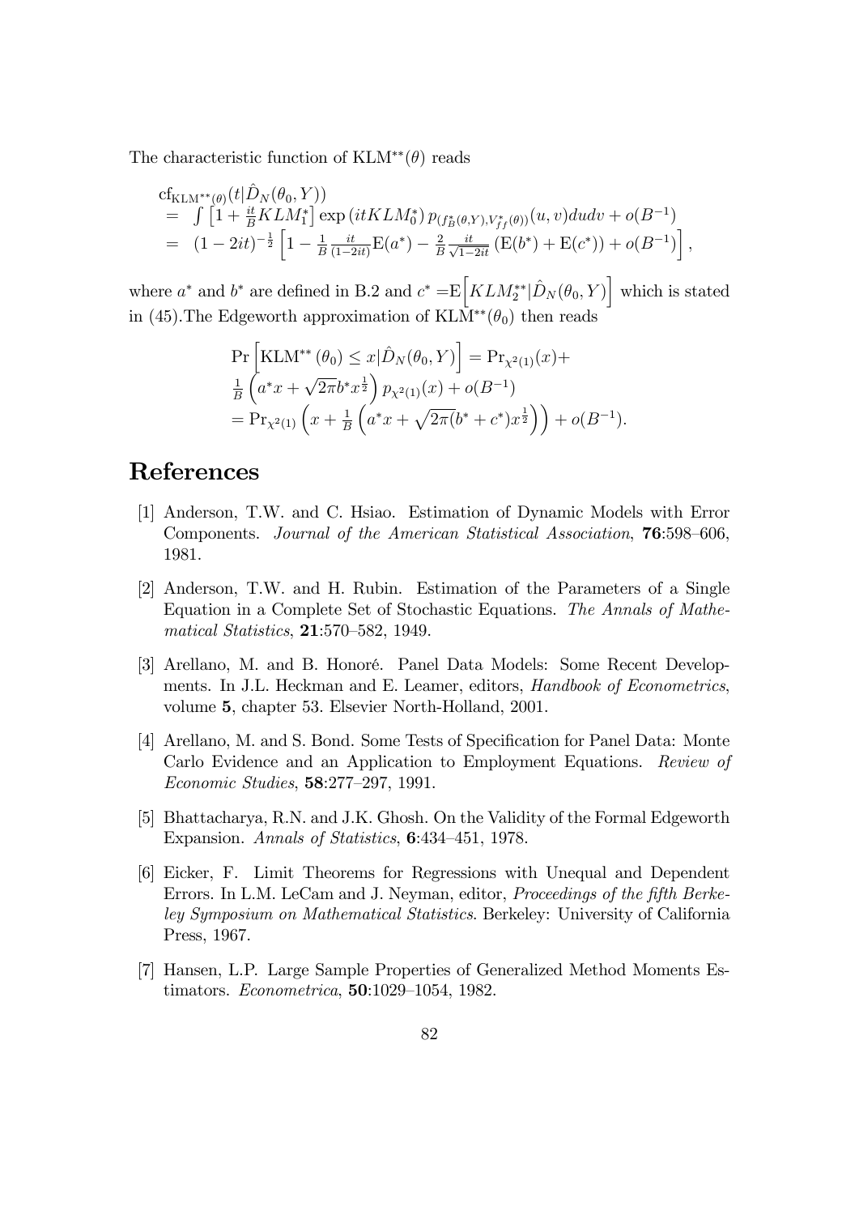The characteristic function of $\text{KLM}^{**}(\theta)$ reads

$$
\begin{aligned}
&\text{cf}_{\text{KLM}^{**}(\theta)}(t|\hat{D}_N(\theta_0,Y)) \\
&= \int \left[1+\tfrac{it}{B}KLM_1^*\right] \exp\left(itKLM_0^*\right) p_{(f_B^*(\theta,Y),V_{ff}^*(\theta))}(u,v)dudv + o(B^{-1}) \\
&= (1-2it)^{-\frac{1}{2}}\left[1-\tfrac{1}{B}\tfrac{it}{(1-2it)}\text{E}(a^*)-\tfrac{2}{B}\tfrac{it}{\sqrt{1-2it}}\left(\text{E}(b^*)+\text{E}(c^*)\right)+o(B^{-1})\right],
\end{aligned}
$$

where $a^*$ and $b^*$ are defined in B.2 and $c^* = \text{E}\Big[KLM_2^{**}|\hat{D}_N(\theta_0,Y)\Big]$ which is stated in (45).The Edgeworth approximation of $\text{KLM}^{**}(\theta_0)$ then reads

$$
\begin{aligned}
&\Pr\left[\text{KLM}^{**}(\theta_0)\leq x|\hat{D}_N(\theta_0,Y)\right] = \Pr_{\chi^2(1)}(x) + \\
&\tfrac{1}{B}\left(a^*x+\sqrt{2\pi}b^*x^{\frac{1}{2}}\right)p_{\chi^2(1)}(x)+o(B^{-1}) \\
&= \Pr_{\chi^2(1)}\left(x+\tfrac{1}{B}\left(a^*x+\sqrt{2\pi}(b^*+c^*)x^{\frac{1}{2}}\right)\right)+o(B^{-1}).
\end{aligned}
$$

# References

[1] Anderson, T.W. and C. Hsiao. Estimation of Dynamic Models with Error Components. *Journal of the American Statistical Association*, **76**:598–606, 1981.

[2] Anderson, T.W. and H. Rubin. Estimation of the Parameters of a Single Equation in a Complete Set of Stochastic Equations. *The Annals of Mathematical Statistics*, **21**:570–582, 1949.

[3] Arellano, M. and B. Honoré. Panel Data Models: Some Recent Developments. In J.L. Heckman and E. Leamer, editors, *Handbook of Econometrics*, volume **5**, chapter 53. Elsevier North-Holland, 2001.

[4] Arellano, M. and S. Bond. Some Tests of Specification for Panel Data: Monte Carlo Evidence and an Application to Employment Equations. *Review of Economic Studies*, **58**:277–297, 1991.

[5] Bhattacharya, R.N. and J.K. Ghosh. On the Validity of the Formal Edgeworth Expansion. *Annals of Statistics*, **6**:434–451, 1978.

[6] Eicker, F. Limit Theorems for Regressions with Unequal and Dependent Errors. In L.M. LeCam and J. Neyman, editor, *Proceedings of the fifth Berkeley Symposium on Mathematical Statistics*. Berkeley: University of California Press, 1967.

[7] Hansen, L.P. Large Sample Properties of Generalized Method Moments Estimators. *Econometrica*, **50**:1029–1054, 1982.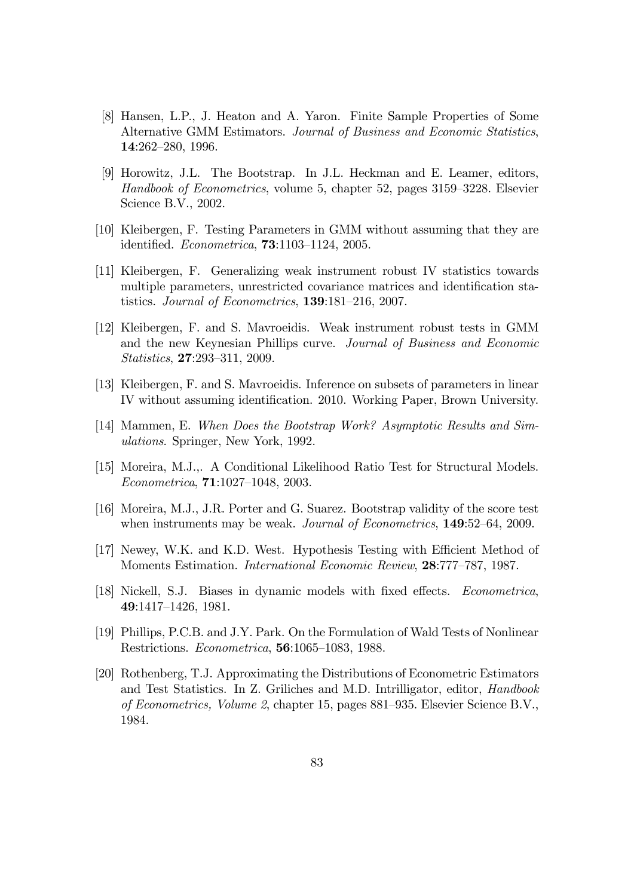[8] Hansen, L.P., J. Heaton and A. Yaron. Finite Sample Properties of Some Alternative GMM Estimators. *Journal of Business and Economic Statistics*, **14**:262–280, 1996.

[9] Horowitz, J.L. The Bootstrap. In J.L. Heckman and E. Leamer, editors, *Handbook of Econometrics*, volume 5, chapter 52, pages 3159–3228. Elsevier Science B.V., 2002.

[10] Kleibergen, F. Testing Parameters in GMM without assuming that they are identified. *Econometrica*, **73**:1103–1124, 2005.

[11] Kleibergen, F. Generalizing weak instrument robust IV statistics towards multiple parameters, unrestricted covariance matrices and identification statistics. *Journal of Econometrics*, **139**:181–216, 2007.

[12] Kleibergen, F. and S. Mavroeidis. Weak instrument robust tests in GMM and the new Keynesian Phillips curve. *Journal of Business and Economic Statistics*, **27**:293–311, 2009.

[13] Kleibergen, F. and S. Mavroeidis. Inference on subsets of parameters in linear IV without assuming identification. 2010. Working Paper, Brown University.

[14] Mammen, E. *When Does the Bootstrap Work? Asymptotic Results and Simulations*. Springer, New York, 1992.

[15] Moreira, M.J.,. A Conditional Likelihood Ratio Test for Structural Models. *Econometrica*, **71**:1027–1048, 2003.

[16] Moreira, M.J., J.R. Porter and G. Suarez. Bootstrap validity of the score test when instruments may be weak. *Journal of Econometrics*, **149**:52–64, 2009.

[17] Newey, W.K. and K.D. West. Hypothesis Testing with Efficient Method of Moments Estimation. *International Economic Review*, **28**:777–787, 1987.

[18] Nickell, S.J. Biases in dynamic models with fixed effects. *Econometrica*, **49**:1417–1426, 1981.

[19] Phillips, P.C.B. and J.Y. Park. On the Formulation of Wald Tests of Nonlinear Restrictions. *Econometrica*, **56**:1065–1083, 1988.

[20] Rothenberg, T.J. Approximating the Distributions of Econometric Estimators and Test Statistics. In Z. Griliches and M.D. Intrilligator, editor, *Handbook of Econometrics, Volume 2*, chapter 15, pages 881–935. Elsevier Science B.V., 1984.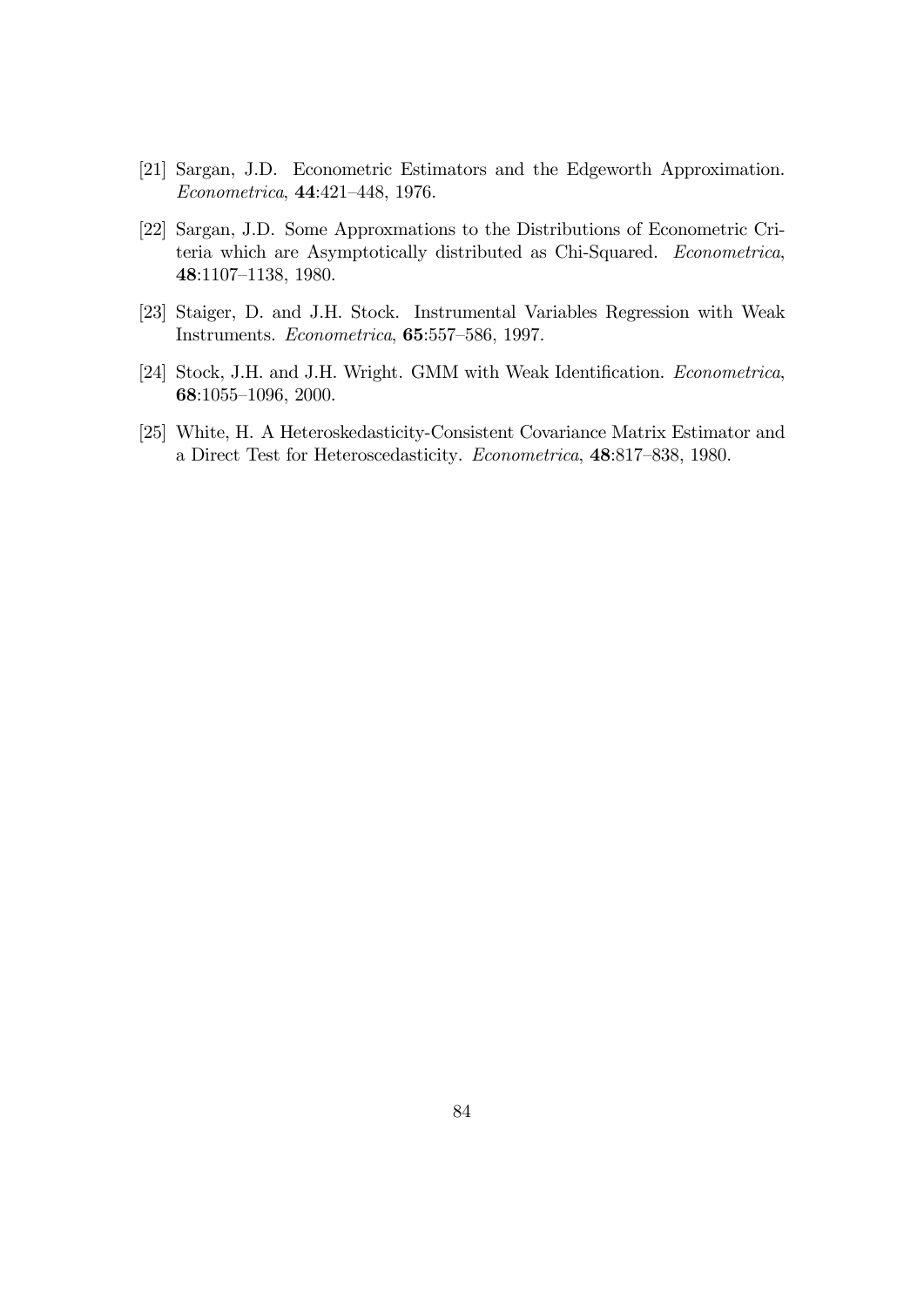[21] Sargan, J.D. Econometric Estimators and the Edgeworth Approximation. *Econometrica*, **44**:421–448, 1976.

[22] Sargan, J.D. Some Approxmations to the Distributions of Econometric Criteria which are Asymptotically distributed as Chi-Squared. *Econometrica*, **48**:1107–1138, 1980.

[23] Staiger, D. and J.H. Stock. Instrumental Variables Regression with Weak Instruments. *Econometrica*, **65**:557–586, 1997.

[24] Stock, J.H. and J.H. Wright. GMM with Weak Identification. *Econometrica*, **68**:1055–1096, 2000.

[25] White, H. A Heteroskedasticity-Consistent Covariance Matrix Estimator and a Direct Test for Heteroscedasticity. *Econometrica*, **48**:817–838, 1980.